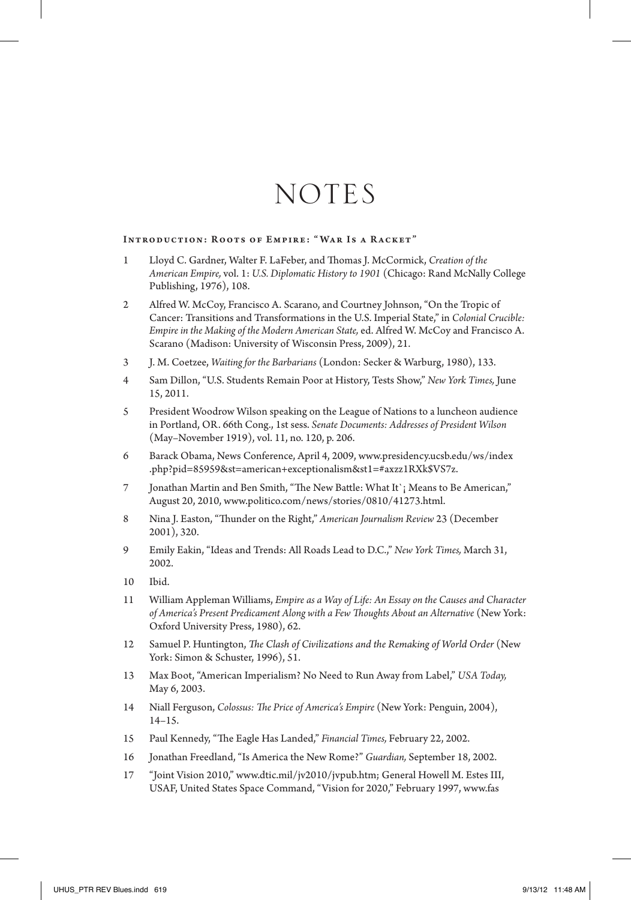# NOTES

### Introduction: Roots of Empire: "War Is a Racket"

1 Lloyd C. Gardner, Walter F. LaFeber, and Thomas J. McCormick, *Creation of the American Empire,* vol. 1: *U.S. Diplomatic History to 1901* (Chicago: Rand McNally College Publishing, 1976), 108.

2 Alfred W. McCoy, Francisco A. Scarano, and Courtney Johnson, "On the Tropic of Cancer: Transitions and Transformations in the U.S. Imperial State," in *Colonial Crucible: Empire in the Making of the Modern American State,* ed. Alfred W. McCoy and Francisco A. Scarano (Madison: University of Wisconsin Press, 2009), 21.

3 J. M. Coetzee, *Waiting for the Barbarians* (London: Secker & Warburg, 1980), 133.

4 Sam Dillon, "U.S. Students Remain Poor at History, Tests Show," *New York Times,* June 15, 2011.

5 President Woodrow Wilson speaking on the League of Nations to a luncheon audience in Portland, OR. 66th Cong., 1st sess. *Senate Documents: Addresses of President Wilson* (May–November 1919), vol. 11, no. 120, p. 206.

6 Barack Obama, News Conference, April 4, 2009, www.presidency.ucsb.edu/ws/index.php?pid=85959&st=american+exceptionalism&st1=#axzz1RXk$VS7z.

7 Jonathan Martin and Ben Smith, "The New Battle: What It`¡ Means to Be American," August 20, 2010, www.politico.com/news/stories/0810/41273.html.

8 Nina J. Easton, "Thunder on the Right," *American Journalism Review* 23 (December 2001), 320.

9 Emily Eakin, "Ideas and Trends: All Roads Lead to D.C.," *New York Times,* March 31, 2002.

10 Ibid.

11 William Appleman Williams, *Empire as a Way of Life: An Essay on the Causes and Character of America's Present Predicament Along with a Few Thoughts About an Alternative* (New York: Oxford University Press, 1980), 62.

12 Samuel P. Huntington, *The Clash of Civilizations and the Remaking of World Order* (New York: Simon & Schuster, 1996), 51.

13 Max Boot, "American Imperialism? No Need to Run Away from Label," *USA Today,* May 6, 2003.

14 Niall Ferguson, *Colossus: The Price of America's Empire* (New York: Penguin, 2004), 14–15.

15 Paul Kennedy, "The Eagle Has Landed," *Financial Times,* February 22, 2002.

16 Jonathan Freedland, "Is America the New Rome?" *Guardian,* September 18, 2002.

17 "Joint Vision 2010," www.dtic.mil/jv2010/jvpub.htm; General Howell M. Estes III, USAF, United States Space Command, "Vision for 2020," February 1997, www.fas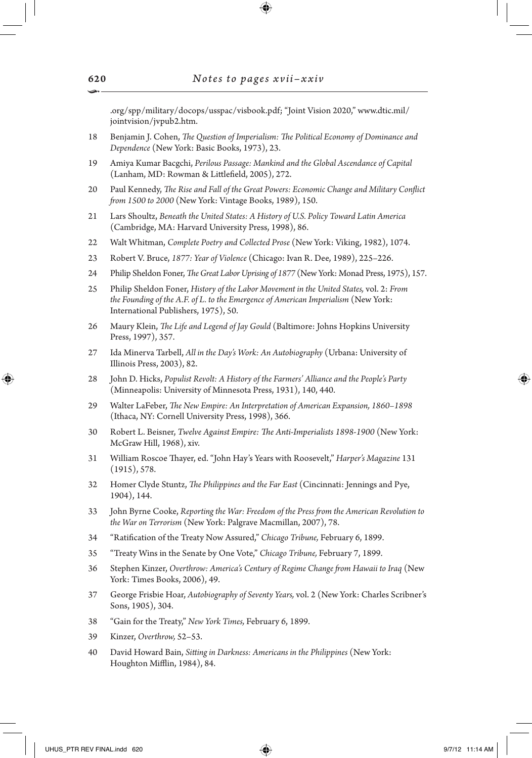.org/spp/military/docops/usspac/visbook.pdf; "Joint Vision 2020," www.dtic.mil/jointvision/jvpub2.htm.

18 Benjamin J. Cohen, *The Question of Imperialism: The Political Economy of Dominance and Dependence* (New York: Basic Books, 1973), 23.

19 Amiya Kumar Bacgchi, *Perilous Passage: Mankind and the Global Ascendance of Capital* (Lanham, MD: Rowman & Littlefield, 2005), 272.

20 Paul Kennedy, *The Rise and Fall of the Great Powers: Economic Change and Military Conflict from 1500 to 2000* (New York: Vintage Books, 1989), 150.

21 Lars Shoultz, *Beneath the United States: A History of U.S. Policy Toward Latin America* (Cambridge, MA: Harvard University Press, 1998), 86.

22 Walt Whitman, *Complete Poetry and Collected Prose* (New York: Viking, 1982), 1074.

23 Robert V. Bruce, *1877: Year of Violence* (Chicago: Ivan R. Dee, 1989), 225–226.

24 Philip Sheldon Foner, *The Great Labor Uprising of 1877* (New York: Monad Press, 1975), 157.

25 Philip Sheldon Foner, *History of the Labor Movement in the United States,* vol. 2: *From the Founding of the A.F. of L. to the Emergence of American Imperialism* (New York: International Publishers, 1975), 50.

26 Maury Klein, *The Life and Legend of Jay Gould* (Baltimore: Johns Hopkins University Press, 1997), 357.

27 Ida Minerva Tarbell, *All in the Day's Work: An Autobiography* (Urbana: University of Illinois Press, 2003), 82.

28 John D. Hicks, *Populist Revolt: A History of the Farmers' Alliance and the People's Party* (Minneapolis: University of Minnesota Press, 1931), 140, 440.

29 Walter LaFeber, *The New Empire: An Interpretation of American Expansion, 1860–1898* (Ithaca, NY: Cornell University Press, 1998), 366.

30 Robert L. Beisner, *Twelve Against Empire: The Anti-Imperialists 1898-1900* (New York: McGraw Hill, 1968), xiv.

31 William Roscoe Thayer, ed. "John Hay's Years with Roosevelt," *Harper's Magazine* 131 (1915), 578.

32 Homer Clyde Stuntz, *The Philippines and the Far East* (Cincinnati: Jennings and Pye, 1904), 144.

33 John Byrne Cooke, *Reporting the War: Freedom of the Press from the American Revolution to the War on Terrorism* (New York: Palgrave Macmillan, 2007), 78.

34 "Ratification of the Treaty Now Assured," *Chicago Tribune,* February 6, 1899.

35 "Treaty Wins in the Senate by One Vote," *Chicago Tribune,* February 7, 1899.

36 Stephen Kinzer, *Overthrow: America's Century of Regime Change from Hawaii to Iraq* (New York: Times Books, 2006), 49.

37 George Frisbie Hoar, *Autobiography of Seventy Years,* vol. 2 (New York: Charles Scribner's Sons, 1905), 304.

38 "Gain for the Treaty," *New York Times,* February 6, 1899.

39 Kinzer, *Overthrow,* 52–53.

40 David Howard Bain, *Sitting in Darkness: Americans in the Philippines* (New York: Houghton Mifflin, 1984), 84.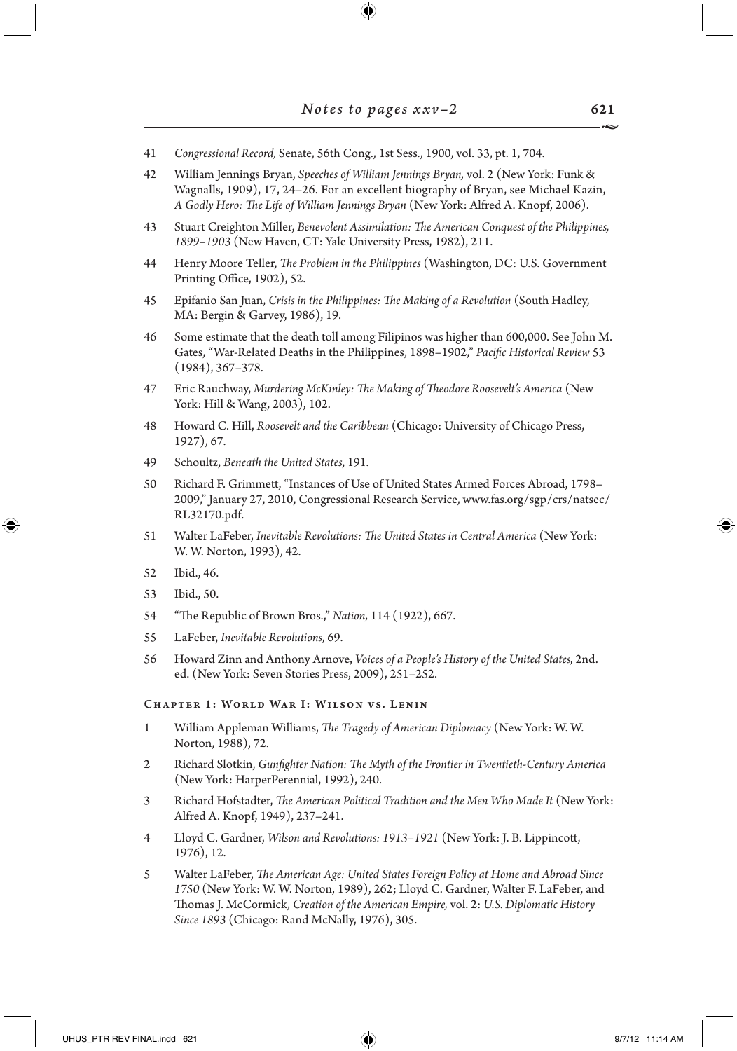41 *Congressional Record,* Senate, 56th Cong., 1st Sess., 1900, vol. 33, pt. 1, 704.

42 William Jennings Bryan, *Speeches of William Jennings Bryan,* vol. 2 (New York: Funk & Wagnalls, 1909), 17, 24–26. For an excellent biography of Bryan, see Michael Kazin, *A Godly Hero: The Life of William Jennings Bryan* (New York: Alfred A. Knopf, 2006).

43 Stuart Creighton Miller, *Benevolent Assimilation: The American Conquest of the Philippines, 1899–1903* (New Haven, CT: Yale University Press, 1982), 211.

44 Henry Moore Teller, *The Problem in the Philippines* (Washington, DC: U.S. Government Printing Office, 1902), 52.

45 Epifanio San Juan, *Crisis in the Philippines: The Making of a Revolution* (South Hadley, MA: Bergin & Garvey, 1986), 19.

46 Some estimate that the death toll among Filipinos was higher than 600,000. See John M. Gates, "War-Related Deaths in the Philippines, 1898–1902," *Pacific Historical Review* 53 (1984), 367–378.

47 Eric Rauchway, *Murdering McKinley: The Making of Theodore Roosevelt's America* (New York: Hill & Wang, 2003), 102.

48 Howard C. Hill, *Roosevelt and the Caribbean* (Chicago: University of Chicago Press, 1927), 67.

49 Schoultz, *Beneath the United States,* 191.

50 Richard F. Grimmett, "Instances of Use of United States Armed Forces Abroad, 1798–2009," January 27, 2010, Congressional Research Service, www.fas.org/sgp/crs/natsec/RL32170.pdf.

51 Walter LaFeber, *Inevitable Revolutions: The United States in Central America* (New York: W. W. Norton, 1993), 42.

52 Ibid., 46.

53 Ibid., 50.

54 "The Republic of Brown Bros.," *Nation,* 114 (1922), 667.

55 LaFeber, *Inevitable Revolutions,* 69.

56 Howard Zinn and Anthony Arnove, *Voices of a People's History of the United States,* 2nd. ed. (New York: Seven Stories Press, 2009), 251–252.

## Chapter 1: World War I: Wilson vs. Lenin

1 William Appleman Williams, *The Tragedy of American Diplomacy* (New York: W. W. Norton, 1988), 72.

2 Richard Slotkin, *Gunfighter Nation: The Myth of the Frontier in Twentieth-Century America* (New York: HarperPerennial, 1992), 240.

3 Richard Hofstadter, *The American Political Tradition and the Men Who Made It* (New York: Alfred A. Knopf, 1949), 237–241.

4 Lloyd C. Gardner, *Wilson and Revolutions: 1913–1921* (New York: J. B. Lippincott, 1976), 12.

5 Walter LaFeber, *The American Age: United States Foreign Policy at Home and Abroad Since 1750* (New York: W. W. Norton, 1989), 262; Lloyd C. Gardner, Walter F. LaFeber, and Thomas J. McCormick, *Creation of the American Empire,* vol. 2: *U.S. Diplomatic History Since 1893* (Chicago: Rand McNally, 1976), 305.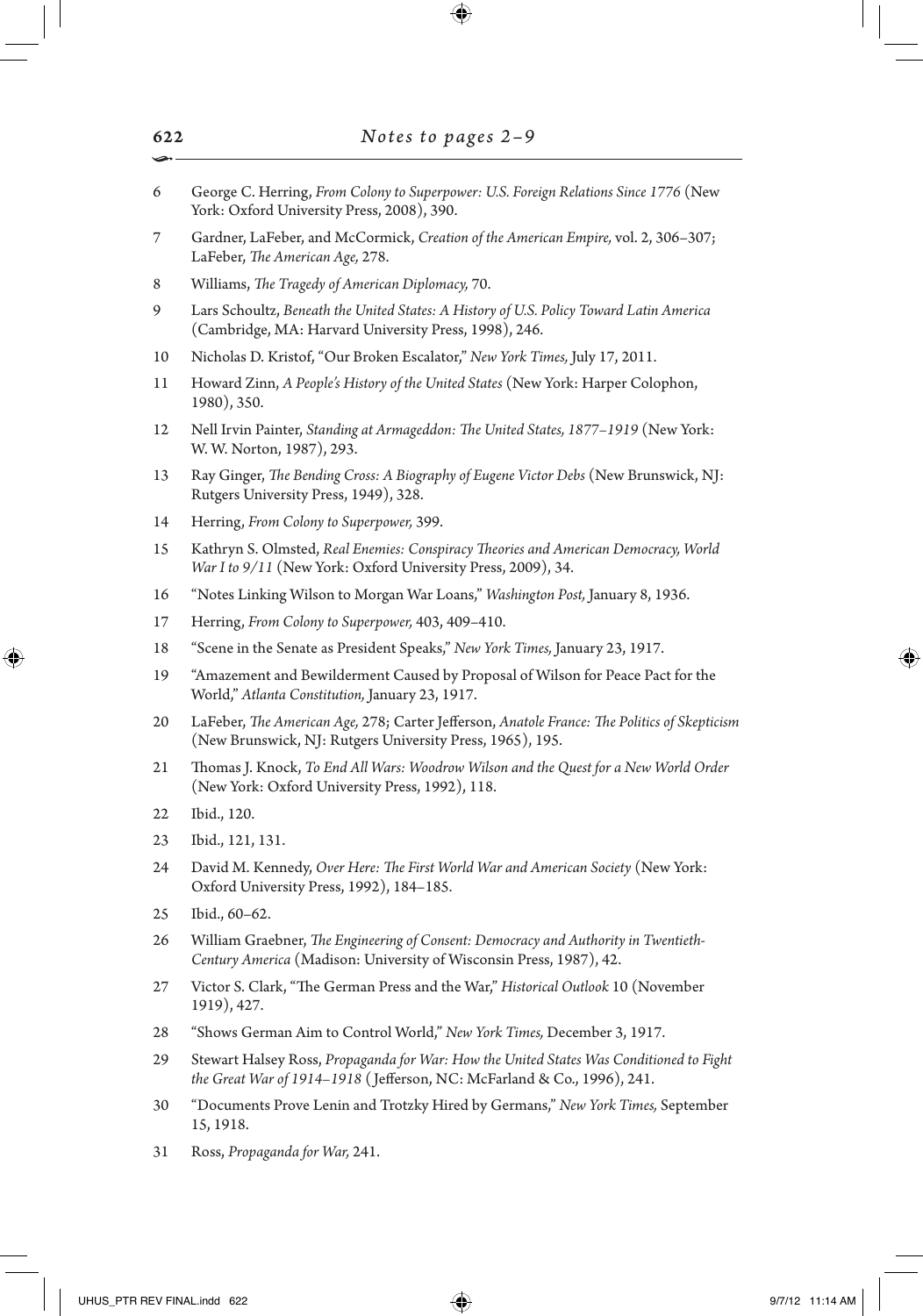6 George C. Herring, *From Colony to Superpower: U.S. Foreign Relations Since 1776* (New York: Oxford University Press, 2008), 390.

7 Gardner, LaFeber, and McCormick, *Creation of the American Empire,* vol. 2, 306–307; LaFeber, *The American Age,* 278.

8 Williams, *The Tragedy of American Diplomacy,* 70.

9 Lars Schoultz, *Beneath the United States: A History of U.S. Policy Toward Latin America* (Cambridge, MA: Harvard University Press, 1998), 246.

10 Nicholas D. Kristof, "Our Broken Escalator," *New York Times,* July 17, 2011.

11 Howard Zinn, *A People's History of the United States* (New York: Harper Colophon, 1980), 350.

12 Nell Irvin Painter, *Standing at Armageddon: The United States, 1877–1919* (New York: W. W. Norton, 1987), 293.

13 Ray Ginger, *The Bending Cross: A Biography of Eugene Victor Debs* (New Brunswick, NJ: Rutgers University Press, 1949), 328.

14 Herring, *From Colony to Superpower,* 399.

15 Kathryn S. Olmsted, *Real Enemies: Conspiracy Theories and American Democracy, World War I to 9/11* (New York: Oxford University Press, 2009), 34.

16 "Notes Linking Wilson to Morgan War Loans," *Washington Post,* January 8, 1936.

17 Herring, *From Colony to Superpower,* 403, 409–410.

18 "Scene in the Senate as President Speaks," *New York Times,* January 23, 1917.

19 "Amazement and Bewilderment Caused by Proposal of Wilson for Peace Pact for the World," *Atlanta Constitution,* January 23, 1917.

20 LaFeber, *The American Age,* 278; Carter Jefferson, *Anatole France: The Politics of Skepticism* (New Brunswick, NJ: Rutgers University Press, 1965), 195.

21 Thomas J. Knock, *To End All Wars: Woodrow Wilson and the Quest for a New World Order* (New York: Oxford University Press, 1992), 118.

22 Ibid., 120.

23 Ibid., 121, 131.

24 David M. Kennedy, *Over Here: The First World War and American Society* (New York: Oxford University Press, 1992), 184–185.

25 Ibid., 60–62.

26 William Graebner, *The Engineering of Consent: Democracy and Authority in Twentieth-Century America* (Madison: University of Wisconsin Press, 1987), 42.

27 Victor S. Clark, "The German Press and the War," *Historical Outlook* 10 (November 1919), 427.

28 "Shows German Aim to Control World," *New York Times,* December 3, 1917.

29 Stewart Halsey Ross, *Propaganda for War: How the United States Was Conditioned to Fight the Great War of 1914–1918* (Jefferson, NC: McFarland & Co., 1996), 241.

30 "Documents Prove Lenin and Trotzky Hired by Germans," *New York Times,* September 15, 1918.

31 Ross, *Propaganda for War,* 241.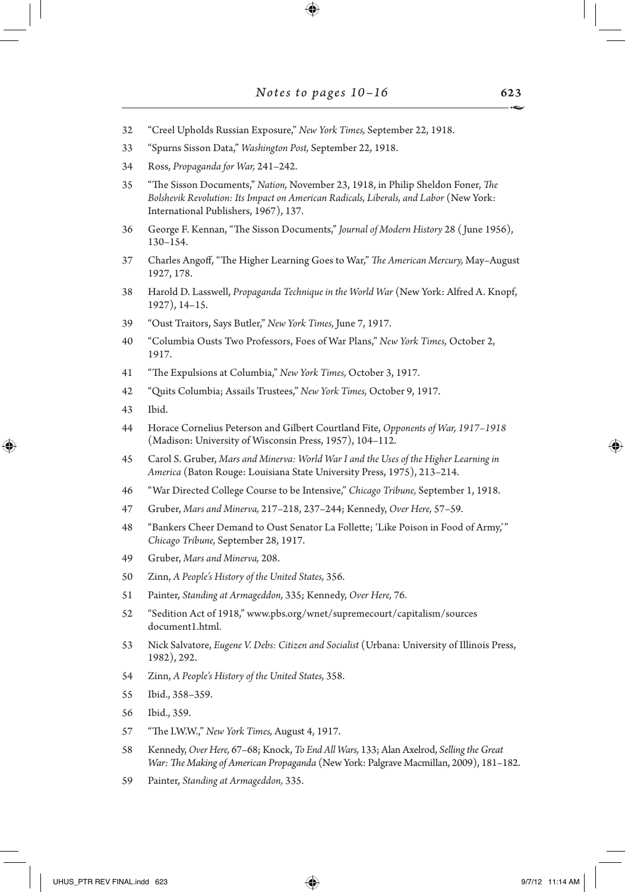32 "Creel Upholds Russian Exposure," *New York Times,* September 22, 1918.

33 "Spurns Sisson Data," *Washington Post,* September 22, 1918.

34 Ross, *Propaganda for War,* 241–242.

35 "The Sisson Documents," *Nation,* November 23, 1918, in Philip Sheldon Foner, *The Bolshevik Revolution: Its Impact on American Radicals, Liberals, and Labor* (New York: International Publishers, 1967), 137.

36 George F. Kennan, "The Sisson Documents," *Journal of Modern History* 28 (June 1956), 130–154.

37 Charles Angoff, "The Higher Learning Goes to War," *The American Mercury,* May–August 1927, 178.

38 Harold D. Lasswell, *Propaganda Technique in the World War* (New York: Alfred A. Knopf, 1927), 14–15.

39 "Oust Traitors, Says Butler," *New York Times,* June 7, 1917.

40 "Columbia Ousts Two Professors, Foes of War Plans," *New York Times,* October 2, 1917.

41 "The Expulsions at Columbia," *New York Times,* October 3, 1917.

42 "Quits Columbia; Assails Trustees," *New York Times,* October 9, 1917.

43 Ibid.

44 Horace Cornelius Peterson and Gilbert Courtland Fite, *Opponents of War, 1917–1918* (Madison: University of Wisconsin Press, 1957), 104–112.

45 Carol S. Gruber, *Mars and Minerva: World War I and the Uses of the Higher Learning in America* (Baton Rouge: Louisiana State University Press, 1975), 213–214.

46 "War Directed College Course to be Intensive," *Chicago Tribune,* September 1, 1918.

47 Gruber, *Mars and Minerva,* 217–218, 237–244; Kennedy, *Over Here,* 57–59.

48 "Bankers Cheer Demand to Oust Senator La Follette; 'Like Poison in Food of Army,'" *Chicago Tribune,* September 28, 1917.

49 Gruber, *Mars and Minerva,* 208.

50 Zinn, *A People's History of the United States,* 356.

51 Painter, *Standing at Armageddon,* 335; Kennedy, *Over Here,* 76.

52 "Sedition Act of 1918," www.pbs.org/wnet/supremecourt/capitalism/sources document1.html.

53 Nick Salvatore, *Eugene V. Debs: Citizen and Socialist* (Urbana: University of Illinois Press, 1982), 292.

54 Zinn, *A People's History of the United States,* 358.

55 Ibid., 358–359.

56 Ibid., 359.

57 "The I.W.W.," *New York Times,* August 4, 1917.

58 Kennedy, *Over Here,* 67–68; Knock, *To End All Wars,* 133; Alan Axelrod, *Selling the Great War: The Making of American Propaganda* (New York: Palgrave Macmillan, 2009), 181–182.

59 Painter, *Standing at Armageddon,* 335.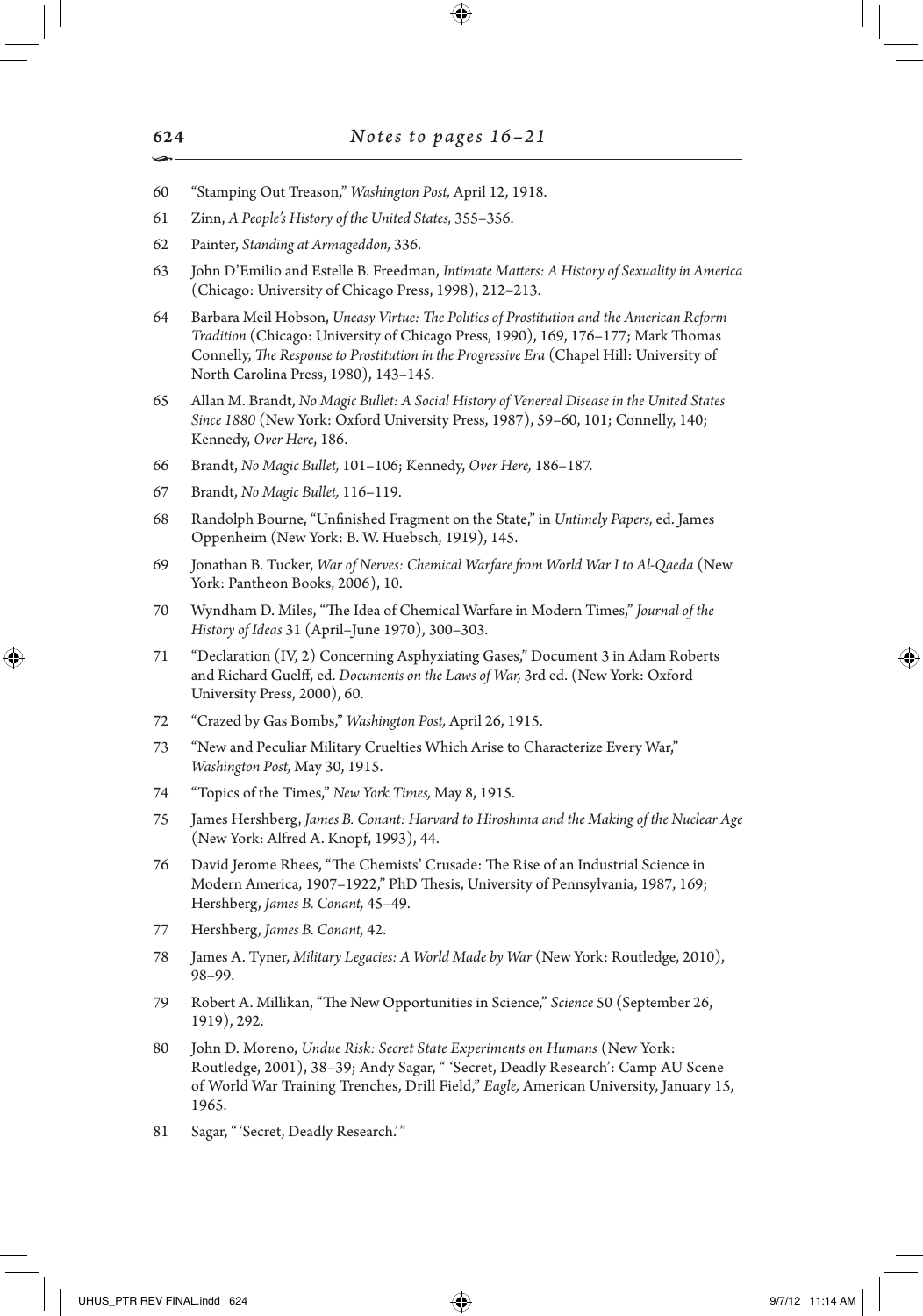60 "Stamping Out Treason," *Washington Post,* April 12, 1918.

61 Zinn, *A People's History of the United States,* 355–356.

62 Painter, *Standing at Armageddon,* 336.

63 John D'Emilio and Estelle B. Freedman, *Intimate Matters: A History of Sexuality in America* (Chicago: University of Chicago Press, 1998), 212–213.

64 Barbara Meil Hobson, *Uneasy Virtue: The Politics of Prostitution and the American Reform Tradition* (Chicago: University of Chicago Press, 1990), 169, 176–177; Mark Thomas Connelly, *The Response to Prostitution in the Progressive Era* (Chapel Hill: University of North Carolina Press, 1980), 143–145.

65 Allan M. Brandt, *No Magic Bullet: A Social History of Venereal Disease in the United States Since 1880* (New York: Oxford University Press, 1987), 59–60, 101; Connelly, 140; Kennedy, *Over Here*, 186.

66 Brandt, *No Magic Bullet,* 101–106; Kennedy, *Over Here,* 186–187.

67 Brandt, *No Magic Bullet,* 116–119.

68 Randolph Bourne, "Unfinished Fragment on the State," in *Untimely Papers,* ed. James Oppenheim (New York: B. W. Huebsch, 1919), 145.

69 Jonathan B. Tucker, *War of Nerves: Chemical Warfare from World War I to Al-Qaeda* (New York: Pantheon Books, 2006), 10.

70 Wyndham D. Miles, "The Idea of Chemical Warfare in Modern Times," *Journal of the History of Ideas* 31 (April–June 1970), 300–303.

71 "Declaration (IV, 2) Concerning Asphyxiating Gases," Document 3 in Adam Roberts and Richard Guelff, ed. *Documents on the Laws of War,* 3rd ed. (New York: Oxford University Press, 2000), 60.

72 "Crazed by Gas Bombs," *Washington Post,* April 26, 1915.

73 "New and Peculiar Military Cruelties Which Arise to Characterize Every War," *Washington Post,* May 30, 1915.

74 "Topics of the Times," *New York Times,* May 8, 1915.

75 James Hershberg, *James B. Conant: Harvard to Hiroshima and the Making of the Nuclear Age* (New York: Alfred A. Knopf, 1993), 44.

76 David Jerome Rhees, "The Chemists' Crusade: The Rise of an Industrial Science in Modern America, 1907–1922," PhD Thesis, University of Pennsylvania, 1987, 169; Hershberg, *James B. Conant,* 45–49.

77 Hershberg, *James B. Conant,* 42.

78 James A. Tyner, *Military Legacies: A World Made by War* (New York: Routledge, 2010), 98–99.

79 Robert A. Millikan, "The New Opportunities in Science," *Science* 50 (September 26, 1919), 292.

80 John D. Moreno, *Undue Risk: Secret State Experiments on Humans* (New York: Routledge, 2001), 38–39; Andy Sagar, " 'Secret, Deadly Research': Camp AU Scene of World War Training Trenches, Drill Field," *Eagle,* American University, January 15, 1965.

81 Sagar, " 'Secret, Deadly Research.' "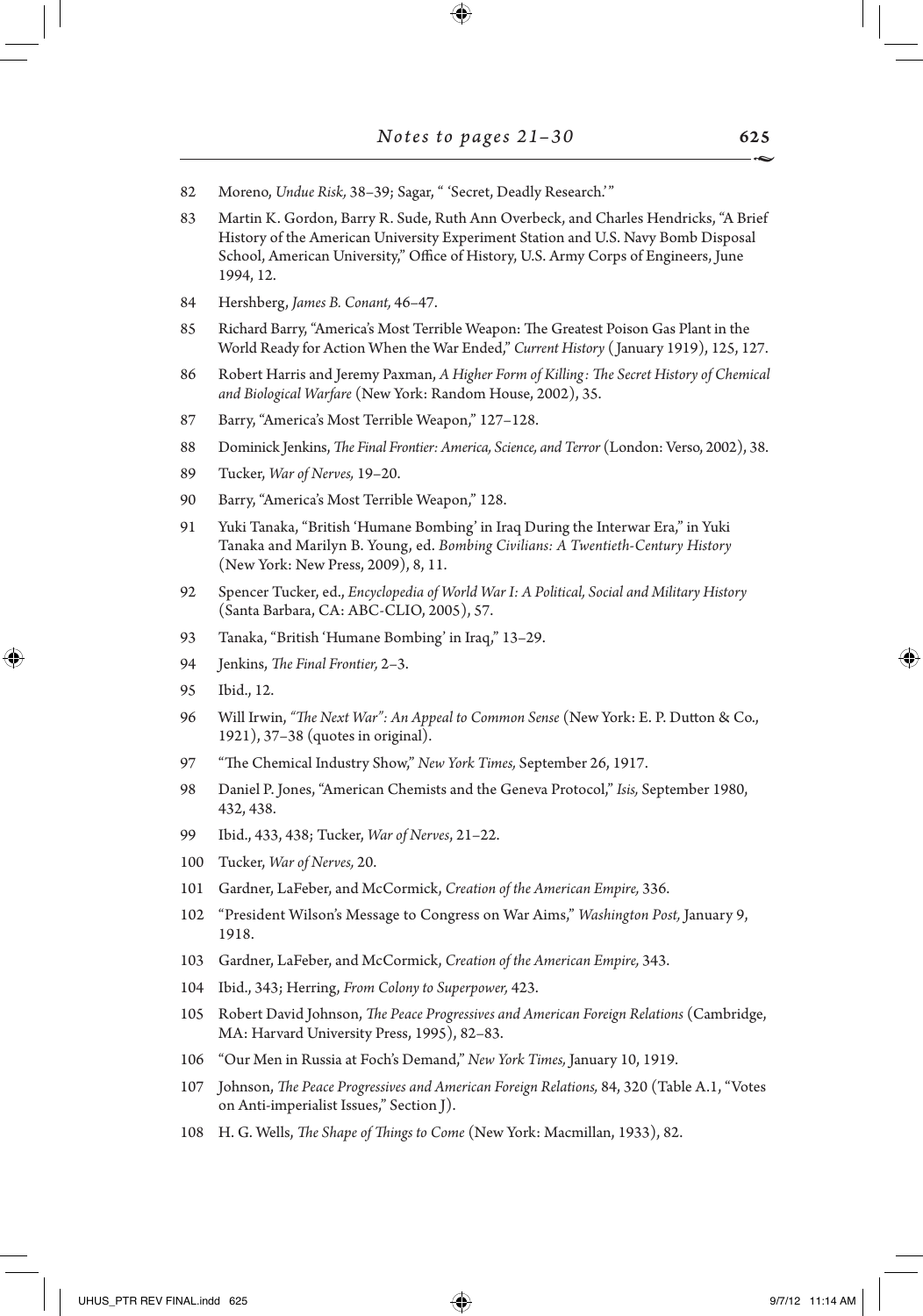82 Moreno, *Undue Risk,* 38–39; Sagar, " 'Secret, Deadly Research.' "

83 Martin K. Gordon, Barry R. Sude, Ruth Ann Overbeck, and Charles Hendricks, "A Brief History of the American University Experiment Station and U.S. Navy Bomb Disposal School, American University," Office of History, U.S. Army Corps of Engineers, June 1994, 12.

84 Hershberg, *James B. Conant,* 46–47.

85 Richard Barry, "America's Most Terrible Weapon: The Greatest Poison Gas Plant in the World Ready for Action When the War Ended," *Current History* (January 1919), 125, 127.

86 Robert Harris and Jeremy Paxman, *A Higher Form of Killing: The Secret History of Chemical and Biological Warfare* (New York: Random House, 2002), 35.

87 Barry, "America's Most Terrible Weapon," 127–128.

88 Dominick Jenkins, *The Final Frontier: America, Science, and Terror* (London: Verso, 2002), 38.

89 Tucker, *War of Nerves,* 19–20.

90 Barry, "America's Most Terrible Weapon," 128.

91 Yuki Tanaka, "British 'Humane Bombing' in Iraq During the Interwar Era," in Yuki Tanaka and Marilyn B. Young, ed. *Bombing Civilians: A Twentieth-Century History* (New York: New Press, 2009), 8, 11.

92 Spencer Tucker, ed., *Encyclopedia of World War I: A Political, Social and Military History* (Santa Barbara, CA: ABC-CLIO, 2005), 57.

93 Tanaka, "British 'Humane Bombing' in Iraq," 13–29.

94 Jenkins, *The Final Frontier,* 2–3.

95 Ibid., 12.

96 Will Irwin, *"The Next War": An Appeal to Common Sense* (New York: E. P. Dutton & Co., 1921), 37–38 (quotes in original).

97 "The Chemical Industry Show," *New York Times,* September 26, 1917.

98 Daniel P. Jones, "American Chemists and the Geneva Protocol," *Isis,* September 1980, 432, 438.

99 Ibid., 433, 438; Tucker, *War of Nerves*, 21–22.

100 Tucker, *War of Nerves,* 20.

101 Gardner, LaFeber, and McCormick, *Creation of the American Empire,* 336.

102 "President Wilson's Message to Congress on War Aims," *Washington Post,* January 9, 1918.

103 Gardner, LaFeber, and McCormick, *Creation of the American Empire,* 343.

104 Ibid., 343; Herring, *From Colony to Superpower,* 423.

105 Robert David Johnson, *The Peace Progressives and American Foreign Relations* (Cambridge, MA: Harvard University Press, 1995), 82–83.

106 "Our Men in Russia at Foch's Demand," *New York Times,* January 10, 1919.

107 Johnson, *The Peace Progressives and American Foreign Relations,* 84, 320 (Table A.1, "Votes on Anti-imperialist Issues," Section J).

108 H. G. Wells, *The Shape of Things to Come* (New York: Macmillan, 1933), 82.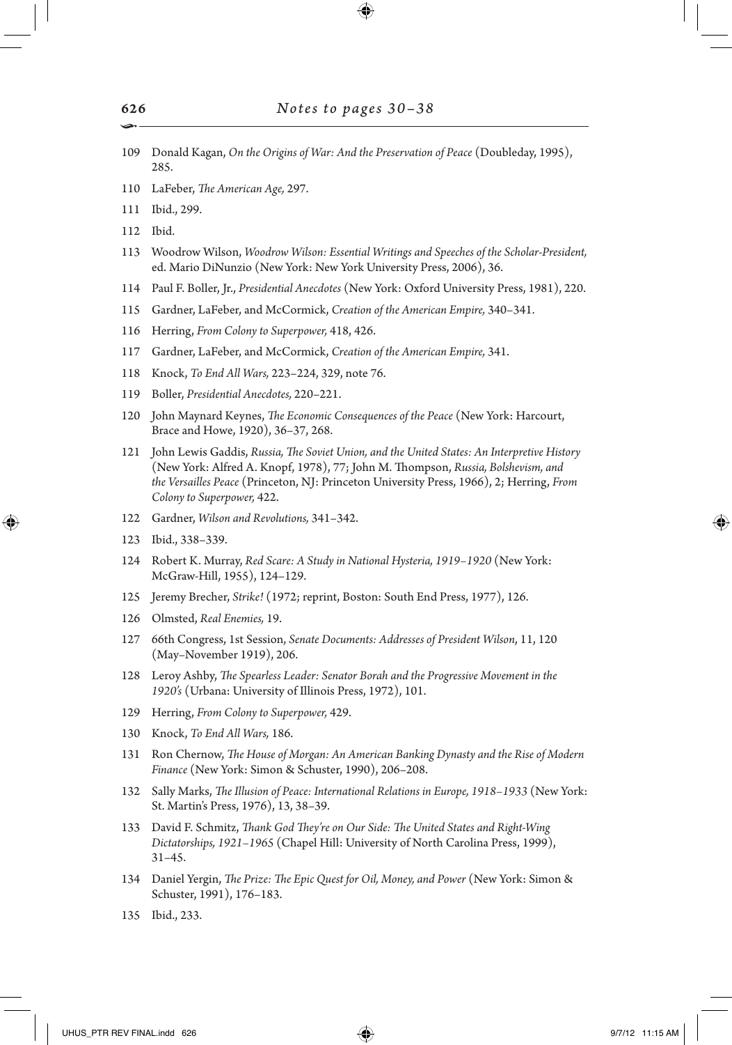109 Donald Kagan, *On the Origins of War: And the Preservation of Peace* (Doubleday, 1995), 285.

110 LaFeber, *The American Age,* 297.

111 Ibid., 299.

112 Ibid.

113 Woodrow Wilson, *Woodrow Wilson: Essential Writings and Speeches of the Scholar-President,* ed. Mario DiNunzio (New York: New York University Press, 2006), 36.

114 Paul F. Boller, Jr., *Presidential Anecdotes* (New York: Oxford University Press, 1981), 220.

115 Gardner, LaFeber, and McCormick, *Creation of the American Empire,* 340–341.

116 Herring, *From Colony to Superpower,* 418, 426.

117 Gardner, LaFeber, and McCormick, *Creation of the American Empire,* 341.

118 Knock, *To End All Wars,* 223–224, 329, note 76.

119 Boller, *Presidential Anecdotes,* 220–221.

120 John Maynard Keynes, *The Economic Consequences of the Peace* (New York: Harcourt, Brace and Howe, 1920), 36–37, 268.

121 John Lewis Gaddis, *Russia, The Soviet Union, and the United States: An Interpretive History* (New York: Alfred A. Knopf, 1978), 77; John M. Thompson, *Russia, Bolshevism, and the Versailles Peace* (Princeton, NJ: Princeton University Press, 1966), 2; Herring, *From Colony to Superpower,* 422.

122 Gardner, *Wilson and Revolutions,* 341–342.

123 Ibid., 338–339.

124 Robert K. Murray, *Red Scare: A Study in National Hysteria, 1919–1920* (New York: McGraw-Hill, 1955), 124–129.

125 Jeremy Brecher, *Strike!* (1972; reprint, Boston: South End Press, 1977), 126.

126 Olmsted, *Real Enemies,* 19.

127 66th Congress, 1st Session, *Senate Documents: Addresses of President Wilson*, 11, 120 (May–November 1919), 206.

128 Leroy Ashby, *The Spearless Leader: Senator Borah and the Progressive Movement in the 1920's* (Urbana: University of Illinois Press, 1972), 101.

129 Herring, *From Colony to Superpower,* 429.

130 Knock, *To End All Wars,* 186.

131 Ron Chernow, *The House of Morgan: An American Banking Dynasty and the Rise of Modern Finance* (New York: Simon & Schuster, 1990), 206–208.

132 Sally Marks, *The Illusion of Peace: International Relations in Europe, 1918–1933* (New York: St. Martin's Press, 1976), 13, 38–39.

133 David F. Schmitz, *Thank God They're on Our Side: The United States and Right-Wing Dictatorships, 1921–1965* (Chapel Hill: University of North Carolina Press, 1999), 31–45.

134 Daniel Yergin, *The Prize: The Epic Quest for Oil, Money, and Power* (New York: Simon & Schuster, 1991), 176–183.

135 Ibid., 233.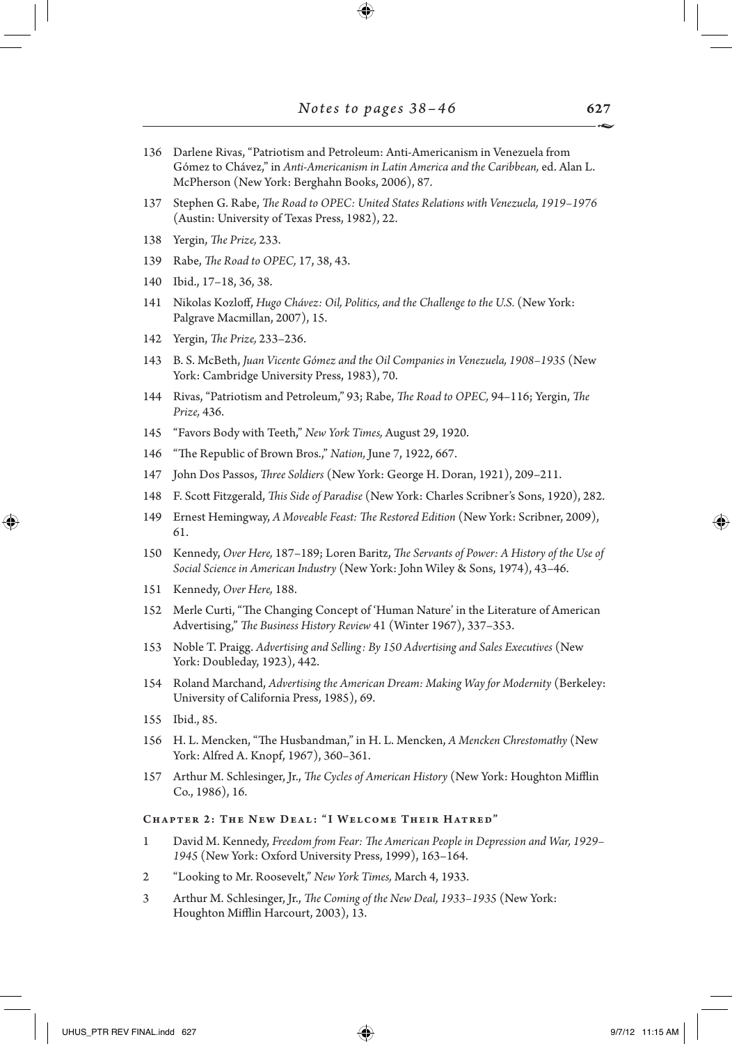136 Darlene Rivas, "Patriotism and Petroleum: Anti-Americanism in Venezuela from Gómez to Chávez," in *Anti-Americanism in Latin America and the Caribbean,* ed. Alan L. McPherson (New York: Berghahn Books, 2006), 87.

137 Stephen G. Rabe, *The Road to OPEC: United States Relations with Venezuela, 1919–1976* (Austin: University of Texas Press, 1982), 22.

138 Yergin, *The Prize,* 233.

139 Rabe, *The Road to OPEC,* 17, 38, 43.

140 Ibid., 17–18, 36, 38.

141 Nikolas Kozloff, *Hugo Chávez: Oil, Politics, and the Challenge to the U.S.* (New York: Palgrave Macmillan, 2007), 15.

142 Yergin, *The Prize,* 233–236.

143 B. S. McBeth, *Juan Vicente Gómez and the Oil Companies in Venezuela, 1908–1935* (New York: Cambridge University Press, 1983), 70.

144 Rivas, "Patriotism and Petroleum," 93; Rabe, *The Road to OPEC,* 94–116; Yergin, *The Prize,* 436.

145 "Favors Body with Teeth," *New York Times,* August 29, 1920.

146 "The Republic of Brown Bros.," *Nation,* June 7, 1922, 667.

147 John Dos Passos, *Three Soldiers* (New York: George H. Doran, 1921), 209–211.

148 F. Scott Fitzgerald, *This Side of Paradise* (New York: Charles Scribner's Sons, 1920), 282.

149 Ernest Hemingway, *A Moveable Feast: The Restored Edition* (New York: Scribner, 2009), 61.

150 Kennedy, *Over Here,* 187–189; Loren Baritz, *The Servants of Power: A History of the Use of Social Science in American Industry* (New York: John Wiley & Sons, 1974), 43–46.

151 Kennedy, *Over Here,* 188.

152 Merle Curti, "The Changing Concept of 'Human Nature' in the Literature of American Advertising," *The Business History Review* 41 (Winter 1967), 337–353.

153 Noble T. Praigg. *Advertising and Selling: By 150 Advertising and Sales Executives* (New York: Doubleday, 1923), 442.

154 Roland Marchand, *Advertising the American Dream: Making Way for Modernity* (Berkeley: University of California Press, 1985), 69.

155 Ibid., 85.

156 H. L. Mencken, "The Husbandman," in H. L. Mencken, *A Mencken Chrestomathy* (New York: Alfred A. Knopf, 1967), 360–361.

157 Arthur M. Schlesinger, Jr., *The Cycles of American History* (New York: Houghton Mifflin Co., 1986), 16.

## Chapter 2: The New Deal: "I Welcome Their Hatred"

1 David M. Kennedy, *Freedom from Fear: The American People in Depression and War, 1929–1945* (New York: Oxford University Press, 1999), 163–164.

2 "Looking to Mr. Roosevelt," *New York Times,* March 4, 1933.

3 Arthur M. Schlesinger, Jr., *The Coming of the New Deal, 1933–1935* (New York: Houghton Mifflin Harcourt, 2003), 13.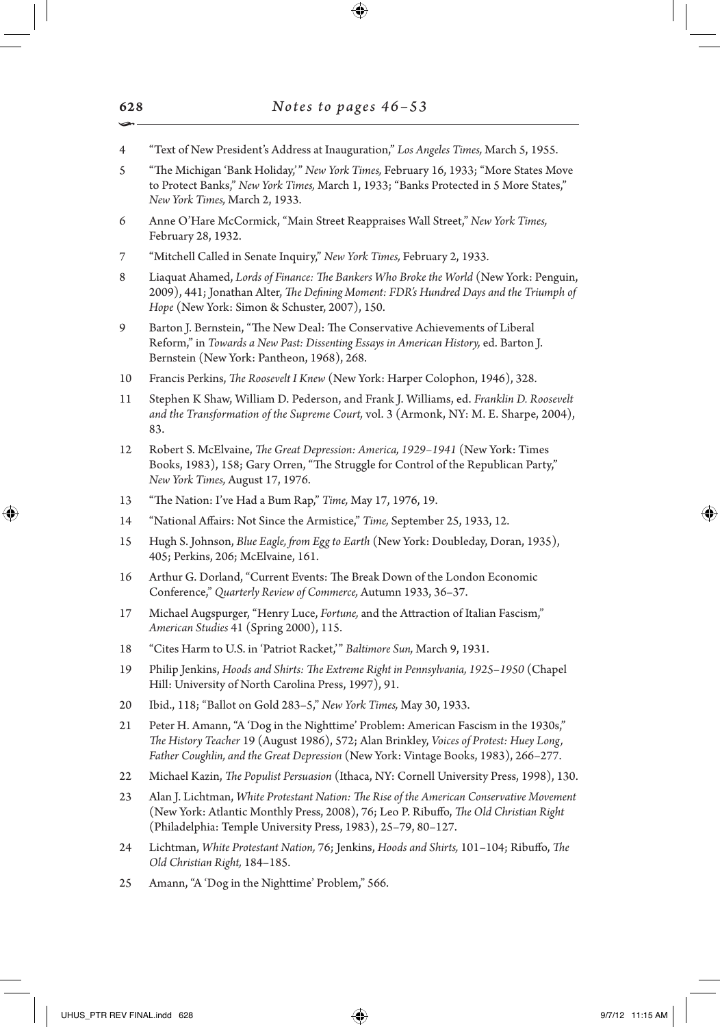## Notes to pages 46–53

4 "Text of New President's Address at Inauguration," *Los Angeles Times,* March 5, 1955.

5 "The Michigan 'Bank Holiday,'" *New York Times,* February 16, 1933; "More States Move to Protect Banks," *New York Times,* March 1, 1933; "Banks Protected in 5 More States," *New York Times,* March 2, 1933.

6 Anne O'Hare McCormick, "Main Street Reappraises Wall Street," *New York Times,* February 28, 1932.

7 "Mitchell Called in Senate Inquiry," *New York Times,* February 2, 1933.

8 Liaquat Ahamed, *Lords of Finance: The Bankers Who Broke the World* (New York: Penguin, 2009), 441; Jonathan Alter, *The Defining Moment: FDR's Hundred Days and the Triumph of Hope* (New York: Simon & Schuster, 2007), 150.

9 Barton J. Bernstein, "The New Deal: The Conservative Achievements of Liberal Reform," in *Towards a New Past: Dissenting Essays in American History,* ed. Barton J. Bernstein (New York: Pantheon, 1968), 268.

10 Francis Perkins, *The Roosevelt I Knew* (New York: Harper Colophon, 1946), 328.

11 Stephen K Shaw, William D. Pederson, and Frank J. Williams, ed. *Franklin D. Roosevelt and the Transformation of the Supreme Court,* vol. 3 (Armonk, NY: M. E. Sharpe, 2004), 83.

12 Robert S. McElvaine, *The Great Depression: America, 1929–1941* (New York: Times Books, 1983), 158; Gary Orren, "The Struggle for Control of the Republican Party," *New York Times,* August 17, 1976.

13 "The Nation: I've Had a Bum Rap," *Time,* May 17, 1976, 19.

14 "National Affairs: Not Since the Armistice," *Time,* September 25, 1933, 12.

15 Hugh S. Johnson, *Blue Eagle, from Egg to Earth* (New York: Doubleday, Doran, 1935), 405; Perkins, 206; McElvaine, 161.

16 Arthur G. Dorland, "Current Events: The Break Down of the London Economic Conference," *Quarterly Review of Commerce,* Autumn 1933, 36–37.

17 Michael Augspurger, "Henry Luce, *Fortune,* and the Attraction of Italian Fascism," *American Studies* 41 (Spring 2000), 115.

18 "Cites Harm to U.S. in 'Patriot Racket,'" *Baltimore Sun,* March 9, 1931.

19 Philip Jenkins, *Hoods and Shirts: The Extreme Right in Pennsylvania, 1925–1950* (Chapel Hill: University of North Carolina Press, 1997), 91.

20 Ibid., 118; "Ballot on Gold 283–5," *New York Times,* May 30, 1933.

21 Peter H. Amann, "A 'Dog in the Nighttime' Problem: American Fascism in the 1930s," *The History Teacher* 19 (August 1986), 572; Alan Brinkley, *Voices of Protest: Huey Long, Father Coughlin, and the Great Depression* (New York: Vintage Books, 1983), 266–277.

22 Michael Kazin, *The Populist Persuasion* (Ithaca, NY: Cornell University Press, 1998), 130.

23 Alan J. Lichtman, *White Protestant Nation: The Rise of the American Conservative Movement* (New York: Atlantic Monthly Press, 2008), 76; Leo P. Ribuffo, *The Old Christian Right* (Philadelphia: Temple University Press, 1983), 25–79, 80–127.

24 Lichtman, *White Protestant Nation,* 76; Jenkins, *Hoods and Shirts,* 101–104; Ribuffo, *The Old Christian Right,* 184–185.

25 Amann, "A 'Dog in the Nighttime' Problem," 566.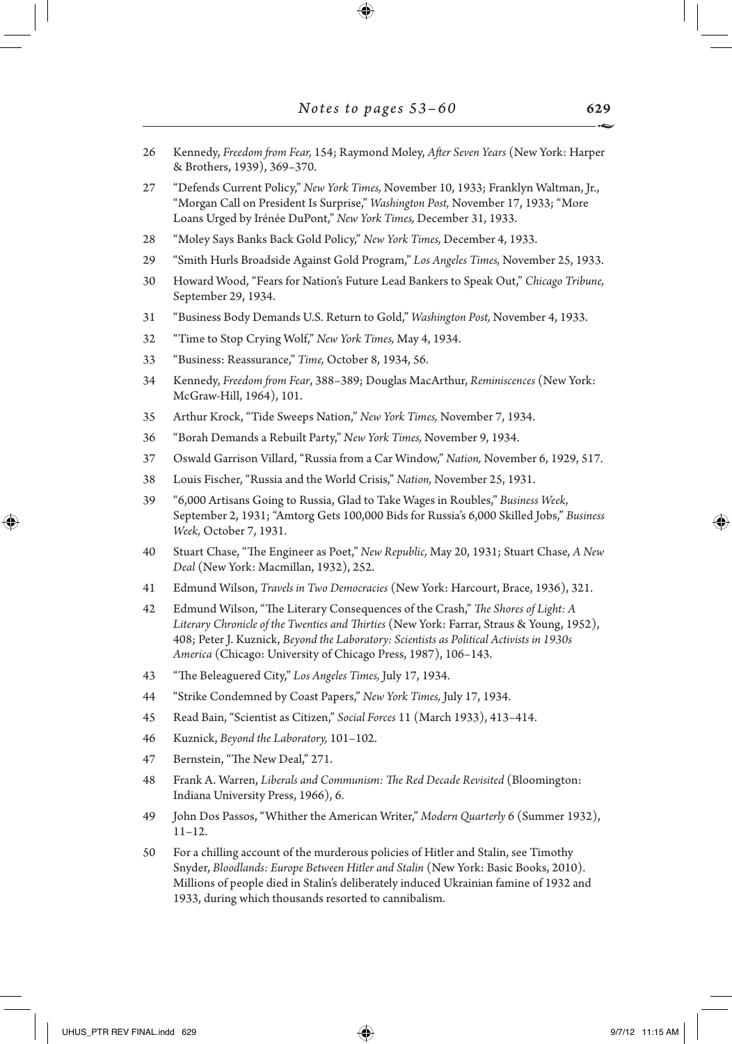26 Kennedy, *Freedom from Fear,* 154; Raymond Moley, *After Seven Years* (New York: Harper & Brothers, 1939), 369–370.

27 "Defends Current Policy," *New York Times,* November 10, 1933; Franklyn Waltman, Jr., "Morgan Call on President Is Surprise," *Washington Post,* November 17, 1933; "More Loans Urged by Irénée DuPont," *New York Times,* December 31, 1933.

28 "Moley Says Banks Back Gold Policy," *New York Times,* December 4, 1933.

29 "Smith Hurls Broadside Against Gold Program," *Los Angeles Times,* November 25, 1933.

30 Howard Wood, "Fears for Nation's Future Lead Bankers to Speak Out," *Chicago Tribune,* September 29, 1934.

31 "Business Body Demands U.S. Return to Gold," *Washington Post,* November 4, 1933.

32 "Time to Stop Crying Wolf," *New York Times,* May 4, 1934.

33 "Business: Reassurance," *Time,* October 8, 1934, 56.

34 Kennedy, *Freedom from Fear*, 388–389; Douglas MacArthur, *Reminiscences* (New York: McGraw-Hill, 1964), 101.

35 Arthur Krock, "Tide Sweeps Nation," *New York Times,* November 7, 1934.

36 "Borah Demands a Rebuilt Party," *New York Times,* November 9, 1934.

37 Oswald Garrison Villard, "Russia from a Car Window," *Nation,* November 6, 1929, 517.

38 Louis Fischer, "Russia and the World Crisis," *Nation,* November 25, 1931.

39 "6,000 Artisans Going to Russia, Glad to Take Wages in Roubles," *Business Week,* September 2, 1931; "Amtorg Gets 100,000 Bids for Russia's 6,000 Skilled Jobs," *Business Week,* October 7, 1931.

40 Stuart Chase, "The Engineer as Poet," *New Republic,* May 20, 1931; Stuart Chase, *A New Deal* (New York: Macmillan, 1932), 252.

41 Edmund Wilson, *Travels in Two Democracies* (New York: Harcourt, Brace, 1936), 321.

42 Edmund Wilson, "The Literary Consequences of the Crash," *The Shores of Light: A Literary Chronicle of the Twenties and Thirties* (New York: Farrar, Straus & Young, 1952), 408; Peter J. Kuznick, *Beyond the Laboratory: Scientists as Political Activists in 1930s America* (Chicago: University of Chicago Press, 1987), 106–143.

43 "The Beleaguered City," *Los Angeles Times,* July 17, 1934.

44 "Strike Condemned by Coast Papers," *New York Times,* July 17, 1934.

45 Read Bain, "Scientist as Citizen," *Social Forces* 11 (March 1933), 413–414.

46 Kuznick, *Beyond the Laboratory,* 101–102.

47 Bernstein, "The New Deal," 271.

48 Frank A. Warren, *Liberals and Communism: The Red Decade Revisited* (Bloomington: Indiana University Press, 1966), 6.

49 John Dos Passos, "Whither the American Writer," *Modern Quarterly* 6 (Summer 1932), 11–12.

50 For a chilling account of the murderous policies of Hitler and Stalin, see Timothy Snyder, *Bloodlands: Europe Between Hitler and Stalin* (New York: Basic Books, 2010). Millions of people died in Stalin's deliberately induced Ukrainian famine of 1932 and 1933, during which thousands resorted to cannibalism.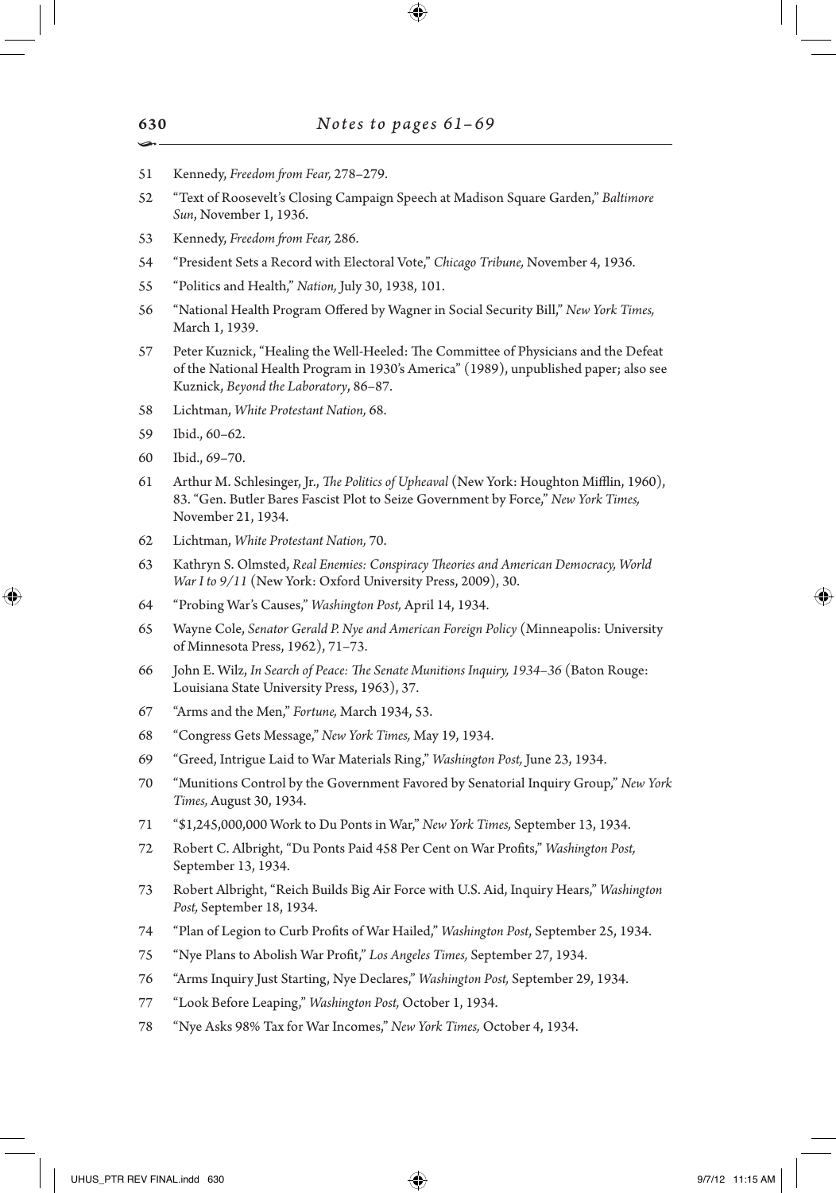# Notes to pages 61–69

51 Kennedy, *Freedom from Fear,* 278–279.

52 "Text of Roosevelt's Closing Campaign Speech at Madison Square Garden," *Baltimore Sun*, November 1, 1936.

53 Kennedy, *Freedom from Fear,* 286.

54 "President Sets a Record with Electoral Vote," *Chicago Tribune,* November 4, 1936.

55 "Politics and Health," *Nation,* July 30, 1938, 101.

56 "National Health Program Offered by Wagner in Social Security Bill," *New York Times,* March 1, 1939.

57 Peter Kuznick, "Healing the Well-Heeled: The Committee of Physicians and the Defeat of the National Health Program in 1930's America" (1989), unpublished paper; also see Kuznick, *Beyond the Laboratory*, 86–87.

58 Lichtman, *White Protestant Nation,* 68.

59 Ibid., 60–62.

60 Ibid., 69–70.

61 Arthur M. Schlesinger, Jr., *The Politics of Upheaval* (New York: Houghton Mifflin, 1960), 83. "Gen. Butler Bares Fascist Plot to Seize Government by Force," *New York Times,* November 21, 1934.

62 Lichtman, *White Protestant Nation,* 70.

63 Kathryn S. Olmsted, *Real Enemies: Conspiracy Theories and American Democracy, World War I to 9/11* (New York: Oxford University Press, 2009), 30.

64 "Probing War's Causes," *Washington Post,* April 14, 1934.

65 Wayne Cole, *Senator Gerald P. Nye and American Foreign Policy* (Minneapolis: University of Minnesota Press, 1962), 71–73.

66 John E. Wilz, *In Search of Peace: The Senate Munitions Inquiry, 1934–36* (Baton Rouge: Louisiana State University Press, 1963), 37.

67 "Arms and the Men," *Fortune,* March 1934, 53.

68 "Congress Gets Message," *New York Times,* May 19, 1934.

69 "Greed, Intrigue Laid to War Materials Ring," *Washington Post,* June 23, 1934.

70 "Munitions Control by the Government Favored by Senatorial Inquiry Group," *New York Times,* August 30, 1934.

71 "$1,245,000,000 Work to Du Ponts in War," *New York Times,* September 13, 1934.

72 Robert C. Albright, "Du Ponts Paid 458 Per Cent on War Profits," *Washington Post,* September 13, 1934.

73 Robert Albright, "Reich Builds Big Air Force with U.S. Aid, Inquiry Hears," *Washington Post,* September 18, 1934.

74 "Plan of Legion to Curb Profits of War Hailed," *Washington Post*, September 25, 1934.

75 "Nye Plans to Abolish War Profit," *Los Angeles Times,* September 27, 1934.

76 "Arms Inquiry Just Starting, Nye Declares," *Washington Post,* September 29, 1934.

77 "Look Before Leaping," *Washington Post,* October 1, 1934.

78 "Nye Asks 98% Tax for War Incomes," *New York Times,* October 4, 1934.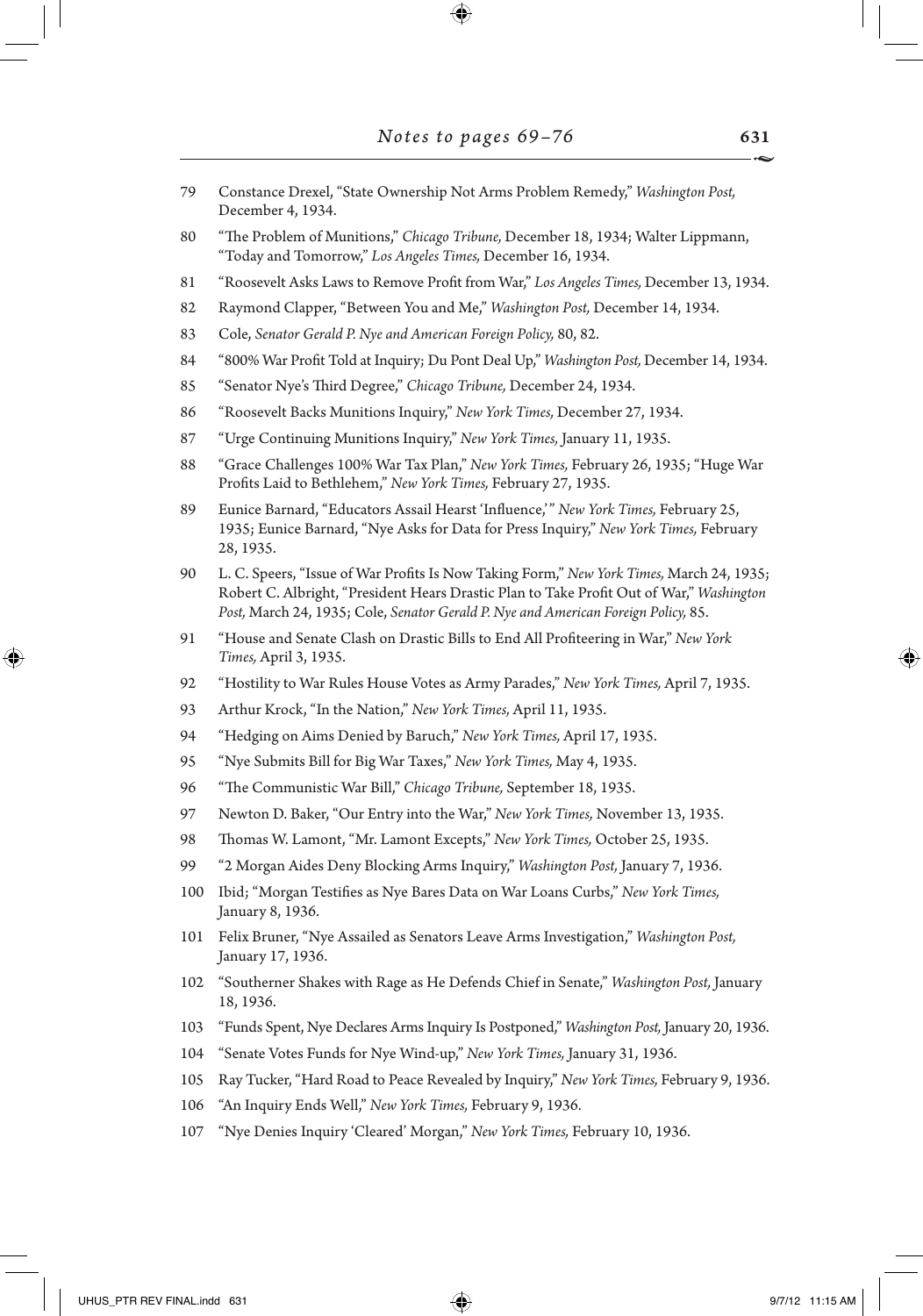79 Constance Drexel, "State Ownership Not Arms Problem Remedy," *Washington Post,* December 4, 1934.

80 "The Problem of Munitions," *Chicago Tribune,* December 18, 1934; Walter Lippmann, "Today and Tomorrow," *Los Angeles Times,* December 16, 1934.

81 "Roosevelt Asks Laws to Remove Profit from War," *Los Angeles Times,* December 13, 1934.

82 Raymond Clapper, "Between You and Me," *Washington Post,* December 14, 1934.

83 Cole, *Senator Gerald P. Nye and American Foreign Policy,* 80, 82.

84 "800% War Profit Told at Inquiry; Du Pont Deal Up," *Washington Post,* December 14, 1934.

85 "Senator Nye's Third Degree," *Chicago Tribune,* December 24, 1934.

86 "Roosevelt Backs Munitions Inquiry," *New York Times,* December 27, 1934.

87 "Urge Continuing Munitions Inquiry," *New York Times,* January 11, 1935.

88 "Grace Challenges 100% War Tax Plan," *New York Times,* February 26, 1935; "Huge War Profits Laid to Bethlehem," *New York Times,* February 27, 1935.

89 Eunice Barnard, "Educators Assail Hearst 'Influence,'" *New York Times,* February 25, 1935; Eunice Barnard, "Nye Asks for Data for Press Inquiry," *New York Times,* February 28, 1935.

90 L. C. Speers, "Issue of War Profits Is Now Taking Form," *New York Times,* March 24, 1935; Robert C. Albright, "President Hears Drastic Plan to Take Profit Out of War," *Washington Post,* March 24, 1935; Cole, *Senator Gerald P. Nye and American Foreign Policy,* 85.

91 "House and Senate Clash on Drastic Bills to End All Profiteering in War," *New York Times,* April 3, 1935.

92 "Hostility to War Rules House Votes as Army Parades," *New York Times,* April 7, 1935.

93 Arthur Krock, "In the Nation," *New York Times,* April 11, 1935.

94 "Hedging on Aims Denied by Baruch," *New York Times,* April 17, 1935.

95 "Nye Submits Bill for Big War Taxes," *New York Times,* May 4, 1935.

96 "The Communistic War Bill," *Chicago Tribune,* September 18, 1935.

97 Newton D. Baker, "Our Entry into the War," *New York Times,* November 13, 1935.

98 Thomas W. Lamont, "Mr. Lamont Excepts," *New York Times,* October 25, 1935.

99 "2 Morgan Aides Deny Blocking Arms Inquiry," *Washington Post,* January 7, 1936.

100 Ibid; "Morgan Testifies as Nye Bares Data on War Loans Curbs," *New York Times,* January 8, 1936.

101 Felix Bruner, "Nye Assailed as Senators Leave Arms Investigation," *Washington Post,* January 17, 1936.

102 "Southerner Shakes with Rage as He Defends Chief in Senate," *Washington Post,* January 18, 1936.

103 "Funds Spent, Nye Declares Arms Inquiry Is Postponed," *Washington Post,* January 20, 1936.

104 "Senate Votes Funds for Nye Wind-up," *New York Times,* January 31, 1936.

105 Ray Tucker, "Hard Road to Peace Revealed by Inquiry," *New York Times,* February 9, 1936.

106 "An Inquiry Ends Well," *New York Times,* February 9, 1936.

107 "Nye Denies Inquiry 'Cleared' Morgan," *New York Times,* February 10, 1936.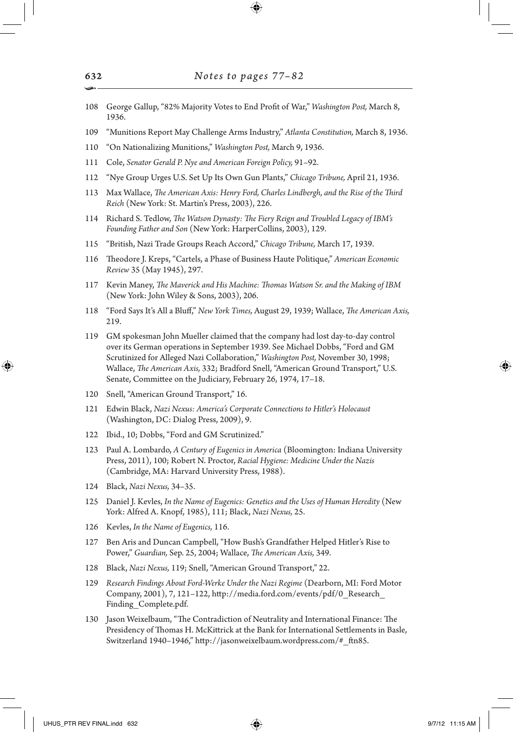108 George Gallup, "82% Majority Votes to End Profit of War," *Washington Post,* March 8, 1936.

109 "Munitions Report May Challenge Arms Industry," *Atlanta Constitution,* March 8, 1936.

110 "On Nationalizing Munitions," *Washington Post,* March 9, 1936.

111 Cole, *Senator Gerald P. Nye and American Foreign Policy,* 91–92.

112 "Nye Group Urges U.S. Set Up Its Own Gun Plants," *Chicago Tribune,* April 21, 1936.

113 Max Wallace, *The American Axis: Henry Ford, Charles Lindbergh, and the Rise of the Third Reich* (New York: St. Martin's Press, 2003), 226.

114 Richard S. Tedlow, *The Watson Dynasty: The Fiery Reign and Troubled Legacy of IBM's Founding Father and Son* (New York: HarperCollins, 2003), 129.

115 "British, Nazi Trade Groups Reach Accord," *Chicago Tribune,* March 17, 1939.

116 Theodore J. Kreps, "Cartels, a Phase of Business Haute Politique," *American Economic Review* 35 (May 1945), 297.

117 Kevin Maney, *The Maverick and His Machine: Thomas Watson Sr. and the Making of IBM* (New York: John Wiley & Sons, 2003), 206.

118 "Ford Says It's All a Bluff," *New York Times,* August 29, 1939; Wallace, *The American Axis,* 219.

119 GM spokesman John Mueller claimed that the company had lost day-to-day control over its German operations in September 1939. See Michael Dobbs, "Ford and GM Scrutinized for Alleged Nazi Collaboration," *Washington Post,* November 30, 1998; Wallace, *The American Axis,* 332; Bradford Snell, "American Ground Transport," U.S. Senate, Committee on the Judiciary, February 26, 1974, 17–18.

120 Snell, "American Ground Transport," 16.

121 Edwin Black, *Nazi Nexus: America's Corporate Connections to Hitler's Holocaust* (Washington, DC: Dialog Press, 2009), 9.

122 Ibid., 10; Dobbs, "Ford and GM Scrutinized."

123 Paul A. Lombardo, *A Century of Eugenics in America* (Bloomington: Indiana University Press, 2011), 100; Robert N. Proctor, *Racial Hygiene: Medicine Under the Nazis* (Cambridge, MA: Harvard University Press, 1988).

124 Black, *Nazi Nexus,* 34–35.

125 Daniel J. Kevles, *In the Name of Eugenics: Genetics and the Uses of Human Heredity* (New York: Alfred A. Knopf, 1985), 111; Black, *Nazi Nexus,* 25.

126 Kevles, *In the Name of Eugenics,* 116.

127 Ben Aris and Duncan Campbell, "How Bush's Grandfather Helped Hitler's Rise to Power," *Guardian,* Sep. 25, 2004; Wallace, *The American Axis,* 349.

128 Black, *Nazi Nexus,* 119; Snell, "American Ground Transport," 22.

129 *Research Findings About Ford-Werke Under the Nazi Regime* (Dearborn, MI: Ford Motor Company, 2001), 7, 121–122, http://media.ford.com/events/pdf/0_Research_Finding_Complete.pdf.

130 Jason Weixelbaum, "The Contradiction of Neutrality and International Finance: The Presidency of Thomas H. McKittrick at the Bank for International Settlements in Basle, Switzerland 1940–1946," http://jasonweixelbaum.wordpress.com/#_ftn85.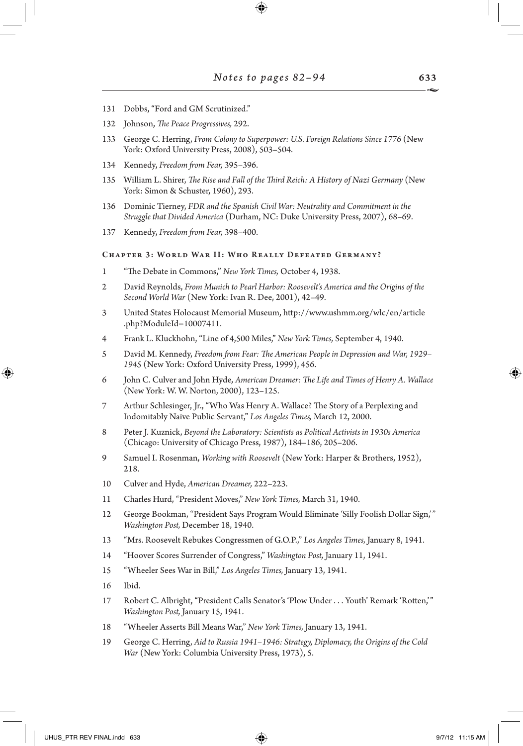131 Dobbs, "Ford and GM Scrutinized."

132 Johnson, *The Peace Progressives,* 292.

133 George C. Herring, *From Colony to Superpower: U.S. Foreign Relations Since 1776* (New York: Oxford University Press, 2008), 503–504.

134 Kennedy, *Freedom from Fear,* 395–396.

135 William L. Shirer, *The Rise and Fall of the Third Reich: A History of Nazi Germany* (New York: Simon & Schuster, 1960), 293.

136 Dominic Tierney, *FDR and the Spanish Civil War: Neutrality and Commitment in the Struggle that Divided America* (Durham, NC: Duke University Press, 2007), 68–69.

137 Kennedy, *Freedom from Fear,* 398–400.

### Chapter 3: World War II: Who Really Defeated Germany?

1 "The Debate in Commons," *New York Times,* October 4, 1938.

2 David Reynolds, *From Munich to Pearl Harbor: Roosevelt's America and the Origins of the Second World War* (New York: Ivan R. Dee, 2001), 42–49.

3 United States Holocaust Memorial Museum, http://www.ushmm.org/wlc/en/article.php?ModuleId=10007411.

4 Frank L. Kluckhohn, "Line of 4,500 Miles," *New York Times,* September 4, 1940.

5 David M. Kennedy, *Freedom from Fear: The American People in Depression and War, 1929–1945* (New York: Oxford University Press, 1999), 456.

6 John C. Culver and John Hyde, *American Dreamer: The Life and Times of Henry A. Wallace* (New York: W. W. Norton, 2000), 123–125.

7 Arthur Schlesinger, Jr., "Who Was Henry A. Wallace? The Story of a Perplexing and Indomitably Naïve Public Servant," *Los Angeles Times,* March 12, 2000.

8 Peter J. Kuznick, *Beyond the Laboratory: Scientists as Political Activists in 1930s America* (Chicago: University of Chicago Press, 1987), 184–186, 205–206.

9 Samuel I. Rosenman, *Working with Roosevelt* (New York: Harper & Brothers, 1952), 218.

10 Culver and Hyde, *American Dreamer,* 222–223.

11 Charles Hurd, "President Moves," *New York Times,* March 31, 1940.

12 George Bookman, "President Says Program Would Eliminate 'Silly Foolish Dollar Sign,'" *Washington Post,* December 18, 1940.

13 "Mrs. Roosevelt Rebukes Congressmen of G.O.P.," *Los Angeles Times,* January 8, 1941.

14 "Hoover Scores Surrender of Congress," *Washington Post,* January 11, 1941.

15 "Wheeler Sees War in Bill," *Los Angeles Times,* January 13, 1941.

16 Ibid.

17 Robert C. Albright, "President Calls Senator's 'Plow Under . . . Youth' Remark 'Rotten,'" *Washington Post,* January 15, 1941.

18 "Wheeler Asserts Bill Means War," *New York Times,* January 13, 1941.

19 George C. Herring, *Aid to Russia 1941–1946: Strategy, Diplomacy, the Origins of the Cold War* (New York: Columbia University Press, 1973), 5.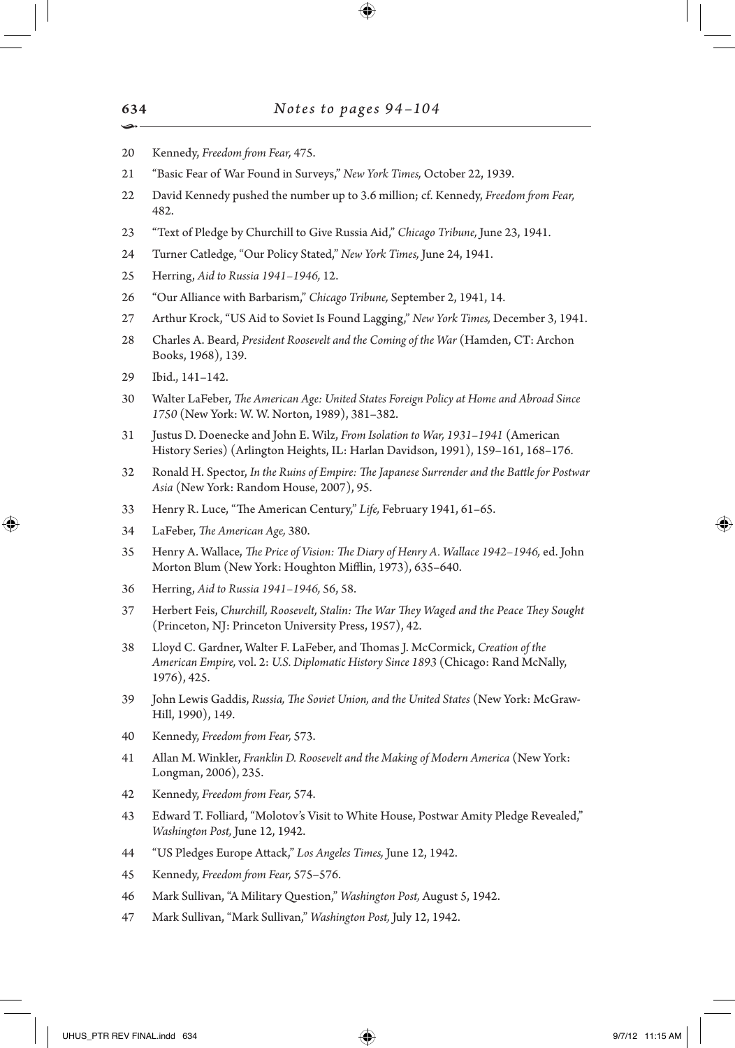20 Kennedy, *Freedom from Fear,* 475.

21 "Basic Fear of War Found in Surveys," *New York Times,* October 22, 1939.

22 David Kennedy pushed the number up to 3.6 million; cf. Kennedy, *Freedom from Fear,* 482.

23 "Text of Pledge by Churchill to Give Russia Aid," *Chicago Tribune,* June 23, 1941.

24 Turner Catledge, "Our Policy Stated," *New York Times,* June 24, 1941.

25 Herring, *Aid to Russia 1941–1946,* 12.

26 "Our Alliance with Barbarism," *Chicago Tribune,* September 2, 1941, 14.

27 Arthur Krock, "US Aid to Soviet Is Found Lagging," *New York Times,* December 3, 1941.

28 Charles A. Beard, *President Roosevelt and the Coming of the War* (Hamden, CT: Archon Books, 1968), 139.

29 Ibid., 141–142.

30 Walter LaFeber, *The American Age: United States Foreign Policy at Home and Abroad Since 1750* (New York: W. W. Norton, 1989), 381–382.

31 Justus D. Doenecke and John E. Wilz, *From Isolation to War, 1931–1941* (American History Series) (Arlington Heights, IL: Harlan Davidson, 1991), 159–161, 168–176.

32 Ronald H. Spector, *In the Ruins of Empire: The Japanese Surrender and the Battle for Postwar Asia* (New York: Random House, 2007), 95.

33 Henry R. Luce, "The American Century," *Life,* February 1941, 61–65.

34 LaFeber, *The American Age,* 380.

35 Henry A. Wallace, *The Price of Vision: The Diary of Henry A. Wallace 1942–1946,* ed. John Morton Blum (New York: Houghton Mifflin, 1973), 635–640.

36 Herring, *Aid to Russia 1941–1946,* 56, 58.

37 Herbert Feis, *Churchill, Roosevelt, Stalin: The War They Waged and the Peace They Sought* (Princeton, NJ: Princeton University Press, 1957), 42.

38 Lloyd C. Gardner, Walter F. LaFeber, and Thomas J. McCormick, *Creation of the American Empire,* vol. 2: *U.S. Diplomatic History Since 1893* (Chicago: Rand McNally, 1976), 425.

39 John Lewis Gaddis, *Russia, The Soviet Union, and the United States* (New York: McGraw-Hill, 1990), 149.

40 Kennedy, *Freedom from Fear,* 573.

41 Allan M. Winkler, *Franklin D. Roosevelt and the Making of Modern America* (New York: Longman, 2006), 235.

42 Kennedy, *Freedom from Fear,* 574.

43 Edward T. Folliard, "Molotov's Visit to White House, Postwar Amity Pledge Revealed," *Washington Post,* June 12, 1942.

44 "US Pledges Europe Attack," *Los Angeles Times,* June 12, 1942.

45 Kennedy, *Freedom from Fear,* 575–576.

46 Mark Sullivan, "A Military Question," *Washington Post,* August 5, 1942.

47 Mark Sullivan, "Mark Sullivan," *Washington Post,* July 12, 1942.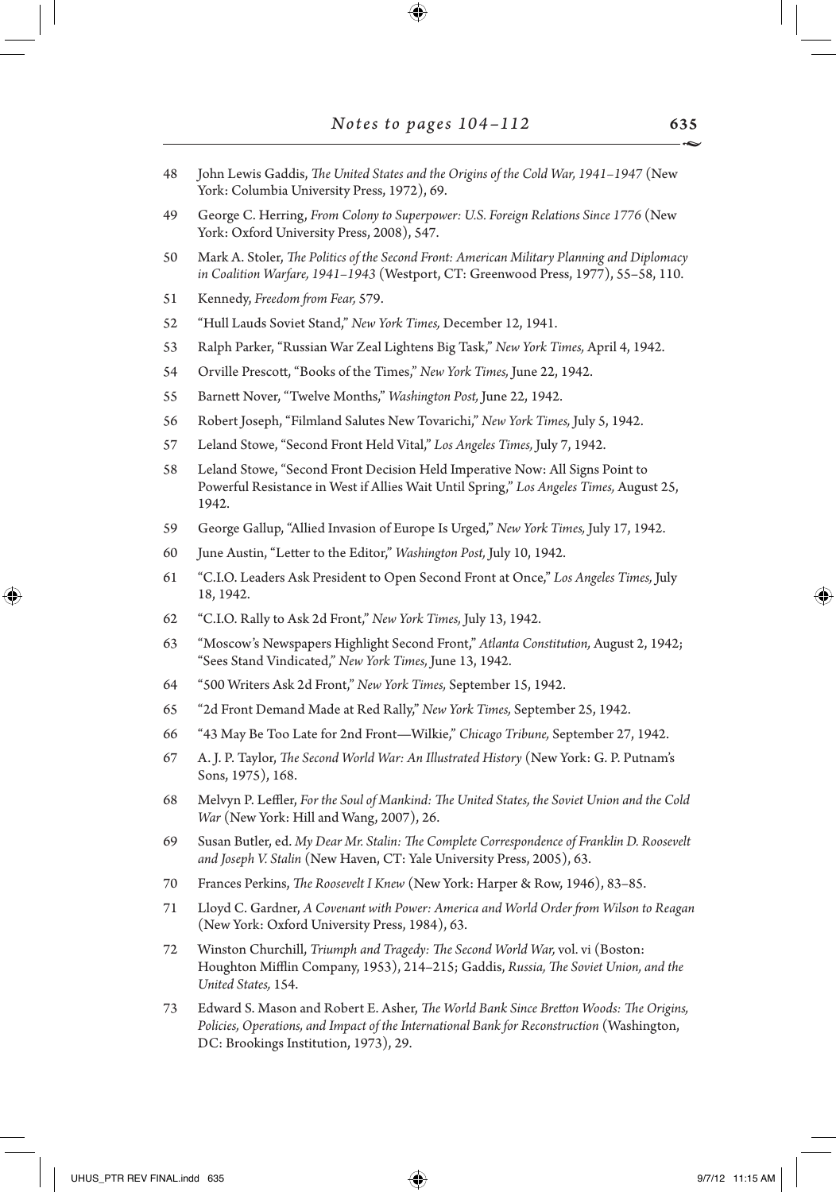48 John Lewis Gaddis, *The United States and the Origins of the Cold War, 1941–1947* (New York: Columbia University Press, 1972), 69.

49 George C. Herring, *From Colony to Superpower: U.S. Foreign Relations Since 1776* (New York: Oxford University Press, 2008), 547.

50 Mark A. Stoler, *The Politics of the Second Front: American Military Planning and Diplomacy in Coalition Warfare, 1941–1943* (Westport, CT: Greenwood Press, 1977), 55–58, 110.

51 Kennedy, *Freedom from Fear,* 579.

52 "Hull Lauds Soviet Stand," *New York Times,* December 12, 1941.

53 Ralph Parker, "Russian War Zeal Lightens Big Task," *New York Times,* April 4, 1942.

54 Orville Prescott, "Books of the Times," *New York Times,* June 22, 1942.

55 Barnett Nover, "Twelve Months," *Washington Post,* June 22, 1942.

56 Robert Joseph, "Filmland Salutes New Tovarichi," *New York Times,* July 5, 1942.

57 Leland Stowe, "Second Front Held Vital," *Los Angeles Times,* July 7, 1942.

58 Leland Stowe, "Second Front Decision Held Imperative Now: All Signs Point to Powerful Resistance in West if Allies Wait Until Spring," *Los Angeles Times,* August 25, 1942.

59 George Gallup, "Allied Invasion of Europe Is Urged," *New York Times,* July 17, 1942.

60 June Austin, "Letter to the Editor," *Washington Post,* July 10, 1942.

61 "C.I.O. Leaders Ask President to Open Second Front at Once," *Los Angeles Times,* July 18, 1942.

62 "C.I.O. Rally to Ask 2d Front," *New York Times,* July 13, 1942.

63 "Moscow's Newspapers Highlight Second Front," *Atlanta Constitution,* August 2, 1942; "Sees Stand Vindicated," *New York Times,* June 13, 1942.

64 "500 Writers Ask 2d Front," *New York Times,* September 15, 1942.

65 "2d Front Demand Made at Red Rally," *New York Times,* September 25, 1942.

66 "43 May Be Too Late for 2nd Front—Wilkie," *Chicago Tribune,* September 27, 1942.

67 A. J. P. Taylor, *The Second World War: An Illustrated History* (New York: G. P. Putnam's Sons, 1975), 168.

68 Melvyn P. Leffler, *For the Soul of Mankind: The United States, the Soviet Union and the Cold War* (New York: Hill and Wang, 2007), 26.

69 Susan Butler, ed. *My Dear Mr. Stalin: The Complete Correspondence of Franklin D. Roosevelt and Joseph V. Stalin* (New Haven, CT: Yale University Press, 2005), 63.

70 Frances Perkins, *The Roosevelt I Knew* (New York: Harper & Row, 1946), 83–85.

71 Lloyd C. Gardner, *A Covenant with Power: America and World Order from Wilson to Reagan* (New York: Oxford University Press, 1984), 63.

72 Winston Churchill, *Triumph and Tragedy: The Second World War,* vol. vi (Boston: Houghton Mifflin Company, 1953), 214–215; Gaddis, *Russia, The Soviet Union, and the United States,* 154.

73 Edward S. Mason and Robert E. Asher, *The World Bank Since Bretton Woods: The Origins, Policies, Operations, and Impact of the International Bank for Reconstruction* (Washington, DC: Brookings Institution, 1973), 29.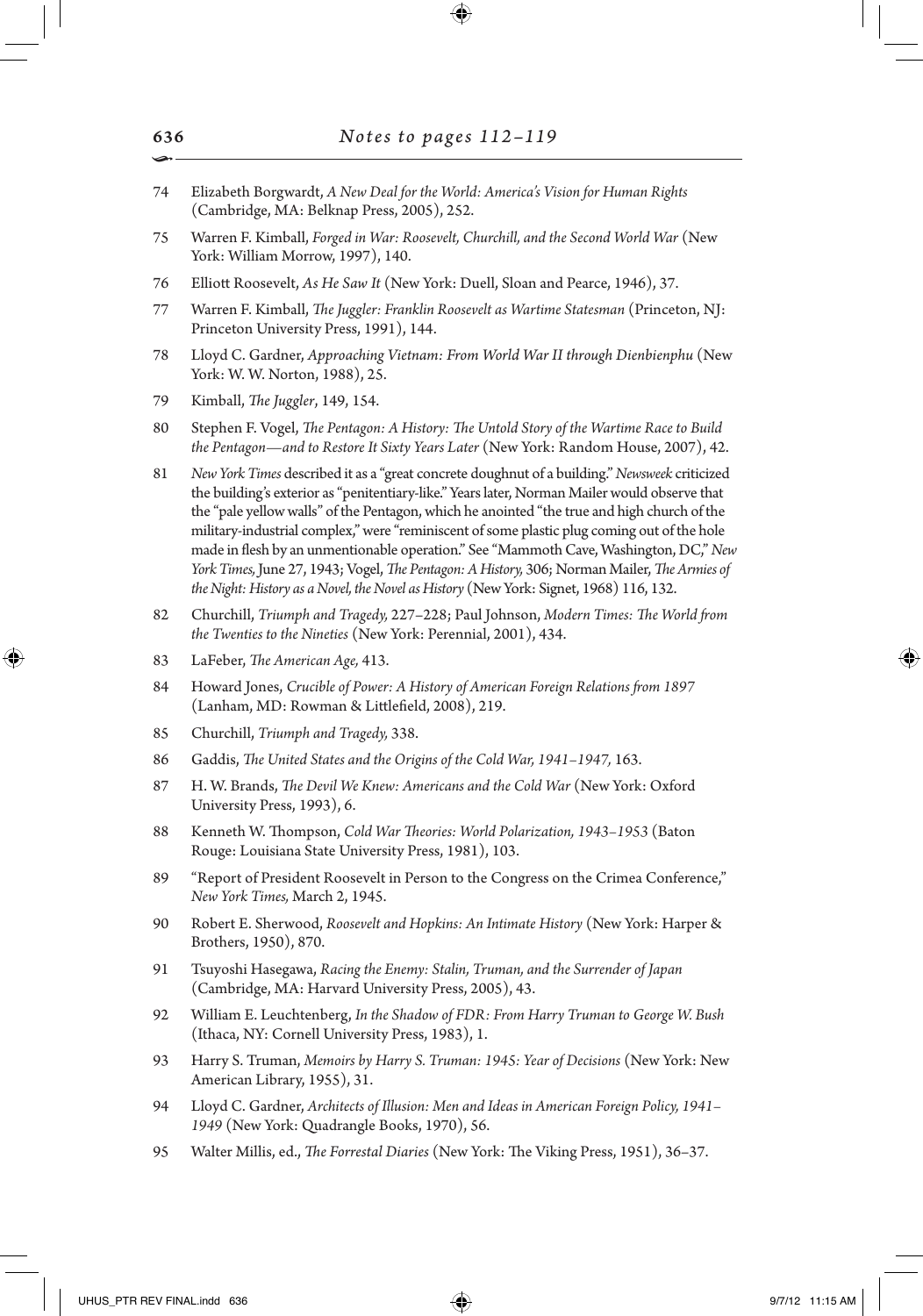74 Elizabeth Borgwardt, *A New Deal for the World: America's Vision for Human Rights* (Cambridge, MA: Belknap Press, 2005), 252.

75 Warren F. Kimball, *Forged in War: Roosevelt, Churchill, and the Second World War* (New York: William Morrow, 1997), 140.

76 Elliott Roosevelt, *As He Saw It* (New York: Duell, Sloan and Pearce, 1946), 37.

77 Warren F. Kimball, *The Juggler: Franklin Roosevelt as Wartime Statesman* (Princeton, NJ: Princeton University Press, 1991), 144.

78 Lloyd C. Gardner, *Approaching Vietnam: From World War II through Dienbienphu* (New York: W. W. Norton, 1988), 25.

79 Kimball, *The Juggler*, 149, 154.

80 Stephen F. Vogel, *The Pentagon: A History: The Untold Story of the Wartime Race to Build the Pentagon—and to Restore It Sixty Years Later* (New York: Random House, 2007), 42.

81 *New York Times* described it as a "great concrete doughnut of a building." *Newsweek* criticized the building's exterior as "penitentiary-like." Years later, Norman Mailer would observe that the "pale yellow walls" of the Pentagon, which he anointed "the true and high church of the military-industrial complex," were "reminiscent of some plastic plug coming out of the hole made in flesh by an unmentionable operation." See "Mammoth Cave, Washington, DC," *New York Times,* June 27, 1943; Vogel, *The Pentagon: A History,* 306; Norman Mailer, *The Armies of the Night: History as a Novel, the Novel as History* (New York: Signet, 1968) 116, 132.

82 Churchill, *Triumph and Tragedy,* 227–228; Paul Johnson, *Modern Times: The World from the Twenties to the Nineties* (New York: Perennial, 2001), 434.

83 LaFeber, *The American Age,* 413.

84 Howard Jones, *Crucible of Power: A History of American Foreign Relations from 1897* (Lanham, MD: Rowman & Littlefield, 2008), 219.

85 Churchill, *Triumph and Tragedy,* 338.

86 Gaddis, *The United States and the Origins of the Cold War, 1941–1947,* 163.

87 H. W. Brands, *The Devil We Knew: Americans and the Cold War* (New York: Oxford University Press, 1993), 6.

88 Kenneth W. Thompson, *Cold War Theories: World Polarization, 1943–1953* (Baton Rouge: Louisiana State University Press, 1981), 103.

89 "Report of President Roosevelt in Person to the Congress on the Crimea Conference," *New York Times,* March 2, 1945.

90 Robert E. Sherwood, *Roosevelt and Hopkins: An Intimate History* (New York: Harper & Brothers, 1950), 870.

91 Tsuyoshi Hasegawa, *Racing the Enemy: Stalin, Truman, and the Surrender of Japan* (Cambridge, MA: Harvard University Press, 2005), 43.

92 William E. Leuchtenberg, *In the Shadow of FDR: From Harry Truman to George W. Bush* (Ithaca, NY: Cornell University Press, 1983), 1.

93 Harry S. Truman, *Memoirs by Harry S. Truman: 1945: Year of Decisions* (New York: New American Library, 1955), 31.

94 Lloyd C. Gardner, *Architects of Illusion: Men and Ideas in American Foreign Policy, 1941–1949* (New York: Quadrangle Books, 1970), 56.

95 Walter Millis, ed., *The Forrestal Diaries* (New York: The Viking Press, 1951), 36–37.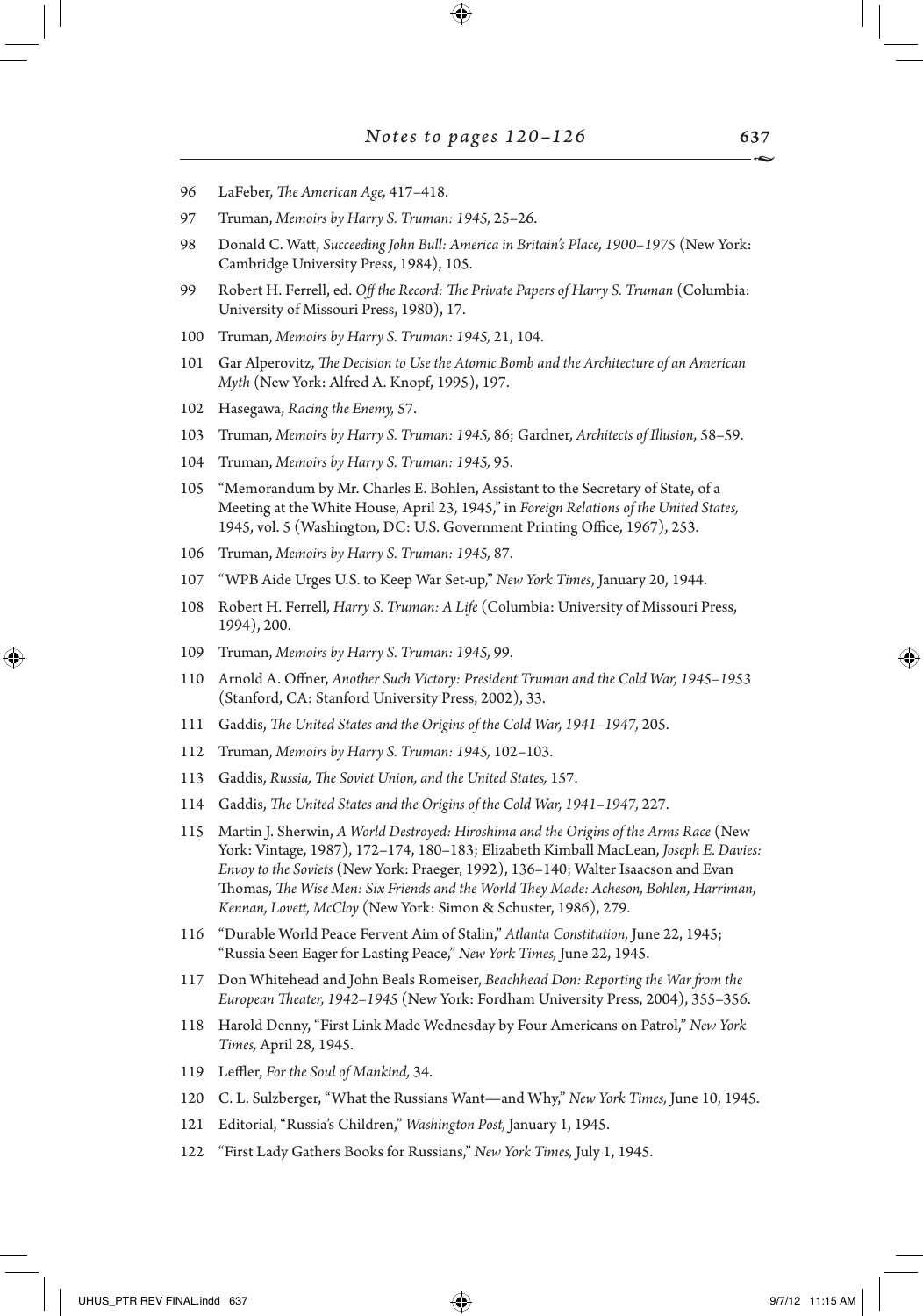96 LaFeber, *The American Age,* 417–418.

97 Truman, *Memoirs by Harry S. Truman: 1945,* 25–26.

98 Donald C. Watt, *Succeeding John Bull: America in Britain's Place, 1900–1975* (New York: Cambridge University Press, 1984), 105.

99 Robert H. Ferrell, ed. *Off the Record: The Private Papers of Harry S. Truman* (Columbia: University of Missouri Press, 1980), 17.

100 Truman, *Memoirs by Harry S. Truman: 1945,* 21, 104.

101 Gar Alperovitz, *The Decision to Use the Atomic Bomb and the Architecture of an American Myth* (New York: Alfred A. Knopf, 1995), 197.

102 Hasegawa, *Racing the Enemy,* 57.

103 Truman, *Memoirs by Harry S. Truman: 1945,* 86; Gardner, *Architects of Illusion*, 58–59.

104 Truman, *Memoirs by Harry S. Truman: 1945,* 95.

105 "Memorandum by Mr. Charles E. Bohlen, Assistant to the Secretary of State, of a Meeting at the White House, April 23, 1945," in *Foreign Relations of the United States,* 1945, vol. 5 (Washington, DC: U.S. Government Printing Office, 1967), 253.

106 Truman, *Memoirs by Harry S. Truman: 1945,* 87.

107 "WPB Aide Urges U.S. to Keep War Set-up," *New York Times*, January 20, 1944.

108 Robert H. Ferrell, *Harry S. Truman: A Life* (Columbia: University of Missouri Press, 1994), 200.

109 Truman, *Memoirs by Harry S. Truman: 1945,* 99.

110 Arnold A. Offner, *Another Such Victory: President Truman and the Cold War, 1945–1953* (Stanford, CA: Stanford University Press, 2002), 33.

111 Gaddis, *The United States and the Origins of the Cold War, 1941–1947,* 205.

112 Truman, *Memoirs by Harry S. Truman: 1945,* 102–103.

113 Gaddis, *Russia, The Soviet Union, and the United States,* 157.

114 Gaddis, *The United States and the Origins of the Cold War, 1941–1947,* 227.

115 Martin J. Sherwin, *A World Destroyed: Hiroshima and the Origins of the Arms Race* (New York: Vintage, 1987), 172–174, 180–183; Elizabeth Kimball MacLean, *Joseph E. Davies: Envoy to the Soviets* (New York: Praeger, 1992), 136–140; Walter Isaacson and Evan Thomas, *The Wise Men: Six Friends and the World They Made: Acheson, Bohlen, Harriman, Kennan, Lovett, McCloy* (New York: Simon & Schuster, 1986), 279.

116 "Durable World Peace Fervent Aim of Stalin," *Atlanta Constitution,* June 22, 1945; "Russia Seen Eager for Lasting Peace," *New York Times,* June 22, 1945.

117 Don Whitehead and John Beals Romeiser, *Beachhead Don: Reporting the War from the European Theater, 1942–1945* (New York: Fordham University Press, 2004), 355–356.

118 Harold Denny, "First Link Made Wednesday by Four Americans on Patrol," *New York Times,* April 28, 1945.

119 Leffler, *For the Soul of Mankind,* 34.

120 C. L. Sulzberger, "What the Russians Want—and Why," *New York Times,* June 10, 1945.

121 Editorial, "Russia's Children," *Washington Post,* January 1, 1945.

122 "First Lady Gathers Books for Russians," *New York Times,* July 1, 1945.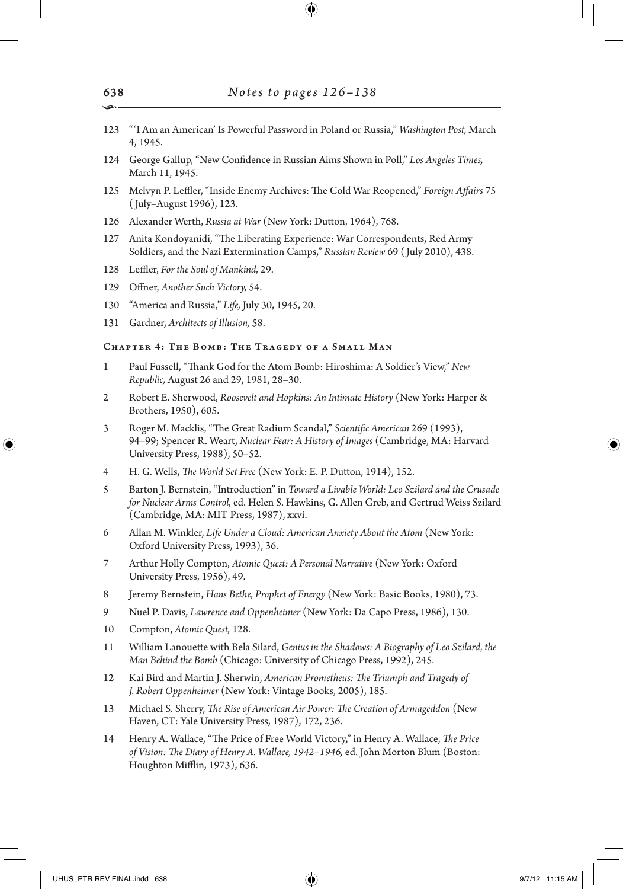123 "'I Am an American' Is Powerful Password in Poland or Russia," *Washington Post,* March 4, 1945.

124 George Gallup, "New Confidence in Russian Aims Shown in Poll," *Los Angeles Times,* March 11, 1945.

125 Melvyn P. Leffler, "Inside Enemy Archives: The Cold War Reopened," *Foreign Affairs* 75 (July–August 1996), 123.

126 Alexander Werth, *Russia at War* (New York: Dutton, 1964), 768.

127 Anita Kondoyanidi, "The Liberating Experience: War Correspondents, Red Army Soldiers, and the Nazi Extermination Camps," *Russian Review* 69 (July 2010), 438.

128 Leffler, *For the Soul of Mankind,* 29.

129 Offner, *Another Such Victory,* 54.

130 "America and Russia," *Life,* July 30, 1945, 20.

131 Gardner, *Architects of Illusion,* 58.

## Chapter 4: The Bomb: The Tragedy of a Small Man

1 Paul Fussell, "Thank God for the Atom Bomb: Hiroshima: A Soldier's View," *New Republic,* August 26 and 29, 1981, 28–30.

2 Robert E. Sherwood, *Roosevelt and Hopkins: An Intimate History* (New York: Harper & Brothers, 1950), 605.

3 Roger M. Macklis, "The Great Radium Scandal," *Scientific American* 269 (1993), 94–99; Spencer R. Weart, *Nuclear Fear: A History of Images* (Cambridge, MA: Harvard University Press, 1988), 50–52.

4 H. G. Wells, *The World Set Free* (New York: E. P. Dutton, 1914), 152.

5 Barton J. Bernstein, "Introduction" in *Toward a Livable World: Leo Szilard and the Crusade for Nuclear Arms Control,* ed. Helen S. Hawkins, G. Allen Greb, and Gertrud Weiss Szilard (Cambridge, MA: MIT Press, 1987), xxvi.

6 Allan M. Winkler, *Life Under a Cloud: American Anxiety About the Atom* (New York: Oxford University Press, 1993), 36.

7 Arthur Holly Compton, *Atomic Quest: A Personal Narrative* (New York: Oxford University Press, 1956), 49.

8 Jeremy Bernstein, *Hans Bethe, Prophet of Energy* (New York: Basic Books, 1980), 73.

9 Nuel P. Davis, *Lawrence and Oppenheimer* (New York: Da Capo Press, 1986), 130.

10 Compton, *Atomic Quest,* 128.

11 William Lanouette with Bela Silard, *Genius in the Shadows: A Biography of Leo Szilard, the Man Behind the Bomb* (Chicago: University of Chicago Press, 1992), 245.

12 Kai Bird and Martin J. Sherwin, *American Prometheus: The Triumph and Tragedy of J. Robert Oppenheimer* (New York: Vintage Books, 2005), 185.

13 Michael S. Sherry, *The Rise of American Air Power: The Creation of Armageddon* (New Haven, CT: Yale University Press, 1987), 172, 236.

14 Henry A. Wallace, "The Price of Free World Victory," in Henry A. Wallace, *The Price of Vision: The Diary of Henry A. Wallace, 1942–1946,* ed. John Morton Blum (Boston: Houghton Mifflin, 1973), 636.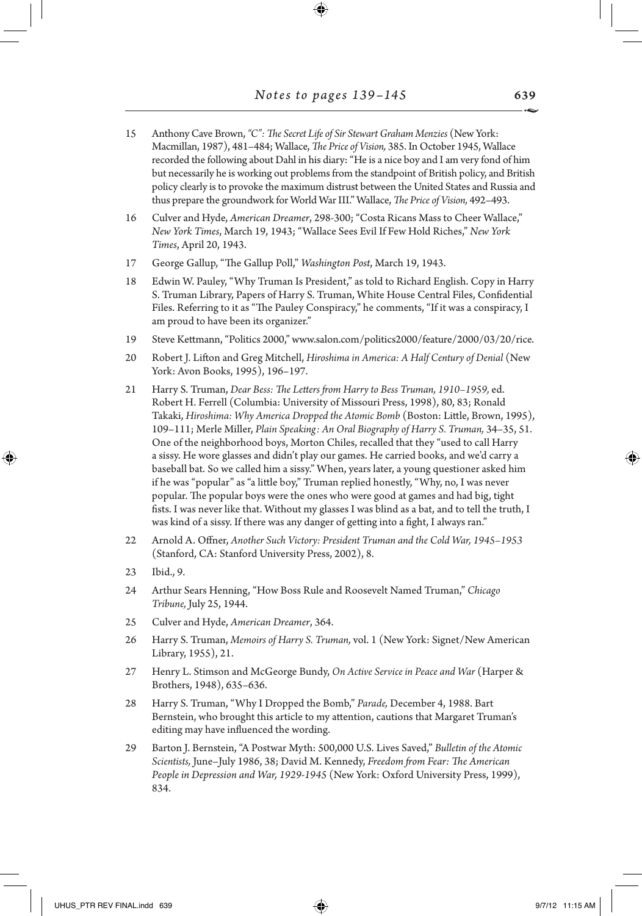15 Anthony Cave Brown, *"C": The Secret Life of Sir Stewart Graham Menzies* (New York: Macmillan, 1987), 481–484; Wallace, *The Price of Vision,* 385. In October 1945, Wallace recorded the following about Dahl in his diary: "He is a nice boy and I am very fond of him but necessarily he is working out problems from the standpoint of British policy, and British policy clearly is to provoke the maximum distrust between the United States and Russia and thus prepare the groundwork for World War III." Wallace, *The Price of Vision,* 492–493.

16 Culver and Hyde, *American Dreamer*, 298-300; "Costa Ricans Mass to Cheer Wallace," *New York Times*, March 19, 1943; "Wallace Sees Evil If Few Hold Riches," *New York Times*, April 20, 1943.

17 George Gallup, "The Gallup Poll," *Washington Post*, March 19, 1943.

18 Edwin W. Pauley, "Why Truman Is President," as told to Richard English. Copy in Harry S. Truman Library, Papers of Harry S. Truman, White House Central Files, Confidential Files. Referring to it as "The Pauley Conspiracy," he comments, "If it was a conspiracy, I am proud to have been its organizer."

19 Steve Kettmann, "Politics 2000," www.salon.com/politics2000/feature/2000/03/20/rice.

20 Robert J. Lifton and Greg Mitchell, *Hiroshima in America: A Half Century of Denial* (New York: Avon Books, 1995), 196–197.

21 Harry S. Truman, *Dear Bess: The Letters from Harry to Bess Truman, 1910–1959,* ed. Robert H. Ferrell (Columbia: University of Missouri Press, 1998), 80, 83; Ronald Takaki, *Hiroshima: Why America Dropped the Atomic Bomb* (Boston: Little, Brown, 1995), 109–111; Merle Miller, *Plain Speaking: An Oral Biography of Harry S. Truman,* 34–35, 51. One of the neighborhood boys, Morton Chiles, recalled that they "used to call Harry a sissy. He wore glasses and didn't play our games. He carried books, and we'd carry a baseball bat. So we called him a sissy." When, years later, a young questioner asked him if he was "popular" as "a little boy," Truman replied honestly, "Why, no, I was never popular. The popular boys were the ones who were good at games and had big, tight fists. I was never like that. Without my glasses I was blind as a bat, and to tell the truth, I was kind of a sissy. If there was any danger of getting into a fight, I always ran."

22 Arnold A. Offner, *Another Such Victory: President Truman and the Cold War, 1945–1953* (Stanford, CA: Stanford University Press, 2002), 8.

23 Ibid., 9.

24 Arthur Sears Henning, "How Boss Rule and Roosevelt Named Truman," *Chicago Tribune,* July 25, 1944.

25 Culver and Hyde, *American Dreamer*, 364.

26 Harry S. Truman, *Memoirs of Harry S. Truman,* vol. 1 (New York: Signet/New American Library, 1955), 21.

27 Henry L. Stimson and McGeorge Bundy, *On Active Service in Peace and War* (Harper & Brothers, 1948), 635–636.

28 Harry S. Truman, "Why I Dropped the Bomb," *Parade,* December 4, 1988. Bart Bernstein, who brought this article to my attention, cautions that Margaret Truman's editing may have influenced the wording.

29 Barton J. Bernstein, "A Postwar Myth: 500,000 U.S. Lives Saved," *Bulletin of the Atomic Scientists,* June–July 1986, 38; David M. Kennedy, *Freedom from Fear: The American People in Depression and War, 1929-1945* (New York: Oxford University Press, 1999), 834.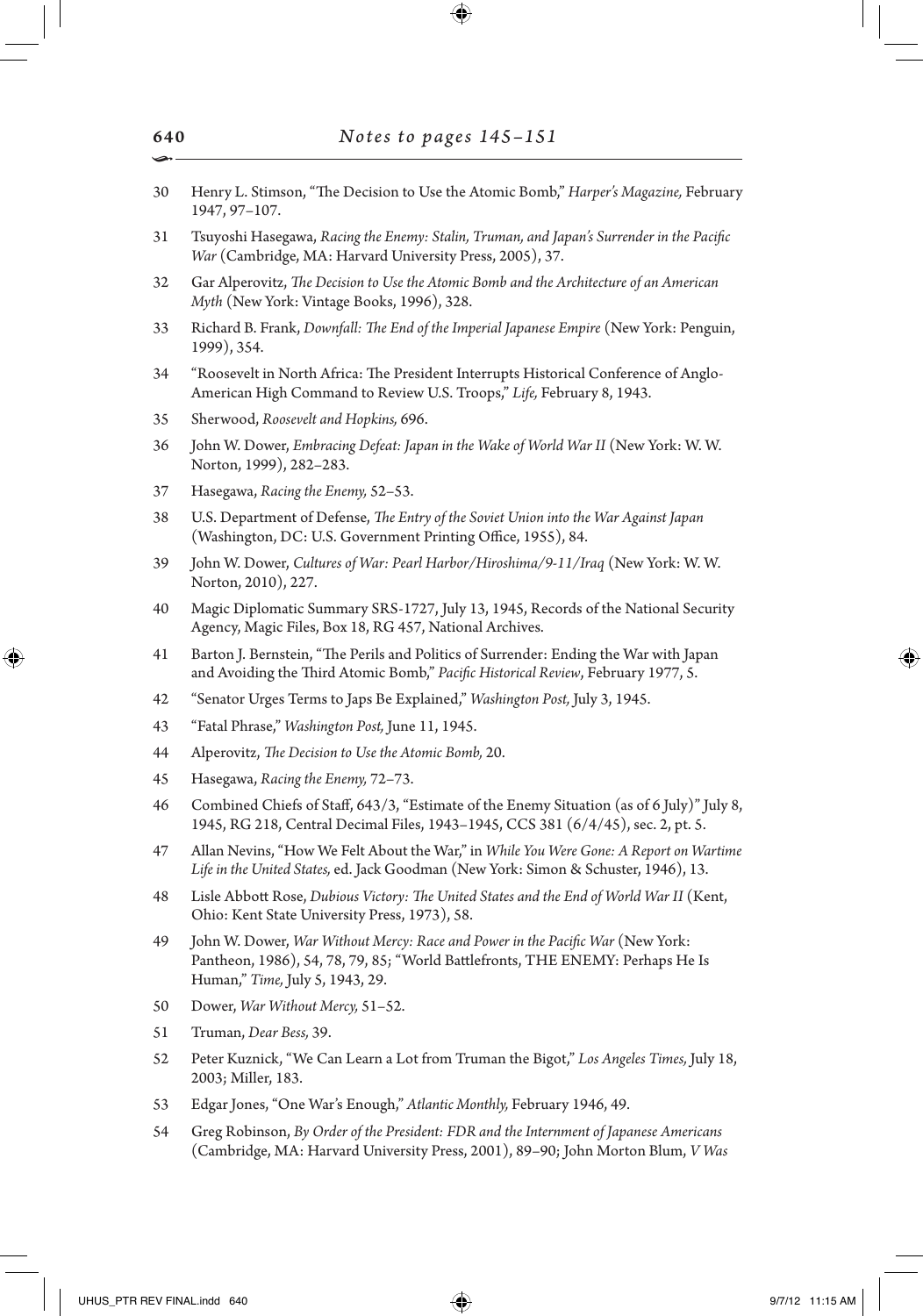30 Henry L. Stimson, "The Decision to Use the Atomic Bomb," *Harper's Magazine,* February 1947, 97–107.

31 Tsuyoshi Hasegawa, *Racing the Enemy: Stalin, Truman, and Japan's Surrender in the Pacific War* (Cambridge, MA: Harvard University Press, 2005), 37.

32 Gar Alperovitz, *The Decision to Use the Atomic Bomb and the Architecture of an American Myth* (New York: Vintage Books, 1996), 328.

33 Richard B. Frank, *Downfall: The End of the Imperial Japanese Empire* (New York: Penguin, 1999), 354.

34 "Roosevelt in North Africa: The President Interrupts Historical Conference of Anglo-American High Command to Review U.S. Troops," *Life,* February 8, 1943.

35 Sherwood, *Roosevelt and Hopkins,* 696.

36 John W. Dower, *Embracing Defeat: Japan in the Wake of World War II* (New York: W. W. Norton, 1999), 282–283.

37 Hasegawa, *Racing the Enemy,* 52–53.

38 U.S. Department of Defense, *The Entry of the Soviet Union into the War Against Japan* (Washington, DC: U.S. Government Printing Office, 1955), 84.

39 John W. Dower, *Cultures of War: Pearl Harbor/Hiroshima/9-11/Iraq* (New York: W. W. Norton, 2010), 227.

40 Magic Diplomatic Summary SRS-1727, July 13, 1945, Records of the National Security Agency, Magic Files, Box 18, RG 457, National Archives.

41 Barton J. Bernstein, "The Perils and Politics of Surrender: Ending the War with Japan and Avoiding the Third Atomic Bomb," *Pacific Historical Review*, February 1977, 5.

42 "Senator Urges Terms to Japs Be Explained," *Washington Post,* July 3, 1945.

43 "Fatal Phrase," *Washington Post,* June 11, 1945.

44 Alperovitz, *The Decision to Use the Atomic Bomb,* 20.

45 Hasegawa, *Racing the Enemy,* 72–73.

46 Combined Chiefs of Staff, 643/3, "Estimate of the Enemy Situation (as of 6 July)" July 8, 1945, RG 218, Central Decimal Files, 1943–1945, CCS 381 (6/4/45), sec. 2, pt. 5.

47 Allan Nevins, "How We Felt About the War," in *While You Were Gone: A Report on Wartime Life in the United States,* ed. Jack Goodman (New York: Simon & Schuster, 1946), 13.

48 Lisle Abbott Rose, *Dubious Victory: The United States and the End of World War II* (Kent, Ohio: Kent State University Press, 1973), 58.

49 John W. Dower, *War Without Mercy: Race and Power in the Pacific War* (New York: Pantheon, 1986), 54, 78, 79, 85; "World Battlefronts, THE ENEMY: Perhaps He Is Human," *Time,* July 5, 1943, 29.

50 Dower, *War Without Mercy,* 51–52.

51 Truman, *Dear Bess,* 39.

52 Peter Kuznick, "We Can Learn a Lot from Truman the Bigot," *Los Angeles Times,* July 18, 2003; Miller, 183.

53 Edgar Jones, "One War's Enough," *Atlantic Monthly,* February 1946, 49.

54 Greg Robinson, *By Order of the President: FDR and the Internment of Japanese Americans* (Cambridge, MA: Harvard University Press, 2001), 89–90; John Morton Blum, *V Was*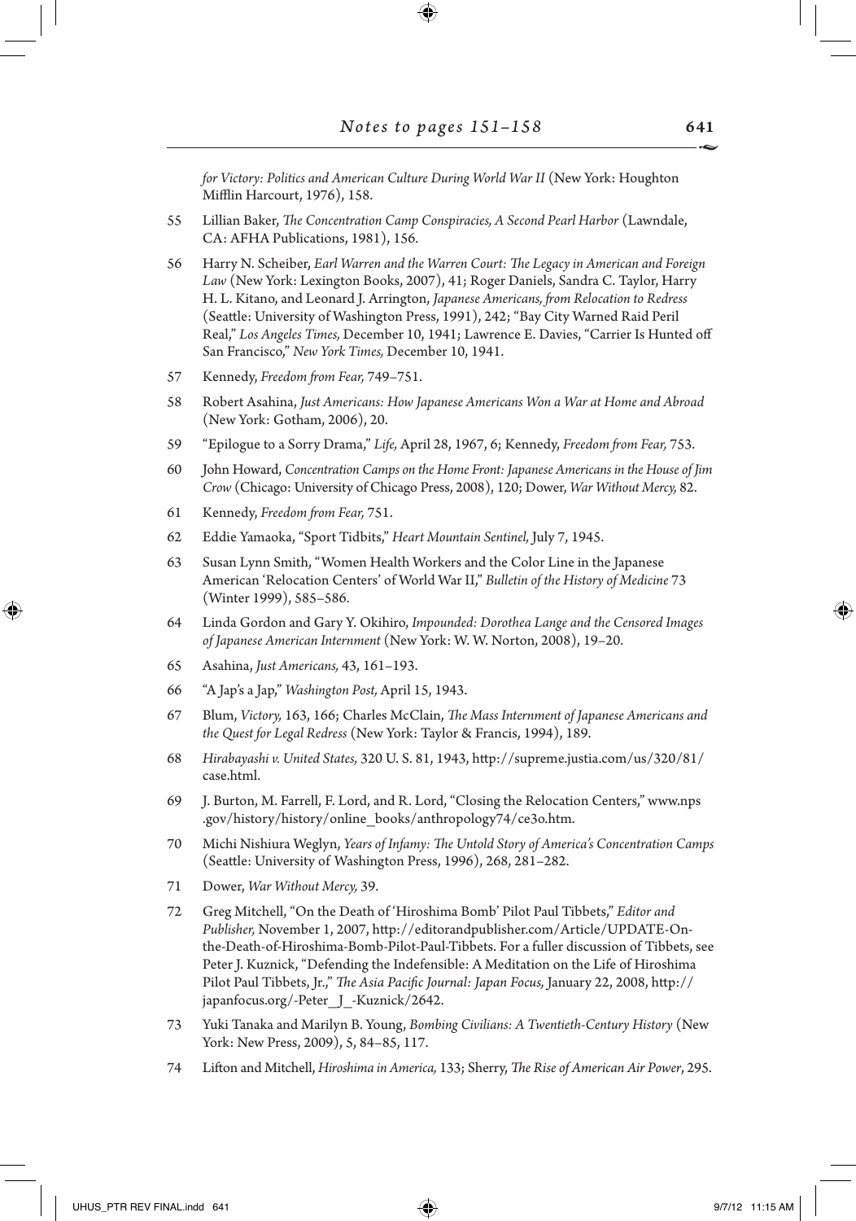*for Victory: Politics and American Culture During World War II* (New York: Houghton Mifflin Harcourt, 1976), 158.

55 Lillian Baker, *The Concentration Camp Conspiracies, A Second Pearl Harbor* (Lawndale, CA: AFHA Publications, 1981), 156.

56 Harry N. Scheiber, *Earl Warren and the Warren Court: The Legacy in American and Foreign Law* (New York: Lexington Books, 2007), 41; Roger Daniels, Sandra C. Taylor, Harry H. L. Kitano, and Leonard J. Arrington, *Japanese Americans, from Relocation to Redress* (Seattle: University of Washington Press, 1991), 242; "Bay City Warned Raid Peril Real," *Los Angeles Times,* December 10, 1941; Lawrence E. Davies, "Carrier Is Hunted off San Francisco," *New York Times,* December 10, 1941.

57 Kennedy, *Freedom from Fear,* 749–751.

58 Robert Asahina, *Just Americans: How Japanese Americans Won a War at Home and Abroad* (New York: Gotham, 2006), 20.

59 "Epilogue to a Sorry Drama," *Life,* April 28, 1967, 6; Kennedy, *Freedom from Fear,* 753.

60 John Howard, *Concentration Camps on the Home Front: Japanese Americans in the House of Jim Crow* (Chicago: University of Chicago Press, 2008), 120; Dower, *War Without Mercy,* 82.

61 Kennedy, *Freedom from Fear,* 751.

62 Eddie Yamaoka, "Sport Tidbits," *Heart Mountain Sentinel,* July 7, 1945.

63 Susan Lynn Smith, "Women Health Workers and the Color Line in the Japanese American 'Relocation Centers' of World War II," *Bulletin of the History of Medicine* 73 (Winter 1999), 585–586.

64 Linda Gordon and Gary Y. Okihiro, *Impounded: Dorothea Lange and the Censored Images of Japanese American Internment* (New York: W. W. Norton, 2008), 19–20.

65 Asahina, *Just Americans,* 43, 161–193.

66 "A Jap's a Jap," *Washington Post,* April 15, 1943.

67 Blum, *Victory,* 163, 166; Charles McClain, *The Mass Internment of Japanese Americans and the Quest for Legal Redress* (New York: Taylor & Francis, 1994), 189.

68 *Hirabayashi v. United States,* 320 U. S. 81, 1943, http://supreme.justia.com/us/320/81/case.html.

69 J. Burton, M. Farrell, F. Lord, and R. Lord, "Closing the Relocation Centers," www.nps.gov/history/history/online_books/anthropology74/ce3o.htm.

70 Michi Nishiura Weglyn, *Years of Infamy: The Untold Story of America's Concentration Camps* (Seattle: University of Washington Press, 1996), 268, 281–282.

71 Dower, *War Without Mercy,* 39.

72 Greg Mitchell, "On the Death of 'Hiroshima Bomb' Pilot Paul Tibbets," *Editor and Publisher,* November 1, 2007, http://editorandpublisher.com/Article/UPDATE-On-the-Death-of-Hiroshima-Bomb-Pilot-Paul-Tibbets. For a fuller discussion of Tibbets, see Peter J. Kuznick, "Defending the Indefensible: A Meditation on the Life of Hiroshima Pilot Paul Tibbets, Jr.," *The Asia Pacific Journal: Japan Focus,* January 22, 2008, http://japanfocus.org/-Peter_J_-Kuznick/2642.

73 Yuki Tanaka and Marilyn B. Young, *Bombing Civilians: A Twentieth-Century History* (New York: New Press, 2009), 5, 84–85, 117.

74 Lifton and Mitchell, *Hiroshima in America,* 133; Sherry, *The Rise of American Air Power*, 295.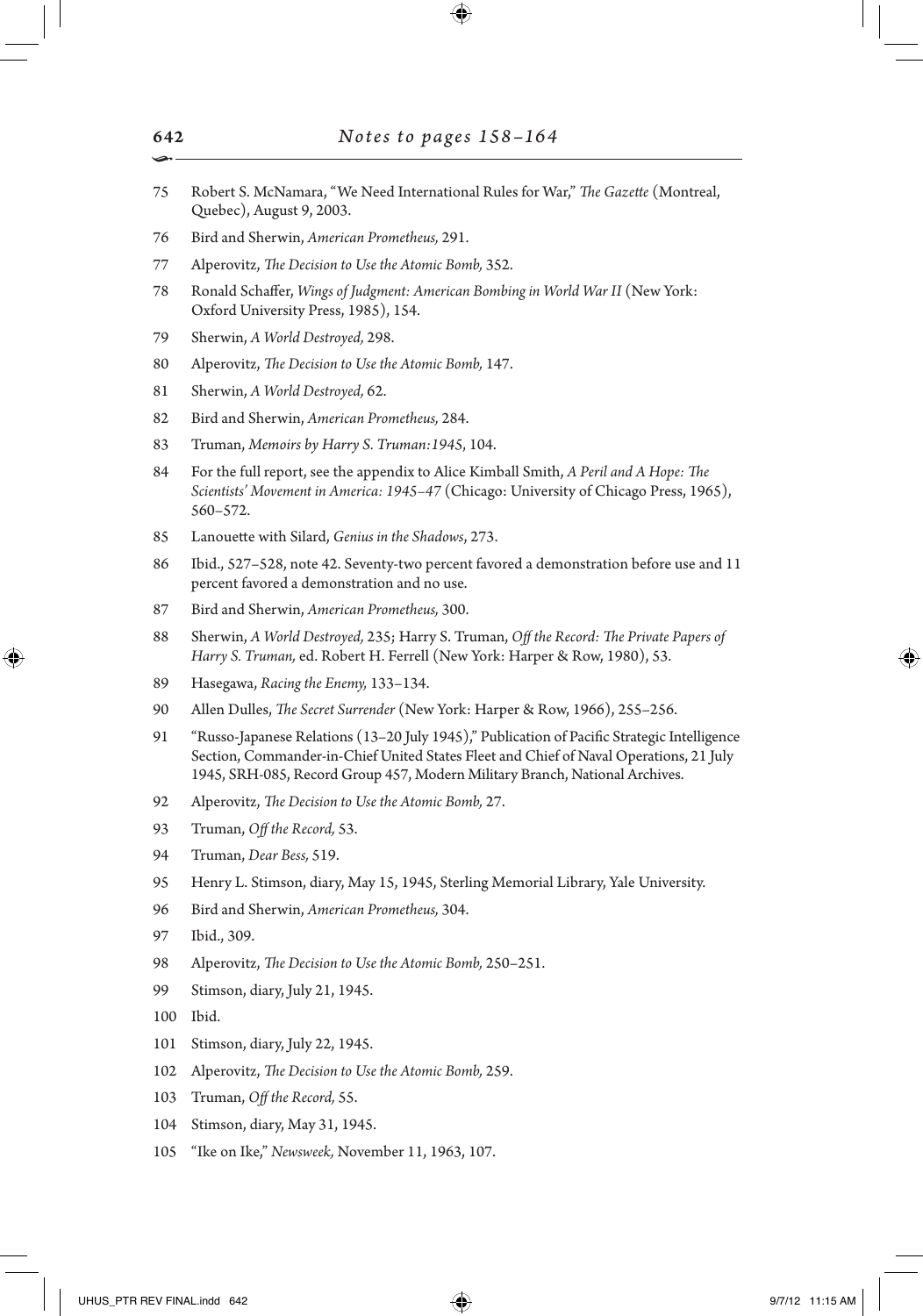75 Robert S. McNamara, "We Need International Rules for War," *The Gazette* (Montreal, Quebec), August 9, 2003.

76 Bird and Sherwin, *American Prometheus,* 291.

77 Alperovitz, *The Decision to Use the Atomic Bomb,* 352.

78 Ronald Schaffer, *Wings of Judgment: American Bombing in World War II* (New York: Oxford University Press, 1985), 154.

79 Sherwin, *A World Destroyed,* 298.

80 Alperovitz, *The Decision to Use the Atomic Bomb,* 147.

81 Sherwin, *A World Destroyed,* 62.

82 Bird and Sherwin, *American Prometheus,* 284.

83 Truman, *Memoirs by Harry S. Truman:1945,* 104.

84 For the full report, see the appendix to Alice Kimball Smith, *A Peril and A Hope: The Scientists' Movement in America: 1945–47* (Chicago: University of Chicago Press, 1965), 560–572.

85 Lanouette with Silard, *Genius in the Shadows*, 273.

86 Ibid., 527–528, note 42. Seventy-two percent favored a demonstration before use and 11 percent favored a demonstration and no use.

87 Bird and Sherwin, *American Prometheus,* 300.

88 Sherwin, *A World Destroyed,* 235; Harry S. Truman, *Off the Record: The Private Papers of Harry S. Truman,* ed. Robert H. Ferrell (New York: Harper & Row, 1980), 53.

89 Hasegawa, *Racing the Enemy,* 133–134.

90 Allen Dulles, *The Secret Surrender* (New York: Harper & Row, 1966), 255–256.

91 "Russo-Japanese Relations (13–20 July 1945)," Publication of Pacific Strategic Intelligence Section, Commander-in-Chief United States Fleet and Chief of Naval Operations, 21 July 1945, SRH-085, Record Group 457, Modern Military Branch, National Archives.

92 Alperovitz, *The Decision to Use the Atomic Bomb,* 27.

93 Truman, *Off the Record,* 53.

94 Truman, *Dear Bess,* 519.

95 Henry L. Stimson, diary, May 15, 1945, Sterling Memorial Library, Yale University.

96 Bird and Sherwin, *American Prometheus,* 304.

97 Ibid., 309.

98 Alperovitz, *The Decision to Use the Atomic Bomb,* 250–251.

99 Stimson, diary, July 21, 1945.

100 Ibid.

101 Stimson, diary, July 22, 1945.

102 Alperovitz, *The Decision to Use the Atomic Bomb,* 259.

103 Truman, *Off the Record,* 55.

104 Stimson, diary, May 31, 1945.

105 "Ike on Ike," *Newsweek,* November 11, 1963, 107.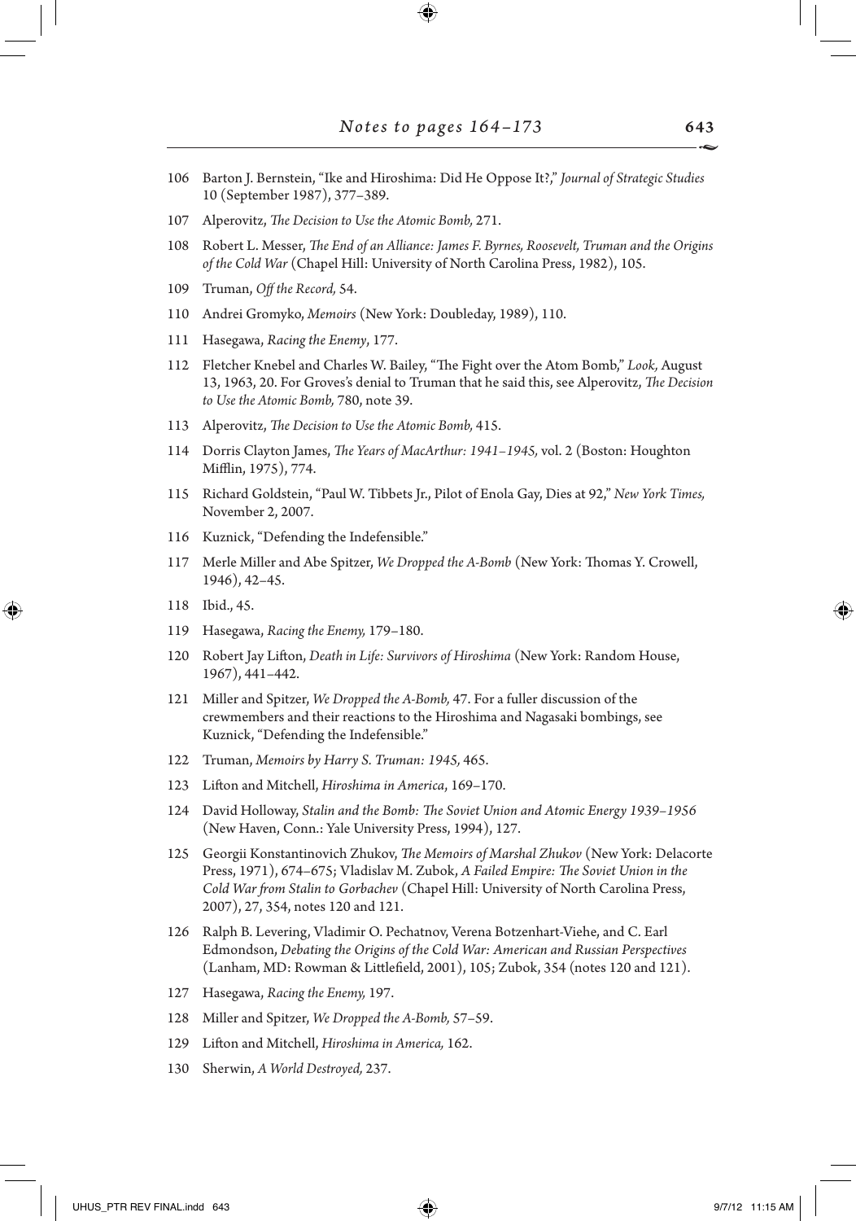106 Barton J. Bernstein, "Ike and Hiroshima: Did He Oppose It?," *Journal of Strategic Studies* 10 (September 1987), 377–389.

107 Alperovitz, *The Decision to Use the Atomic Bomb,* 271.

108 Robert L. Messer, *The End of an Alliance: James F. Byrnes, Roosevelt, Truman and the Origins of the Cold War* (Chapel Hill: University of North Carolina Press, 1982), 105.

109 Truman, *Off the Record,* 54.

110 Andrei Gromyko, *Memoirs* (New York: Doubleday, 1989), 110.

111 Hasegawa, *Racing the Enemy*, 177.

112 Fletcher Knebel and Charles W. Bailey, "The Fight over the Atom Bomb," *Look,* August 13, 1963, 20. For Groves's denial to Truman that he said this, see Alperovitz, *The Decision to Use the Atomic Bomb,* 780, note 39.

113 Alperovitz, *The Decision to Use the Atomic Bomb,* 415.

114 Dorris Clayton James, *The Years of MacArthur: 1941–1945,* vol. 2 (Boston: Houghton Mifflin, 1975), 774.

115 Richard Goldstein, "Paul W. Tibbets Jr., Pilot of Enola Gay, Dies at 92," *New York Times,* November 2, 2007.

116 Kuznick, "Defending the Indefensible."

117 Merle Miller and Abe Spitzer, *We Dropped the A-Bomb* (New York: Thomas Y. Crowell, 1946), 42–45.

118 Ibid., 45.

119 Hasegawa, *Racing the Enemy,* 179–180.

120 Robert Jay Lifton, *Death in Life: Survivors of Hiroshima* (New York: Random House, 1967), 441–442.

121 Miller and Spitzer, *We Dropped the A-Bomb,* 47. For a fuller discussion of the crewmembers and their reactions to the Hiroshima and Nagasaki bombings, see Kuznick, "Defending the Indefensible."

122 Truman, *Memoirs by Harry S. Truman: 1945,* 465.

123 Lifton and Mitchell, *Hiroshima in America*, 169–170.

124 David Holloway, *Stalin and the Bomb: The Soviet Union and Atomic Energy 1939–1956* (New Haven, Conn.: Yale University Press, 1994), 127.

125 Georgii Konstantinovich Zhukov, *The Memoirs of Marshal Zhukov* (New York: Delacorte Press, 1971), 674–675; Vladislav M. Zubok, *A Failed Empire: The Soviet Union in the Cold War from Stalin to Gorbachev* (Chapel Hill: University of North Carolina Press, 2007), 27, 354, notes 120 and 121.

126 Ralph B. Levering, Vladimir O. Pechatnov, Verena Botzenhart-Viehe, and C. Earl Edmondson, *Debating the Origins of the Cold War: American and Russian Perspectives* (Lanham, MD: Rowman & Littlefield, 2001), 105; Zubok, 354 (notes 120 and 121).

127 Hasegawa, *Racing the Enemy,* 197.

128 Miller and Spitzer, *We Dropped the A-Bomb,* 57–59.

129 Lifton and Mitchell, *Hiroshima in America,* 162.

130 Sherwin, *A World Destroyed,* 237.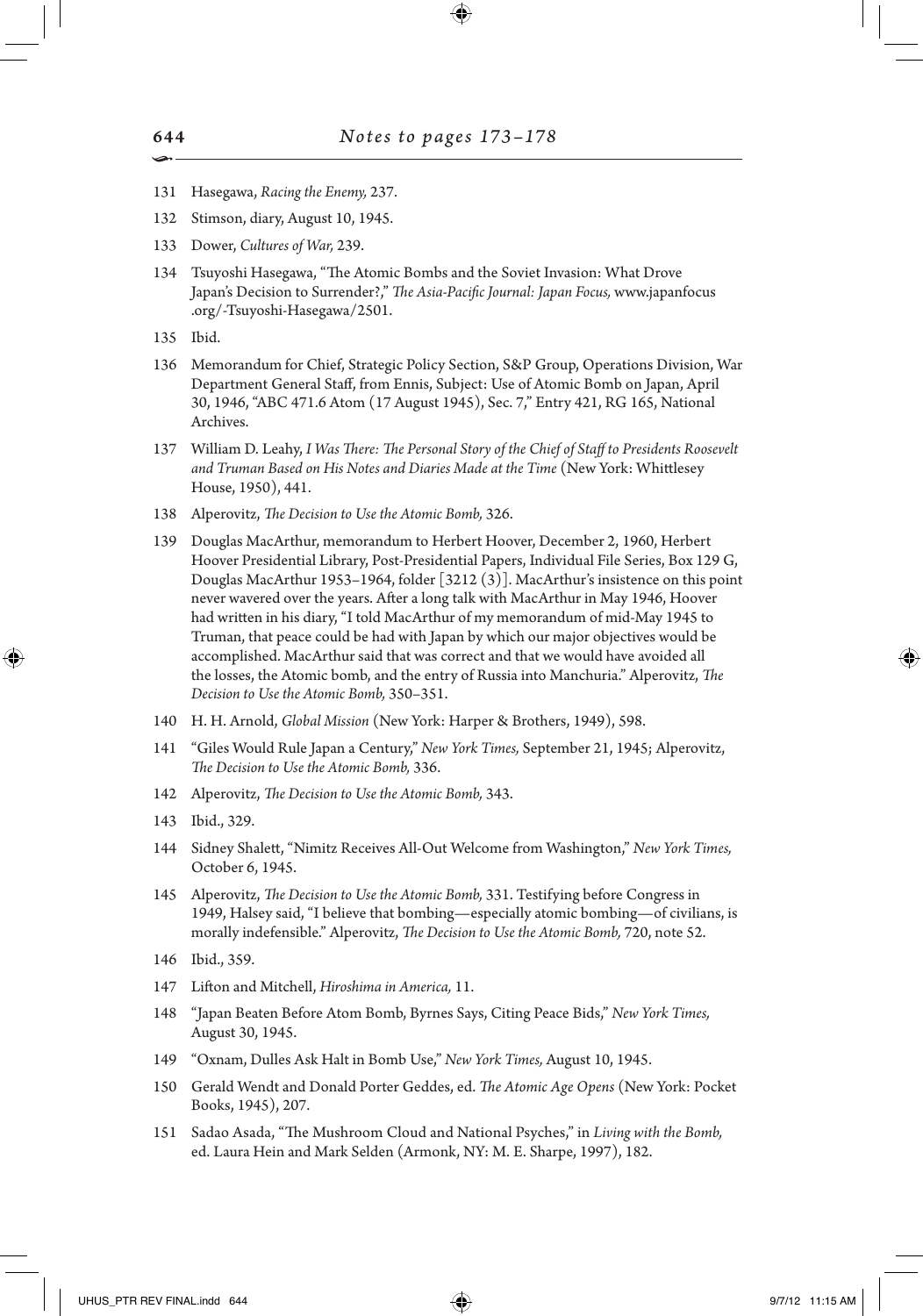## Notes to pages 173–178

131 Hasegawa, *Racing the Enemy,* 237.

132 Stimson, diary, August 10, 1945.

133 Dower, *Cultures of War,* 239.

134 Tsuyoshi Hasegawa, "The Atomic Bombs and the Soviet Invasion: What Drove Japan's Decision to Surrender?," *The Asia-Pacific Journal: Japan Focus,* www.japanfocus.org/-Tsuyoshi-Hasegawa/2501.

135 Ibid.

136 Memorandum for Chief, Strategic Policy Section, S&P Group, Operations Division, War Department General Staff, from Ennis, Subject: Use of Atomic Bomb on Japan, April 30, 1946, "ABC 471.6 Atom (17 August 1945), Sec. 7," Entry 421, RG 165, National Archives.

137 William D. Leahy, *I Was There: The Personal Story of the Chief of Staff to Presidents Roosevelt and Truman Based on His Notes and Diaries Made at the Time* (New York: Whittlesey House, 1950), 441.

138 Alperovitz, *The Decision to Use the Atomic Bomb,* 326.

139 Douglas MacArthur, memorandum to Herbert Hoover, December 2, 1960, Herbert Hoover Presidential Library, Post-Presidential Papers, Individual File Series, Box 129 G, Douglas MacArthur 1953–1964, folder [3212 (3)]. MacArthur's insistence on this point never wavered over the years. After a long talk with MacArthur in May 1946, Hoover had written in his diary, "I told MacArthur of my memorandum of mid-May 1945 to Truman, that peace could be had with Japan by which our major objectives would be accomplished. MacArthur said that was correct and that we would have avoided all the losses, the Atomic bomb, and the entry of Russia into Manchuria." Alperovitz, *The Decision to Use the Atomic Bomb,* 350–351.

140 H. H. Arnold, *Global Mission* (New York: Harper & Brothers, 1949), 598.

141 "Giles Would Rule Japan a Century," *New York Times,* September 21, 1945; Alperovitz, *The Decision to Use the Atomic Bomb,* 336.

142 Alperovitz, *The Decision to Use the Atomic Bomb,* 343.

143 Ibid., 329.

144 Sidney Shalett, "Nimitz Receives All-Out Welcome from Washington," *New York Times,* October 6, 1945.

145 Alperovitz, *The Decision to Use the Atomic Bomb,* 331. Testifying before Congress in 1949, Halsey said, "I believe that bombing—especially atomic bombing—of civilians, is morally indefensible." Alperovitz, *The Decision to Use the Atomic Bomb,* 720, note 52.

146 Ibid., 359.

147 Lifton and Mitchell, *Hiroshima in America,* 11.

148 "Japan Beaten Before Atom Bomb, Byrnes Says, Citing Peace Bids," *New York Times,* August 30, 1945.

149 "Oxnam, Dulles Ask Halt in Bomb Use," *New York Times,* August 10, 1945.

150 Gerald Wendt and Donald Porter Geddes, ed. *The Atomic Age Opens* (New York: Pocket Books, 1945), 207.

151 Sadao Asada, "The Mushroom Cloud and National Psyches," in *Living with the Bomb,* ed. Laura Hein and Mark Selden (Armonk, NY: M. E. Sharpe, 1997), 182.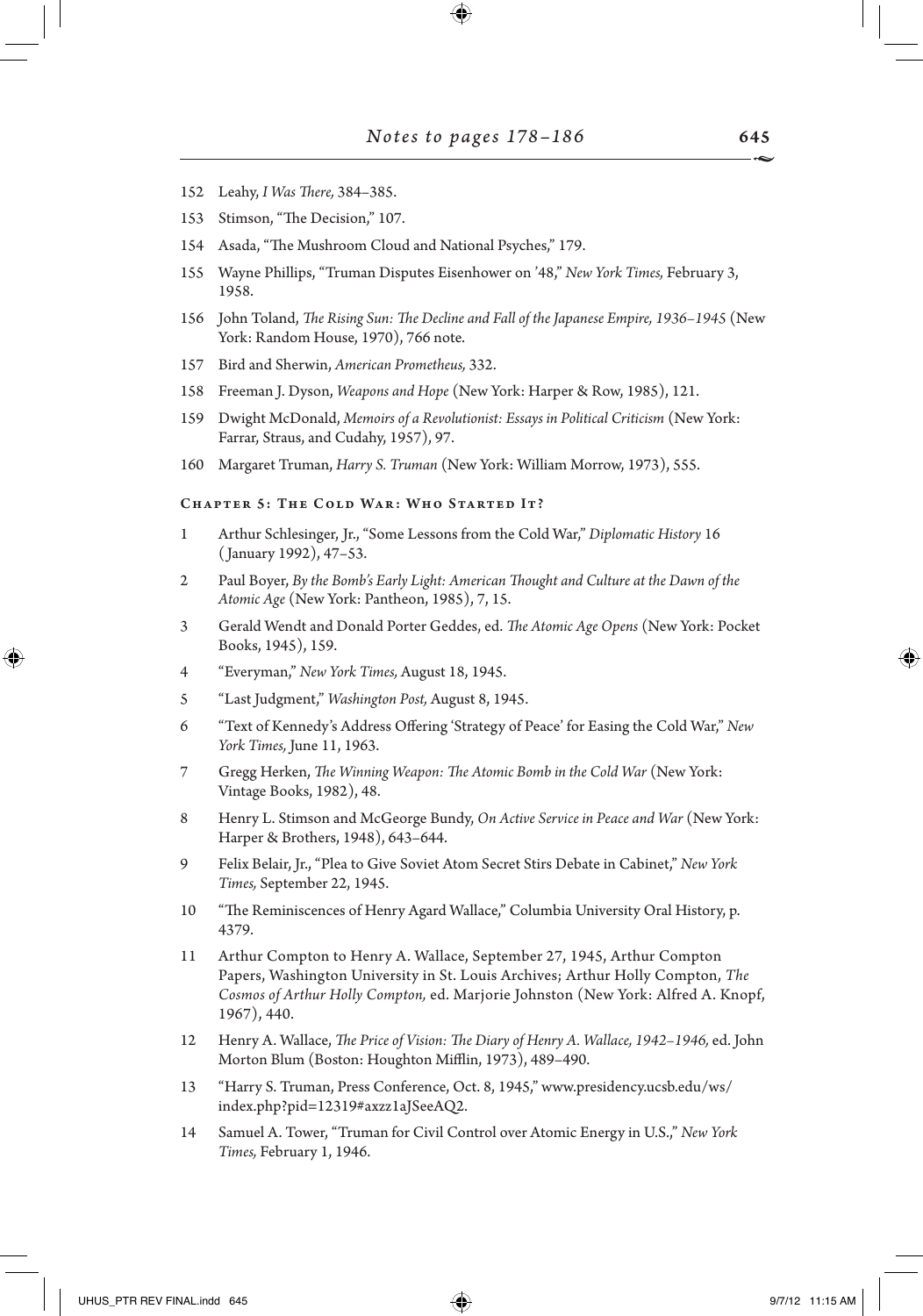152 Leahy, *I Was There,* 384–385.

153 Stimson, "The Decision," 107.

154 Asada, "The Mushroom Cloud and National Psyches," 179.

155 Wayne Phillips, "Truman Disputes Eisenhower on '48," *New York Times,* February 3, 1958.

156 John Toland, *The Rising Sun: The Decline and Fall of the Japanese Empire, 1936–1945* (New York: Random House, 1970), 766 note.

157 Bird and Sherwin, *American Prometheus,* 332.

158 Freeman J. Dyson, *Weapons and Hope* (New York: Harper & Row, 1985), 121.

159 Dwight McDonald, *Memoirs of a Revolutionist: Essays in Political Criticism* (New York: Farrar, Straus, and Cudahy, 1957), 97.

160 Margaret Truman, *Harry S. Truman* (New York: William Morrow, 1973), 555.

## Chapter 5: The Cold War: Who Started It?

1 Arthur Schlesinger, Jr., "Some Lessons from the Cold War," *Diplomatic History* 16 (January 1992), 47–53.

2 Paul Boyer, *By the Bomb's Early Light: American Thought and Culture at the Dawn of the Atomic Age* (New York: Pantheon, 1985), 7, 15.

3 Gerald Wendt and Donald Porter Geddes, ed. *The Atomic Age Opens* (New York: Pocket Books, 1945), 159.

4 "Everyman," *New York Times,* August 18, 1945.

5 "Last Judgment," *Washington Post,* August 8, 1945.

6 "Text of Kennedy's Address Offering 'Strategy of Peace' for Easing the Cold War," *New York Times,* June 11, 1963.

7 Gregg Herken, *The Winning Weapon: The Atomic Bomb in the Cold War* (New York: Vintage Books, 1982), 48.

8 Henry L. Stimson and McGeorge Bundy, *On Active Service in Peace and War* (New York: Harper & Brothers, 1948), 643–644.

9 Felix Belair, Jr., "Plea to Give Soviet Atom Secret Stirs Debate in Cabinet," *New York Times,* September 22, 1945.

10 "The Reminiscences of Henry Agard Wallace," Columbia University Oral History, p. 4379.

11 Arthur Compton to Henry A. Wallace, September 27, 1945, Arthur Compton Papers, Washington University in St. Louis Archives; Arthur Holly Compton, *The Cosmos of Arthur Holly Compton,* ed. Marjorie Johnston (New York: Alfred A. Knopf, 1967), 440.

12 Henry A. Wallace, *The Price of Vision: The Diary of Henry A. Wallace, 1942–1946,* ed. John Morton Blum (Boston: Houghton Mifflin, 1973), 489–490.

13 "Harry S. Truman, Press Conference, Oct. 8, 1945," www.presidency.ucsb.edu/ws/index.php?pid=12319#axzz1aJSeeAQ2.

14 Samuel A. Tower, "Truman for Civil Control over Atomic Energy in U.S.," *New York Times,* February 1, 1946.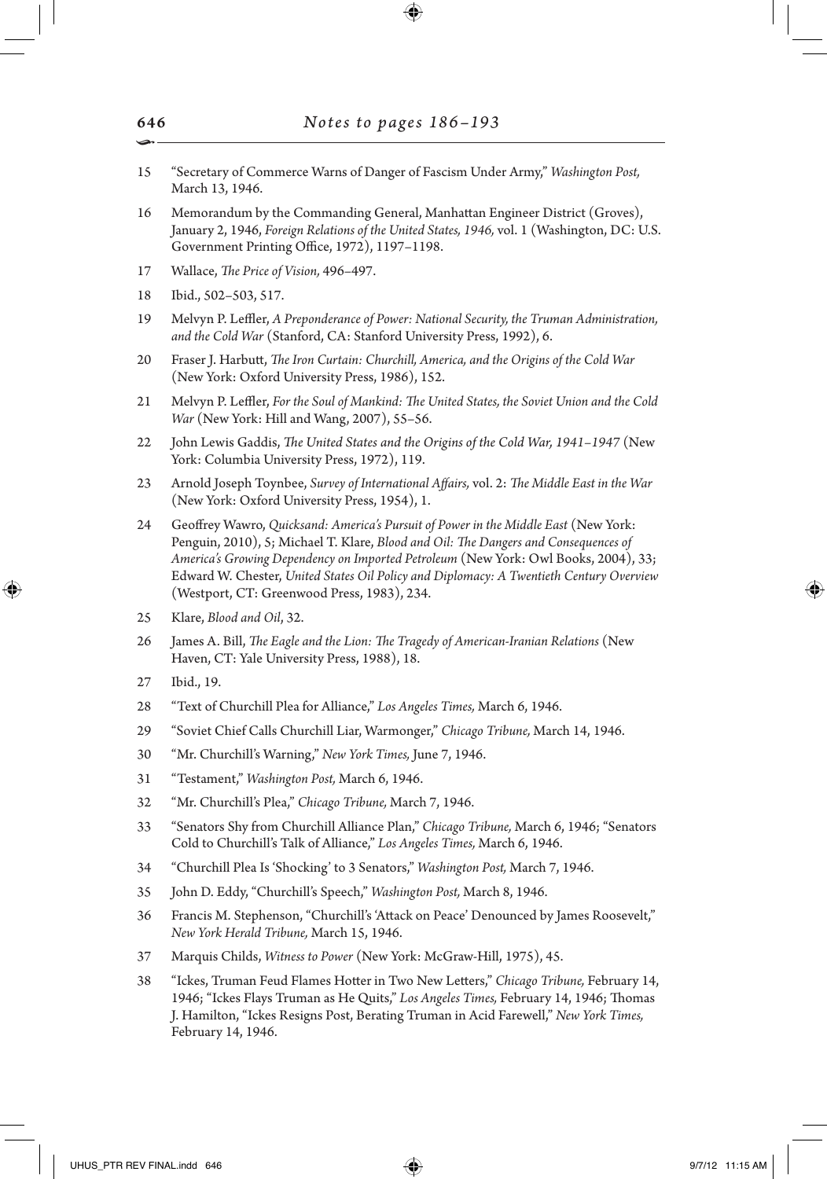## *Notes to pages 186–193*

15 "Secretary of Commerce Warns of Danger of Fascism Under Army," *Washington Post,* March 13, 1946.

16 Memorandum by the Commanding General, Manhattan Engineer District (Groves), January 2, 1946, *Foreign Relations of the United States, 1946,* vol. 1 (Washington, DC: U.S. Government Printing Office, 1972), 1197–1198.

17 Wallace, *The Price of Vision,* 496–497.

18 Ibid., 502–503, 517.

19 Melvyn P. Leffler, *A Preponderance of Power: National Security, the Truman Administration, and the Cold War* (Stanford, CA: Stanford University Press, 1992), 6.

20 Fraser J. Harbutt, *The Iron Curtain: Churchill, America, and the Origins of the Cold War* (New York: Oxford University Press, 1986), 152.

21 Melvyn P. Leffler, *For the Soul of Mankind: The United States, the Soviet Union and the Cold War* (New York: Hill and Wang, 2007), 55–56.

22 John Lewis Gaddis, *The United States and the Origins of the Cold War, 1941–1947* (New York: Columbia University Press, 1972), 119.

23 Arnold Joseph Toynbee, *Survey of International Affairs,* vol. 2: *The Middle East in the War* (New York: Oxford University Press, 1954), 1.

24 Geoffrey Wawro, *Quicksand: America's Pursuit of Power in the Middle East* (New York: Penguin, 2010), 5; Michael T. Klare, *Blood and Oil: The Dangers and Consequences of America's Growing Dependency on Imported Petroleum* (New York: Owl Books, 2004), 33; Edward W. Chester, *United States Oil Policy and Diplomacy: A Twentieth Century Overview* (Westport, CT: Greenwood Press, 1983), 234.

25 Klare, *Blood and Oil*, 32.

26 James A. Bill, *The Eagle and the Lion: The Tragedy of American-Iranian Relations* (New Haven, CT: Yale University Press, 1988), 18.

27 Ibid., 19.

28 "Text of Churchill Plea for Alliance," *Los Angeles Times,* March 6, 1946.

29 "Soviet Chief Calls Churchill Liar, Warmonger," *Chicago Tribune,* March 14, 1946.

30 "Mr. Churchill's Warning," *New York Times,* June 7, 1946.

31 "Testament," *Washington Post,* March 6, 1946.

32 "Mr. Churchill's Plea," *Chicago Tribune,* March 7, 1946.

33 "Senators Shy from Churchill Alliance Plan," *Chicago Tribune,* March 6, 1946; "Senators Cold to Churchill's Talk of Alliance," *Los Angeles Times,* March 6, 1946.

34 "Churchill Plea Is 'Shocking' to 3 Senators," *Washington Post,* March 7, 1946.

35 John D. Eddy, "Churchill's Speech," *Washington Post,* March 8, 1946.

36 Francis M. Stephenson, "Churchill's 'Attack on Peace' Denounced by James Roosevelt," *New York Herald Tribune,* March 15, 1946.

37 Marquis Childs, *Witness to Power* (New York: McGraw-Hill, 1975), 45.

38 "Ickes, Truman Feud Flames Hotter in Two New Letters," *Chicago Tribune,* February 14, 1946; "Ickes Flays Truman as He Quits," *Los Angeles Times,* February 14, 1946; Thomas J. Hamilton, "Ickes Resigns Post, Berating Truman in Acid Farewell," *New York Times,* February 14, 1946.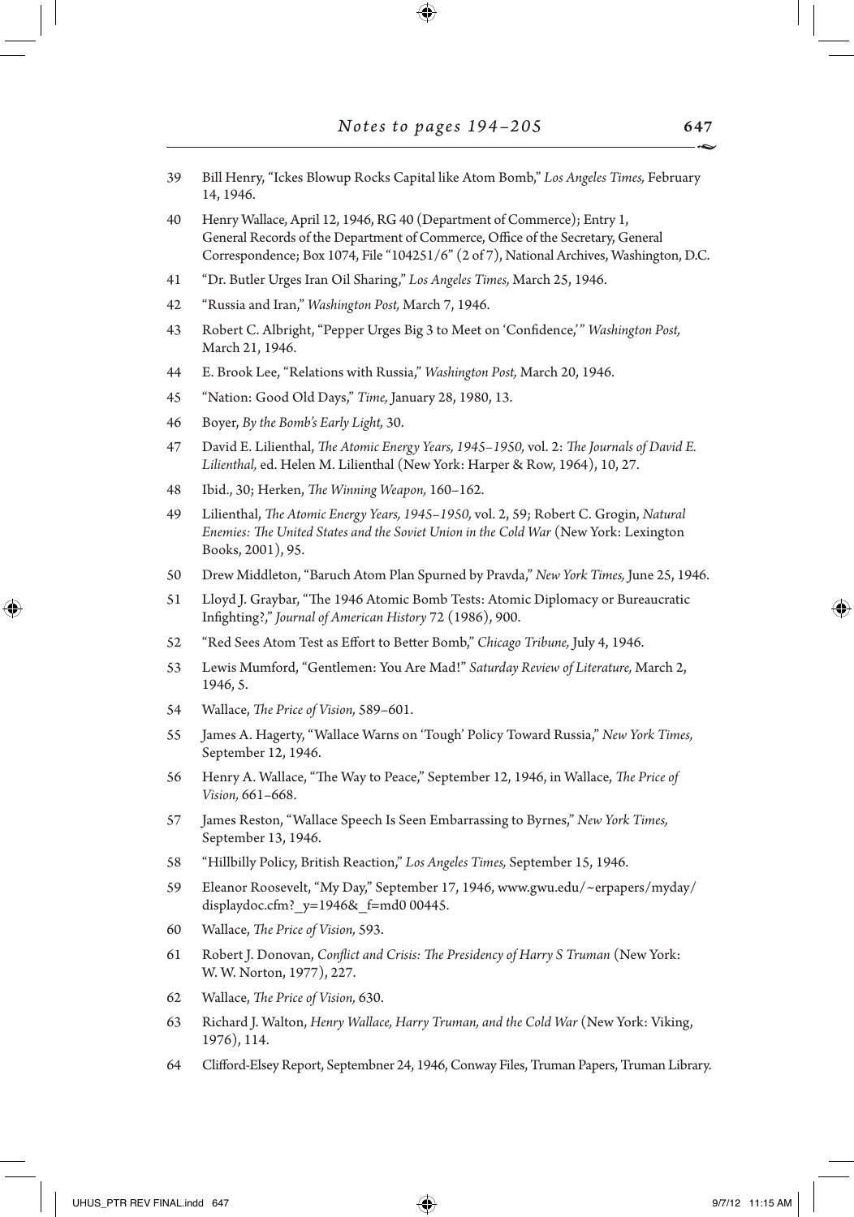39 Bill Henry, “Ickes Blowup Rocks Capital like Atom Bomb,” *Los Angeles Times,* February 14, 1946.

40 Henry Wallace, April 12, 1946, RG 40 (Department of Commerce); Entry 1, General Records of the Department of Commerce, Office of the Secretary, General Correspondence; Box 1074, File “104251/6” (2 of 7), National Archives, Washington, D.C.

41 “Dr. Butler Urges Iran Oil Sharing,” *Los Angeles Times,* March 25, 1946.

42 “Russia and Iran,” *Washington Post,* March 7, 1946.

43 Robert C. Albright, “Pepper Urges Big 3 to Meet on ‘Confidence,’” *Washington Post,* March 21, 1946.

44 E. Brook Lee, “Relations with Russia,” *Washington Post,* March 20, 1946.

45 “Nation: Good Old Days,” *Time,* January 28, 1980, 13.

46 Boyer, *By the Bomb’s Early Light,* 30.

47 David E. Lilienthal, *The Atomic Energy Years, 1945–1950,* vol. 2: *The Journals of David E. Lilienthal,* ed. Helen M. Lilienthal (New York: Harper & Row, 1964), 10, 27.

48 Ibid., 30; Herken, *The Winning Weapon,* 160–162.

49 Lilienthal, *The Atomic Energy Years, 1945–1950,* vol. 2, 59; Robert C. Grogin, *Natural Enemies: The United States and the Soviet Union in the Cold War* (New York: Lexington Books, 2001), 95.

50 Drew Middleton, “Baruch Atom Plan Spurned by Pravda,” *New York Times,* June 25, 1946.

51 Lloyd J. Graybar, “The 1946 Atomic Bomb Tests: Atomic Diplomacy or Bureaucratic Infighting?,” *Journal of American History* 72 (1986), 900.

52 “Red Sees Atom Test as Effort to Better Bomb,” *Chicago Tribune,* July 4, 1946.

53 Lewis Mumford, “Gentlemen: You Are Mad!” *Saturday Review of Literature,* March 2, 1946, 5.

54 Wallace, *The Price of Vision,* 589–601.

55 James A. Hagerty, “Wallace Warns on ‘Tough’ Policy Toward Russia,” *New York Times,* September 12, 1946.

56 Henry A. Wallace, “The Way to Peace,” September 12, 1946, in Wallace, *The Price of Vision,* 661–668.

57 James Reston, “Wallace Speech Is Seen Embarrassing to Byrnes,” *New York Times,* September 13, 1946.

58 “Hillbilly Policy, British Reaction,” *Los Angeles Times,* September 15, 1946.

59 Eleanor Roosevelt, “My Day,” September 17, 1946, www.gwu.edu/~erpapers/myday/displaydoc.cfm?_y=1946&_f=md0 00445.

60 Wallace, *The Price of Vision,* 593.

61 Robert J. Donovan, *Conflict and Crisis: The Presidency of Harry S Truman* (New York: W. W. Norton, 1977), 227.

62 Wallace, *The Price of Vision,* 630.

63 Richard J. Walton, *Henry Wallace, Harry Truman, and the Cold War* (New York: Viking, 1976), 114.

64 Clifford-Elsey Report, Septembner 24, 1946, Conway Files, Truman Papers, Truman Library.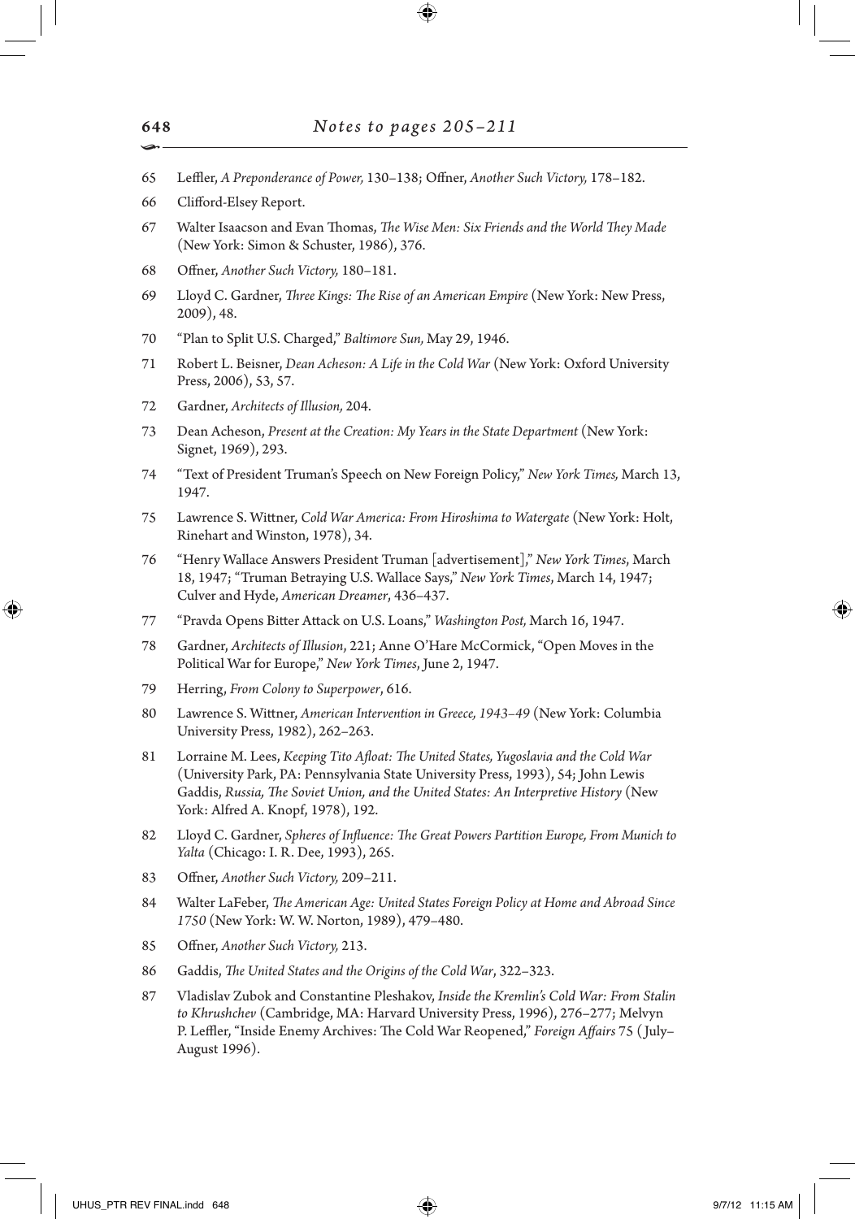65 Leffler, *A Preponderance of Power,* 130–138; Offner, *Another Such Victory,* 178–182.

66 Clifford-Elsey Report.

67 Walter Isaacson and Evan Thomas, *The Wise Men: Six Friends and the World They Made* (New York: Simon & Schuster, 1986), 376.

68 Offner, *Another Such Victory,* 180–181.

69 Lloyd C. Gardner, *Three Kings: The Rise of an American Empire* (New York: New Press, 2009), 48.

70 "Plan to Split U.S. Charged," *Baltimore Sun,* May 29, 1946.

71 Robert L. Beisner, *Dean Acheson: A Life in the Cold War* (New York: Oxford University Press, 2006), 53, 57.

72 Gardner, *Architects of Illusion,* 204.

73 Dean Acheson, *Present at the Creation: My Years in the State Department* (New York: Signet, 1969), 293.

74 "Text of President Truman's Speech on New Foreign Policy," *New York Times,* March 13, 1947.

75 Lawrence S. Wittner, *Cold War America: From Hiroshima to Watergate* (New York: Holt, Rinehart and Winston, 1978), 34.

76 "Henry Wallace Answers President Truman [advertisement]," *New York Times*, March 18, 1947; "Truman Betraying U.S. Wallace Says," *New York Times*, March 14, 1947; Culver and Hyde, *American Dreamer*, 436–437.

77 "Pravda Opens Bitter Attack on U.S. Loans," *Washington Post,* March 16, 1947.

78 Gardner, *Architects of Illusion*, 221; Anne O'Hare McCormick, "Open Moves in the Political War for Europe," *New York Times*, June 2, 1947.

79 Herring, *From Colony to Superpower*, 616.

80 Lawrence S. Wittner, *American Intervention in Greece, 1943–49* (New York: Columbia University Press, 1982), 262–263.

81 Lorraine M. Lees, *Keeping Tito Afloat: The United States, Yugoslavia and the Cold War* (University Park, PA: Pennsylvania State University Press, 1993), 54; John Lewis Gaddis, *Russia, The Soviet Union, and the United States: An Interpretive History* (New York: Alfred A. Knopf, 1978), 192.

82 Lloyd C. Gardner, *Spheres of Influence: The Great Powers Partition Europe, From Munich to Yalta* (Chicago: I. R. Dee, 1993), 265.

83 Offner, *Another Such Victory,* 209–211.

84 Walter LaFeber, *The American Age: United States Foreign Policy at Home and Abroad Since 1750* (New York: W. W. Norton, 1989), 479–480.

85 Offner, *Another Such Victory,* 213.

86 Gaddis, *The United States and the Origins of the Cold War*, 322–323.

87 Vladislav Zubok and Constantine Pleshakov, *Inside the Kremlin's Cold War: From Stalin to Khrushchev* (Cambridge, MA: Harvard University Press, 1996), 276–277; Melvyn P. Leffler, "Inside Enemy Archives: The Cold War Reopened," *Foreign Affairs* 75 (July–August 1996).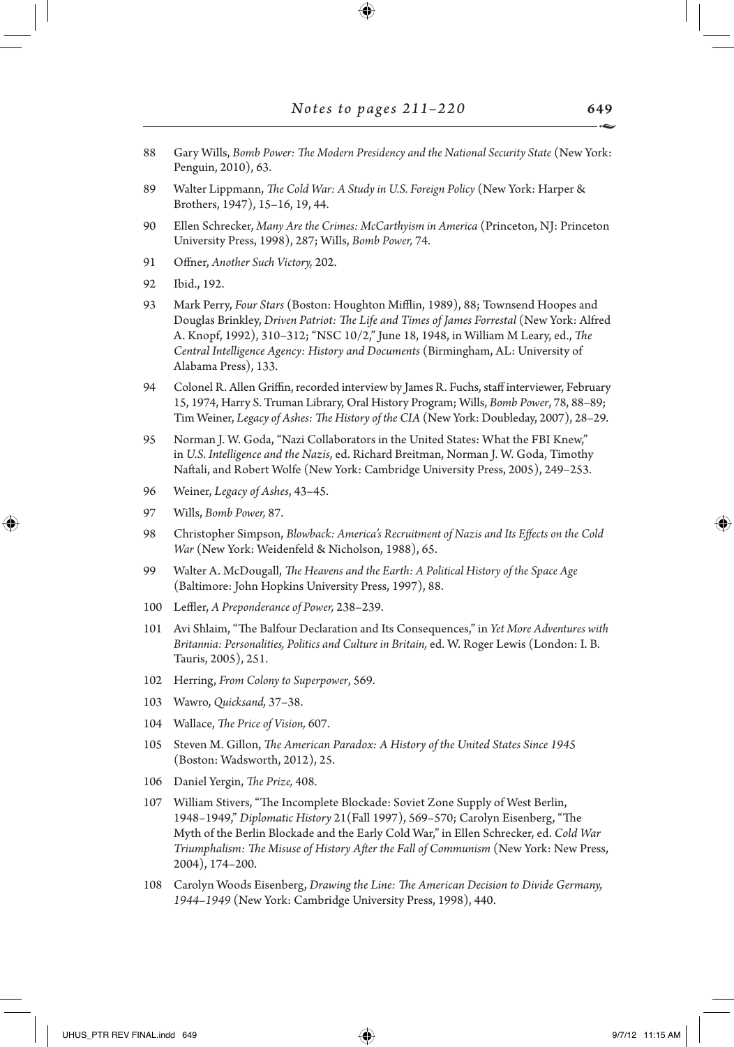88 Gary Wills, *Bomb Power: The Modern Presidency and the National Security State* (New York: Penguin, 2010), 63.

89 Walter Lippmann, *The Cold War: A Study in U.S. Foreign Policy* (New York: Harper & Brothers, 1947), 15–16, 19, 44.

90 Ellen Schrecker, *Many Are the Crimes: McCarthyism in America* (Princeton, NJ: Princeton University Press, 1998), 287; Wills, *Bomb Power,* 74.

91 Offner, *Another Such Victory,* 202.

92 Ibid., 192.

93 Mark Perry, *Four Stars* (Boston: Houghton Mifflin, 1989), 88; Townsend Hoopes and Douglas Brinkley, *Driven Patriot: The Life and Times of James Forrestal* (New York: Alfred A. Knopf, 1992), 310–312; "NSC 10/2," June 18, 1948, in William M Leary, ed., *The Central Intelligence Agency: History and Documents* (Birmingham, AL: University of Alabama Press), 133.

94 Colonel R. Allen Griffin, recorded interview by James R. Fuchs, staff interviewer, February 15, 1974, Harry S. Truman Library, Oral History Program; Wills, *Bomb Power*, 78, 88–89; Tim Weiner, *Legacy of Ashes: The History of the CIA* (New York: Doubleday, 2007), 28–29.

95 Norman J. W. Goda, "Nazi Collaborators in the United States: What the FBI Knew," in *U.S. Intelligence and the Nazis*, ed. Richard Breitman, Norman J. W. Goda, Timothy Naftali, and Robert Wolfe (New York: Cambridge University Press, 2005), 249–253.

96 Weiner, *Legacy of Ashes*, 43–45.

97 Wills, *Bomb Power,* 87.

98 Christopher Simpson, *Blowback: America's Recruitment of Nazis and Its Effects on the Cold War* (New York: Weidenfeld & Nicholson, 1988), 65.

99 Walter A. McDougall, *The Heavens and the Earth: A Political History of the Space Age* (Baltimore: John Hopkins University Press, 1997), 88.

100 Leffler, *A Preponderance of Power,* 238–239.

101 Avi Shlaim, "The Balfour Declaration and Its Consequences," in *Yet More Adventures with Britannia: Personalities, Politics and Culture in Britain,* ed. W. Roger Lewis (London: I. B. Tauris, 2005), 251.

102 Herring, *From Colony to Superpower*, 569.

103 Wawro, *Quicksand,* 37–38.

104 Wallace, *The Price of Vision,* 607.

105 Steven M. Gillon, *The American Paradox: A History of the United States Since 1945* (Boston: Wadsworth, 2012), 25.

106 Daniel Yergin, *The Prize,* 408.

107 William Stivers, "The Incomplete Blockade: Soviet Zone Supply of West Berlin, 1948–1949," *Diplomatic History* 21(Fall 1997), 569–570; Carolyn Eisenberg, "The Myth of the Berlin Blockade and the Early Cold War," in Ellen Schrecker, ed. *Cold War Triumphalism: The Misuse of History After the Fall of Communism* (New York: New Press, 2004), 174–200.

108 Carolyn Woods Eisenberg, *Drawing the Line: The American Decision to Divide Germany, 1944–1949* (New York: Cambridge University Press, 1998), 440.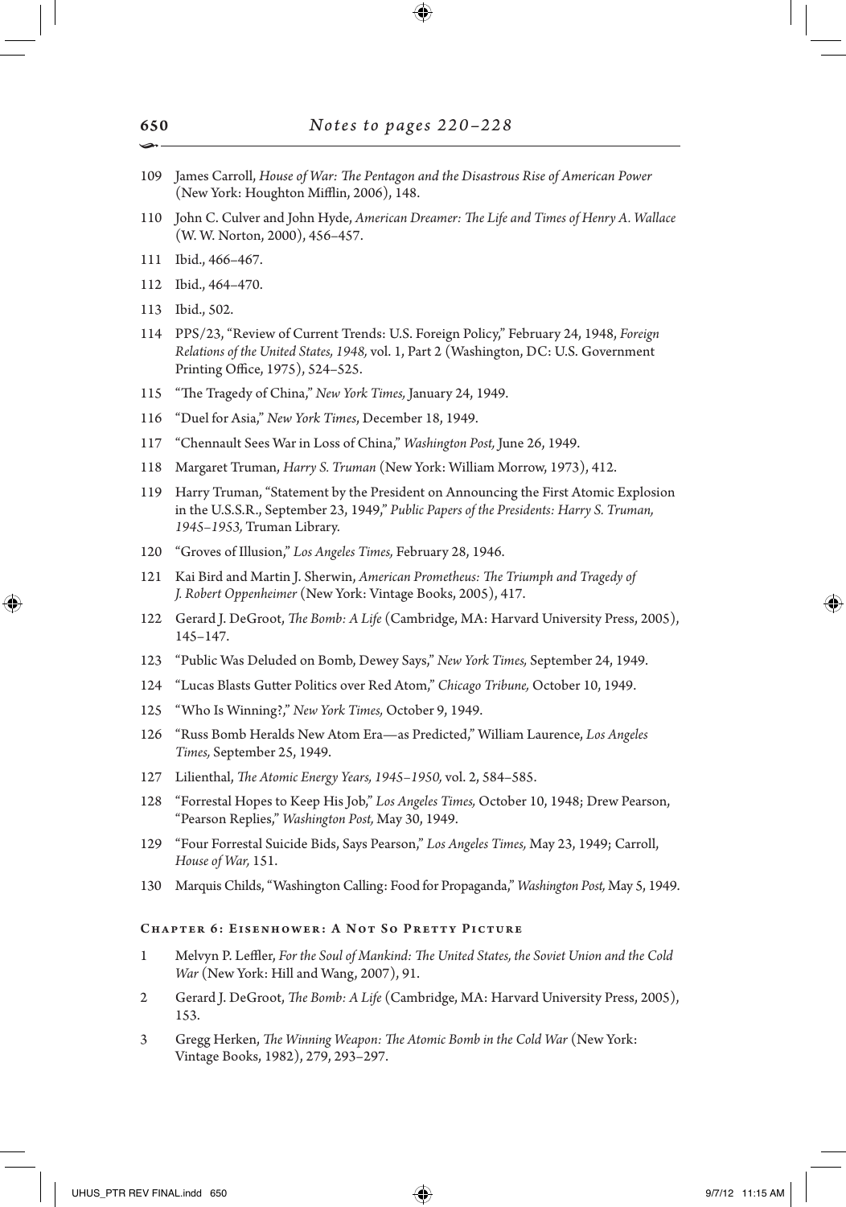109 James Carroll, *House of War: The Pentagon and the Disastrous Rise of American Power* (New York: Houghton Mifflin, 2006), 148.

110 John C. Culver and John Hyde, *American Dreamer: The Life and Times of Henry A. Wallace* (W. W. Norton, 2000), 456–457.

111 Ibid., 466–467.

112 Ibid., 464–470.

113 Ibid., 502.

114 PPS/23, "Review of Current Trends: U.S. Foreign Policy," February 24, 1948, *Foreign Relations of the United States, 1948,* vol. 1, Part 2 (Washington, DC: U.S. Government Printing Office, 1975), 524–525.

115 "The Tragedy of China," *New York Times,* January 24, 1949.

116 "Duel for Asia," *New York Times*, December 18, 1949.

117 "Chennault Sees War in Loss of China," *Washington Post,* June 26, 1949.

118 Margaret Truman, *Harry S. Truman* (New York: William Morrow, 1973), 412.

119 Harry Truman, "Statement by the President on Announcing the First Atomic Explosion in the U.S.S.R., September 23, 1949," *Public Papers of the Presidents: Harry S. Truman, 1945–1953,* Truman Library.

120 "Groves of Illusion," *Los Angeles Times,* February 28, 1946.

121 Kai Bird and Martin J. Sherwin, *American Prometheus: The Triumph and Tragedy of J. Robert Oppenheimer* (New York: Vintage Books, 2005), 417.

122 Gerard J. DeGroot, *The Bomb: A Life* (Cambridge, MA: Harvard University Press, 2005), 145–147.

123 "Public Was Deluded on Bomb, Dewey Says," *New York Times,* September 24, 1949.

124 "Lucas Blasts Gutter Politics over Red Atom," *Chicago Tribune,* October 10, 1949.

125 "Who Is Winning?," *New York Times,* October 9, 1949.

126 "Russ Bomb Heralds New Atom Era—as Predicted," William Laurence, *Los Angeles Times,* September 25, 1949.

127 Lilienthal, *The Atomic Energy Years, 1945–1950,* vol. 2, 584–585.

128 "Forrestal Hopes to Keep His Job," *Los Angeles Times,* October 10, 1948; Drew Pearson, "Pearson Replies," *Washington Post,* May 30, 1949.

129 "Four Forrestal Suicide Bids, Says Pearson," *Los Angeles Times,* May 23, 1949; Carroll, *House of War,* 151.

130 Marquis Childs, "Washington Calling: Food for Propaganda," *Washington Post,* May 5, 1949.

## Chapter 6: Eisenhower: A Not So Pretty Picture

1 Melvyn P. Leffler, *For the Soul of Mankind: The United States, the Soviet Union and the Cold War* (New York: Hill and Wang, 2007), 91.

2 Gerard J. DeGroot, *The Bomb: A Life* (Cambridge, MA: Harvard University Press, 2005), 153.

3 Gregg Herken, *The Winning Weapon: The Atomic Bomb in the Cold War* (New York: Vintage Books, 1982), 279, 293–297.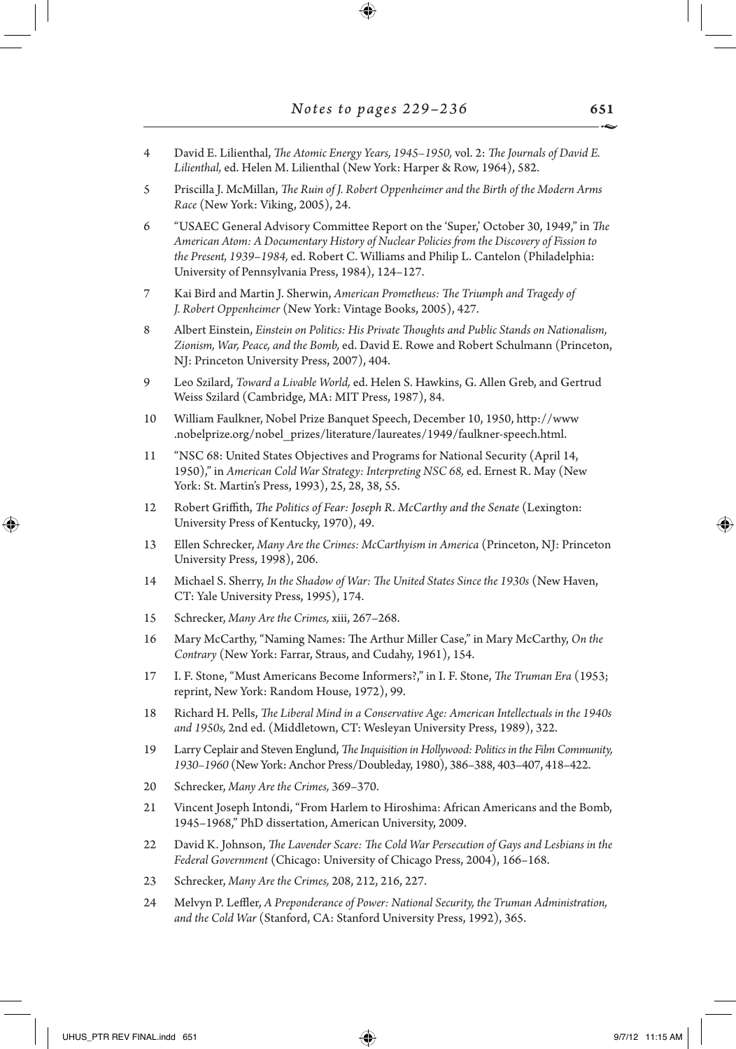4 David E. Lilienthal, *The Atomic Energy Years, 1945–1950,* vol. 2: *The Journals of David E. Lilienthal,* ed. Helen M. Lilienthal (New York: Harper & Row, 1964), 582.

5 Priscilla J. McMillan, *The Ruin of J. Robert Oppenheimer and the Birth of the Modern Arms Race* (New York: Viking, 2005), 24.

6 "USAEC General Advisory Committee Report on the 'Super,' October 30, 1949," in *The American Atom: A Documentary History of Nuclear Policies from the Discovery of Fission to the Present, 1939–1984,* ed. Robert C. Williams and Philip L. Cantelon (Philadelphia: University of Pennsylvania Press, 1984), 124–127.

7 Kai Bird and Martin J. Sherwin, *American Prometheus: The Triumph and Tragedy of J. Robert Oppenheimer* (New York: Vintage Books, 2005), 427.

8 Albert Einstein, *Einstein on Politics: His Private Thoughts and Public Stands on Nationalism, Zionism, War, Peace, and the Bomb,* ed. David E. Rowe and Robert Schulmann (Princeton, NJ: Princeton University Press, 2007), 404.

9 Leo Szilard, *Toward a Livable World,* ed. Helen S. Hawkins, G. Allen Greb, and Gertrud Weiss Szilard (Cambridge, MA: MIT Press, 1987), 84.

10 William Faulkner, Nobel Prize Banquet Speech, December 10, 1950, http://www.nobelprize.org/nobel_prizes/literature/laureates/1949/faulkner-speech.html.

11 "NSC 68: United States Objectives and Programs for National Security (April 14, 1950)," in *American Cold War Strategy: Interpreting NSC 68,* ed. Ernest R. May (New York: St. Martin's Press, 1993), 25, 28, 38, 55.

12 Robert Griffith, *The Politics of Fear: Joseph R. McCarthy and the Senate* (Lexington: University Press of Kentucky, 1970), 49.

13 Ellen Schrecker, *Many Are the Crimes: McCarthyism in America* (Princeton, NJ: Princeton University Press, 1998), 206.

14 Michael S. Sherry, *In the Shadow of War: The United States Since the 1930s* (New Haven, CT: Yale University Press, 1995), 174.

15 Schrecker, *Many Are the Crimes,* xiii, 267–268.

16 Mary McCarthy, "Naming Names: The Arthur Miller Case," in Mary McCarthy, *On the Contrary* (New York: Farrar, Straus, and Cudahy, 1961), 154.

17 I. F. Stone, "Must Americans Become Informers?," in I. F. Stone, *The Truman Era* (1953; reprint, New York: Random House, 1972), 99.

18 Richard H. Pells, *The Liberal Mind in a Conservative Age: American Intellectuals in the 1940s and 1950s,* 2nd ed. (Middletown, CT: Wesleyan University Press, 1989), 322.

19 Larry Ceplair and Steven Englund, *The Inquisition in Hollywood: Politics in the Film Community, 1930–1960* (New York: Anchor Press/Doubleday, 1980), 386–388, 403–407, 418–422.

20 Schrecker, *Many Are the Crimes,* 369–370.

21 Vincent Joseph Intondi, "From Harlem to Hiroshima: African Americans and the Bomb, 1945–1968," PhD dissertation, American University, 2009.

22 David K. Johnson, *The Lavender Scare: The Cold War Persecution of Gays and Lesbians in the Federal Government* (Chicago: University of Chicago Press, 2004), 166–168.

23 Schrecker, *Many Are the Crimes,* 208, 212, 216, 227.

24 Melvyn P. Leffler, *A Preponderance of Power: National Security, the Truman Administration, and the Cold War* (Stanford, CA: Stanford University Press, 1992), 365.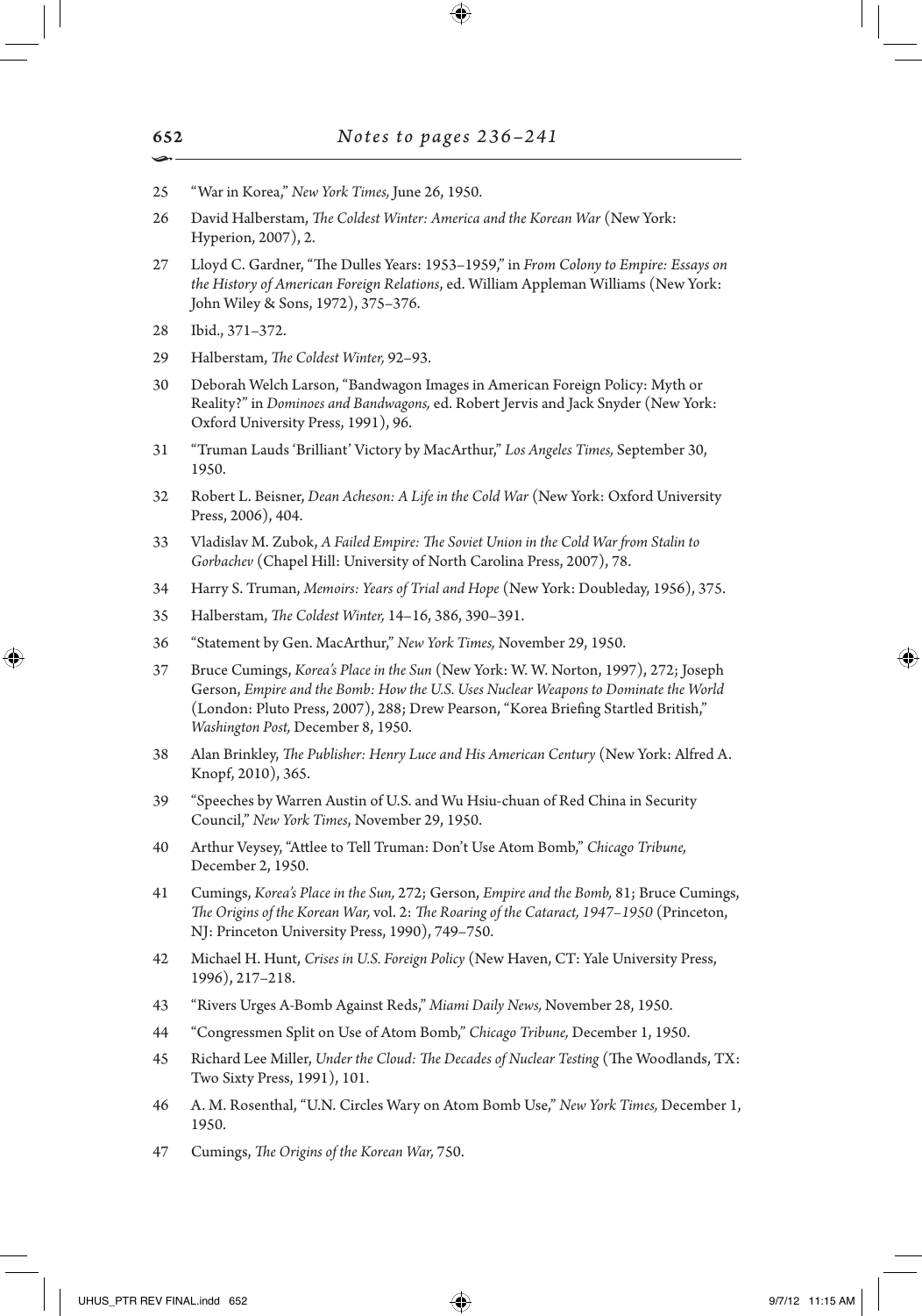25 "War in Korea," *New York Times,* June 26, 1950.

26 David Halberstam, *The Coldest Winter: America and the Korean War* (New York: Hyperion, 2007), 2.

27 Lloyd C. Gardner, "The Dulles Years: 1953–1959," in *From Colony to Empire: Essays on the History of American Foreign Relations*, ed. William Appleman Williams (New York: John Wiley & Sons, 1972), 375–376.

28 Ibid., 371–372.

29 Halberstam, *The Coldest Winter,* 92–93.

30 Deborah Welch Larson, "Bandwagon Images in American Foreign Policy: Myth or Reality?" in *Dominoes and Bandwagons,* ed. Robert Jervis and Jack Snyder (New York: Oxford University Press, 1991), 96.

31 "Truman Lauds 'Brilliant' Victory by MacArthur," *Los Angeles Times,* September 30, 1950.

32 Robert L. Beisner, *Dean Acheson: A Life in the Cold War* (New York: Oxford University Press, 2006), 404.

33 Vladislav M. Zubok, *A Failed Empire: The Soviet Union in the Cold War from Stalin to Gorbachev* (Chapel Hill: University of North Carolina Press, 2007), 78.

34 Harry S. Truman, *Memoirs: Years of Trial and Hope* (New York: Doubleday, 1956), 375.

35 Halberstam, *The Coldest Winter,* 14–16, 386, 390–391.

36 "Statement by Gen. MacArthur," *New York Times,* November 29, 1950.

37 Bruce Cumings, *Korea's Place in the Sun* (New York: W. W. Norton, 1997), 272; Joseph Gerson, *Empire and the Bomb: How the U.S. Uses Nuclear Weapons to Dominate the World* (London: Pluto Press, 2007), 288; Drew Pearson, "Korea Briefing Startled British," *Washington Post,* December 8, 1950.

38 Alan Brinkley, *The Publisher: Henry Luce and His American Century* (New York: Alfred A. Knopf, 2010), 365.

39 "Speeches by Warren Austin of U.S. and Wu Hsiu-chuan of Red China in Security Council," *New York Times*, November 29, 1950.

40 Arthur Veysey, "Attlee to Tell Truman: Don't Use Atom Bomb," *Chicago Tribune,* December 2, 1950.

41 Cumings, *Korea's Place in the Sun,* 272; Gerson, *Empire and the Bomb,* 81; Bruce Cumings, *The Origins of the Korean War,* vol. 2: *The Roaring of the Cataract, 1947–1950* (Princeton, NJ: Princeton University Press, 1990), 749–750.

42 Michael H. Hunt, *Crises in U.S. Foreign Policy* (New Haven, CT: Yale University Press, 1996), 217–218.

43 "Rivers Urges A-Bomb Against Reds," *Miami Daily News,* November 28, 1950.

44 "Congressmen Split on Use of Atom Bomb," *Chicago Tribune,* December 1, 1950.

45 Richard Lee Miller, *Under the Cloud: The Decades of Nuclear Testing* (The Woodlands, TX: Two Sixty Press, 1991), 101.

46 A. M. Rosenthal, "U.N. Circles Wary on Atom Bomb Use," *New York Times,* December 1, 1950.

47 Cumings, *The Origins of the Korean War,* 750.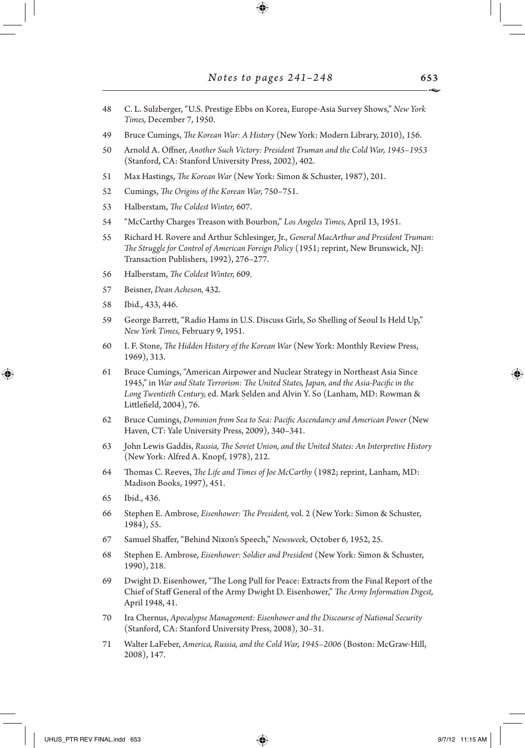48 C. L. Sulzberger, "U.S. Prestige Ebbs on Korea, Europe-Asia Survey Shows," *New York Times,* December 7, 1950.

49 Bruce Cumings, *The Korean War: A History* (New York: Modern Library, 2010), 156.

50 Arnold A. Offner, *Another Such Victory: President Truman and the Cold War, 1945–1953* (Stanford, CA: Stanford University Press, 2002), 402.

51 Max Hastings, *The Korean War* (New York: Simon & Schuster, 1987), 201.

52 Cumings, *The Origins of the Korean War,* 750–751.

53 Halberstam, *The Coldest Winter,* 607.

54 "McCarthy Charges Treason with Bourbon," *Los Angeles Times,* April 13, 1951.

55 Richard H. Rovere and Arthur Schlesinger, Jr., *General MacArthur and President Truman: The Struggle for Control of American Foreign Policy* (1951; reprint, New Brunswick, NJ: Transaction Publishers, 1992), 276–277.

56 Halberstam, *The Coldest Winter,* 609.

57 Beisner, *Dean Acheson,* 432.

58 Ibid., 433, 446.

59 George Barrett, "Radio Hams in U.S. Discuss Girls, So Shelling of Seoul Is Held Up," *New York Times,* February 9, 1951.

60 I. F. Stone, *The Hidden History of the Korean War* (New York: Monthly Review Press, 1969), 313.

61 Bruce Cumings, "American Airpower and Nuclear Strategy in Northeast Asia Since 1945," in *War and State Terrorism: The United States, Japan, and the Asia-Pacific in the Long Twentieth Century,* ed. Mark Selden and Alvin Y. So (Lanham, MD: Rowman & Littlefield, 2004), 76.

62 Bruce Cumings, *Dominion from Sea to Sea: Pacific Ascendancy and American Power* (New Haven, CT: Yale University Press, 2009), 340–341.

63 John Lewis Gaddis, *Russia, The Soviet Union, and the United States: An Interpretive History* (New York: Alfred A. Knopf, 1978), 212.

64 Thomas C. Reeves, *The Life and Times of Joe McCarthy* (1982; reprint, Lanham, MD: Madison Books, 1997), 451.

65 Ibid., 436.

66 Stephen E. Ambrose, *Eisenhower: The President,* vol. 2 (New York: Simon & Schuster, 1984), 55.

67 Samuel Shaffer, "Behind Nixon's Speech," *Newsweek,* October 6, 1952, 25.

68 Stephen E. Ambrose, *Eisenhower: Soldier and President* (New York: Simon & Schuster, 1990), 218.

69 Dwight D. Eisenhower, "The Long Pull for Peace: Extracts from the Final Report of the Chief of Staff General of the Army Dwight D. Eisenhower," *The Army Information Digest,* April 1948, 41.

70 Ira Chernus, *Apocalypse Management: Eisenhower and the Discourse of National Security* (Stanford, CA: Stanford University Press, 2008), 30–31.

71 Walter LaFeber, *America, Russia, and the Cold War, 1945–2006* (Boston: McGraw-Hill, 2008), 147.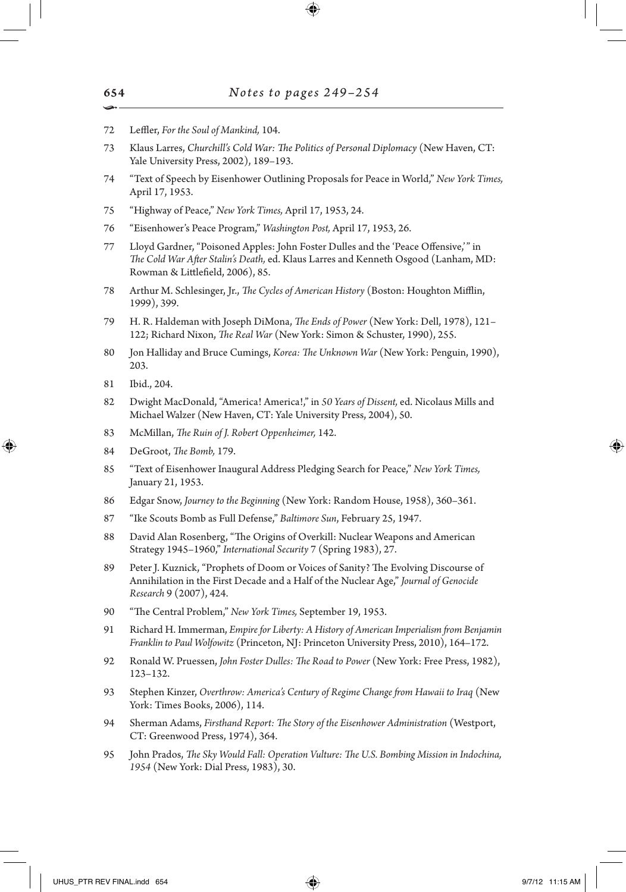72 Leffler, *For the Soul of Mankind,* 104.

73 Klaus Larres, *Churchill's Cold War: The Politics of Personal Diplomacy* (New Haven, CT: Yale University Press, 2002), 189–193.

74 "Text of Speech by Eisenhower Outlining Proposals for Peace in World," *New York Times,* April 17, 1953.

75 "Highway of Peace," *New York Times,* April 17, 1953, 24.

76 "Eisenhower's Peace Program," *Washington Post,* April 17, 1953, 26.

77 Lloyd Gardner, "Poisoned Apples: John Foster Dulles and the 'Peace Offensive,'" in *The Cold War After Stalin's Death,* ed. Klaus Larres and Kenneth Osgood (Lanham, MD: Rowman & Littlefield, 2006), 85.

78 Arthur M. Schlesinger, Jr., *The Cycles of American History* (Boston: Houghton Mifflin, 1999), 399.

79 H. R. Haldeman with Joseph DiMona, *The Ends of Power* (New York: Dell, 1978), 121–122; Richard Nixon, *The Real War* (New York: Simon & Schuster, 1990), 255.

80 Jon Halliday and Bruce Cumings, *Korea: The Unknown War* (New York: Penguin, 1990), 203.

81 Ibid., 204.

82 Dwight MacDonald, "America! America!," in *50 Years of Dissent,* ed. Nicolaus Mills and Michael Walzer (New Haven, CT: Yale University Press, 2004), 50.

83 McMillan, *The Ruin of J. Robert Oppenheimer,* 142.

84 DeGroot, *The Bomb,* 179.

85 "Text of Eisenhower Inaugural Address Pledging Search for Peace," *New York Times,* January 21, 1953.

86 Edgar Snow, *Journey to the Beginning* (New York: Random House, 1958), 360–361.

87 "Ike Scouts Bomb as Full Defense," *Baltimore Sun*, February 25, 1947.

88 David Alan Rosenberg, "The Origins of Overkill: Nuclear Weapons and American Strategy 1945–1960," *International Security* 7 (Spring 1983), 27.

89 Peter J. Kuznick, "Prophets of Doom or Voices of Sanity? The Evolving Discourse of Annihilation in the First Decade and a Half of the Nuclear Age," *Journal of Genocide Research* 9 (2007), 424.

90 "The Central Problem," *New York Times,* September 19, 1953.

91 Richard H. Immerman, *Empire for Liberty: A History of American Imperialism from Benjamin Franklin to Paul Wolfowitz* (Princeton, NJ: Princeton University Press, 2010), 164–172.

92 Ronald W. Pruessen, *John Foster Dulles: The Road to Power* (New York: Free Press, 1982), 123–132.

93 Stephen Kinzer, *Overthrow: America's Century of Regime Change from Hawaii to Iraq* (New York: Times Books, 2006), 114.

94 Sherman Adams, *Firsthand Report: The Story of the Eisenhower Administration* (Westport, CT: Greenwood Press, 1974), 364.

95 John Prados, *The Sky Would Fall: Operation Vulture: The U.S. Bombing Mission in Indochina, 1954* (New York: Dial Press, 1983), 30.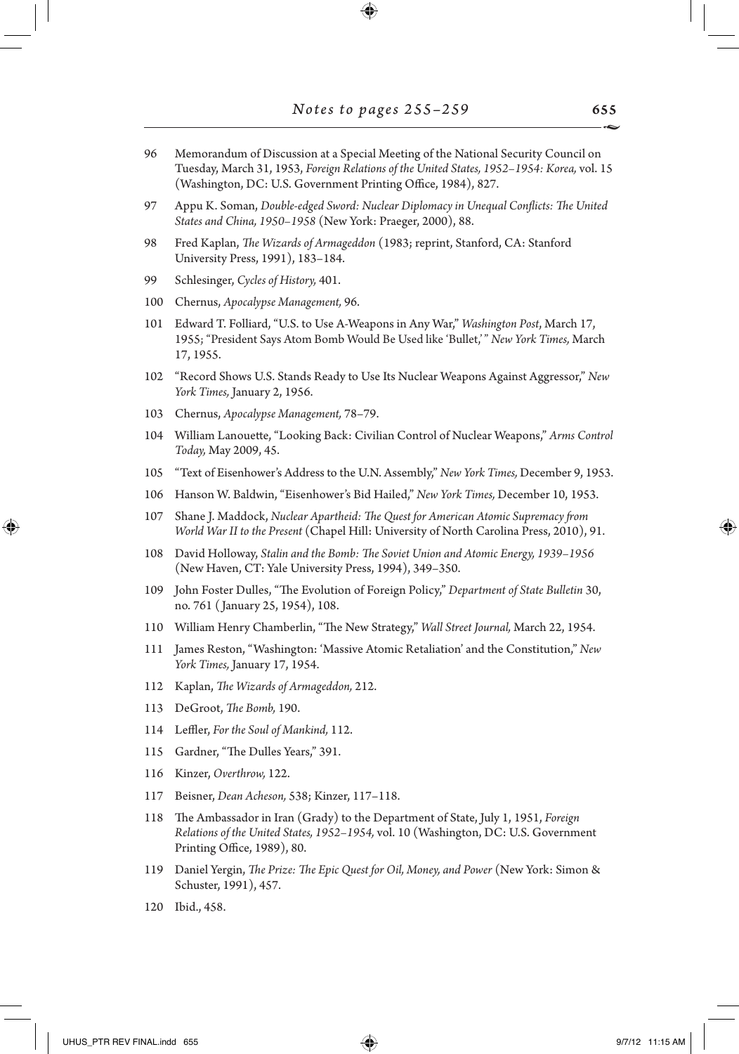96 Memorandum of Discussion at a Special Meeting of the National Security Council on Tuesday, March 31, 1953, *Foreign Relations of the United States, 1952–1954: Korea,* vol. 15 (Washington, DC: U.S. Government Printing Office, 1984), 827.

97 Appu K. Soman, *Double-edged Sword: Nuclear Diplomacy in Unequal Conflicts: The United States and China, 1950–1958* (New York: Praeger, 2000), 88.

98 Fred Kaplan, *The Wizards of Armageddon* (1983; reprint, Stanford, CA: Stanford University Press, 1991), 183–184.

99 Schlesinger, *Cycles of History,* 401.

100 Chernus, *Apocalypse Management,* 96.

101 Edward T. Folliard, "U.S. to Use A-Weapons in Any War," *Washington Post*, March 17, 1955; "President Says Atom Bomb Would Be Used like 'Bullet,'" *New York Times,* March 17, 1955.

102 "Record Shows U.S. Stands Ready to Use Its Nuclear Weapons Against Aggressor," *New York Times,* January 2, 1956.

103 Chernus, *Apocalypse Management,* 78–79.

104 William Lanouette, "Looking Back: Civilian Control of Nuclear Weapons," *Arms Control Today,* May 2009, 45.

105 "Text of Eisenhower's Address to the U.N. Assembly," *New York Times,* December 9, 1953.

106 Hanson W. Baldwin, "Eisenhower's Bid Hailed," *New York Times,* December 10, 1953.

107 Shane J. Maddock, *Nuclear Apartheid: The Quest for American Atomic Supremacy from World War II to the Present* (Chapel Hill: University of North Carolina Press, 2010), 91.

108 David Holloway, *Stalin and the Bomb: The Soviet Union and Atomic Energy, 1939–1956* (New Haven, CT: Yale University Press, 1994), 349–350.

109 John Foster Dulles, "The Evolution of Foreign Policy," *Department of State Bulletin* 30, no. 761 (January 25, 1954), 108.

110 William Henry Chamberlin, "The New Strategy," *Wall Street Journal,* March 22, 1954.

111 James Reston, "Washington: 'Massive Atomic Retaliation' and the Constitution," *New York Times,* January 17, 1954.

112 Kaplan, *The Wizards of Armageddon,* 212.

113 DeGroot, *The Bomb,* 190.

114 Leffler, *For the Soul of Mankind,* 112.

115 Gardner, "The Dulles Years," 391.

116 Kinzer, *Overthrow,* 122.

117 Beisner, *Dean Acheson,* 538; Kinzer, 117–118.

118 The Ambassador in Iran (Grady) to the Department of State, July 1, 1951, *Foreign Relations of the United States, 1952–1954,* vol. 10 (Washington, DC: U.S. Government Printing Office, 1989), 80.

119 Daniel Yergin, *The Prize: The Epic Quest for Oil, Money, and Power* (New York: Simon & Schuster, 1991), 457.

120 Ibid., 458.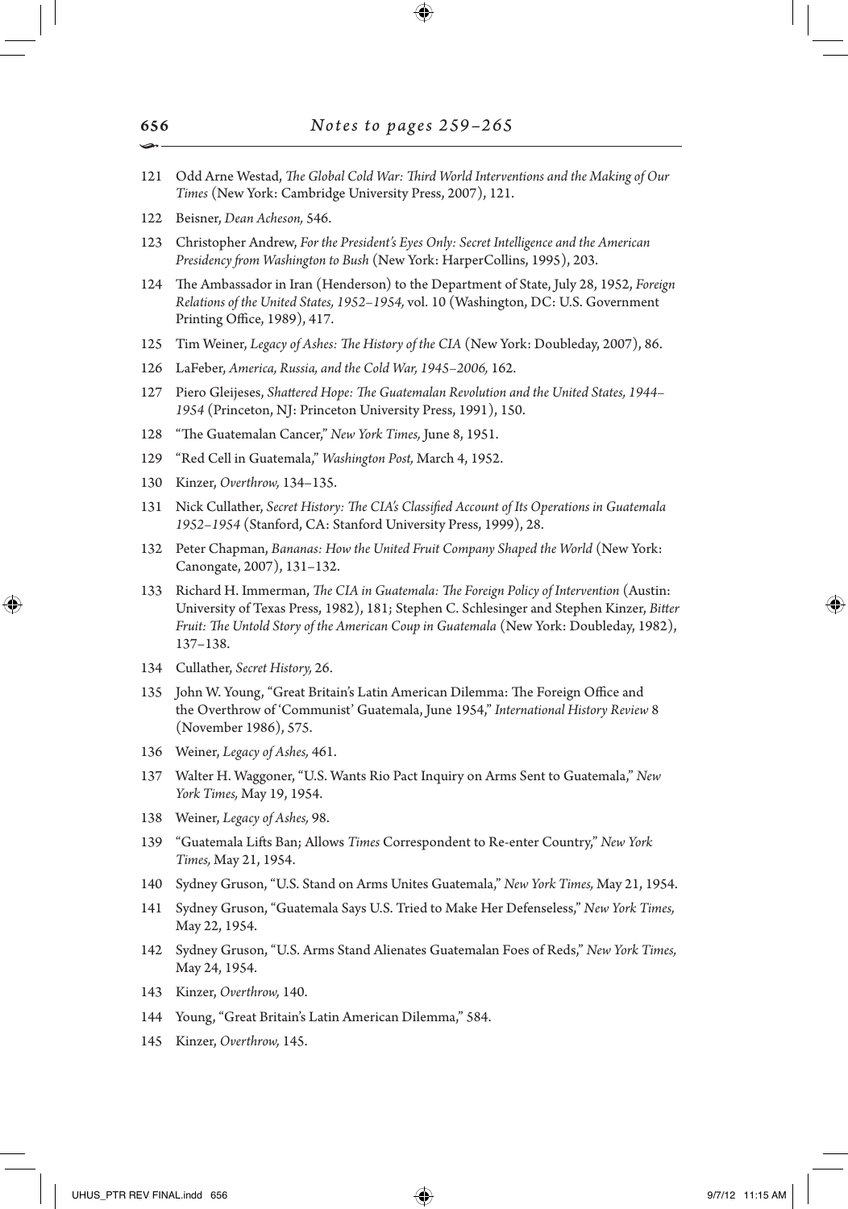121 Odd Arne Westad, *The Global Cold War: Third World Interventions and the Making of Our Times* (New York: Cambridge University Press, 2007), 121.

122 Beisner, *Dean Acheson,* 546.

123 Christopher Andrew, *For the President's Eyes Only: Secret Intelligence and the American Presidency from Washington to Bush* (New York: HarperCollins, 1995), 203.

124 The Ambassador in Iran (Henderson) to the Department of State, July 28, 1952, *Foreign Relations of the United States, 1952–1954,* vol. 10 (Washington, DC: U.S. Government Printing Office, 1989), 417.

125 Tim Weiner, *Legacy of Ashes: The History of the CIA* (New York: Doubleday, 2007), 86.

126 LaFeber, *America, Russia, and the Cold War, 1945–2006,* 162.

127 Piero Gleijeses, *Shattered Hope: The Guatemalan Revolution and the United States, 1944–1954* (Princeton, NJ: Princeton University Press, 1991), 150.

128 "The Guatemalan Cancer," *New York Times,* June 8, 1951.

129 "Red Cell in Guatemala," *Washington Post,* March 4, 1952.

130 Kinzer, *Overthrow,* 134–135.

131 Nick Cullather, *Secret History: The CIA's Classified Account of Its Operations in Guatemala 1952–1954* (Stanford, CA: Stanford University Press, 1999), 28.

132 Peter Chapman, *Bananas: How the United Fruit Company Shaped the World* (New York: Canongate, 2007), 131–132.

133 Richard H. Immerman, *The CIA in Guatemala: The Foreign Policy of Intervention* (Austin: University of Texas Press, 1982), 181; Stephen C. Schlesinger and Stephen Kinzer, *Bitter Fruit: The Untold Story of the American Coup in Guatemala* (New York: Doubleday, 1982), 137–138.

134 Cullather, *Secret History,* 26.

135 John W. Young, "Great Britain's Latin American Dilemma: The Foreign Office and the Overthrow of 'Communist' Guatemala, June 1954," *International History Review* 8 (November 1986), 575.

136 Weiner, *Legacy of Ashes,* 461.

137 Walter H. Waggoner, "U.S. Wants Rio Pact Inquiry on Arms Sent to Guatemala," *New York Times,* May 19, 1954.

138 Weiner, *Legacy of Ashes,* 98.

139 "Guatemala Lifts Ban; Allows *Times* Correspondent to Re-enter Country," *New York Times,* May 21, 1954.

140 Sydney Gruson, "U.S. Stand on Arms Unites Guatemala," *New York Times,* May 21, 1954.

141 Sydney Gruson, "Guatemala Says U.S. Tried to Make Her Defenseless," *New York Times,* May 22, 1954.

142 Sydney Gruson, "U.S. Arms Stand Alienates Guatemalan Foes of Reds," *New York Times,* May 24, 1954.

143 Kinzer, *Overthrow,* 140.

144 Young, "Great Britain's Latin American Dilemma," 584.

145 Kinzer, *Overthrow,* 145.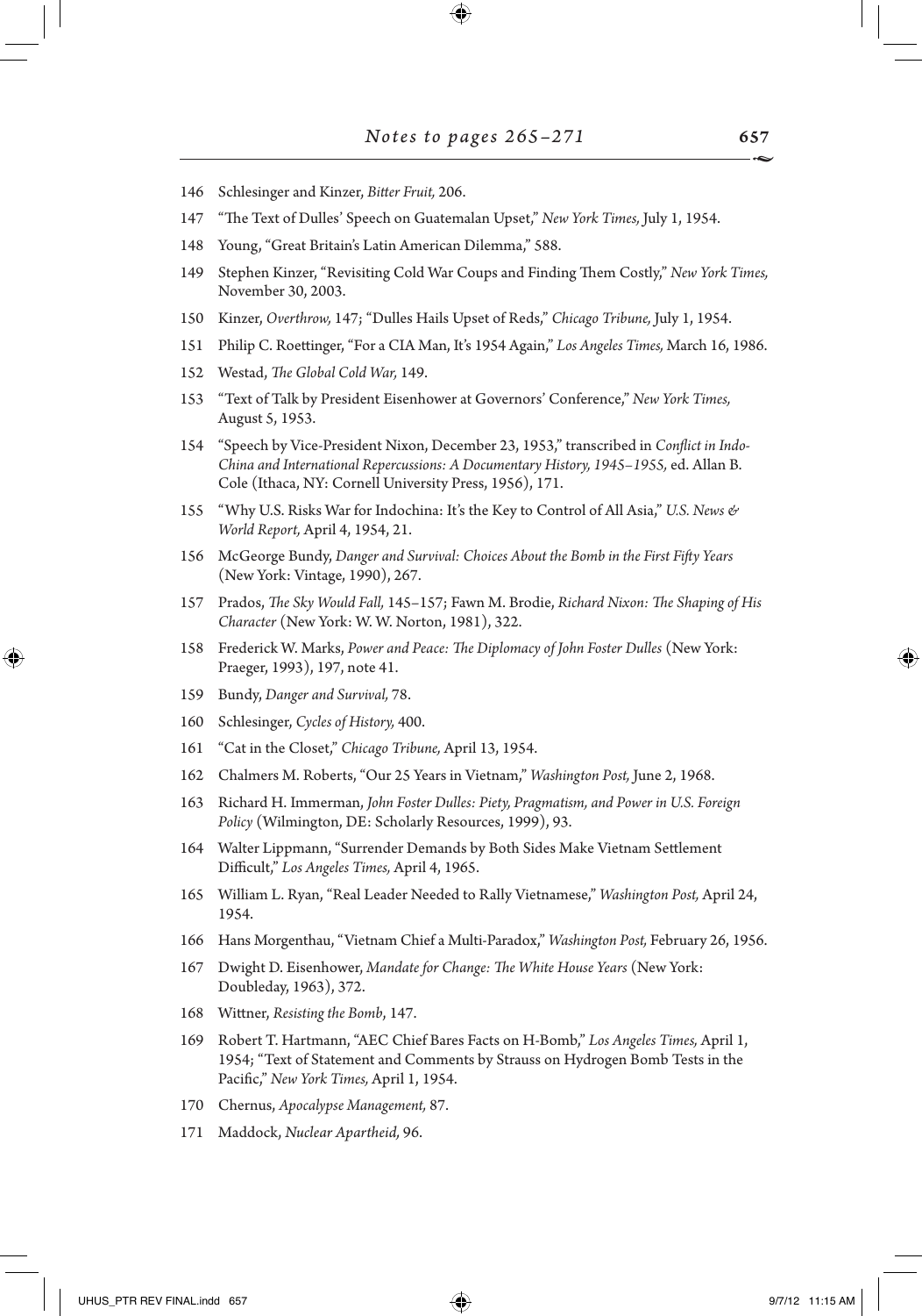146 Schlesinger and Kinzer, *Bitter Fruit,* 206.

147 "The Text of Dulles' Speech on Guatemalan Upset," *New York Times,* July 1, 1954.

148 Young, "Great Britain's Latin American Dilemma," 588.

149 Stephen Kinzer, "Revisiting Cold War Coups and Finding Them Costly," *New York Times,* November 30, 2003.

150 Kinzer, *Overthrow,* 147; "Dulles Hails Upset of Reds," *Chicago Tribune,* July 1, 1954.

151 Philip C. Roettinger, "For a CIA Man, It's 1954 Again," *Los Angeles Times,* March 16, 1986.

152 Westad, *The Global Cold War,* 149.

153 "Text of Talk by President Eisenhower at Governors' Conference," *New York Times,* August 5, 1953.

154 "Speech by Vice-President Nixon, December 23, 1953," transcribed in *Conflict in Indo-China and International Repercussions: A Documentary History, 1945–1955,* ed. Allan B. Cole (Ithaca, NY: Cornell University Press, 1956), 171.

155 "Why U.S. Risks War for Indochina: It's the Key to Control of All Asia," *U.S. News & World Report,* April 4, 1954, 21.

156 McGeorge Bundy, *Danger and Survival: Choices About the Bomb in the First Fifty Years* (New York: Vintage, 1990), 267.

157 Prados, *The Sky Would Fall,* 145–157; Fawn M. Brodie, *Richard Nixon: The Shaping of His Character* (New York: W. W. Norton, 1981), 322.

158 Frederick W. Marks, *Power and Peace: The Diplomacy of John Foster Dulles* (New York: Praeger, 1993), 197, note 41.

159 Bundy, *Danger and Survival,* 78.

160 Schlesinger, *Cycles of History,* 400.

161 "Cat in the Closet," *Chicago Tribune,* April 13, 1954.

162 Chalmers M. Roberts, "Our 25 Years in Vietnam," *Washington Post,* June 2, 1968.

163 Richard H. Immerman, *John Foster Dulles: Piety, Pragmatism, and Power in U.S. Foreign Policy* (Wilmington, DE: Scholarly Resources, 1999), 93.

164 Walter Lippmann, "Surrender Demands by Both Sides Make Vietnam Settlement Difficult," *Los Angeles Times,* April 4, 1965.

165 William L. Ryan, "Real Leader Needed to Rally Vietnamese," *Washington Post,* April 24, 1954.

166 Hans Morgenthau, "Vietnam Chief a Multi-Paradox," *Washington Post,* February 26, 1956.

167 Dwight D. Eisenhower, *Mandate for Change: The White House Years* (New York: Doubleday, 1963), 372.

168 Wittner, *Resisting the Bomb*, 147.

169 Robert T. Hartmann, "AEC Chief Bares Facts on H-Bomb," *Los Angeles Times,* April 1, 1954; "Text of Statement and Comments by Strauss on Hydrogen Bomb Tests in the Pacific," *New York Times,* April 1, 1954.

170 Chernus, *Apocalypse Management,* 87.

171 Maddock, *Nuclear Apartheid,* 96.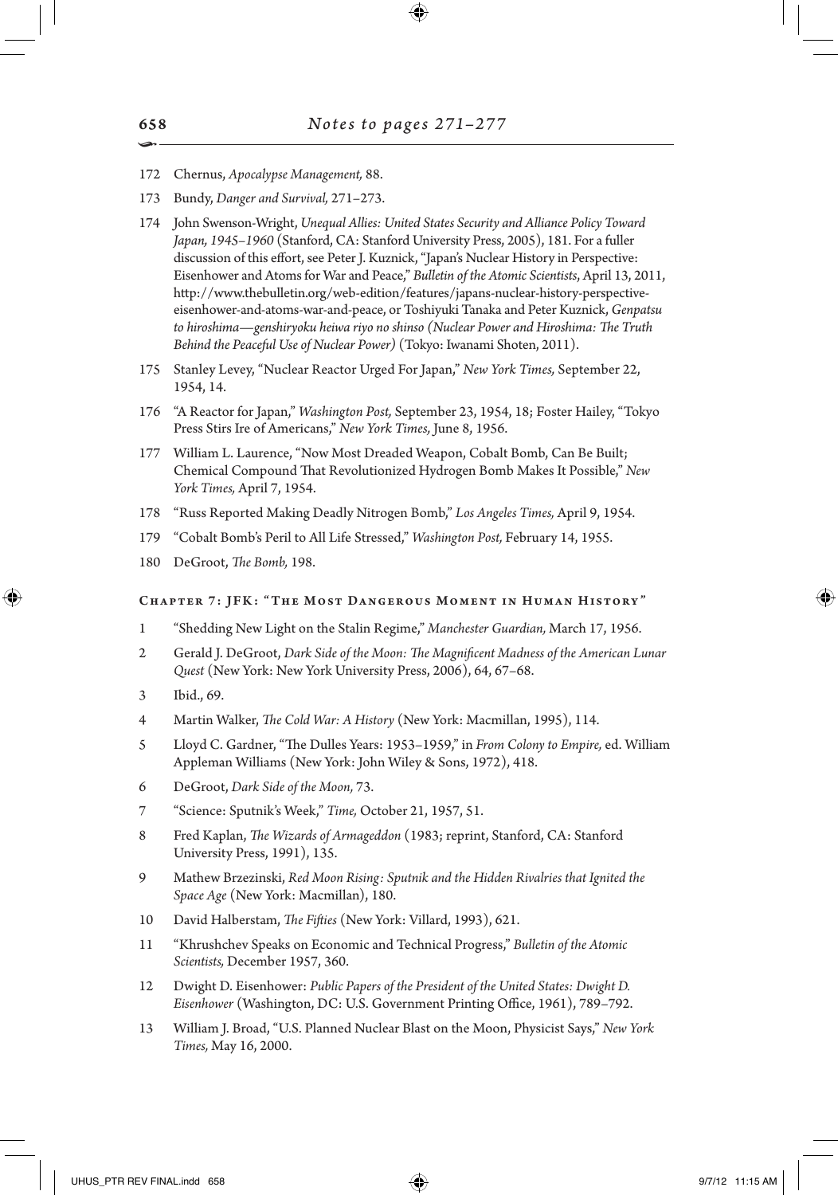172 Chernus, *Apocalypse Management,* 88.

173 Bundy, *Danger and Survival,* 271–273.

174 John Swenson-Wright, *Unequal Allies: United States Security and Alliance Policy Toward Japan, 1945–1960* (Stanford, CA: Stanford University Press, 2005), 181. For a fuller discussion of this effort, see Peter J. Kuznick, "Japan's Nuclear History in Perspective: Eisenhower and Atoms for War and Peace," *Bulletin of the Atomic Scientists*, April 13, 2011, http://www.thebulletin.org/web-edition/features/japans-nuclear-history-perspective-eisenhower-and-atoms-war-and-peace, or Toshiyuki Tanaka and Peter Kuznick, *Genpatsu to hiroshima—genshiryoku heiwa riyo no shinso (Nuclear Power and Hiroshima: The Truth Behind the Peaceful Use of Nuclear Power)* (Tokyo: Iwanami Shoten, 2011).

175 Stanley Levey, "Nuclear Reactor Urged For Japan," *New York Times,* September 22, 1954, 14.

176 "A Reactor for Japan," *Washington Post,* September 23, 1954, 18; Foster Hailey, "Tokyo Press Stirs Ire of Americans," *New York Times,* June 8, 1956.

177 William L. Laurence, "Now Most Dreaded Weapon, Cobalt Bomb, Can Be Built; Chemical Compound That Revolutionized Hydrogen Bomb Makes It Possible," *New York Times,* April 7, 1954.

178 "Russ Reported Making Deadly Nitrogen Bomb," *Los Angeles Times,* April 9, 1954.

179 "Cobalt Bomb's Peril to All Life Stressed," *Washington Post,* February 14, 1955.

180 DeGroot, *The Bomb,* 198.

## Chapter 7: JFK: "The Most Dangerous Moment in Human History"

1 "Shedding New Light on the Stalin Regime," *Manchester Guardian,* March 17, 1956.

2 Gerald J. DeGroot, *Dark Side of the Moon: The Magnificent Madness of the American Lunar Quest* (New York: New York University Press, 2006), 64, 67–68.

3 Ibid., 69.

4 Martin Walker, *The Cold War: A History* (New York: Macmillan, 1995), 114.

5 Lloyd C. Gardner, "The Dulles Years: 1953–1959," in *From Colony to Empire,* ed. William Appleman Williams (New York: John Wiley & Sons, 1972), 418.

6 DeGroot, *Dark Side of the Moon,* 73.

7 "Science: Sputnik's Week," *Time,* October 21, 1957, 51.

8 Fred Kaplan, *The Wizards of Armageddon* (1983; reprint, Stanford, CA: Stanford University Press, 1991), 135.

9 Mathew Brzezinski, *Red Moon Rising: Sputnik and the Hidden Rivalries that Ignited the Space Age* (New York: Macmillan), 180.

10 David Halberstam, *The Fifties* (New York: Villard, 1993), 621.

11 "Khrushchev Speaks on Economic and Technical Progress," *Bulletin of the Atomic Scientists,* December 1957, 360.

12 Dwight D. Eisenhower: *Public Papers of the President of the United States: Dwight D. Eisenhower* (Washington, DC: U.S. Government Printing Office, 1961), 789–792.

13 William J. Broad, "U.S. Planned Nuclear Blast on the Moon, Physicist Says," *New York Times,* May 16, 2000.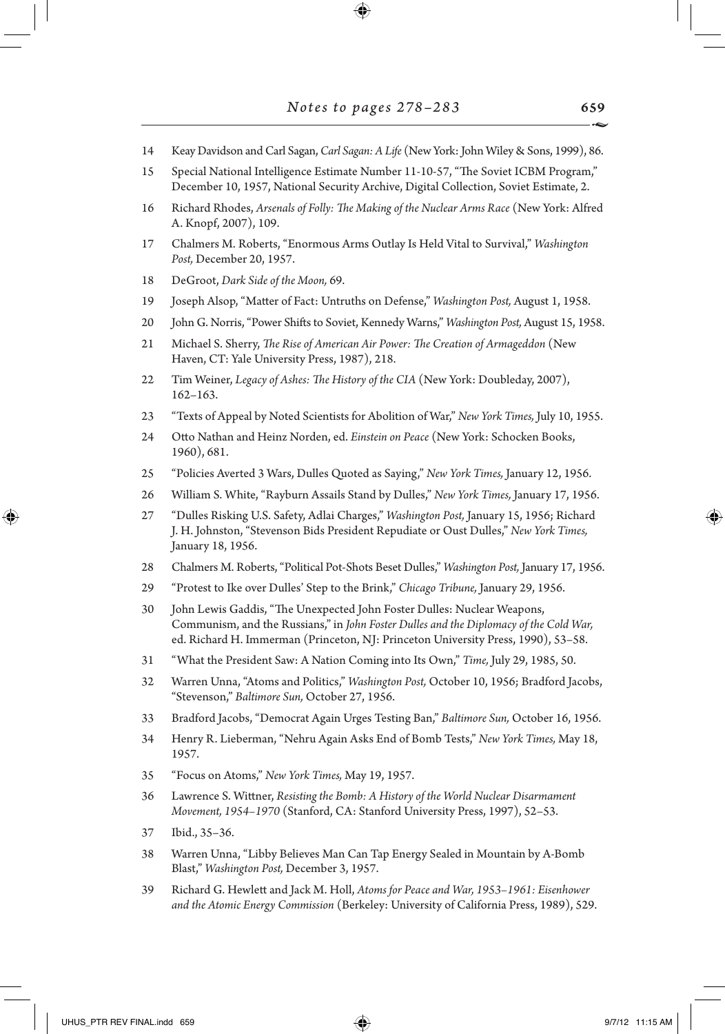14 Keay Davidson and Carl Sagan, *Carl Sagan: A Life* (New York: John Wiley & Sons, 1999), 86.

15 Special National Intelligence Estimate Number 11-10-57, "The Soviet ICBM Program," December 10, 1957, National Security Archive, Digital Collection, Soviet Estimate, 2.

16 Richard Rhodes, *Arsenals of Folly: The Making of the Nuclear Arms Race* (New York: Alfred A. Knopf, 2007), 109.

17 Chalmers M. Roberts, "Enormous Arms Outlay Is Held Vital to Survival," *Washington Post,* December 20, 1957.

18 DeGroot, *Dark Side of the Moon,* 69.

19 Joseph Alsop, "Matter of Fact: Untruths on Defense," *Washington Post,* August 1, 1958.

20 John G. Norris, "Power Shifts to Soviet, Kennedy Warns," *Washington Post,* August 15, 1958.

21 Michael S. Sherry, *The Rise of American Air Power: The Creation of Armageddon* (New Haven, CT: Yale University Press, 1987), 218.

22 Tim Weiner, *Legacy of Ashes: The History of the CIA* (New York: Doubleday, 2007), 162–163.

23 "Texts of Appeal by Noted Scientists for Abolition of War," *New York Times,* July 10, 1955.

24 Otto Nathan and Heinz Norden, ed. *Einstein on Peace* (New York: Schocken Books, 1960), 681.

25 "Policies Averted 3 Wars, Dulles Quoted as Saying," *New York Times,* January 12, 1956.

26 William S. White, "Rayburn Assails Stand by Dulles," *New York Times,* January 17, 1956.

27 "Dulles Risking U.S. Safety, Adlai Charges," *Washington Post,* January 15, 1956; Richard J. H. Johnston, "Stevenson Bids President Repudiate or Oust Dulles," *New York Times,* January 18, 1956.

28 Chalmers M. Roberts, "Political Pot-Shots Beset Dulles," *Washington Post,* January 17, 1956.

29 "Protest to Ike over Dulles' Step to the Brink," *Chicago Tribune,* January 29, 1956.

30 John Lewis Gaddis, "The Unexpected John Foster Dulles: Nuclear Weapons, Communism, and the Russians," in *John Foster Dulles and the Diplomacy of the Cold War,* ed. Richard H. Immerman (Princeton, NJ: Princeton University Press, 1990), 53–58.

31 "What the President Saw: A Nation Coming into Its Own," *Time,* July 29, 1985, 50.

32 Warren Unna, "Atoms and Politics," *Washington Post,* October 10, 1956; Bradford Jacobs, "Stevenson," *Baltimore Sun,* October 27, 1956.

33 Bradford Jacobs, "Democrat Again Urges Testing Ban," *Baltimore Sun,* October 16, 1956.

34 Henry R. Lieberman, "Nehru Again Asks End of Bomb Tests," *New York Times,* May 18, 1957.

35 "Focus on Atoms," *New York Times,* May 19, 1957.

36 Lawrence S. Wittner, *Resisting the Bomb: A History of the World Nuclear Disarmament Movement, 1954–1970* (Stanford, CA: Stanford University Press, 1997), 52–53.

37 Ibid., 35–36.

38 Warren Unna, "Libby Believes Man Can Tap Energy Sealed in Mountain by A-Bomb Blast," *Washington Post,* December 3, 1957.

39 Richard G. Hewlett and Jack M. Holl, *Atoms for Peace and War, 1953–1961: Eisenhower and the Atomic Energy Commission* (Berkeley: University of California Press, 1989), 529.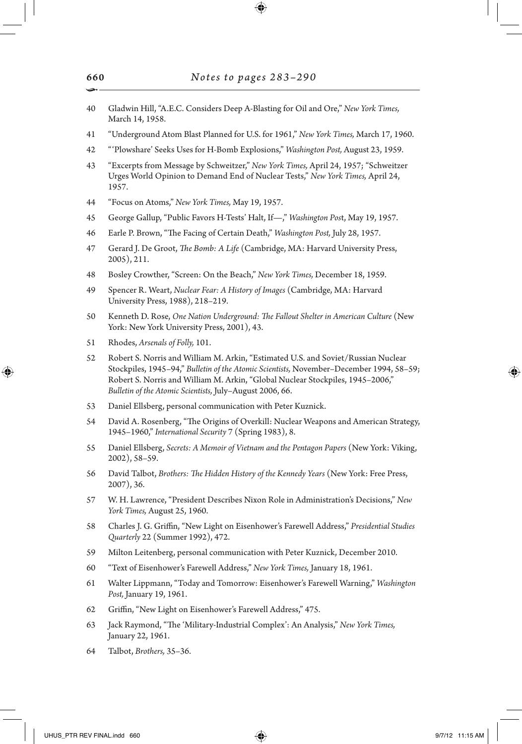Notes to pages 283–290

40 Gladwin Hill, "A.E.C. Considers Deep A-Blasting for Oil and Ore," *New York Times,* March 14, 1958.

41 "Underground Atom Blast Planned for U.S. for 1961," *New York Times,* March 17, 1960.

42 "'Plowshare' Seeks Uses for H-Bomb Explosions," *Washington Post,* August 23, 1959.

43 "Excerpts from Message by Schweitzer," *New York Times,* April 24, 1957; "Schweitzer Urges World Opinion to Demand End of Nuclear Tests," *New York Times,* April 24, 1957.

44 "Focus on Atoms," *New York Times,* May 19, 1957.

45 George Gallup, "Public Favors H-Tests' Halt, If—," *Washington Post*, May 19, 1957.

46 Earle P. Brown, "The Facing of Certain Death," *Washington Post,* July 28, 1957.

47 Gerard J. De Groot, *The Bomb: A Life* (Cambridge, MA: Harvard University Press, 2005), 211.

48 Bosley Crowther, "Screen: On the Beach," *New York Times,* December 18, 1959.

49 Spencer R. Weart, *Nuclear Fear: A History of Images* (Cambridge, MA: Harvard University Press, 1988), 218–219.

50 Kenneth D. Rose, *One Nation Underground: The Fallout Shelter in American Culture* (New York: New York University Press, 2001), 43.

51 Rhodes, *Arsenals of Folly,* 101.

52 Robert S. Norris and William M. Arkin, "Estimated U.S. and Soviet/Russian Nuclear Stockpiles, 1945–94," *Bulletin of the Atomic Scientists,* November–December 1994, 58–59; Robert S. Norris and William M. Arkin, "Global Nuclear Stockpiles, 1945–2006," *Bulletin of the Atomic Scientists,* July–August 2006, 66.

53 Daniel Ellsberg, personal communication with Peter Kuznick.

54 David A. Rosenberg, "The Origins of Overkill: Nuclear Weapons and American Strategy, 1945–1960," *International Security* 7 (Spring 1983), 8.

55 Daniel Ellsberg, *Secrets: A Memoir of Vietnam and the Pentagon Papers* (New York: Viking, 2002), 58–59.

56 David Talbot, *Brothers: The Hidden History of the Kennedy Years* (New York: Free Press, 2007), 36.

57 W. H. Lawrence, "President Describes Nixon Role in Administration's Decisions," *New York Times,* August 25, 1960.

58 Charles J. G. Griffin, "New Light on Eisenhower's Farewell Address," *Presidential Studies Quarterly* 22 (Summer 1992), 472.

59 Milton Leitenberg, personal communication with Peter Kuznick, December 2010.

60 "Text of Eisenhower's Farewell Address," *New York Times,* January 18, 1961.

61 Walter Lippmann, "Today and Tomorrow: Eisenhower's Farewell Warning," *Washington Post,* January 19, 1961.

62 Griffin, "New Light on Eisenhower's Farewell Address," 475.

63 Jack Raymond, "The 'Military-Industrial Complex': An Analysis," *New York Times,* January 22, 1961.

64 Talbot, *Brothers,* 35–36.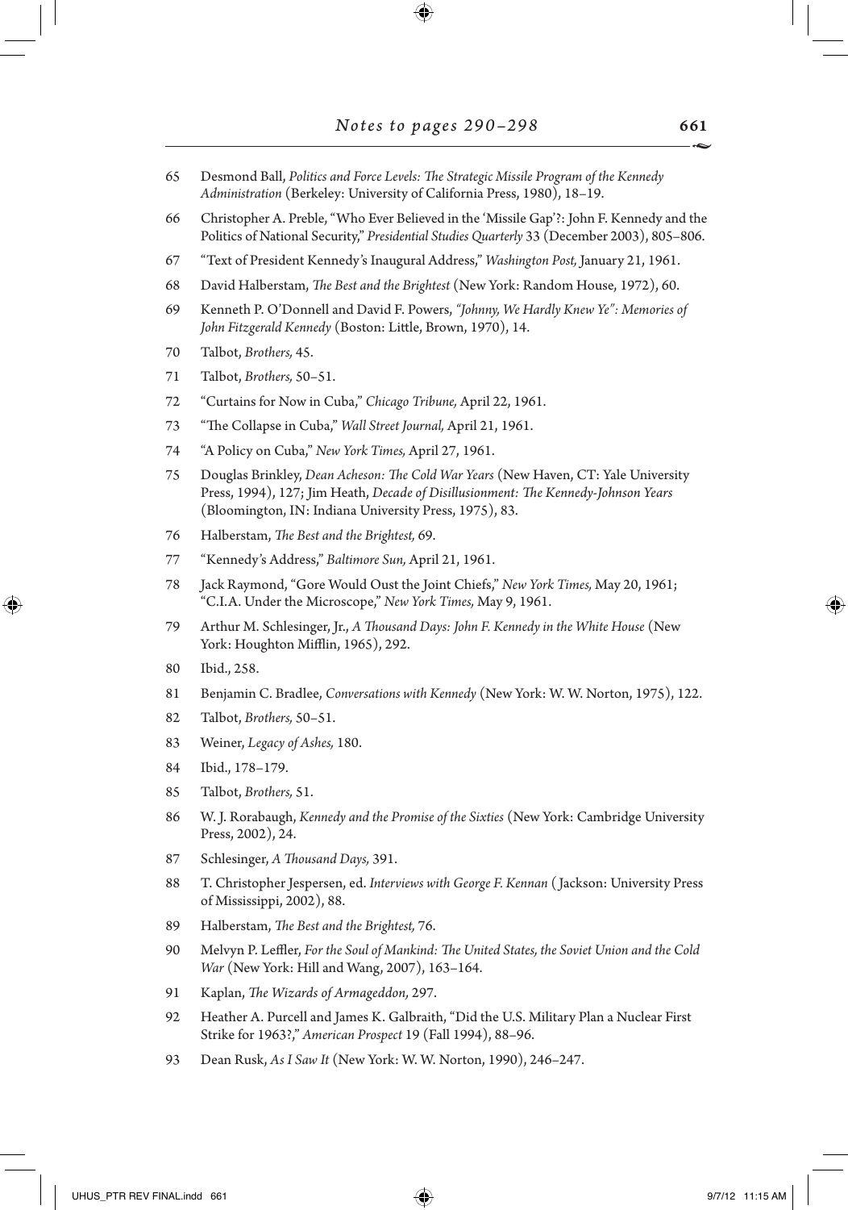65 Desmond Ball, *Politics and Force Levels: The Strategic Missile Program of the Kennedy Administration* (Berkeley: University of California Press, 1980), 18–19.

66 Christopher A. Preble, "Who Ever Believed in the 'Missile Gap'?: John F. Kennedy and the Politics of National Security," *Presidential Studies Quarterly* 33 (December 2003), 805–806.

67 "Text of President Kennedy's Inaugural Address," *Washington Post,* January 21, 1961.

68 David Halberstam, *The Best and the Brightest* (New York: Random House, 1972), 60.

69 Kenneth P. O'Donnell and David F. Powers, *"Johnny, We Hardly Knew Ye": Memories of John Fitzgerald Kennedy* (Boston: Little, Brown, 1970), 14.

70 Talbot, *Brothers,* 45.

71 Talbot, *Brothers,* 50–51.

72 "Curtains for Now in Cuba," *Chicago Tribune,* April 22, 1961.

73 "The Collapse in Cuba," *Wall Street Journal,* April 21, 1961.

74 "A Policy on Cuba," *New York Times,* April 27, 1961.

75 Douglas Brinkley, *Dean Acheson: The Cold War Years* (New Haven, CT: Yale University Press, 1994), 127; Jim Heath, *Decade of Disillusionment: The Kennedy-Johnson Years* (Bloomington, IN: Indiana University Press, 1975), 83.

76 Halberstam, *The Best and the Brightest,* 69.

77 "Kennedy's Address," *Baltimore Sun,* April 21, 1961.

78 Jack Raymond, "Gore Would Oust the Joint Chiefs," *New York Times,* May 20, 1961; "C.I.A. Under the Microscope," *New York Times,* May 9, 1961.

79 Arthur M. Schlesinger, Jr., *A Thousand Days: John F. Kennedy in the White House* (New York: Houghton Mifflin, 1965), 292.

80 Ibid., 258.

81 Benjamin C. Bradlee, *Conversations with Kennedy* (New York: W. W. Norton, 1975), 122.

82 Talbot, *Brothers,* 50–51.

83 Weiner, *Legacy of Ashes,* 180.

84 Ibid., 178–179.

85 Talbot, *Brothers,* 51.

86 W. J. Rorabaugh, *Kennedy and the Promise of the Sixties* (New York: Cambridge University Press, 2002), 24.

87 Schlesinger, *A Thousand Days,* 391.

88 T. Christopher Jespersen, ed. *Interviews with George F. Kennan* (Jackson: University Press of Mississippi, 2002), 88.

89 Halberstam, *The Best and the Brightest,* 76.

90 Melvyn P. Leffler, *For the Soul of Mankind: The United States, the Soviet Union and the Cold War* (New York: Hill and Wang, 2007), 163–164.

91 Kaplan, *The Wizards of Armageddon,* 297.

92 Heather A. Purcell and James K. Galbraith, "Did the U.S. Military Plan a Nuclear First Strike for 1963?," *American Prospect* 19 (Fall 1994), 88–96.

93 Dean Rusk, *As I Saw It* (New York: W. W. Norton, 1990), 246–247.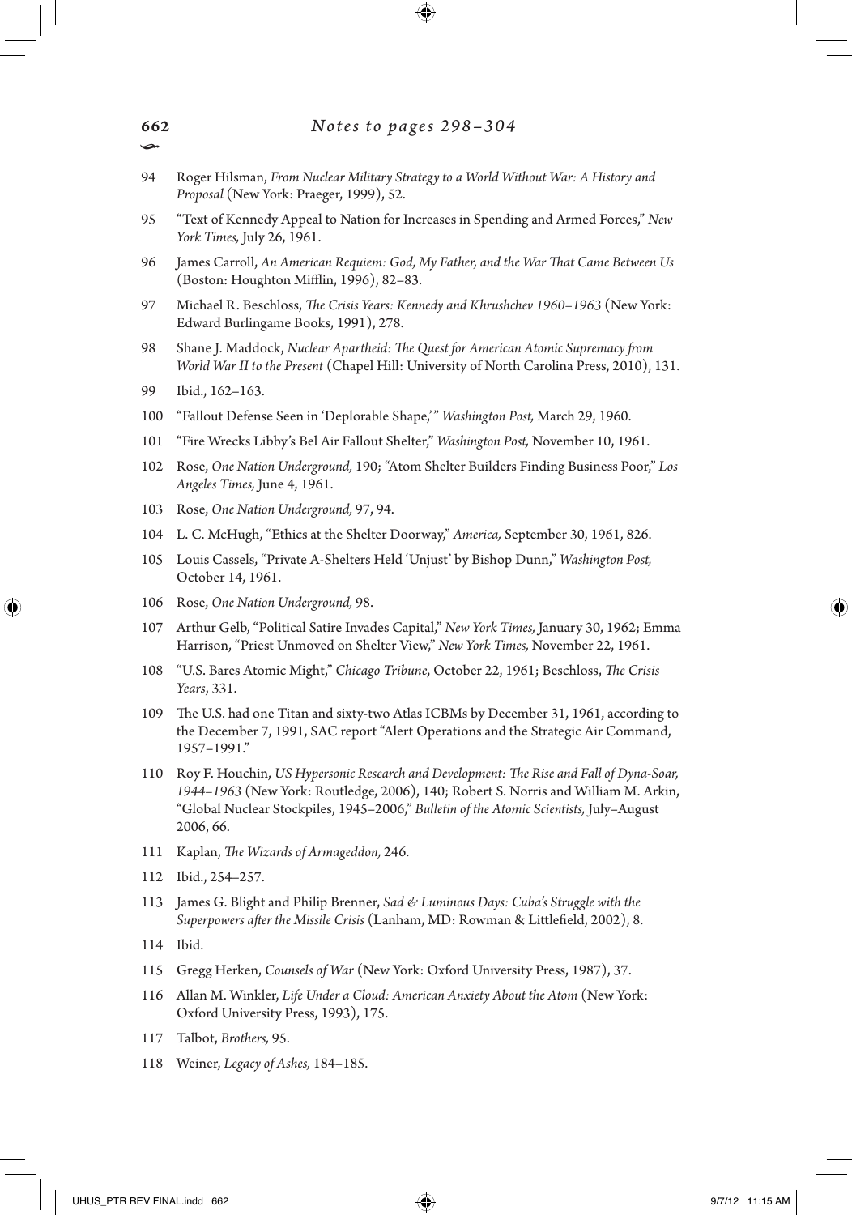94 Roger Hilsman, *From Nuclear Military Strategy to a World Without War: A History and Proposal* (New York: Praeger, 1999), 52.

95 "Text of Kennedy Appeal to Nation for Increases in Spending and Armed Forces," *New York Times,* July 26, 1961.

96 James Carroll, *An American Requiem: God, My Father, and the War That Came Between Us* (Boston: Houghton Mifflin, 1996), 82–83.

97 Michael R. Beschloss, *The Crisis Years: Kennedy and Khrushchev 1960–1963* (New York: Edward Burlingame Books, 1991), 278.

98 Shane J. Maddock, *Nuclear Apartheid: The Quest for American Atomic Supremacy from World War II to the Present* (Chapel Hill: University of North Carolina Press, 2010), 131.

99 Ibid., 162–163.

100 "Fallout Defense Seen in 'Deplorable Shape,'" *Washington Post,* March 29, 1960.

101 "Fire Wrecks Libby's Bel Air Fallout Shelter," *Washington Post,* November 10, 1961.

102 Rose, *One Nation Underground,* 190; "Atom Shelter Builders Finding Business Poor," *Los Angeles Times,* June 4, 1961.

103 Rose, *One Nation Underground,* 97, 94.

104 L. C. McHugh, "Ethics at the Shelter Doorway," *America,* September 30, 1961, 826.

105 Louis Cassels, "Private A-Shelters Held 'Unjust' by Bishop Dunn," *Washington Post,* October 14, 1961.

106 Rose, *One Nation Underground,* 98.

107 Arthur Gelb, "Political Satire Invades Capital," *New York Times,* January 30, 1962; Emma Harrison, "Priest Unmoved on Shelter View," *New York Times,* November 22, 1961.

108 "U.S. Bares Atomic Might," *Chicago Tribune*, October 22, 1961; Beschloss, *The Crisis Years*, 331.

109 The U.S. had one Titan and sixty-two Atlas ICBMs by December 31, 1961, according to the December 7, 1991, SAC report "Alert Operations and the Strategic Air Command, 1957–1991."

110 Roy F. Houchin, *US Hypersonic Research and Development: The Rise and Fall of Dyna-Soar, 1944–1963* (New York: Routledge, 2006), 140; Robert S. Norris and William M. Arkin, "Global Nuclear Stockpiles, 1945–2006," *Bulletin of the Atomic Scientists,* July–August 2006, 66.

111 Kaplan, *The Wizards of Armageddon,* 246.

112 Ibid., 254–257.

113 James G. Blight and Philip Brenner, *Sad & Luminous Days: Cuba's Struggle with the Superpowers after the Missile Crisis* (Lanham, MD: Rowman & Littlefield, 2002), 8.

114 Ibid.

115 Gregg Herken, *Counsels of War* (New York: Oxford University Press, 1987), 37.

116 Allan M. Winkler, *Life Under a Cloud: American Anxiety About the Atom* (New York: Oxford University Press, 1993), 175.

117 Talbot, *Brothers,* 95.

118 Weiner, *Legacy of Ashes,* 184–185.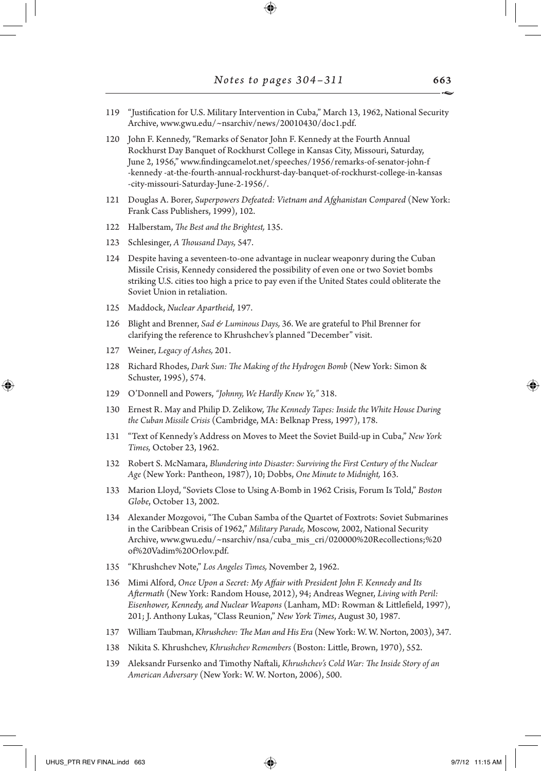119 "Justification for U.S. Military Intervention in Cuba," March 13, 1962, National Security Archive, www.gwu.edu/~nsarchiv/news/20010430/doc1.pdf.

120 John F. Kennedy, "Remarks of Senator John F. Kennedy at the Fourth Annual Rockhurst Day Banquet of Rockhurst College in Kansas City, Missouri, Saturday, June 2, 1956," www.findingcamelot.net/speeches/1956/remarks-of-senator-john-f-kennedy-at-the-fourth-annual-rockhurst-day-banquet-of-rockhurst-college-in-kansas-city-missouri-Saturday-June-2-1956/.

121 Douglas A. Borer, *Superpowers Defeated: Vietnam and Afghanistan Compared* (New York: Frank Cass Publishers, 1999), 102.

122 Halberstam, *The Best and the Brightest,* 135.

123 Schlesinger, *A Thousand Days,* 547.

124 Despite having a seventeen-to-one advantage in nuclear weaponry during the Cuban Missile Crisis, Kennedy considered the possibility of even one or two Soviet bombs striking U.S. cities too high a price to pay even if the United States could obliterate the Soviet Union in retaliation.

125 Maddock, *Nuclear Apartheid*, 197.

126 Blight and Brenner, *Sad & Luminous Days,* 36. We are grateful to Phil Brenner for clarifying the reference to Khrushchev's planned "December" visit.

127 Weiner, *Legacy of Ashes,* 201.

128 Richard Rhodes, *Dark Sun: The Making of the Hydrogen Bomb* (New York: Simon & Schuster, 1995), 574.

129 O'Donnell and Powers, *"Johnny, We Hardly Knew Ye,"* 318.

130 Ernest R. May and Philip D. Zelikow, *The Kennedy Tapes: Inside the White House During the Cuban Missile Crisis* (Cambridge, MA: Belknap Press, 1997), 178.

131 "Text of Kennedy's Address on Moves to Meet the Soviet Build-up in Cuba," *New York Times,* October 23, 1962.

132 Robert S. McNamara, *Blundering into Disaster: Surviving the First Century of the Nuclear Age* (New York: Pantheon, 1987), 10; Dobbs, *One Minute to Midnight,* 163.

133 Marion Lloyd, "Soviets Close to Using A-Bomb in 1962 Crisis, Forum Is Told," *Boston Globe*, October 13, 2002.

134 Alexander Mozgovoi, "The Cuban Samba of the Quartet of Foxtrots: Soviet Submarines in the Caribbean Crisis of 1962," *Military Parade,* Moscow, 2002, National Security Archive, www.gwu.edu/~nsarchiv/nsa/cuba_mis_cri/020000%20Recollections;%20of%20Vadim%20Orlov.pdf.

135 "Khrushchev Note," *Los Angeles Times,* November 2, 1962.

136 Mimi Alford, *Once Upon a Secret: My Affair with President John F. Kennedy and Its Aftermath* (New York: Random House, 2012), 94; Andreas Wegner, *Living with Peril: Eisenhower, Kennedy, and Nuclear Weapons* (Lanham, MD: Rowman & Littlefield, 1997), 201; J. Anthony Lukas, "Class Reunion," *New York Times*, August 30, 1987.

137 William Taubman, *Khrushchev: The Man and His Era* (New York: W. W. Norton, 2003), 347.

138 Nikita S. Khrushchev, *Khrushchev Remembers* (Boston: Little, Brown, 1970), 552.

139 Aleksandr Fursenko and Timothy Naftali, *Khrushchev's Cold War: The Inside Story of an American Adversary* (New York: W. W. Norton, 2006), 500.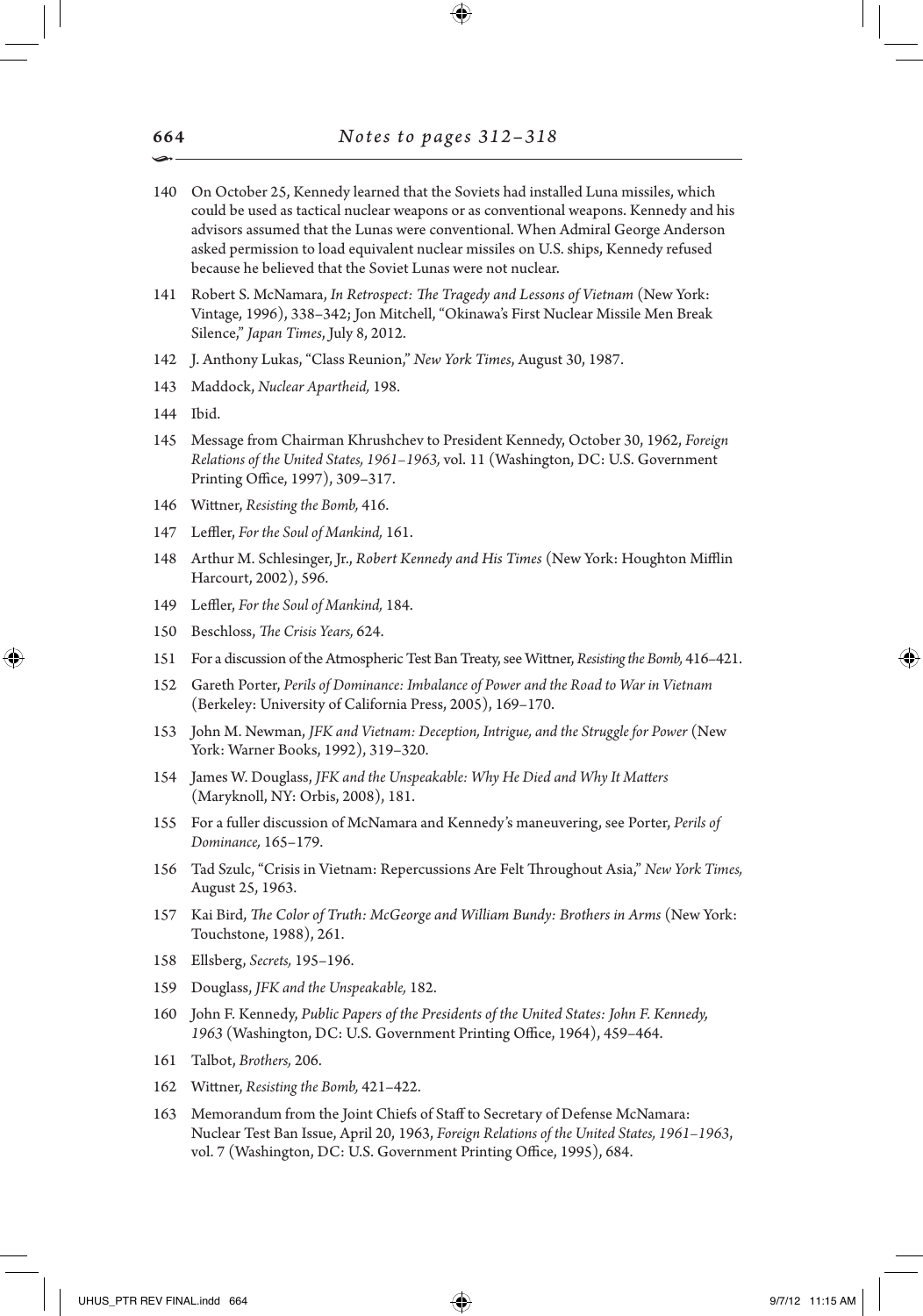140 On October 25, Kennedy learned that the Soviets had installed Luna missiles, which could be used as tactical nuclear weapons or as conventional weapons. Kennedy and his advisors assumed that the Lunas were conventional. When Admiral George Anderson asked permission to load equivalent nuclear missiles on U.S. ships, Kennedy refused because he believed that the Soviet Lunas were not nuclear.

141 Robert S. McNamara, *In Retrospect: The Tragedy and Lessons of Vietnam* (New York: Vintage, 1996), 338–342; Jon Mitchell, "Okinawa's First Nuclear Missile Men Break Silence," *Japan Times*, July 8, 2012.

142 J. Anthony Lukas, "Class Reunion," *New York Times*, August 30, 1987.

143 Maddock, *Nuclear Apartheid,* 198.

144 Ibid.

145 Message from Chairman Khrushchev to President Kennedy, October 30, 1962, *Foreign Relations of the United States, 1961–1963,* vol. 11 (Washington, DC: U.S. Government Printing Office, 1997), 309–317.

146 Wittner, *Resisting the Bomb,* 416.

147 Leffler, *For the Soul of Mankind,* 161.

148 Arthur M. Schlesinger, Jr., *Robert Kennedy and His Times* (New York: Houghton Mifflin Harcourt, 2002), 596.

149 Leffler, *For the Soul of Mankind,* 184.

150 Beschloss, *The Crisis Years,* 624.

151 For a discussion of the Atmospheric Test Ban Treaty, see Wittner, *Resisting the Bomb,* 416–421.

152 Gareth Porter, *Perils of Dominance: Imbalance of Power and the Road to War in Vietnam* (Berkeley: University of California Press, 2005), 169–170.

153 John M. Newman, *JFK and Vietnam: Deception, Intrigue, and the Struggle for Power* (New York: Warner Books, 1992), 319–320.

154 James W. Douglass, *JFK and the Unspeakable: Why He Died and Why It Matters* (Maryknoll, NY: Orbis, 2008), 181.

155 For a fuller discussion of McNamara and Kennedy's maneuvering, see Porter, *Perils of Dominance,* 165–179.

156 Tad Szulc, "Crisis in Vietnam: Repercussions Are Felt Throughout Asia," *New York Times,* August 25, 1963.

157 Kai Bird, *The Color of Truth: McGeorge and William Bundy: Brothers in Arms* (New York: Touchstone, 1988), 261.

158 Ellsberg, *Secrets,* 195–196.

159 Douglass, *JFK and the Unspeakable,* 182.

160 John F. Kennedy, *Public Papers of the Presidents of the United States: John F. Kennedy, 1963* (Washington, DC: U.S. Government Printing Office, 1964), 459–464.

161 Talbot, *Brothers,* 206.

162 Wittner, *Resisting the Bomb,* 421–422.

163 Memorandum from the Joint Chiefs of Staff to Secretary of Defense McNamara: Nuclear Test Ban Issue, April 20, 1963, *Foreign Relations of the United States, 1961–1963*, vol. 7 (Washington, DC: U.S. Government Printing Office, 1995), 684.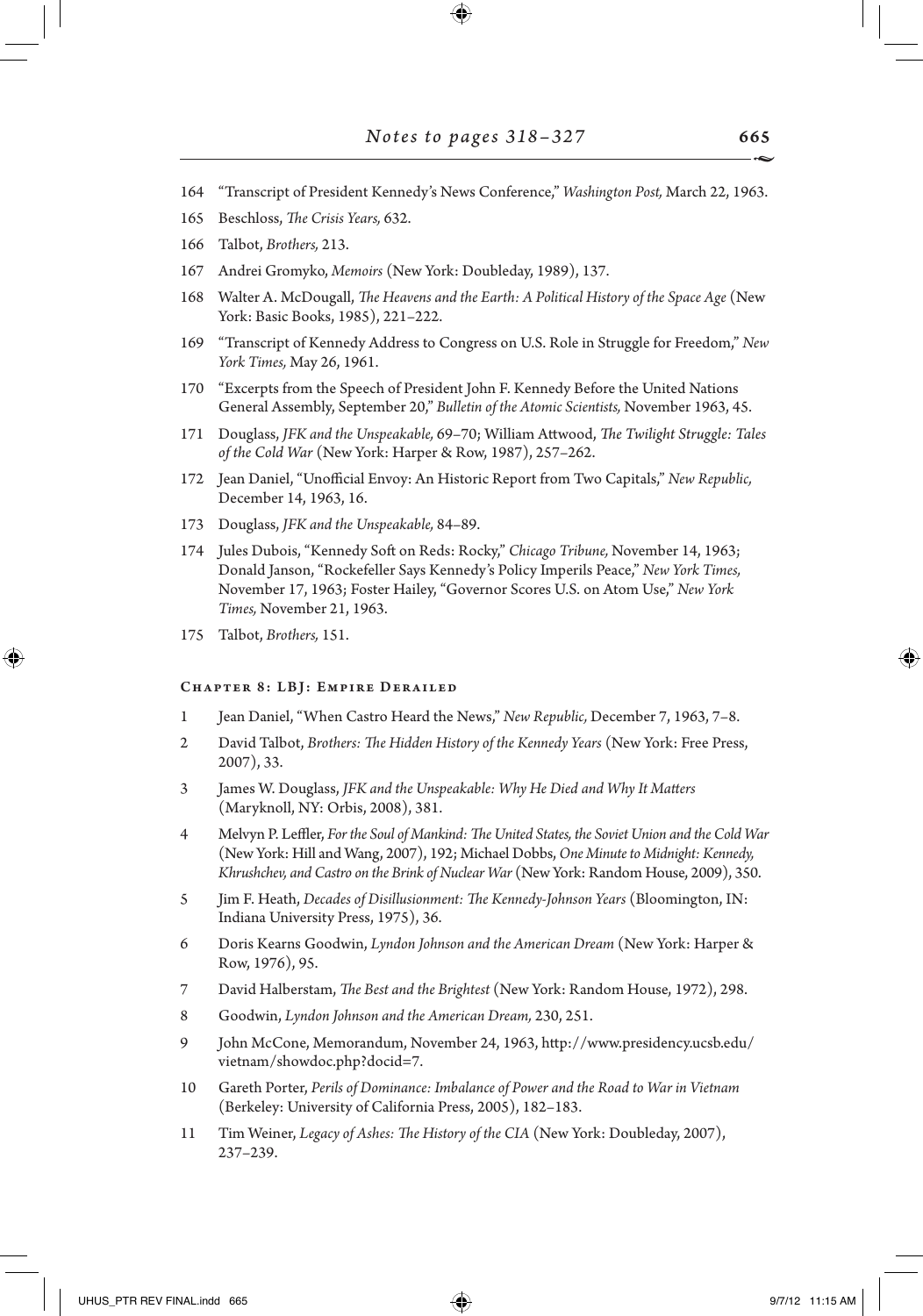164 "Transcript of President Kennedy's News Conference," *Washington Post,* March 22, 1963.

165 Beschloss, *The Crisis Years,* 632.

166 Talbot, *Brothers,* 213.

167 Andrei Gromyko, *Memoirs* (New York: Doubleday, 1989), 137.

168 Walter A. McDougall, *The Heavens and the Earth: A Political History of the Space Age* (New York: Basic Books, 1985), 221–222.

169 "Transcript of Kennedy Address to Congress on U.S. Role in Struggle for Freedom," *New York Times,* May 26, 1961.

170 "Excerpts from the Speech of President John F. Kennedy Before the United Nations General Assembly, September 20," *Bulletin of the Atomic Scientists,* November 1963, 45.

171 Douglass, *JFK and the Unspeakable,* 69–70; William Attwood, *The Twilight Struggle: Tales of the Cold War* (New York: Harper & Row, 1987), 257–262.

172 Jean Daniel, "Unofficial Envoy: An Historic Report from Two Capitals," *New Republic,* December 14, 1963, 16.

173 Douglass, *JFK and the Unspeakable,* 84–89.

174 Jules Dubois, "Kennedy Soft on Reds: Rocky," *Chicago Tribune,* November 14, 1963; Donald Janson, "Rockefeller Says Kennedy's Policy Imperils Peace," *New York Times,* November 17, 1963; Foster Hailey, "Governor Scores U.S. on Atom Use," *New York Times,* November 21, 1963.

175 Talbot, *Brothers,* 151.

### Chapter 8: LBJ: Empire Derailed

1 Jean Daniel, "When Castro Heard the News," *New Republic,* December 7, 1963, 7–8.

2 David Talbot, *Brothers: The Hidden History of the Kennedy Years* (New York: Free Press, 2007), 33.

3 James W. Douglass, *JFK and the Unspeakable: Why He Died and Why It Matters* (Maryknoll, NY: Orbis, 2008), 381.

4 Melvyn P. Leffler, *For the Soul of Mankind: The United States, the Soviet Union and the Cold War* (New York: Hill and Wang, 2007), 192; Michael Dobbs, *One Minute to Midnight: Kennedy, Khrushchev, and Castro on the Brink of Nuclear War* (New York: Random House, 2009), 350.

5 Jim F. Heath, *Decades of Disillusionment: The Kennedy-Johnson Years* (Bloomington, IN: Indiana University Press, 1975), 36.

6 Doris Kearns Goodwin, *Lyndon Johnson and the American Dream* (New York: Harper & Row, 1976), 95.

7 David Halberstam, *The Best and the Brightest* (New York: Random House, 1972), 298.

8 Goodwin, *Lyndon Johnson and the American Dream,* 230, 251.

9 John McCone, Memorandum, November 24, 1963, http://www.presidency.ucsb.edu/vietnam/showdoc.php?docid=7.

10 Gareth Porter, *Perils of Dominance: Imbalance of Power and the Road to War in Vietnam* (Berkeley: University of California Press, 2005), 182–183.

11 Tim Weiner, *Legacy of Ashes: The History of the CIA* (New York: Doubleday, 2007), 237–239.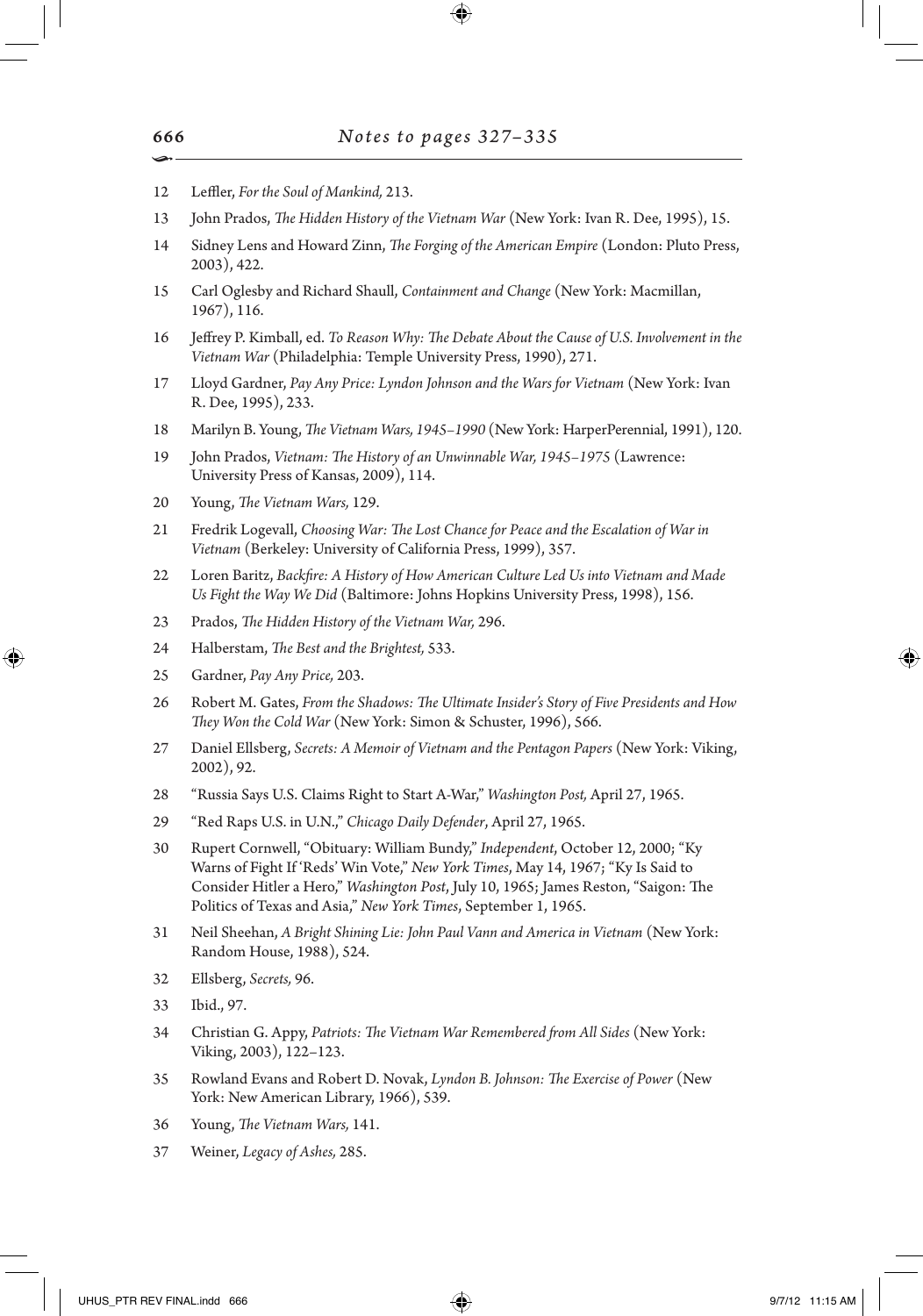12 Leffler, *For the Soul of Mankind,* 213.

13 John Prados, *The Hidden History of the Vietnam War* (New York: Ivan R. Dee, 1995), 15.

14 Sidney Lens and Howard Zinn, *The Forging of the American Empire* (London: Pluto Press, 2003), 422.

15 Carl Oglesby and Richard Shaull, *Containment and Change* (New York: Macmillan, 1967), 116.

16 Jeffrey P. Kimball, ed. *To Reason Why: The Debate About the Cause of U.S. Involvement in the Vietnam War* (Philadelphia: Temple University Press, 1990), 271.

17 Lloyd Gardner, *Pay Any Price: Lyndon Johnson and the Wars for Vietnam* (New York: Ivan R. Dee, 1995), 233.

18 Marilyn B. Young, *The Vietnam Wars, 1945–1990* (New York: HarperPerennial, 1991), 120.

19 John Prados, *Vietnam: The History of an Unwinnable War, 1945–1975* (Lawrence: University Press of Kansas, 2009), 114.

20 Young, *The Vietnam Wars,* 129.

21 Fredrik Logevall, *Choosing War: The Lost Chance for Peace and the Escalation of War in Vietnam* (Berkeley: University of California Press, 1999), 357.

22 Loren Baritz, *Backfire: A History of How American Culture Led Us into Vietnam and Made Us Fight the Way We Did* (Baltimore: Johns Hopkins University Press, 1998), 156.

23 Prados, *The Hidden History of the Vietnam War,* 296.

24 Halberstam, *The Best and the Brightest,* 533.

25 Gardner, *Pay Any Price,* 203.

26 Robert M. Gates, *From the Shadows: The Ultimate Insider's Story of Five Presidents and How They Won the Cold War* (New York: Simon & Schuster, 1996), 566.

27 Daniel Ellsberg, *Secrets: A Memoir of Vietnam and the Pentagon Papers* (New York: Viking, 2002), 92.

28 "Russia Says U.S. Claims Right to Start A-War," *Washington Post,* April 27, 1965.

29 "Red Raps U.S. in U.N.," *Chicago Daily Defender*, April 27, 1965.

30 Rupert Cornwell, "Obituary: William Bundy," *Independent*, October 12, 2000; "Ky Warns of Fight If 'Reds' Win Vote," *New York Times*, May 14, 1967; "Ky Is Said to Consider Hitler a Hero," *Washington Post*, July 10, 1965; James Reston, "Saigon: The Politics of Texas and Asia," *New York Times*, September 1, 1965.

31 Neil Sheehan, *A Bright Shining Lie: John Paul Vann and America in Vietnam* (New York: Random House, 1988), 524.

32 Ellsberg, *Secrets,* 96.

33 Ibid., 97.

34 Christian G. Appy, *Patriots: The Vietnam War Remembered from All Sides* (New York: Viking, 2003), 122–123.

35 Rowland Evans and Robert D. Novak, *Lyndon B. Johnson: The Exercise of Power* (New York: New American Library, 1966), 539.

36 Young, *The Vietnam Wars,* 141.

37 Weiner, *Legacy of Ashes,* 285.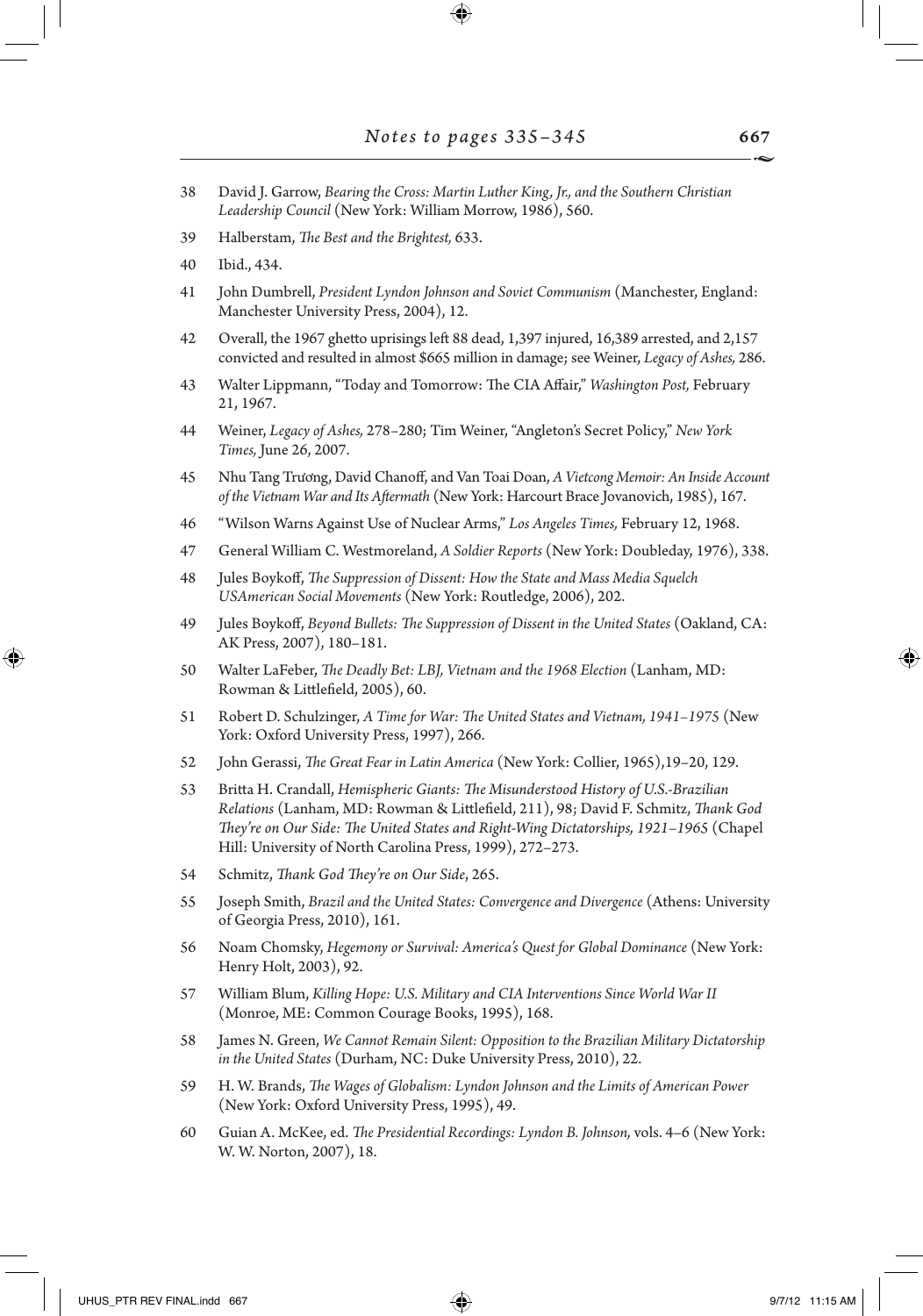38 David J. Garrow, *Bearing the Cross: Martin Luther King, Jr., and the Southern Christian Leadership Council* (New York: William Morrow, 1986), 560.

39 Halberstam, *The Best and the Brightest,* 633.

40 Ibid., 434.

41 John Dumbrell, *President Lyndon Johnson and Soviet Communism* (Manchester, England: Manchester University Press, 2004), 12.

42 Overall, the 1967 ghetto uprisings left 88 dead, 1,397 injured, 16,389 arrested, and 2,157 convicted and resulted in almost $665 million in damage; see Weiner, *Legacy of Ashes,* 286.

43 Walter Lippmann, "Today and Tomorrow: The CIA Affair," *Washington Post,* February 21, 1967.

44 Weiner, *Legacy of Ashes,* 278–280; Tim Weiner, "Angleton's Secret Policy," *New York Times,* June 26, 2007.

45 Nhu Tang Trương, David Chanoff, and Van Toai Doan, *A Vietcong Memoir: An Inside Account of the Vietnam War and Its Aftermath* (New York: Harcourt Brace Jovanovich, 1985), 167.

46 "Wilson Warns Against Use of Nuclear Arms," *Los Angeles Times,* February 12, 1968.

47 General William C. Westmoreland, *A Soldier Reports* (New York: Doubleday, 1976), 338.

48 Jules Boykoff, *The Suppression of Dissent: How the State and Mass Media Squelch USAmerican Social Movements* (New York: Routledge, 2006), 202.

49 Jules Boykoff, *Beyond Bullets: The Suppression of Dissent in the United States* (Oakland, CA: AK Press, 2007), 180–181.

50 Walter LaFeber, *The Deadly Bet: LBJ, Vietnam and the 1968 Election* (Lanham, MD: Rowman & Littlefield, 2005), 60.

51 Robert D. Schulzinger, *A Time for War: The United States and Vietnam, 1941–1975* (New York: Oxford University Press, 1997), 266.

52 John Gerassi, *The Great Fear in Latin America* (New York: Collier, 1965),19–20, 129.

53 Britta H. Crandall, *Hemispheric Giants: The Misunderstood History of U.S.-Brazilian Relations* (Lanham, MD: Rowman & Littlefield, 211), 98; David F. Schmitz, *Thank God They're on Our Side: The United States and Right-Wing Dictatorships, 1921–1965* (Chapel Hill: University of North Carolina Press, 1999), 272–273.

54 Schmitz, *Thank God They're on Our Side*, 265.

55 Joseph Smith, *Brazil and the United States: Convergence and Divergence* (Athens: University of Georgia Press, 2010), 161.

56 Noam Chomsky, *Hegemony or Survival: America's Quest for Global Dominance* (New York: Henry Holt, 2003), 92.

57 William Blum, *Killing Hope: U.S. Military and CIA Interventions Since World War II* (Monroe, ME: Common Courage Books, 1995), 168.

58 James N. Green, *We Cannot Remain Silent: Opposition to the Brazilian Military Dictatorship in the United States* (Durham, NC: Duke University Press, 2010), 22.

59 H. W. Brands, *The Wages of Globalism: Lyndon Johnson and the Limits of American Power* (New York: Oxford University Press, 1995), 49.

60 Guian A. McKee, ed. *The Presidential Recordings: Lyndon B. Johnson,* vols. 4–6 (New York: W. W. Norton, 2007), 18.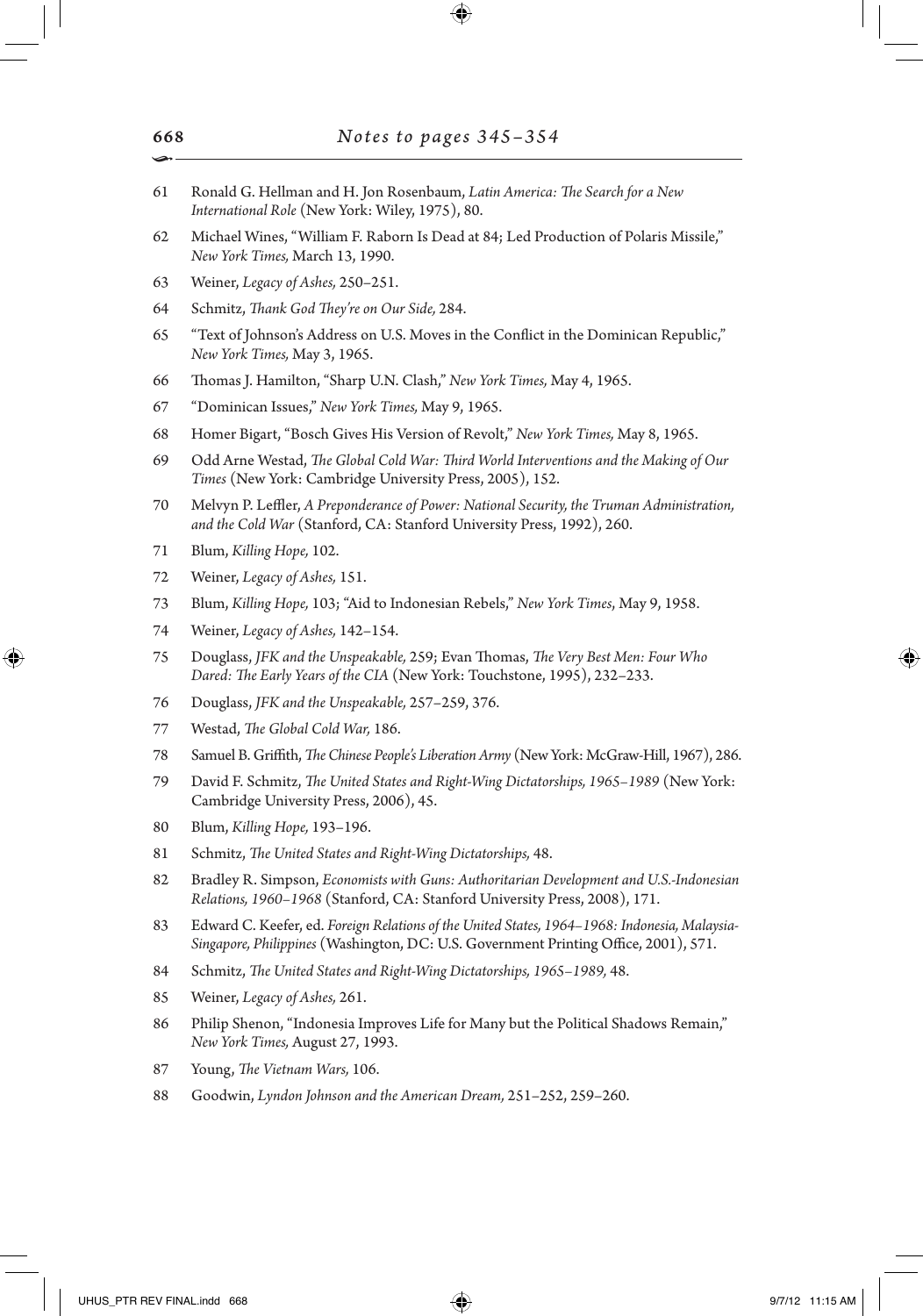61 Ronald G. Hellman and H. Jon Rosenbaum, *Latin America: The Search for a New International Role* (New York: Wiley, 1975), 80.

62 Michael Wines, "William F. Raborn Is Dead at 84; Led Production of Polaris Missile," *New York Times,* March 13, 1990.

63 Weiner, *Legacy of Ashes,* 250–251.

64 Schmitz, *Thank God They're on Our Side,* 284.

65 "Text of Johnson's Address on U.S. Moves in the Conflict in the Dominican Republic," *New York Times,* May 3, 1965.

66 Thomas J. Hamilton, "Sharp U.N. Clash," *New York Times,* May 4, 1965.

67 "Dominican Issues," *New York Times,* May 9, 1965.

68 Homer Bigart, "Bosch Gives His Version of Revolt," *New York Times,* May 8, 1965.

69 Odd Arne Westad, *The Global Cold War: Third World Interventions and the Making of Our Times* (New York: Cambridge University Press, 2005), 152.

70 Melvyn P. Leffler, *A Preponderance of Power: National Security, the Truman Administration, and the Cold War* (Stanford, CA: Stanford University Press, 1992), 260.

71 Blum, *Killing Hope,* 102.

72 Weiner, *Legacy of Ashes,* 151.

73 Blum, *Killing Hope,* 103; "Aid to Indonesian Rebels," *New York Times*, May 9, 1958.

74 Weiner, *Legacy of Ashes,* 142–154.

75 Douglass, *JFK and the Unspeakable,* 259; Evan Thomas, *The Very Best Men: Four Who Dared: The Early Years of the CIA* (New York: Touchstone, 1995), 232–233.

76 Douglass, *JFK and the Unspeakable,* 257–259, 376.

77 Westad, *The Global Cold War,* 186.

78 Samuel B. Griffith, *The Chinese People's Liberation Army* (New York: McGraw-Hill, 1967), 286.

79 David F. Schmitz, *The United States and Right-Wing Dictatorships, 1965–1989* (New York: Cambridge University Press, 2006), 45.

80 Blum, *Killing Hope,* 193–196.

81 Schmitz, *The United States and Right-Wing Dictatorships,* 48.

82 Bradley R. Simpson, *Economists with Guns: Authoritarian Development and U.S.-Indonesian Relations, 1960–1968* (Stanford, CA: Stanford University Press, 2008), 171.

83 Edward C. Keefer, ed. *Foreign Relations of the United States, 1964–1968: Indonesia, Malaysia-Singapore, Philippines* (Washington, DC: U.S. Government Printing Office, 2001), 571.

84 Schmitz, *The United States and Right-Wing Dictatorships, 1965–1989,* 48.

85 Weiner, *Legacy of Ashes,* 261.

86 Philip Shenon, "Indonesia Improves Life for Many but the Political Shadows Remain," *New York Times,* August 27, 1993.

87 Young, *The Vietnam Wars,* 106.

88 Goodwin, *Lyndon Johnson and the American Dream,* 251–252, 259–260.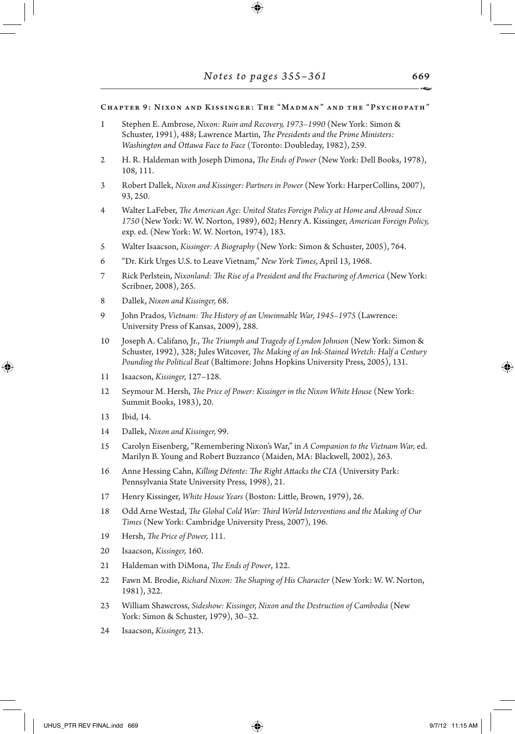## Chapter 9: Nixon and Kissinger: The "Madman" and the "Psychopath"

1. Stephen E. Ambrose, *Nixon: Ruin and Recovery, 1973–1990* (New York: Simon & Schuster, 1991), 488; Lawrence Martin, *The Presidents and the Prime Ministers: Washington and Ottawa Face to Face* (Toronto: Doubleday, 1982), 259.
2. H. R. Haldeman with Joseph Dimona, *The Ends of Power* (New York: Dell Books, 1978), 108, 111.
3. Robert Dallek, *Nixon and Kissinger: Partners in Power* (New York: HarperCollins, 2007), 93, 250.
4. Walter LaFeber, *The American Age: United States Foreign Policy at Home and Abroad Since 1750* (New York: W. W. Norton, 1989), 602; Henry A. Kissinger, *American Foreign Policy,* exp. ed. (New York: W. W. Norton, 1974), 183.
5. Walter Isaacson, *Kissinger: A Biography* (New York: Simon & Schuster, 2005), 764.
6. "Dr. Kirk Urges U.S. to Leave Vietnam," *New York Times*, April 13, 1968.
7. Rick Perlstein, *Nixonland: The Rise of a President and the Fracturing of America* (New York: Scribner, 2008), 265.
8. Dallek, *Nixon and Kissinger,* 68.
9. John Prados, *Vietnam: The History of an Unwinnable War, 1945–1975* (Lawrence: University Press of Kansas, 2009), 288.
10. Joseph A. Califano, Jr., *The Triumph and Tragedy of Lyndon Johnson* (New York: Simon & Schuster, 1992), 328; Jules Witcover, *The Making of an Ink-Stained Wretch: Half a Century Pounding the Political Beat* (Baltimore: Johns Hopkins University Press, 2005), 131.
11. Isaacson, *Kissinger,* 127–128.
12. Seymour M. Hersh, *The Price of Power: Kissinger in the Nixon White House* (New York: Summit Books, 1983), 20.
13. Ibid, 14.
14. Dallek, *Nixon and Kissinger,* 99.
15. Carolyn Eisenberg, "Remembering Nixon's War," in *A Companion to the Vietnam War,* ed. Marilyn B. Young and Robert Buzzanco (Maiden, MA: Blackwell, 2002), 263.
16. Anne Hessing Cahn, *Killing Détente: The Right Attacks the CIA* (University Park: Pennsylvania State University Press, 1998), 21.
17. Henry Kissinger, *White House Years* (Boston: Little, Brown, 1979), 26.
18. Odd Arne Westad, *The Global Cold War: Third World Interventions and the Making of Our Times* (New York: Cambridge University Press, 2007), 196.
19. Hersh, *The Price of Power,* 111.
20. Isaacson, *Kissinger,* 160.
21. Haldeman with DiMona, *The Ends of Power*, 122.
22. Fawn M. Brodie, *Richard Nixon: The Shaping of His Character* (New York: W. W. Norton, 1981), 322.
23. William Shawcross, *Sideshow: Kissinger, Nixon and the Destruction of Cambodia* (New York: Simon & Schuster, 1979), 30–32.
24. Isaacson, *Kissinger,* 213.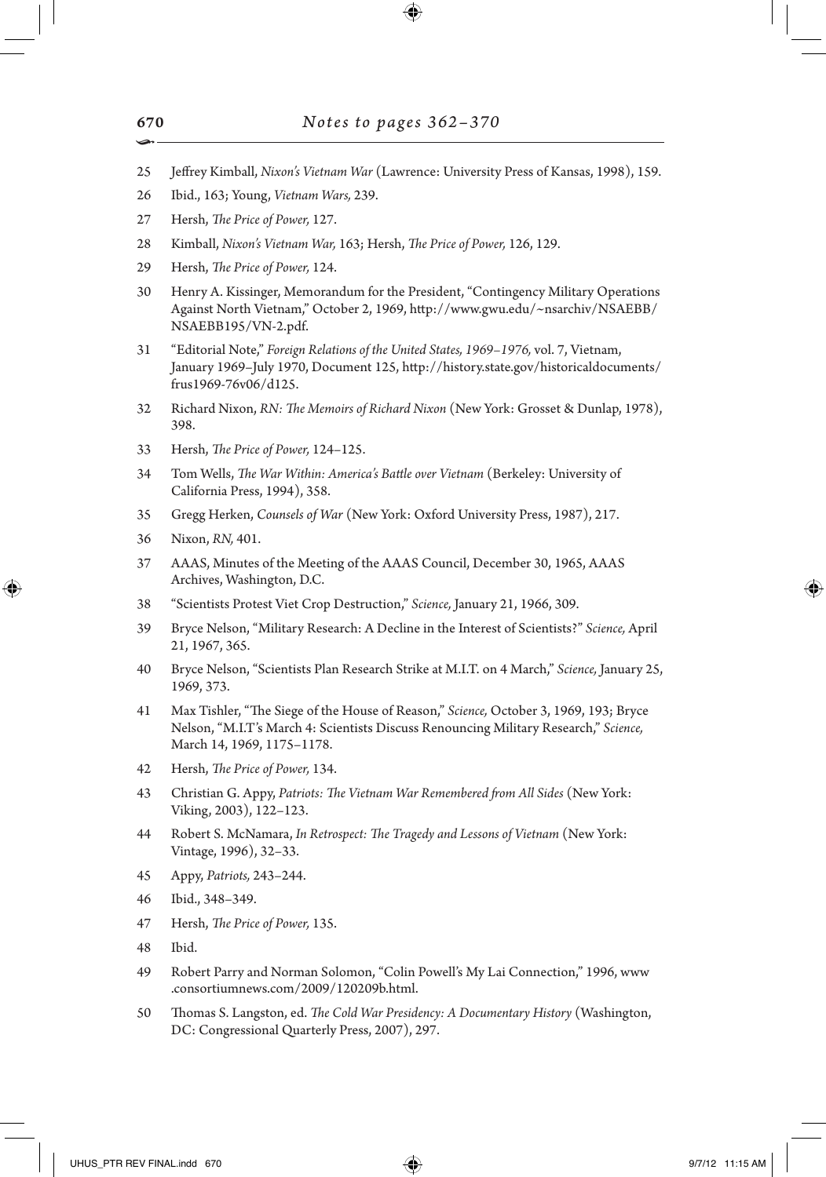25 Jeffrey Kimball, *Nixon's Vietnam War* (Lawrence: University Press of Kansas, 1998), 159.

26 Ibid., 163; Young, *Vietnam Wars,* 239.

27 Hersh, *The Price of Power,* 127.

28 Kimball, *Nixon's Vietnam War,* 163; Hersh, *The Price of Power,* 126, 129.

29 Hersh, *The Price of Power,* 124.

30 Henry A. Kissinger, Memorandum for the President, "Contingency Military Operations Against North Vietnam," October 2, 1969, http://www.gwu.edu/~nsarchiv/NSAEBB/NSAEBB195/VN-2.pdf.

31 "Editorial Note," *Foreign Relations of the United States, 1969–1976,* vol. 7, Vietnam, January 1969–July 1970, Document 125, http://history.state.gov/historicaldocuments/frus1969-76v06/d125.

32 Richard Nixon, *RN: The Memoirs of Richard Nixon* (New York: Grosset & Dunlap, 1978), 398.

33 Hersh, *The Price of Power,* 124–125.

34 Tom Wells, *The War Within: America's Battle over Vietnam* (Berkeley: University of California Press, 1994), 358.

35 Gregg Herken, *Counsels of War* (New York: Oxford University Press, 1987), 217.

36 Nixon, *RN,* 401.

37 AAAS, Minutes of the Meeting of the AAAS Council, December 30, 1965, AAAS Archives, Washington, D.C.

38 "Scientists Protest Viet Crop Destruction," *Science,* January 21, 1966, 309.

39 Bryce Nelson, "Military Research: A Decline in the Interest of Scientists?" *Science,* April 21, 1967, 365.

40 Bryce Nelson, "Scientists Plan Research Strike at M.I.T. on 4 March," *Science,* January 25, 1969, 373.

41 Max Tishler, "The Siege of the House of Reason," *Science,* October 3, 1969, 193; Bryce Nelson, "M.I.T's March 4: Scientists Discuss Renouncing Military Research," *Science,* March 14, 1969, 1175–1178.

42 Hersh, *The Price of Power,* 134.

43 Christian G. Appy, *Patriots: The Vietnam War Remembered from All Sides* (New York: Viking, 2003), 122–123.

44 Robert S. McNamara, *In Retrospect: The Tragedy and Lessons of Vietnam* (New York: Vintage, 1996), 32–33.

45 Appy, *Patriots,* 243–244.

46 Ibid., 348–349.

47 Hersh, *The Price of Power,* 135.

48 Ibid.

49 Robert Parry and Norman Solomon, "Colin Powell's My Lai Connection," 1996, www.consortiumnews.com/2009/120209b.html.

50 Thomas S. Langston, ed. *The Cold War Presidency: A Documentary History* (Washington, DC: Congressional Quarterly Press, 2007), 297.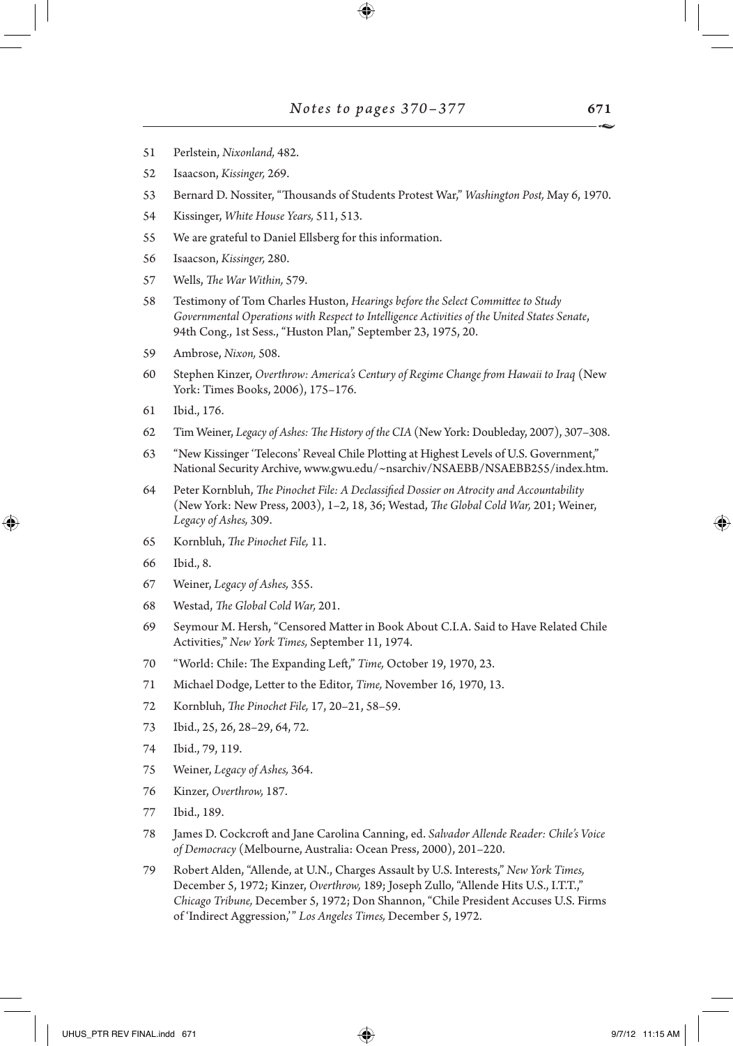51 Perlstein, *Nixonland,* 482.

52 Isaacson, *Kissinger,* 269.

53 Bernard D. Nossiter, "Thousands of Students Protest War," *Washington Post,* May 6, 1970.

54 Kissinger, *White House Years,* 511, 513.

55 We are grateful to Daniel Ellsberg for this information.

56 Isaacson, *Kissinger,* 280.

57 Wells, *The War Within,* 579.

58 Testimony of Tom Charles Huston, *Hearings before the Select Committee to Study Governmental Operations with Respect to Intelligence Activities of the United States Senate*, 94th Cong., 1st Sess., "Huston Plan," September 23, 1975, 20.

59 Ambrose, *Nixon,* 508.

60 Stephen Kinzer, *Overthrow: America's Century of Regime Change from Hawaii to Iraq* (New York: Times Books, 2006), 175–176.

61 Ibid., 176.

62 Tim Weiner, *Legacy of Ashes: The History of the CIA* (New York: Doubleday, 2007), 307–308.

63 "New Kissinger 'Telecons' Reveal Chile Plotting at Highest Levels of U.S. Government," National Security Archive, www.gwu.edu/~nsarchiv/NSAEBB/NSAEBB255/index.htm.

64 Peter Kornbluh, *The Pinochet File: A Declassified Dossier on Atrocity and Accountability* (New York: New Press, 2003), 1–2, 18, 36; Westad, *The Global Cold War,* 201; Weiner, *Legacy of Ashes,* 309.

65 Kornbluh, *The Pinochet File,* 11.

66 Ibid., 8.

67 Weiner, *Legacy of Ashes,* 355.

68 Westad, *The Global Cold War,* 201.

69 Seymour M. Hersh, "Censored Matter in Book About C.I.A. Said to Have Related Chile Activities," *New York Times,* September 11, 1974.

70 "World: Chile: The Expanding Left," *Time,* October 19, 1970, 23.

71 Michael Dodge, Letter to the Editor, *Time,* November 16, 1970, 13.

72 Kornbluh, *The Pinochet File,* 17, 20–21, 58–59.

73 Ibid., 25, 26, 28–29, 64, 72.

74 Ibid., 79, 119.

75 Weiner, *Legacy of Ashes,* 364.

76 Kinzer, *Overthrow,* 187.

77 Ibid., 189.

78 James D. Cockcroft and Jane Carolina Canning, ed. *Salvador Allende Reader: Chile's Voice of Democracy* (Melbourne, Australia: Ocean Press, 2000), 201–220.

79 Robert Alden, "Allende, at U.N., Charges Assault by U.S. Interests," *New York Times,* December 5, 1972; Kinzer, *Overthrow,* 189; Joseph Zullo, "Allende Hits U.S., I.T.T.," *Chicago Tribune,* December 5, 1972; Don Shannon, "Chile President Accuses U.S. Firms of 'Indirect Aggression,'" *Los Angeles Times,* December 5, 1972.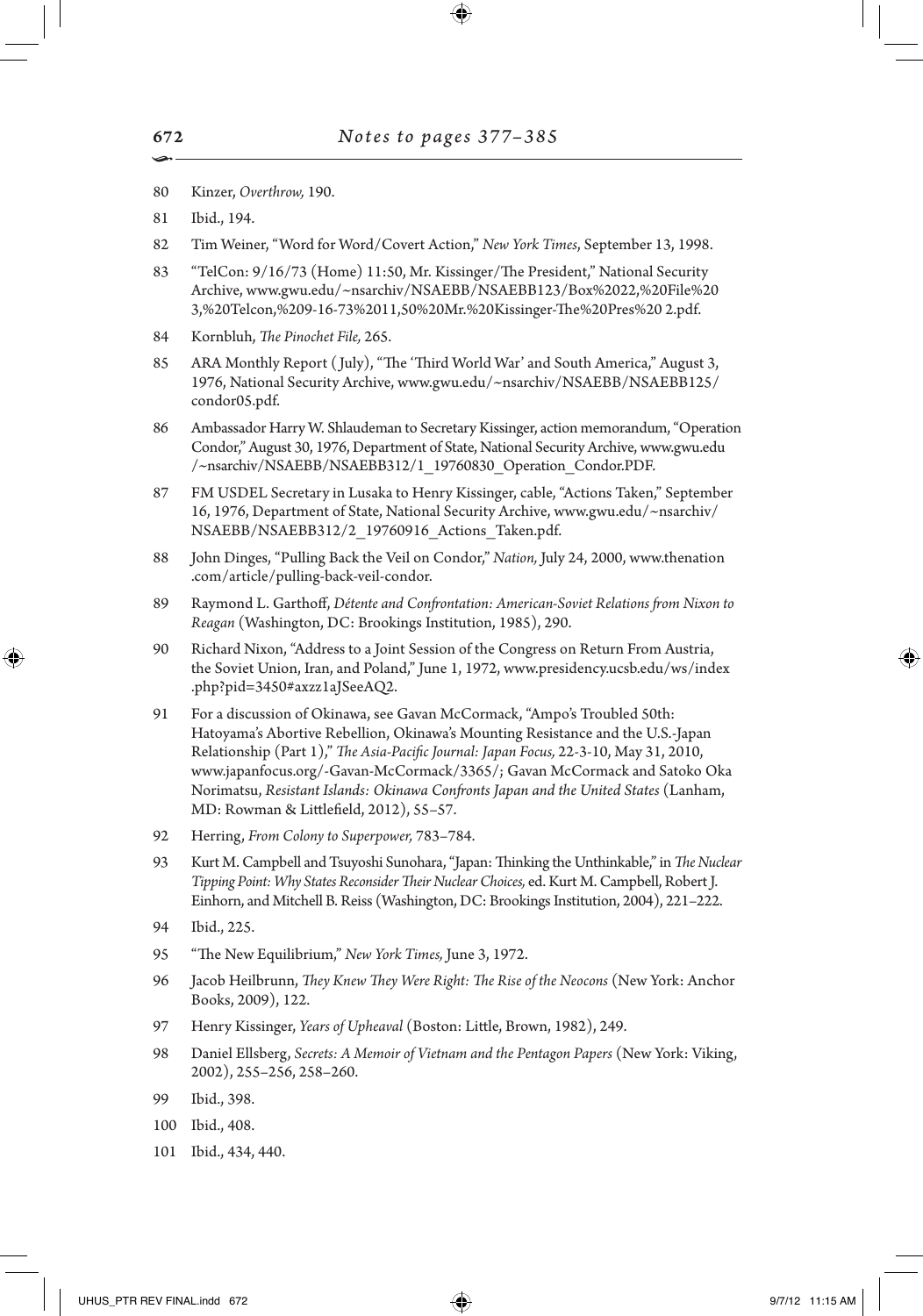80 Kinzer, *Overthrow,* 190.

81 Ibid., 194.

82 Tim Weiner, "Word for Word/Covert Action," *New York Times*, September 13, 1998.

83 "TelCon: 9/16/73 (Home) 11:50, Mr. Kissinger/The President," National Security Archive, www.gwu.edu/~nsarchiv/NSAEBB/NSAEBB123/Box%2022,%20File%20 3,%20Telcon,%209-16-73%2011,50%20Mr.%20Kissinger-The%20Pres%20 2.pdf.

84 Kornbluh, *The Pinochet File,* 265.

85 ARA Monthly Report (July), "The 'Third World War' and South America," August 3, 1976, National Security Archive, www.gwu.edu/~nsarchiv/NSAEBB/NSAEBB125/ condor05.pdf.

86 Ambassador Harry W. Shlaudeman to Secretary Kissinger, action memorandum, "Operation Condor," August 30, 1976, Department of State, National Security Archive, www.gwu.edu /~nsarchiv/NSAEBB/NSAEBB312/1_19760830_Operation_Condor.PDF.

87 FM USDEL Secretary in Lusaka to Henry Kissinger, cable, "Actions Taken," September 16, 1976, Department of State, National Security Archive, www.gwu.edu/~nsarchiv/ NSAEBB/NSAEBB312/2_19760916_Actions_Taken.pdf.

88 John Dinges, "Pulling Back the Veil on Condor," *Nation,* July 24, 2000, www.thenation .com/article/pulling-back-veil-condor.

89 Raymond L. Garthoff, *Détente and Confrontation: American-Soviet Relations from Nixon to Reagan* (Washington, DC: Brookings Institution, 1985), 290.

90 Richard Nixon, "Address to a Joint Session of the Congress on Return From Austria, the Soviet Union, Iran, and Poland," June 1, 1972, www.presidency.ucsb.edu/ws/index .php?pid=3450#axzz1aJSeeAQ2.

91 For a discussion of Okinawa, see Gavan McCormack, "Ampo's Troubled 50th: Hatoyama's Abortive Rebellion, Okinawa's Mounting Resistance and the U.S.-Japan Relationship (Part 1)," *The Asia-Pacific Journal: Japan Focus,* 22-3-10, May 31, 2010, www.japanfocus.org/-Gavan-McCormack/3365/; Gavan McCormack and Satoko Oka Norimatsu, *Resistant Islands: Okinawa Confronts Japan and the United States* (Lanham, MD: Rowman & Littlefield, 2012), 55–57.

92 Herring, *From Colony to Superpower,* 783–784.

93 Kurt M. Campbell and Tsuyoshi Sunohara, "Japan: Thinking the Unthinkable," in *The Nuclear Tipping Point: Why States Reconsider Their Nuclear Choices,* ed. Kurt M. Campbell, Robert J. Einhorn, and Mitchell B. Reiss (Washington, DC: Brookings Institution, 2004), 221–222.

94 Ibid., 225.

95 "The New Equilibrium," *New York Times,* June 3, 1972.

96 Jacob Heilbrunn, *They Knew They Were Right: The Rise of the Neocons* (New York: Anchor Books, 2009), 122.

97 Henry Kissinger, *Years of Upheaval* (Boston: Little, Brown, 1982), 249.

98 Daniel Ellsberg, *Secrets: A Memoir of Vietnam and the Pentagon Papers* (New York: Viking, 2002), 255–256, 258–260.

99 Ibid., 398.

100 Ibid., 408.

101 Ibid., 434, 440.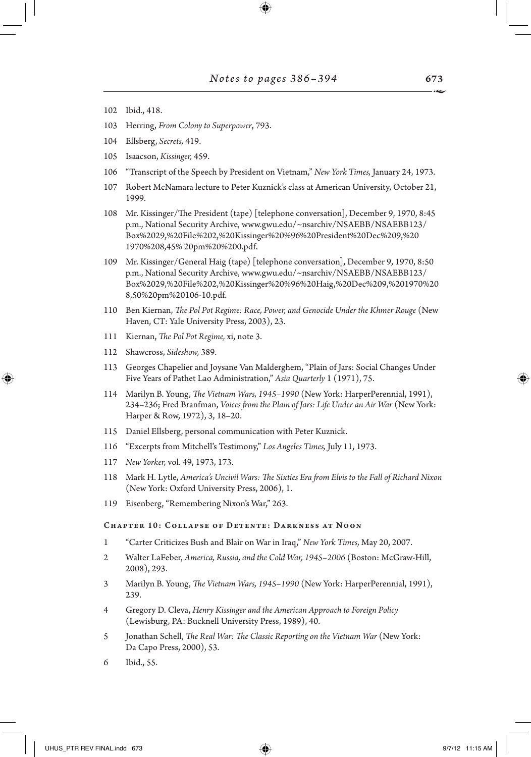102 Ibid., 418.

103 Herring, *From Colony to Superpower*, 793.

104 Ellsberg, *Secrets,* 419.

105 Isaacson, *Kissinger,* 459.

106 "Transcript of the Speech by President on Vietnam," *New York Times,* January 24, 1973.

107 Robert McNamara lecture to Peter Kuznick's class at American University, October 21, 1999.

108 Mr. Kissinger/The President (tape) [telephone conversation], December 9, 1970, 8:45 p.m., National Security Archive, www.gwu.edu/~nsarchiv/NSAEBB/NSAEBB123/Box%2029,%20File%202,%20Kissinger%20%96%20President%20Dec%209,%201970%208,45% 20pm%20%200.pdf.

109 Mr. Kissinger/General Haig (tape) [telephone conversation], December 9, 1970, 8:50 p.m., National Security Archive, www.gwu.edu/~nsarchiv/NSAEBB/NSAEBB123/Box%2029,%20File%202,%20Kissinger%20%96%20Haig,%20Dec%209,%201970%208,50%20pm%20106-10.pdf.

110 Ben Kiernan, *The Pol Pot Regime: Race, Power, and Genocide Under the Khmer Rouge* (New Haven, CT: Yale University Press, 2003), 23.

111 Kiernan, *The Pol Pot Regime,* xi, note 3.

112 Shawcross, *Sideshow,* 389.

113 Georges Chapelier and Joysane Van Malderghem, "Plain of Jars: Social Changes Under Five Years of Pathet Lao Administration," *Asia Quarterly* 1 (1971), 75.

114 Marilyn B. Young, *The Vietnam Wars, 1945–1990* (New York: HarperPerennial, 1991), 234–236; Fred Branfman, *Voices from the Plain of Jars: Life Under an Air War* (New York: Harper & Row, 1972), 3, 18–20.

115 Daniel Ellsberg, personal communication with Peter Kuznick.

116 "Excerpts from Mitchell's Testimony," *Los Angeles Times,* July 11, 1973.

117 *New Yorker,* vol. 49, 1973, 173.

118 Mark H. Lytle, *America's Uncivil Wars: The Sixties Era from Elvis to the Fall of Richard Nixon* (New York: Oxford University Press, 2006), 1.

119 Eisenberg, "Remembering Nixon's War," 263.

## Chapter 10: Collapse of Detente: Darkness at Noon

1 "Carter Criticizes Bush and Blair on War in Iraq," *New York Times,* May 20, 2007.

2 Walter LaFeber, *America, Russia, and the Cold War, 1945–2006* (Boston: McGraw-Hill, 2008), 293.

3 Marilyn B. Young, *The Vietnam Wars, 1945–1990* (New York: HarperPerennial, 1991), 239.

4 Gregory D. Cleva, *Henry Kissinger and the American Approach to Foreign Policy* (Lewisburg, PA: Bucknell University Press, 1989), 40.

5 Jonathan Schell, *The Real War: The Classic Reporting on the Vietnam War* (New York: Da Capo Press, 2000), 53.

6 Ibid., 55.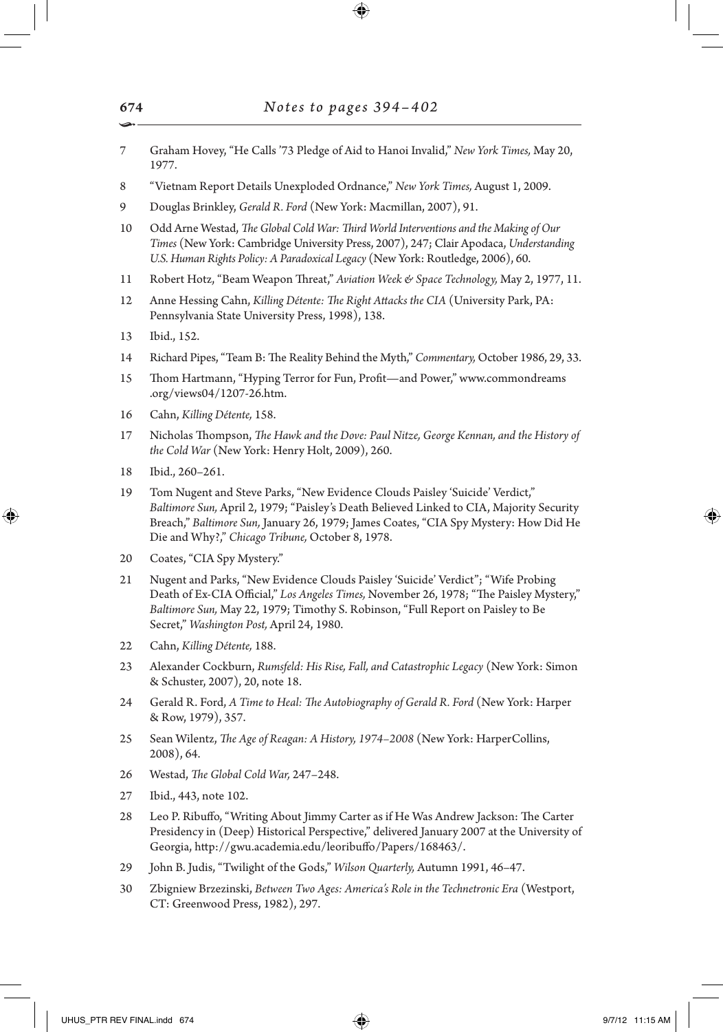7. Graham Hovey, "He Calls '73 Pledge of Aid to Hanoi Invalid," *New York Times,* May 20, 1977.
8. "Vietnam Report Details Unexploded Ordnance," *New York Times,* August 1, 2009.
9. Douglas Brinkley, *Gerald R. Ford* (New York: Macmillan, 2007), 91.
10. Odd Arne Westad, *The Global Cold War: Third World Interventions and the Making of Our Times* (New York: Cambridge University Press, 2007), 247; Clair Apodaca, *Understanding U.S. Human Rights Policy: A Paradoxical Legacy* (New York: Routledge, 2006), 60.
11. Robert Hotz, "Beam Weapon Threat," *Aviation Week & Space Technology,* May 2, 1977, 11.
12. Anne Hessing Cahn, *Killing Détente: The Right Attacks the CIA* (University Park, PA: Pennsylvania State University Press, 1998), 138.
13. Ibid., 152.
14. Richard Pipes, "Team B: The Reality Behind the Myth," *Commentary,* October 1986, 29, 33.
15. Thom Hartmann, "Hyping Terror for Fun, Profit—and Power," www.commondreams.org/views04/1207-26.htm.
16. Cahn, *Killing Détente,* 158.
17. Nicholas Thompson, *The Hawk and the Dove: Paul Nitze, George Kennan, and the History of the Cold War* (New York: Henry Holt, 2009), 260.
18. Ibid., 260–261.
19. Tom Nugent and Steve Parks, "New Evidence Clouds Paisley 'Suicide' Verdict," *Baltimore Sun,* April 2, 1979; "Paisley's Death Believed Linked to CIA, Majority Security Breach," *Baltimore Sun,* January 26, 1979; James Coates, "CIA Spy Mystery: How Did He Die and Why?," *Chicago Tribune,* October 8, 1978.
20. Coates, "CIA Spy Mystery."
21. Nugent and Parks, "New Evidence Clouds Paisley 'Suicide' Verdict"; "Wife Probing Death of Ex-CIA Official," *Los Angeles Times,* November 26, 1978; "The Paisley Mystery," *Baltimore Sun,* May 22, 1979; Timothy S. Robinson, "Full Report on Paisley to Be Secret," *Washington Post,* April 24, 1980.
22. Cahn, *Killing Détente,* 188.
23. Alexander Cockburn, *Rumsfeld: His Rise, Fall, and Catastrophic Legacy* (New York: Simon & Schuster, 2007), 20, note 18.
24. Gerald R. Ford, *A Time to Heal: The Autobiography of Gerald R. Ford* (New York: Harper & Row, 1979), 357.
25. Sean Wilentz, *The Age of Reagan: A History, 1974–2008* (New York: HarperCollins, 2008), 64.
26. Westad, *The Global Cold War,* 247–248.
27. Ibid., 443, note 102.
28. Leo P. Ribuffo, "Writing About Jimmy Carter as if He Was Andrew Jackson: The Carter Presidency in (Deep) Historical Perspective," delivered January 2007 at the University of Georgia, http://gwu.academia.edu/leoribuffo/Papers/168463/.
29. John B. Judis, "Twilight of the Gods," *Wilson Quarterly,* Autumn 1991, 46–47.
30. Zbigniew Brzezinski, *Between Two Ages: America's Role in the Technetronic Era* (Westport, CT: Greenwood Press, 1982), 297.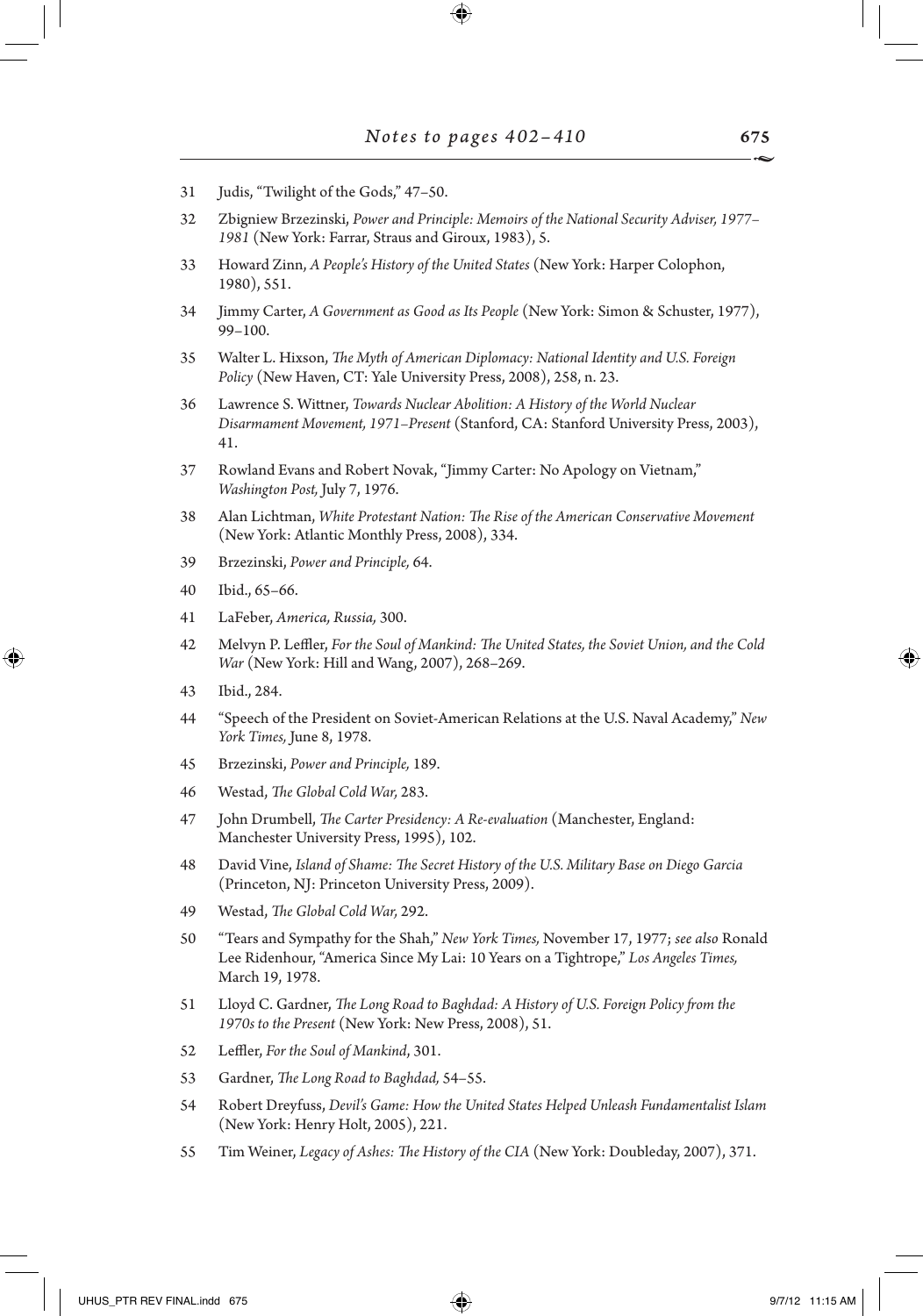31 Judis, "Twilight of the Gods," 47–50.

32 Zbigniew Brzezinski, *Power and Principle: Memoirs of the National Security Adviser, 1977–1981* (New York: Farrar, Straus and Giroux, 1983), 5.

33 Howard Zinn, *A People's History of the United States* (New York: Harper Colophon, 1980), 551.

34 Jimmy Carter, *A Government as Good as Its People* (New York: Simon & Schuster, 1977), 99–100.

35 Walter L. Hixson, *The Myth of American Diplomacy: National Identity and U.S. Foreign Policy* (New Haven, CT: Yale University Press, 2008), 258, n. 23.

36 Lawrence S. Wittner, *Towards Nuclear Abolition: A History of the World Nuclear Disarmament Movement, 1971–Present* (Stanford, CA: Stanford University Press, 2003), 41.

37 Rowland Evans and Robert Novak, "Jimmy Carter: No Apology on Vietnam," *Washington Post,* July 7, 1976.

38 Alan Lichtman, *White Protestant Nation: The Rise of the American Conservative Movement* (New York: Atlantic Monthly Press, 2008), 334.

39 Brzezinski, *Power and Principle,* 64.

40 Ibid., 65–66.

41 LaFeber, *America, Russia,* 300.

42 Melvyn P. Leffler, *For the Soul of Mankind: The United States, the Soviet Union, and the Cold War* (New York: Hill and Wang, 2007), 268–269.

43 Ibid., 284.

44 "Speech of the President on Soviet-American Relations at the U.S. Naval Academy," *New York Times,* June 8, 1978.

45 Brzezinski, *Power and Principle,* 189.

46 Westad, *The Global Cold War,* 283.

47 John Drumbell, *The Carter Presidency: A Re-evaluation* (Manchester, England: Manchester University Press, 1995), 102.

48 David Vine, *Island of Shame: The Secret History of the U.S. Military Base on Diego Garcia* (Princeton, NJ: Princeton University Press, 2009).

49 Westad, *The Global Cold War,* 292.

50 "Tears and Sympathy for the Shah," *New York Times,* November 17, 1977; *see also* Ronald Lee Ridenhour, "America Since My Lai: 10 Years on a Tightrope," *Los Angeles Times,* March 19, 1978.

51 Lloyd C. Gardner, *The Long Road to Baghdad: A History of U.S. Foreign Policy from the 1970s to the Present* (New York: New Press, 2008), 51.

52 Leffler, *For the Soul of Mankind*, 301.

53 Gardner, *The Long Road to Baghdad,* 54–55.

54 Robert Dreyfuss, *Devil's Game: How the United States Helped Unleash Fundamentalist Islam* (New York: Henry Holt, 2005), 221.

55 Tim Weiner, *Legacy of Ashes: The History of the CIA* (New York: Doubleday, 2007), 371.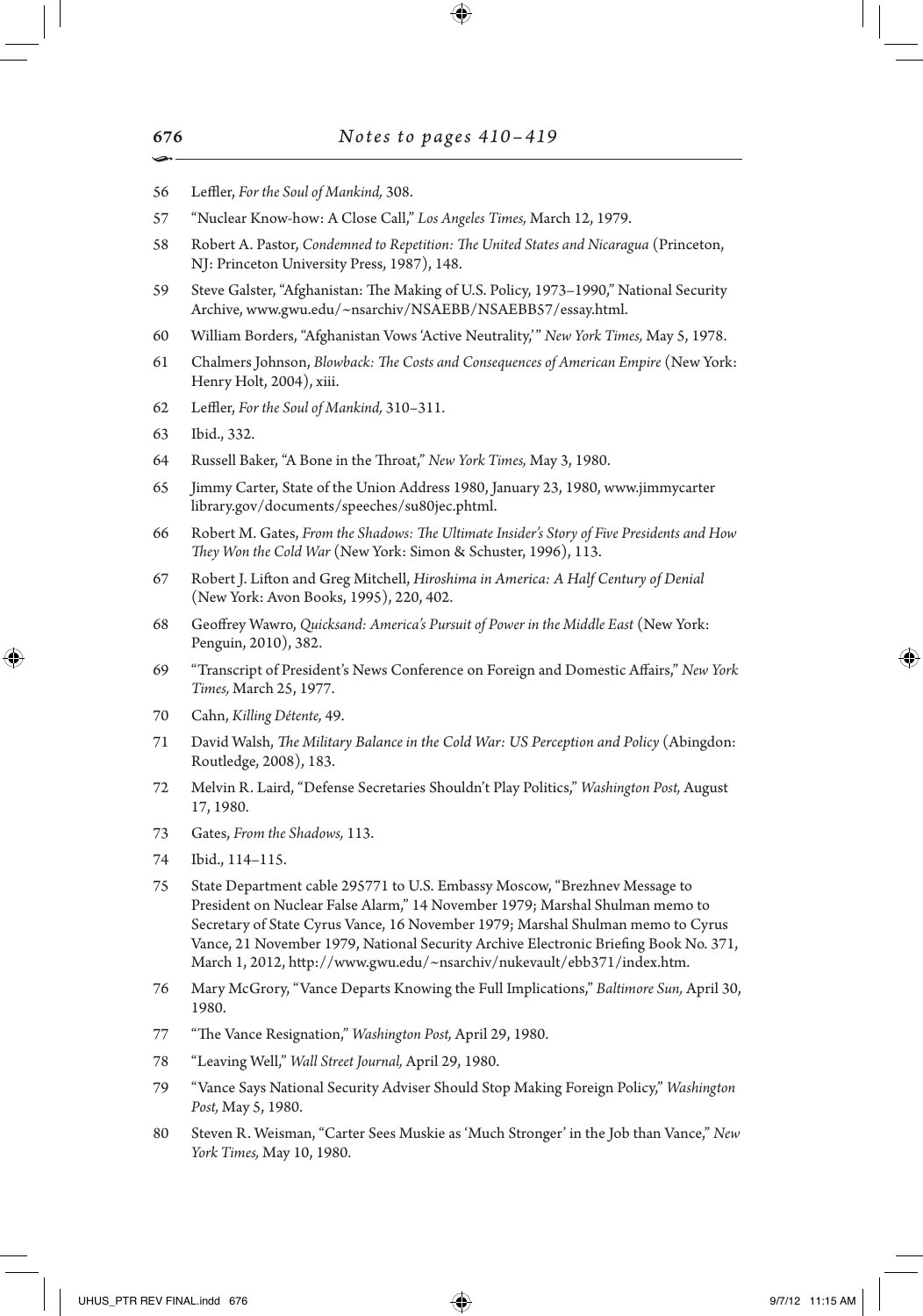56 Leffler, *For the Soul of Mankind,* 308.

57 "Nuclear Know-how: A Close Call," *Los Angeles Times,* March 12, 1979.

58 Robert A. Pastor, *Condemned to Repetition: The United States and Nicaragua* (Princeton, NJ: Princeton University Press, 1987), 148.

59 Steve Galster, "Afghanistan: The Making of U.S. Policy, 1973–1990," National Security Archive, www.gwu.edu/~nsarchiv/NSAEBB/NSAEBB57/essay.html.

60 William Borders, "Afghanistan Vows 'Active Neutrality,'" *New York Times,* May 5, 1978.

61 Chalmers Johnson, *Blowback: The Costs and Consequences of American Empire* (New York: Henry Holt, 2004), xiii.

62 Leffler, *For the Soul of Mankind,* 310–311.

63 Ibid., 332.

64 Russell Baker, "A Bone in the Throat," *New York Times,* May 3, 1980.

65 Jimmy Carter, State of the Union Address 1980, January 23, 1980, www.jimmycarter library.gov/documents/speeches/su80jec.phtml.

66 Robert M. Gates, *From the Shadows: The Ultimate Insider's Story of Five Presidents and How They Won the Cold War* (New York: Simon & Schuster, 1996), 113.

67 Robert J. Lifton and Greg Mitchell, *Hiroshima in America: A Half Century of Denial* (New York: Avon Books, 1995), 220, 402.

68 Geoffrey Wawro, *Quicksand: America's Pursuit of Power in the Middle East* (New York: Penguin, 2010), 382.

69 "Transcript of President's News Conference on Foreign and Domestic Affairs," *New York Times,* March 25, 1977.

70 Cahn, *Killing Détente,* 49.

71 David Walsh, *The Military Balance in the Cold War: US Perception and Policy* (Abingdon: Routledge, 2008), 183.

72 Melvin R. Laird, "Defense Secretaries Shouldn't Play Politics," *Washington Post,* August 17, 1980.

73 Gates, *From the Shadows,* 113.

74 Ibid., 114–115.

75 State Department cable 295771 to U.S. Embassy Moscow, "Brezhnev Message to President on Nuclear False Alarm," 14 November 1979; Marshal Shulman memo to Secretary of State Cyrus Vance, 16 November 1979; Marshal Shulman memo to Cyrus Vance, 21 November 1979, National Security Archive Electronic Briefing Book No. 371, March 1, 2012, http://www.gwu.edu/~nsarchiv/nukevault/ebb371/index.htm.

76 Mary McGrory, "Vance Departs Knowing the Full Implications," *Baltimore Sun,* April 30, 1980.

77 "The Vance Resignation," *Washington Post,* April 29, 1980.

78 "Leaving Well," *Wall Street Journal,* April 29, 1980.

79 "Vance Says National Security Adviser Should Stop Making Foreign Policy," *Washington Post,* May 5, 1980.

80 Steven R. Weisman, "Carter Sees Muskie as 'Much Stronger' in the Job than Vance," *New York Times,* May 10, 1980.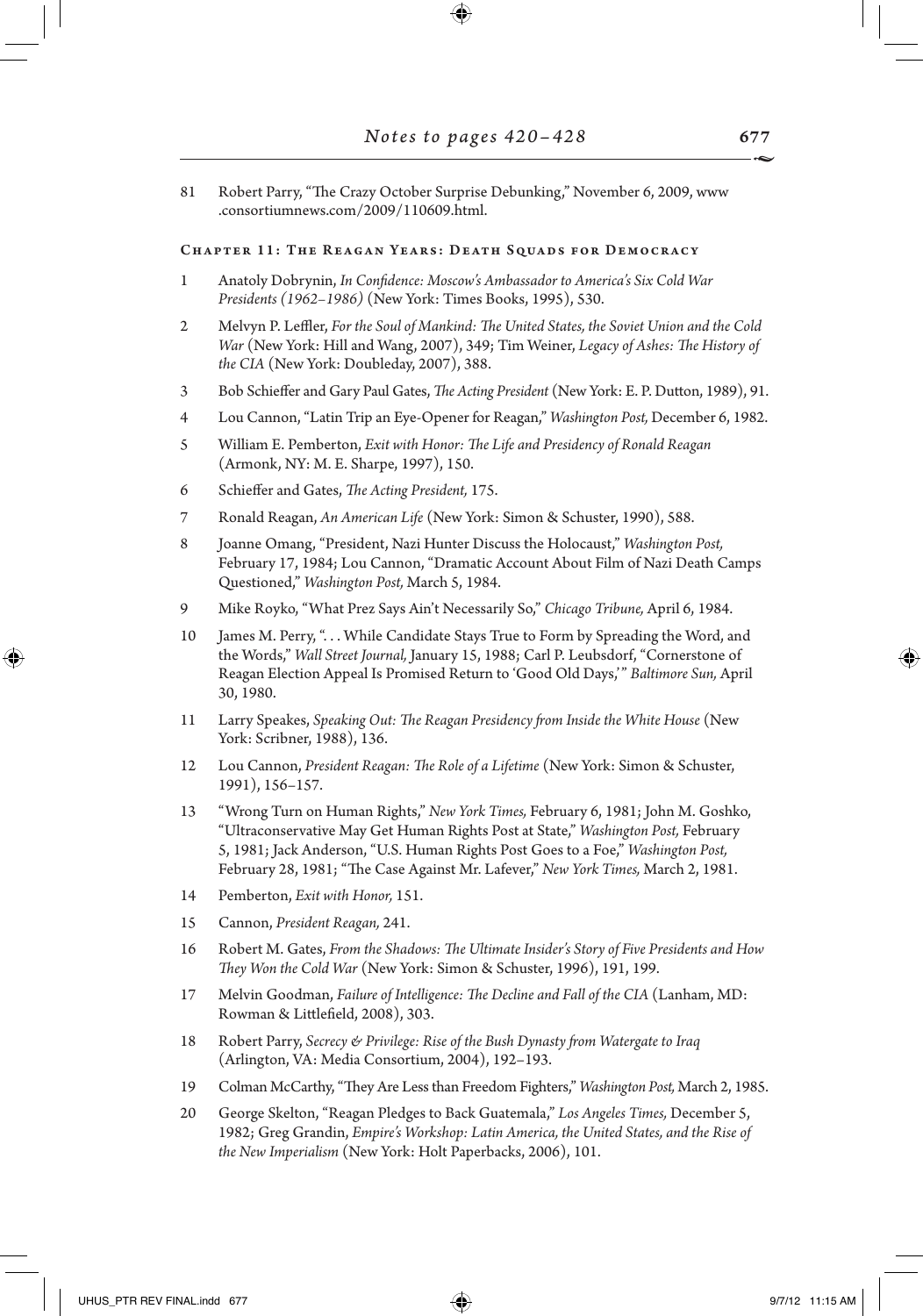81 Robert Parry, "The Crazy October Surprise Debunking," November 6, 2009, www .consortiumnews.com/2009/110609.html.

### Chapter 11: The Reagan Years: Death Squads for Democracy

1 Anatoly Dobrynin, *In Confidence: Moscow's Ambassador to America's Six Cold War Presidents (1962–1986)* (New York: Times Books, 1995), 530.

2 Melvyn P. Leffler, *For the Soul of Mankind: The United States, the Soviet Union and the Cold War* (New York: Hill and Wang, 2007), 349; Tim Weiner, *Legacy of Ashes: The History of the CIA* (New York: Doubleday, 2007), 388.

3 Bob Schieffer and Gary Paul Gates, *The Acting President* (New York: E. P. Dutton, 1989), 91.

4 Lou Cannon, "Latin Trip an Eye-Opener for Reagan," *Washington Post,* December 6, 1982.

5 William E. Pemberton, *Exit with Honor: The Life and Presidency of Ronald Reagan* (Armonk, NY: M. E. Sharpe, 1997), 150.

6 Schieffer and Gates, *The Acting President,* 175.

7 Ronald Reagan, *An American Life* (New York: Simon & Schuster, 1990), 588.

8 Joanne Omang, "President, Nazi Hunter Discuss the Holocaust," *Washington Post,* February 17, 1984; Lou Cannon, "Dramatic Account About Film of Nazi Death Camps Questioned," *Washington Post,* March 5, 1984.

9 Mike Royko, "What Prez Says Ain't Necessarily So," *Chicago Tribune,* April 6, 1984.

10 James M. Perry, ". . . While Candidate Stays True to Form by Spreading the Word, and the Words," *Wall Street Journal,* January 15, 1988; Carl P. Leubsdorf, "Cornerstone of Reagan Election Appeal Is Promised Return to 'Good Old Days,'" *Baltimore Sun,* April 30, 1980.

11 Larry Speakes, *Speaking Out: The Reagan Presidency from Inside the White House* (New York: Scribner, 1988), 136.

12 Lou Cannon, *President Reagan: The Role of a Lifetime* (New York: Simon & Schuster, 1991), 156–157.

13 "Wrong Turn on Human Rights," *New York Times,* February 6, 1981; John M. Goshko, "Ultraconservative May Get Human Rights Post at State," *Washington Post,* February 5, 1981; Jack Anderson, "U.S. Human Rights Post Goes to a Foe," *Washington Post,* February 28, 1981; "The Case Against Mr. Lafever," *New York Times,* March 2, 1981.

14 Pemberton, *Exit with Honor,* 151.

15 Cannon, *President Reagan,* 241.

16 Robert M. Gates, *From the Shadows: The Ultimate Insider's Story of Five Presidents and How They Won the Cold War* (New York: Simon & Schuster, 1996), 191, 199.

17 Melvin Goodman, *Failure of Intelligence: The Decline and Fall of the CIA* (Lanham, MD: Rowman & Littlefield, 2008), 303.

18 Robert Parry, *Secrecy & Privilege: Rise of the Bush Dynasty from Watergate to Iraq* (Arlington, VA: Media Consortium, 2004), 192–193.

19 Colman McCarthy, "They Are Less than Freedom Fighters," *Washington Post,* March 2, 1985.

20 George Skelton, "Reagan Pledges to Back Guatemala," *Los Angeles Times,* December 5, 1982; Greg Grandin, *Empire's Workshop: Latin America, the United States, and the Rise of the New Imperialism* (New York: Holt Paperbacks, 2006), 101.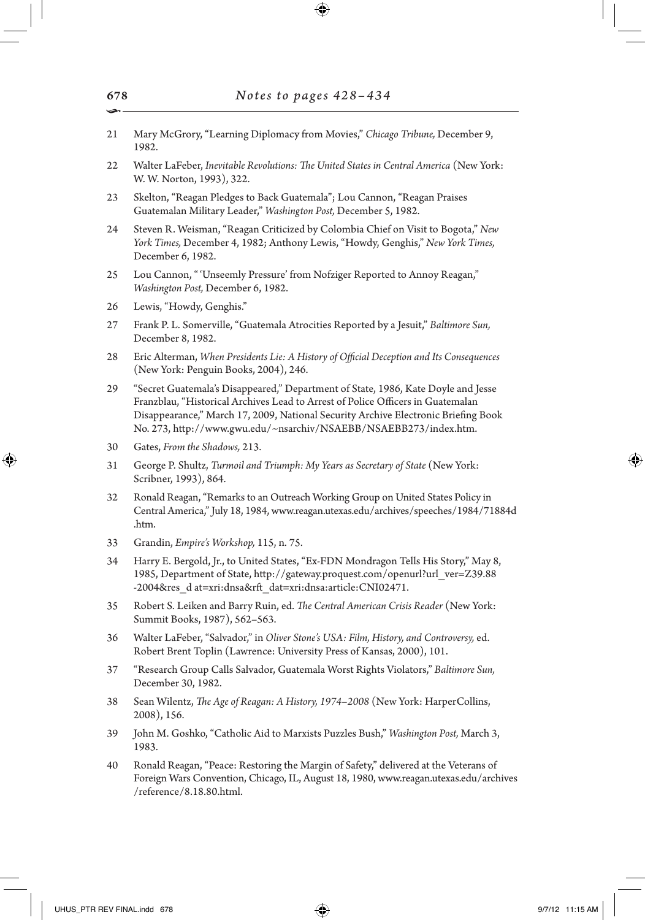21 Mary McGrory, "Learning Diplomacy from Movies," *Chicago Tribune,* December 9, 1982.

22 Walter LaFeber, *Inevitable Revolutions: The United States in Central America* (New York: W. W. Norton, 1993), 322.

23 Skelton, "Reagan Pledges to Back Guatemala"; Lou Cannon, "Reagan Praises Guatemalan Military Leader," *Washington Post,* December 5, 1982.

24 Steven R. Weisman, "Reagan Criticized by Colombia Chief on Visit to Bogota," *New York Times,* December 4, 1982; Anthony Lewis, "Howdy, Genghis," *New York Times,* December 6, 1982.

25 Lou Cannon, "'Unseemly Pressure' from Nofziger Reported to Annoy Reagan," *Washington Post,* December 6, 1982.

26 Lewis, "Howdy, Genghis."

27 Frank P. L. Somerville, "Guatemala Atrocities Reported by a Jesuit," *Baltimore Sun,* December 8, 1982.

28 Eric Alterman, *When Presidents Lie: A History of Official Deception and Its Consequences* (New York: Penguin Books, 2004), 246.

29 "Secret Guatemala's Disappeared," Department of State, 1986, Kate Doyle and Jesse Franzblau, "Historical Archives Lead to Arrest of Police Officers in Guatemalan Disappearance," March 17, 2009, National Security Archive Electronic Briefing Book No. 273, http://www.gwu.edu/~nsarchiv/NSAEBB/NSAEBB273/index.htm.

30 Gates, *From the Shadows,* 213.

31 George P. Shultz, *Turmoil and Triumph: My Years as Secretary of State* (New York: Scribner, 1993), 864.

32 Ronald Reagan, "Remarks to an Outreach Working Group on United States Policy in Central America," July 18, 1984, www.reagan.utexas.edu/archives/speeches/1984/71884d.htm.

33 Grandin, *Empire's Workshop,* 115, n. 75.

34 Harry E. Bergold, Jr., to United States, "Ex-FDN Mondragon Tells His Story," May 8, 1985, Department of State, http://gateway.proquest.com/openurl?url_ver=Z39.88-2004&res_d at=xri:dnsa&rft_dat=xri:dnsa:article:CNI02471.

35 Robert S. Leiken and Barry Ruin, ed. *The Central American Crisis Reader* (New York: Summit Books, 1987), 562–563.

36 Walter LaFeber, "Salvador," in *Oliver Stone's USA: Film, History, and Controversy,* ed. Robert Brent Toplin (Lawrence: University Press of Kansas, 2000), 101.

37 "Research Group Calls Salvador, Guatemala Worst Rights Violators," *Baltimore Sun,* December 30, 1982.

38 Sean Wilentz, *The Age of Reagan: A History, 1974–2008* (New York: HarperCollins, 2008), 156.

39 John M. Goshko, "Catholic Aid to Marxists Puzzles Bush," *Washington Post,* March 3, 1983.

40 Ronald Reagan, "Peace: Restoring the Margin of Safety," delivered at the Veterans of Foreign Wars Convention, Chicago, IL, August 18, 1980, www.reagan.utexas.edu/archives/reference/8.18.80.html.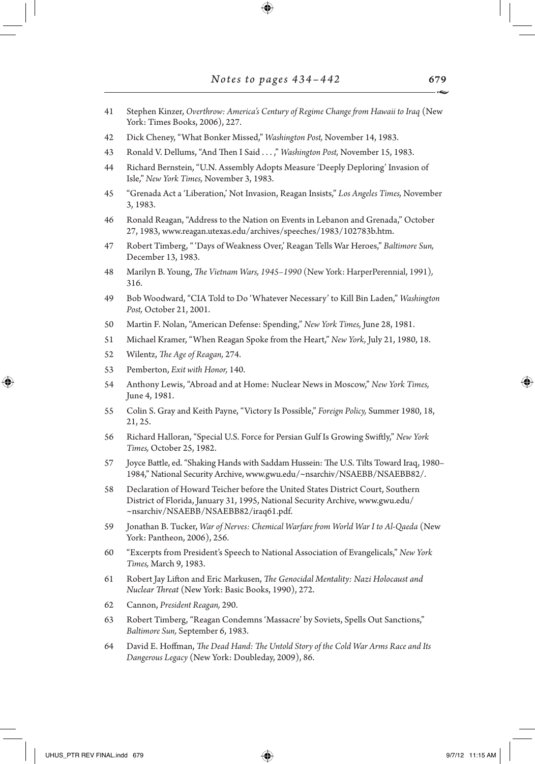41 Stephen Kinzer, *Overthrow: America's Century of Regime Change from Hawaii to Iraq* (New York: Times Books, 2006), 227.

42 Dick Cheney, "What Bonker Missed," *Washington Post,* November 14, 1983.

43 Ronald V. Dellums, "And Then I Said . . . ," *Washington Post,* November 15, 1983.

44 Richard Bernstein, "U.N. Assembly Adopts Measure 'Deeply Deploring' Invasion of Isle," *New York Times,* November 3, 1983.

45 "Grenada Act a 'Liberation,' Not Invasion, Reagan Insists," *Los Angeles Times,* November 3, 1983.

46 Ronald Reagan, "Address to the Nation on Events in Lebanon and Grenada," October 27, 1983, www.reagan.utexas.edu/archives/speeches/1983/102783b.htm.

47 Robert Timberg, " 'Days of Weakness Over,' Reagan Tells War Heroes," *Baltimore Sun,* December 13, 1983.

48 Marilyn B. Young, *The Vietnam Wars, 1945–1990* (New York: HarperPerennial, 1991), 316.

49 Bob Woodward, "CIA Told to Do 'Whatever Necessary' to Kill Bin Laden," *Washington Post,* October 21, 2001.

50 Martin F. Nolan, "American Defense: Spending," *New York Times,* June 28, 1981.

51 Michael Kramer, "When Reagan Spoke from the Heart," *New York,* July 21, 1980, 18.

52 Wilentz, *The Age of Reagan,* 274.

53 Pemberton, *Exit with Honor,* 140.

54 Anthony Lewis, "Abroad and at Home: Nuclear News in Moscow," *New York Times,* June 4, 1981.

55 Colin S. Gray and Keith Payne, "Victory Is Possible," *Foreign Policy,* Summer 1980, 18, 21, 25.

56 Richard Halloran, "Special U.S. Force for Persian Gulf Is Growing Swiftly," *New York Times,* October 25, 1982.

57 Joyce Battle, ed. "Shaking Hands with Saddam Hussein: The U.S. Tilts Toward Iraq, 1980–1984," National Security Archive, www.gwu.edu/~nsarchiv/NSAEBB/NSAEBB82/.

58 Declaration of Howard Teicher before the United States District Court, Southern District of Florida, January 31, 1995, National Security Archive, www.gwu.edu/~nsarchiv/NSAEBB/NSAEBB82/iraq61.pdf.

59 Jonathan B. Tucker, *War of Nerves: Chemical Warfare from World War I to Al-Qaeda* (New York: Pantheon, 2006), 256.

60 "Excerpts from President's Speech to National Association of Evangelicals," *New York Times,* March 9, 1983.

61 Robert Jay Lifton and Eric Markusen, *The Genocidal Mentality: Nazi Holocaust and Nuclear Threat* (New York: Basic Books, 1990), 272.

62 Cannon, *President Reagan,* 290.

63 Robert Timberg, "Reagan Condemns 'Massacre' by Soviets, Spells Out Sanctions," *Baltimore Sun,* September 6, 1983.

64 David E. Hoffman, *The Dead Hand: The Untold Story of the Cold War Arms Race and Its Dangerous Legacy* (New York: Doubleday, 2009), 86.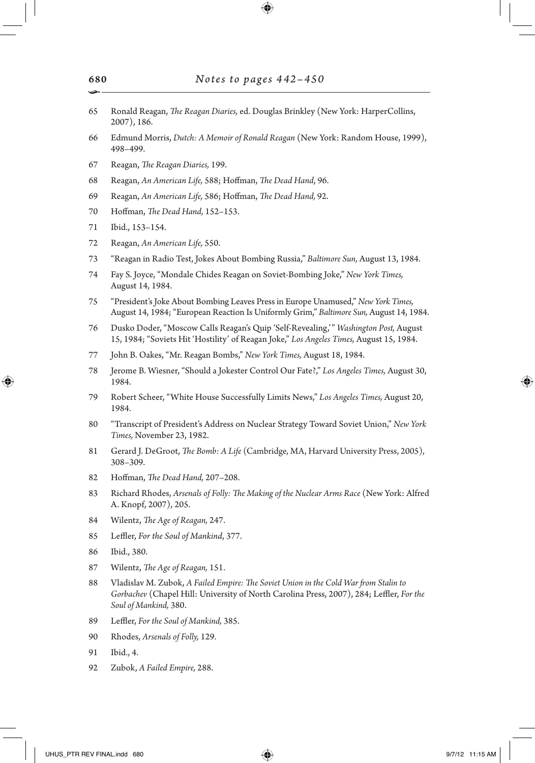65 Ronald Reagan, *The Reagan Diaries,* ed. Douglas Brinkley (New York: HarperCollins, 2007), 186.

66 Edmund Morris, *Dutch: A Memoir of Ronald Reagan* (New York: Random House, 1999), 498–499.

67 Reagan, *The Reagan Diaries,* 199.

68 Reagan, *An American Life,* 588; Hoffman, *The Dead Hand*, 96.

69 Reagan, *An American Life,* 586; Hoffman, *The Dead Hand,* 92.

70 Hoffman, *The Dead Hand,* 152–153.

71 Ibid., 153–154.

72 Reagan, *An American Life,* 550.

73 "Reagan in Radio Test, Jokes About Bombing Russia," *Baltimore Sun,* August 13, 1984.

74 Fay S. Joyce, "Mondale Chides Reagan on Soviet-Bombing Joke," *New York Times,* August 14, 1984.

75 "President's Joke About Bombing Leaves Press in Europe Unamused," *New York Times,* August 14, 1984; "European Reaction Is Uniformly Grim," *Baltimore Sun,* August 14, 1984.

76 Dusko Doder, "Moscow Calls Reagan's Quip 'Self-Revealing,'" *Washington Post,* August 15, 1984; "Soviets Hit 'Hostility' of Reagan Joke," *Los Angeles Times,* August 15, 1984.

77 John B. Oakes, "Mr. Reagan Bombs," *New York Times,* August 18, 1984.

78 Jerome B. Wiesner, "Should a Jokester Control Our Fate?," *Los Angeles Times,* August 30, 1984.

79 Robert Scheer, "White House Successfully Limits News," *Los Angeles Times,* August 20, 1984.

80 "Transcript of President's Address on Nuclear Strategy Toward Soviet Union," *New York Times,* November 23, 1982.

81 Gerard J. DeGroot, *The Bomb: A Life* (Cambridge, MA, Harvard University Press, 2005), 308–309.

82 Hoffman, *The Dead Hand,* 207–208.

83 Richard Rhodes, *Arsenals of Folly: The Making of the Nuclear Arms Race* (New York: Alfred A. Knopf, 2007), 205.

84 Wilentz, *The Age of Reagan,* 247.

85 Leffler, *For the Soul of Mankind*, 377.

86 Ibid., 380.

87 Wilentz, *The Age of Reagan,* 151.

88 Vladislav M. Zubok, *A Failed Empire: The Soviet Union in the Cold War from Stalin to Gorbachev* (Chapel Hill: University of North Carolina Press, 2007), 284; Leffler, *For the Soul of Mankind,* 380.

89 Leffler, *For the Soul of Mankind,* 385.

90 Rhodes, *Arsenals of Folly,* 129.

91 Ibid., 4.

92 Zubok, *A Failed Empire,* 288.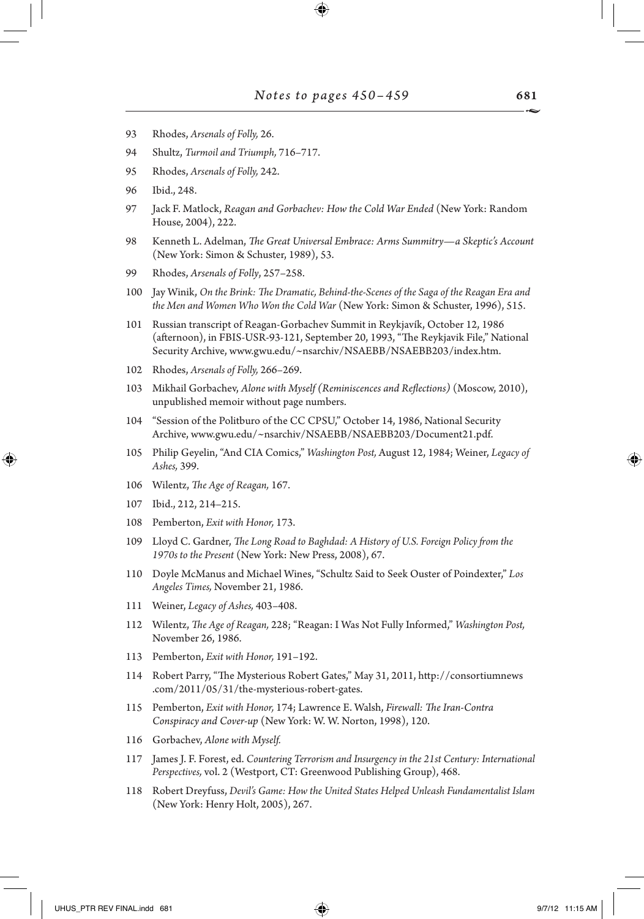93 Rhodes, *Arsenals of Folly,* 26.

94 Shultz, *Turmoil and Triumph,* 716–717.

95 Rhodes, *Arsenals of Folly,* 242.

96 Ibid., 248.

97 Jack F. Matlock, *Reagan and Gorbachev: How the Cold War Ended* (New York: Random House, 2004), 222.

98 Kenneth L. Adelman, *The Great Universal Embrace: Arms Summitry—a Skeptic's Account* (New York: Simon & Schuster, 1989), 53.

99 Rhodes, *Arsenals of Folly*, 257–258.

100 Jay Winik, *On the Brink: The Dramatic, Behind-the-Scenes of the Saga of the Reagan Era and the Men and Women Who Won the Cold War* (New York: Simon & Schuster, 1996), 515.

101 Russian transcript of Reagan-Gorbachev Summit in Reykjavík, October 12, 1986 (afternoon), in FBIS-USR-93-121, September 20, 1993, "The Reykjavik File," National Security Archive, www.gwu.edu/~nsarchiv/NSAEBB/NSAEBB203/index.htm.

102 Rhodes, *Arsenals of Folly,* 266–269.

103 Mikhail Gorbachev, *Alone with Myself (Reminiscences and Reflections)* (Moscow, 2010), unpublished memoir without page numbers.

104 "Session of the Politburo of the CC CPSU," October 14, 1986, National Security Archive, www.gwu.edu/~nsarchiv/NSAEBB/NSAEBB203/Document21.pdf.

105 Philip Geyelin, "And CIA Comics," *Washington Post,* August 12, 1984; Weiner, *Legacy of Ashes,* 399.

106 Wilentz, *The Age of Reagan,* 167.

107 Ibid., 212, 214–215.

108 Pemberton, *Exit with Honor,* 173.

109 Lloyd C. Gardner, *The Long Road to Baghdad: A History of U.S. Foreign Policy from the 1970s to the Present* (New York: New Press, 2008), 67.

110 Doyle McManus and Michael Wines, "Schultz Said to Seek Ouster of Poindexter," *Los Angeles Times,* November 21, 1986.

111 Weiner, *Legacy of Ashes,* 403–408.

112 Wilentz, *The Age of Reagan,* 228; "Reagan: I Was Not Fully Informed," *Washington Post,* November 26, 1986.

113 Pemberton, *Exit with Honor,* 191–192.

114 Robert Parry, "The Mysterious Robert Gates," May 31, 2011, http://consortiumnews.com/2011/05/31/the-mysterious-robert-gates.

115 Pemberton, *Exit with Honor,* 174; Lawrence E. Walsh, *Firewall: The Iran-Contra Conspiracy and Cover-up* (New York: W. W. Norton, 1998), 120.

116 Gorbachev, *Alone with Myself.*

117 James J. F. Forest, ed. *Countering Terrorism and Insurgency in the 21st Century: International Perspectives,* vol. 2 (Westport, CT: Greenwood Publishing Group), 468.

118 Robert Dreyfuss, *Devil's Game: How the United States Helped Unleash Fundamentalist Islam* (New York: Henry Holt, 2005), 267.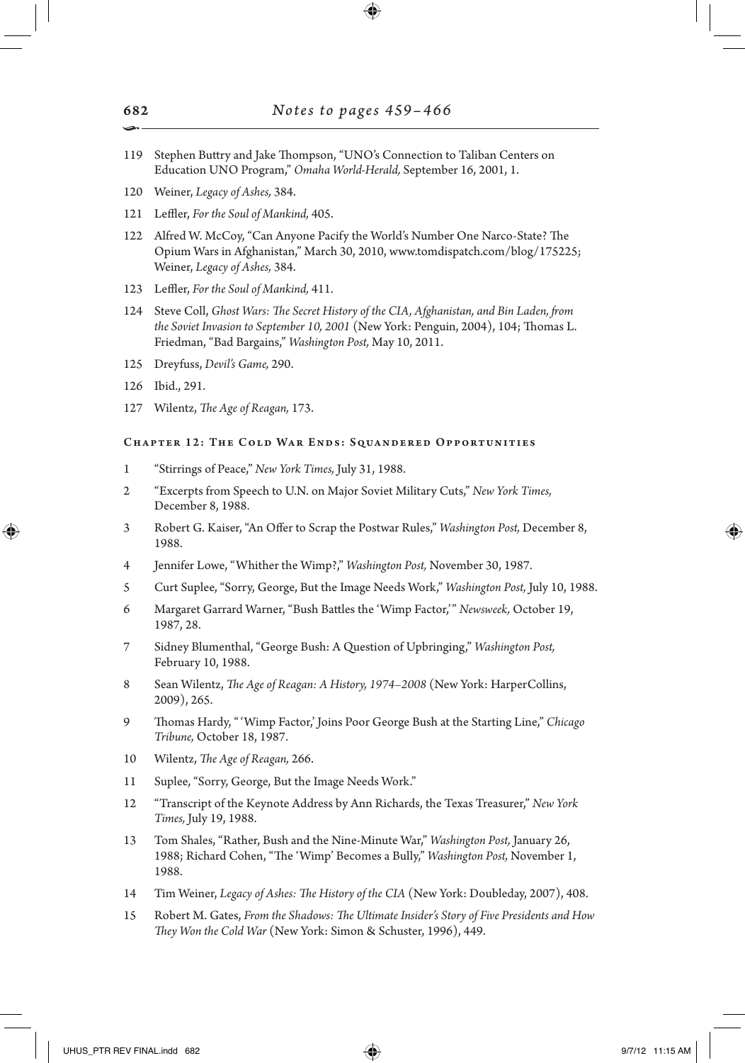119 Stephen Buttry and Jake Thompson, "UNO's Connection to Taliban Centers on Education UNO Program," *Omaha World-Herald,* September 16, 2001, 1.

120 Weiner, *Legacy of Ashes,* 384.

121 Leffler, *For the Soul of Mankind,* 405.

122 Alfred W. McCoy, "Can Anyone Pacify the World's Number One Narco-State? The Opium Wars in Afghanistan," March 30, 2010, www.tomdispatch.com/blog/175225; Weiner, *Legacy of Ashes,* 384.

123 Leffler, *For the Soul of Mankind,* 411.

124 Steve Coll, *Ghost Wars: The Secret History of the CIA, Afghanistan, and Bin Laden, from the Soviet Invasion to September 10, 2001* (New York: Penguin, 2004), 104; Thomas L. Friedman, "Bad Bargains," *Washington Post,* May 10, 2011.

125 Dreyfuss, *Devil's Game,* 290.

126 Ibid., 291.

127 Wilentz, *The Age of Reagan,* 173.

## Chapter 12: The Cold War Ends: Squandered Opportunities

1 "Stirrings of Peace," *New York Times,* July 31, 1988.

2 "Excerpts from Speech to U.N. on Major Soviet Military Cuts," *New York Times,* December 8, 1988.

3 Robert G. Kaiser, "An Offer to Scrap the Postwar Rules," *Washington Post,* December 8, 1988.

4 Jennifer Lowe, "Whither the Wimp?," *Washington Post,* November 30, 1987.

5 Curt Suplee, "Sorry, George, But the Image Needs Work," *Washington Post,* July 10, 1988.

6 Margaret Garrard Warner, "Bush Battles the 'Wimp Factor,'" *Newsweek,* October 19, 1987, 28.

7 Sidney Blumenthal, "George Bush: A Question of Upbringing," *Washington Post,* February 10, 1988.

8 Sean Wilentz, *The Age of Reagan: A History, 1974–2008* (New York: HarperCollins, 2009), 265.

9 Thomas Hardy, "'Wimp Factor,' Joins Poor George Bush at the Starting Line," *Chicago Tribune,* October 18, 1987.

10 Wilentz, *The Age of Reagan,* 266.

11 Suplee, "Sorry, George, But the Image Needs Work."

12 "Transcript of the Keynote Address by Ann Richards, the Texas Treasurer," *New York Times,* July 19, 1988.

13 Tom Shales, "Rather, Bush and the Nine-Minute War," *Washington Post,* January 26, 1988; Richard Cohen, "The 'Wimp' Becomes a Bully," *Washington Post,* November 1, 1988.

14 Tim Weiner, *Legacy of Ashes: The History of the CIA* (New York: Doubleday, 2007), 408.

15 Robert M. Gates, *From the Shadows: The Ultimate Insider's Story of Five Presidents and How They Won the Cold War* (New York: Simon & Schuster, 1996), 449.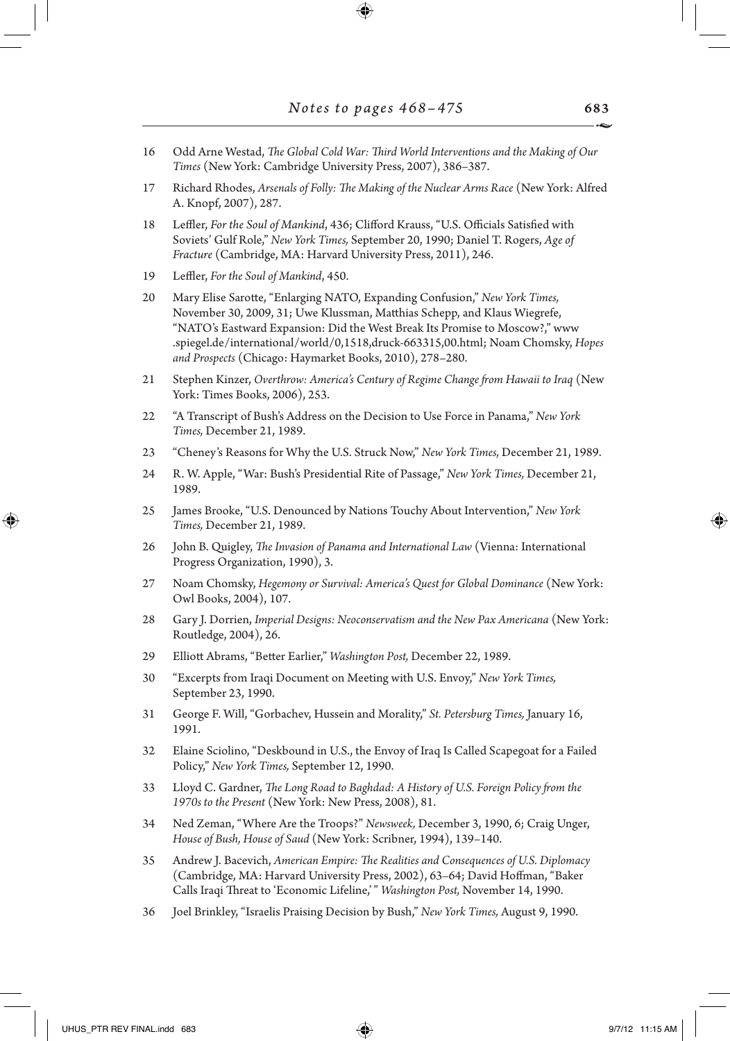16 Odd Arne Westad, *The Global Cold War: Third World Interventions and the Making of Our Times* (New York: Cambridge University Press, 2007), 386–387.

17 Richard Rhodes, *Arsenals of Folly: The Making of the Nuclear Arms Race* (New York: Alfred A. Knopf, 2007), 287.

18 Leffler, *For the Soul of Mankind*, 436; Clifford Krauss, "U.S. Officials Satisfied with Soviets' Gulf Role," *New York Times,* September 20, 1990; Daniel T. Rogers, *Age of Fracture* (Cambridge, MA: Harvard University Press, 2011), 246.

19 Leffler, *For the Soul of Mankind*, 450.

20 Mary Elise Sarotte, "Enlarging NATO, Expanding Confusion," *New York Times,* November 30, 2009, 31; Uwe Klussman, Matthias Schepp, and Klaus Wiegrefe, "NATO's Eastward Expansion: Did the West Break Its Promise to Moscow?," www.spiegel.de/international/world/0,1518,druck-663315,00.html; Noam Chomsky, *Hopes and Prospects* (Chicago: Haymarket Books, 2010), 278–280.

21 Stephen Kinzer, *Overthrow: America's Century of Regime Change from Hawaii to Iraq* (New York: Times Books, 2006), 253.

22 "A Transcript of Bush's Address on the Decision to Use Force in Panama," *New York Times,* December 21, 1989.

23 "Cheney's Reasons for Why the U.S. Struck Now," *New York Times,* December 21, 1989.

24 R. W. Apple, "War: Bush's Presidential Rite of Passage," *New York Times,* December 21, 1989.

25 James Brooke, "U.S. Denounced by Nations Touchy About Intervention," *New York Times,* December 21, 1989.

26 John B. Quigley, *The Invasion of Panama and International Law* (Vienna: International Progress Organization, 1990), 3.

27 Noam Chomsky, *Hegemony or Survival: America's Quest for Global Dominance* (New York: Owl Books, 2004), 107.

28 Gary J. Dorrien, *Imperial Designs: Neoconservatism and the New Pax Americana* (New York: Routledge, 2004), 26.

29 Elliott Abrams, "Better Earlier," *Washington Post,* December 22, 1989.

30 "Excerpts from Iraqi Document on Meeting with U.S. Envoy," *New York Times,* September 23, 1990.

31 George F. Will, "Gorbachev, Hussein and Morality," *St. Petersburg Times,* January 16, 1991.

32 Elaine Sciolino, "Deskbound in U.S., the Envoy of Iraq Is Called Scapegoat for a Failed Policy," *New York Times,* September 12, 1990.

33 Lloyd C. Gardner, *The Long Road to Baghdad: A History of U.S. Foreign Policy from the 1970s to the Present* (New York: New Press, 2008), 81.

34 Ned Zeman, "Where Are the Troops?" *Newsweek,* December 3, 1990, 6; Craig Unger, *House of Bush, House of Saud* (New York: Scribner, 1994), 139–140.

35 Andrew J. Bacevich, *American Empire: The Realities and Consequences of U.S. Diplomacy* (Cambridge, MA: Harvard University Press, 2002), 63–64; David Hoffman, "Baker Calls Iraqi Threat to 'Economic Lifeline,'" *Washington Post,* November 14, 1990.

36 Joel Brinkley, "Israelis Praising Decision by Bush," *New York Times,* August 9, 1990.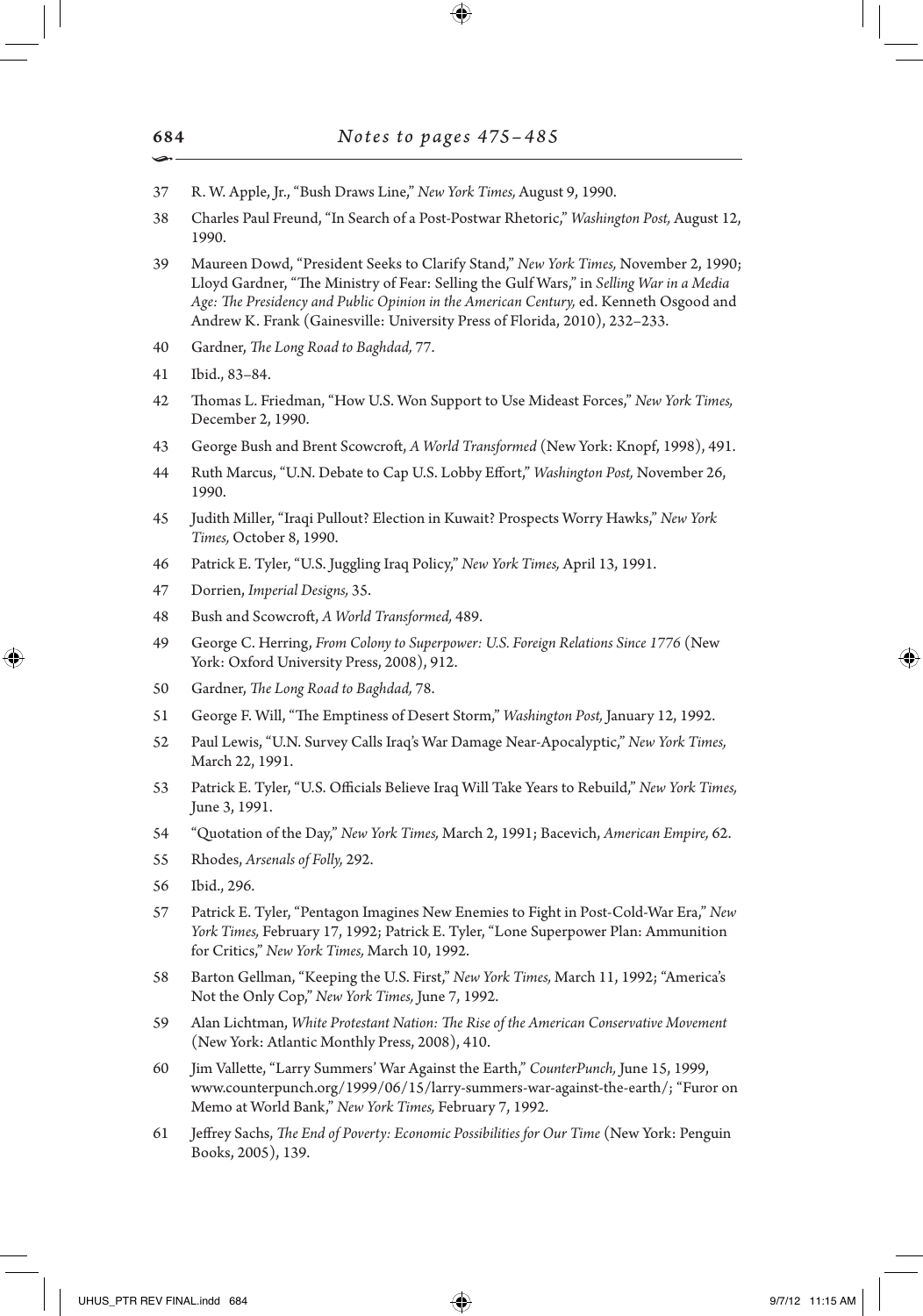37 R. W. Apple, Jr., "Bush Draws Line," *New York Times,* August 9, 1990.

38 Charles Paul Freund, "In Search of a Post-Postwar Rhetoric," *Washington Post,* August 12, 1990.

39 Maureen Dowd, "President Seeks to Clarify Stand," *New York Times,* November 2, 1990; Lloyd Gardner, "The Ministry of Fear: Selling the Gulf Wars," in *Selling War in a Media Age: The Presidency and Public Opinion in the American Century,* ed. Kenneth Osgood and Andrew K. Frank (Gainesville: University Press of Florida, 2010), 232–233.

40 Gardner, *The Long Road to Baghdad,* 77.

41 Ibid., 83–84.

42 Thomas L. Friedman, "How U.S. Won Support to Use Mideast Forces," *New York Times,* December 2, 1990.

43 George Bush and Brent Scowcroft, *A World Transformed* (New York: Knopf, 1998), 491.

44 Ruth Marcus, "U.N. Debate to Cap U.S. Lobby Effort," *Washington Post,* November 26, 1990.

45 Judith Miller, "Iraqi Pullout? Election in Kuwait? Prospects Worry Hawks," *New York Times,* October 8, 1990.

46 Patrick E. Tyler, "U.S. Juggling Iraq Policy," *New York Times,* April 13, 1991.

47 Dorrien, *Imperial Designs,* 35.

48 Bush and Scowcroft, *A World Transformed,* 489.

49 George C. Herring, *From Colony to Superpower: U.S. Foreign Relations Since 1776* (New York: Oxford University Press, 2008), 912.

50 Gardner, *The Long Road to Baghdad,* 78.

51 George F. Will, "The Emptiness of Desert Storm," *Washington Post,* January 12, 1992.

52 Paul Lewis, "U.N. Survey Calls Iraq's War Damage Near-Apocalyptic," *New York Times,* March 22, 1991.

53 Patrick E. Tyler, "U.S. Officials Believe Iraq Will Take Years to Rebuild," *New York Times,* June 3, 1991.

54 "Quotation of the Day," *New York Times,* March 2, 1991; Bacevich, *American Empire,* 62.

55 Rhodes, *Arsenals of Folly,* 292.

56 Ibid., 296.

57 Patrick E. Tyler, "Pentagon Imagines New Enemies to Fight in Post-Cold-War Era," *New York Times,* February 17, 1992; Patrick E. Tyler, "Lone Superpower Plan: Ammunition for Critics," *New York Times,* March 10, 1992.

58 Barton Gellman, "Keeping the U.S. First," *New York Times,* March 11, 1992; "America's Not the Only Cop," *New York Times,* June 7, 1992.

59 Alan Lichtman, *White Protestant Nation: The Rise of the American Conservative Movement* (New York: Atlantic Monthly Press, 2008), 410.

60 Jim Vallette, "Larry Summers' War Against the Earth," *CounterPunch,* June 15, 1999, www.counterpunch.org/1999/06/15/larry-summers-war-against-the-earth/; "Furor on Memo at World Bank," *New York Times,* February 7, 1992.

61 Jeffrey Sachs, *The End of Poverty: Economic Possibilities for Our Time* (New York: Penguin Books, 2005), 139.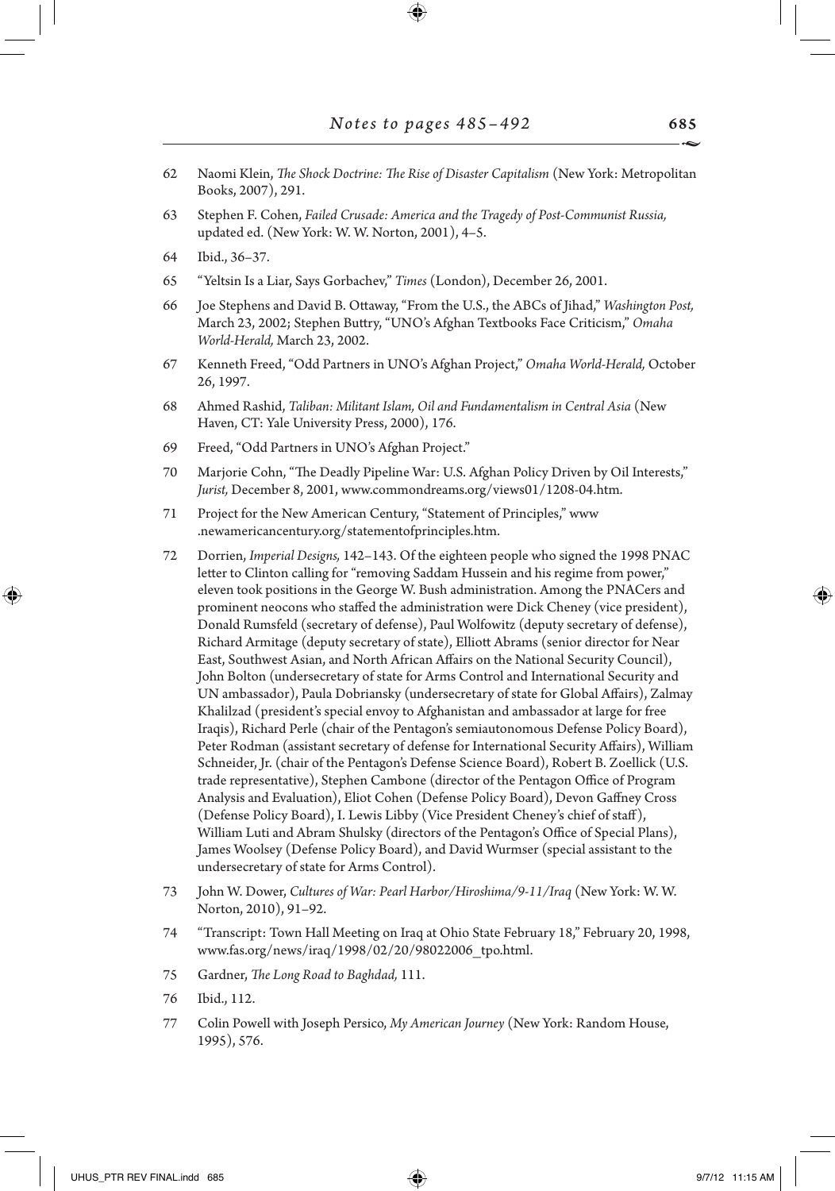62 Naomi Klein, *The Shock Doctrine: The Rise of Disaster Capitalism* (New York: Metropolitan Books, 2007), 291.

63 Stephen F. Cohen, *Failed Crusade: America and the Tragedy of Post-Communist Russia,* updated ed. (New York: W. W. Norton, 2001), 4–5.

64 Ibid., 36–37.

65 "Yeltsin Is a Liar, Says Gorbachev," *Times* (London), December 26, 2001.

66 Joe Stephens and David B. Ottaway, "From the U.S., the ABCs of Jihad," *Washington Post,* March 23, 2002; Stephen Buttry, "UNO's Afghan Textbooks Face Criticism," *Omaha World-Herald,* March 23, 2002.

67 Kenneth Freed, "Odd Partners in UNO's Afghan Project," *Omaha World-Herald,* October 26, 1997.

68 Ahmed Rashid, *Taliban: Militant Islam, Oil and Fundamentalism in Central Asia* (New Haven, CT: Yale University Press, 2000), 176.

69 Freed, "Odd Partners in UNO's Afghan Project."

70 Marjorie Cohn, "The Deadly Pipeline War: U.S. Afghan Policy Driven by Oil Interests," *Jurist,* December 8, 2001, www.commondreams.org/views01/1208-04.htm.

71 Project for the New American Century, "Statement of Principles," www.newamericancentury.org/statementofprinciples.htm.

72 Dorrien, *Imperial Designs,* 142–143. Of the eighteen people who signed the 1998 PNAC letter to Clinton calling for "removing Saddam Hussein and his regime from power," eleven took positions in the George W. Bush administration. Among the PNACers and prominent neocons who staffed the administration were Dick Cheney (vice president), Donald Rumsfeld (secretary of defense), Paul Wolfowitz (deputy secretary of defense), Richard Armitage (deputy secretary of state), Elliott Abrams (senior director for Near East, Southwest Asian, and North African Affairs on the National Security Council), John Bolton (undersecretary of state for Arms Control and International Security and UN ambassador), Paula Dobriansky (undersecretary of state for Global Affairs), Zalmay Khalilzad (president's special envoy to Afghanistan and ambassador at large for free Iraqis), Richard Perle (chair of the Pentagon's semiautonomous Defense Policy Board), Peter Rodman (assistant secretary of defense for International Security Affairs), William Schneider, Jr. (chair of the Pentagon's Defense Science Board), Robert B. Zoellick (U.S. trade representative), Stephen Cambone (director of the Pentagon Office of Program Analysis and Evaluation), Eliot Cohen (Defense Policy Board), Devon Gaffney Cross (Defense Policy Board), I. Lewis Libby (Vice President Cheney's chief of staff), William Luti and Abram Shulsky (directors of the Pentagon's Office of Special Plans), James Woolsey (Defense Policy Board), and David Wurmser (special assistant to the undersecretary of state for Arms Control).

73 John W. Dower, *Cultures of War: Pearl Harbor/Hiroshima/9-11/Iraq* (New York: W. W. Norton, 2010), 91–92.

74 "Transcript: Town Hall Meeting on Iraq at Ohio State February 18," February 20, 1998, www.fas.org/news/iraq/1998/02/20/98022006_tpo.html.

75 Gardner, *The Long Road to Baghdad,* 111.

76 Ibid., 112.

77 Colin Powell with Joseph Persico, *My American Journey* (New York: Random House, 1995), 576.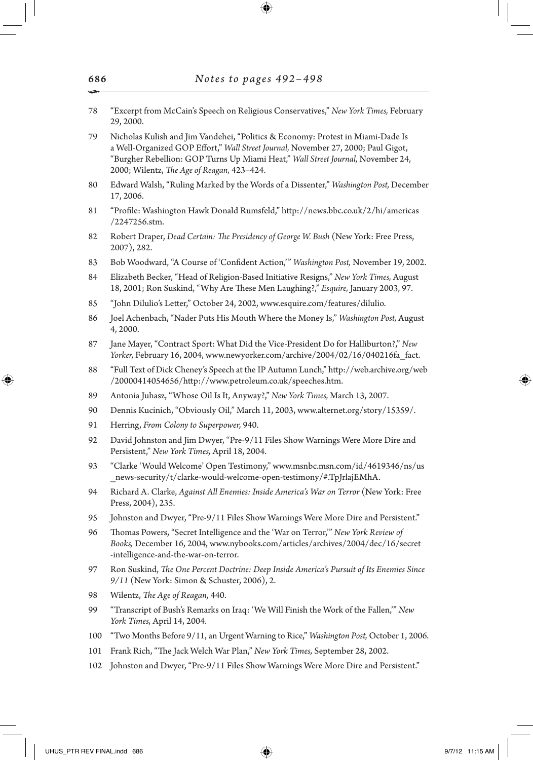78 "Excerpt from McCain's Speech on Religious Conservatives," *New York Times,* February 29, 2000.

79 Nicholas Kulish and Jim Vandehei, "Politics & Economy: Protest in Miami-Dade Is a Well-Organized GOP Effort," *Wall Street Journal,* November 27, 2000; Paul Gigot, "Burgher Rebellion: GOP Turns Up Miami Heat," *Wall Street Journal,* November 24, 2000; Wilentz, *The Age of Reagan,* 423–424.

80 Edward Walsh, "Ruling Marked by the Words of a Dissenter," *Washington Post,* December 17, 2006.

81 "Profile: Washington Hawk Donald Rumsfeld," http://news.bbc.co.uk/2/hi/americas/2247256.stm.

82 Robert Draper, *Dead Certain: The Presidency of George W. Bush* (New York: Free Press, 2007), 282.

83 Bob Woodward, "A Course of 'Confident Action,'" *Washington Post,* November 19, 2002.

84 Elizabeth Becker, "Head of Religion-Based Initiative Resigns," *New York Times,* August 18, 2001; Ron Suskind, "Why Are These Men Laughing?," *Esquire,* January 2003, 97.

85 "John Dilulio's Letter," October 24, 2002, www.esquire.com/features/dilulio.

86 Joel Achenbach, "Nader Puts His Mouth Where the Money Is," *Washington Post,* August 4, 2000.

87 Jane Mayer, "Contract Sport: What Did the Vice-President Do for Halliburton?," *New Yorker,* February 16, 2004, www.newyorker.com/archive/2004/02/16/040216fa_fact.

88 "Full Text of Dick Cheney's Speech at the IP Autumn Lunch," http://web.archive.org/web/20000414054656/http://www.petroleum.co.uk/speeches.htm.

89 Antonia Juhasz, "Whose Oil Is It, Anyway?," *New York Times,* March 13, 2007.

90 Dennis Kucinich, "Obviously Oil," March 11, 2003, www.alternet.org/story/15359/.

91 Herring, *From Colony to Superpower,* 940.

92 David Johnston and Jim Dwyer, "Pre-9/11 Files Show Warnings Were More Dire and Persistent," *New York Times,* April 18, 2004.

93 "Clarke 'Would Welcome' Open Testimony," www.msnbc.msn.com/id/4619346/ns/us_news-security/t/clarke-would-welcome-open-testimony/#.TpJrlajEMhA.

94 Richard A. Clarke, *Against All Enemies: Inside America's War on Terror* (New York: Free Press, 2004), 235.

95 Johnston and Dwyer, "Pre-9/11 Files Show Warnings Were More Dire and Persistent."

96 Thomas Powers, "Secret Intelligence and the 'War on Terror,'" *New York Review of Books,* December 16, 2004, www.nybooks.com/articles/archives/2004/dec/16/secret-intelligence-and-the-war-on-terror.

97 Ron Suskind, *The One Percent Doctrine: Deep Inside America's Pursuit of Its Enemies Since 9/11* (New York: Simon & Schuster, 2006), 2.

98 Wilentz, *The Age of Reagan,* 440.

99 "Transcript of Bush's Remarks on Iraq: 'We Will Finish the Work of the Fallen,'" *New York Times,* April 14, 2004.

100 "Two Months Before 9/11, an Urgent Warning to Rice," *Washington Post,* October 1, 2006.

101 Frank Rich, "The Jack Welch War Plan," *New York Times,* September 28, 2002.

102 Johnston and Dwyer, "Pre-9/11 Files Show Warnings Were More Dire and Persistent."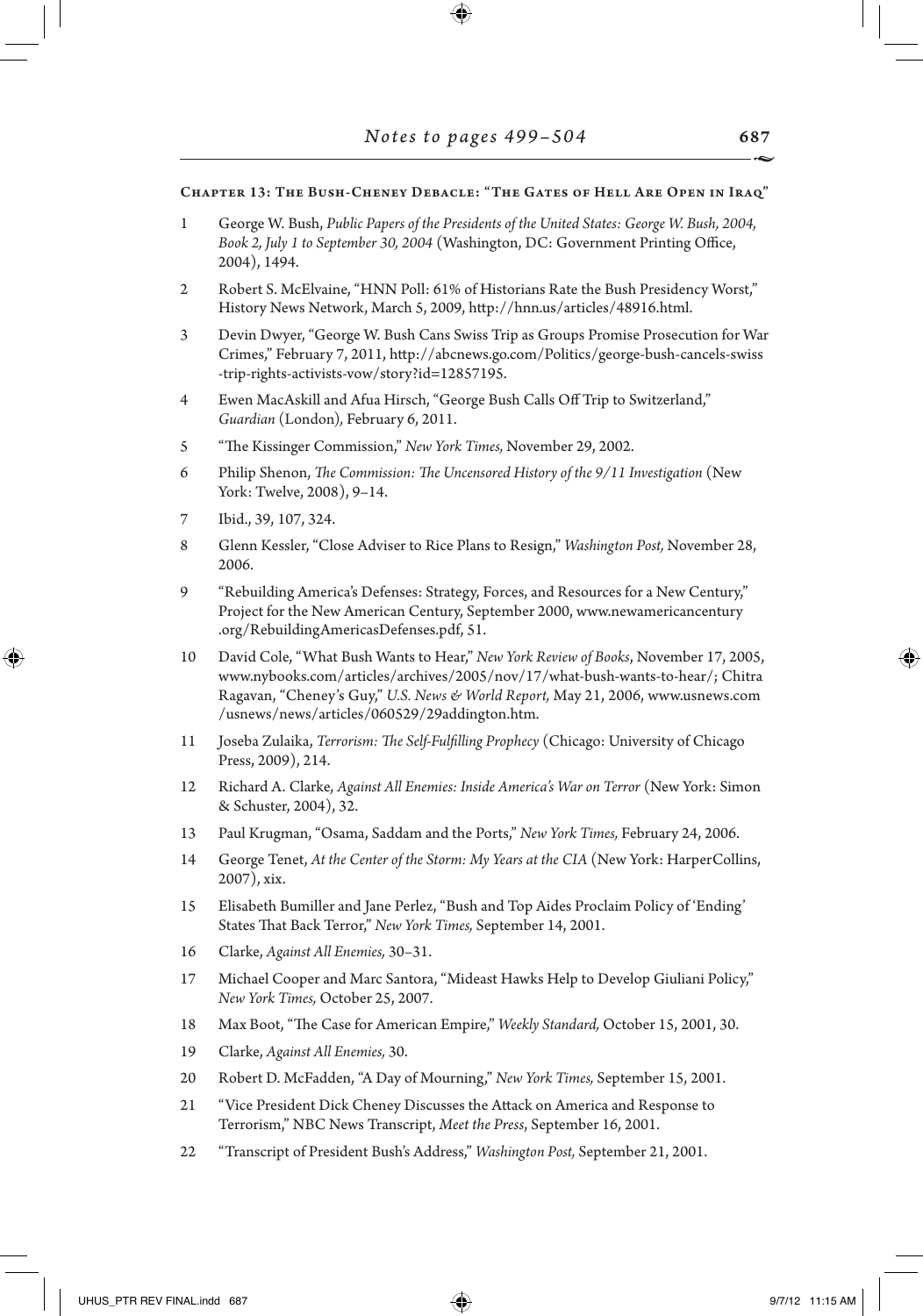### Chapter 13: The Bush-Cheney Debacle: "The Gates of Hell Are Open in Iraq"

1 George W. Bush, *Public Papers of the Presidents of the United States: George W. Bush, 2004, Book 2, July 1 to September 30, 2004* (Washington, DC: Government Printing Office, 2004), 1494.

2 Robert S. McElvaine, "HNN Poll: 61% of Historians Rate the Bush Presidency Worst," History News Network, March 5, 2009, http://hnn.us/articles/48916.html.

3 Devin Dwyer, "George W. Bush Cans Swiss Trip as Groups Promise Prosecution for War Crimes," February 7, 2011, http://abcnews.go.com/Politics/george-bush-cancels-swiss-trip-rights-activists-vow/story?id=12857195.

4 Ewen MacAskill and Afua Hirsch, "George Bush Calls Off Trip to Switzerland," *Guardian* (London), February 6, 2011.

5 "The Kissinger Commission," *New York Times,* November 29, 2002.

6 Philip Shenon, *The Commission: The Uncensored History of the 9/11 Investigation* (New York: Twelve, 2008), 9–14.

7 Ibid., 39, 107, 324.

8 Glenn Kessler, "Close Adviser to Rice Plans to Resign," *Washington Post,* November 28, 2006.

9 "Rebuilding America's Defenses: Strategy, Forces, and Resources for a New Century," Project for the New American Century, September 2000, www.newamericancentury.org/RebuildingAmericasDefenses.pdf, 51.

10 David Cole, "What Bush Wants to Hear," *New York Review of Books*, November 17, 2005, www.nybooks.com/articles/archives/2005/nov/17/what-bush-wants-to-hear/; Chitra Ragavan, "Cheney's Guy," *U.S. News & World Report,* May 21, 2006, www.usnews.com/usnews/news/articles/060529/29addington.htm.

11 Joseba Zulaika, *Terrorism: The Self-Fulfilling Prophecy* (Chicago: University of Chicago Press, 2009), 214.

12 Richard A. Clarke, *Against All Enemies: Inside America's War on Terror* (New York: Simon & Schuster, 2004), 32.

13 Paul Krugman, "Osama, Saddam and the Ports," *New York Times,* February 24, 2006.

14 George Tenet, *At the Center of the Storm: My Years at the CIA* (New York: HarperCollins, 2007), xix.

15 Elisabeth Bumiller and Jane Perlez, "Bush and Top Aides Proclaim Policy of 'Ending' States That Back Terror," *New York Times,* September 14, 2001.

16 Clarke, *Against All Enemies,* 30–31.

17 Michael Cooper and Marc Santora, "Mideast Hawks Help to Develop Giuliani Policy," *New York Times,* October 25, 2007.

18 Max Boot, "The Case for American Empire," *Weekly Standard,* October 15, 2001, 30.

19 Clarke, *Against All Enemies,* 30.

20 Robert D. McFadden, "A Day of Mourning," *New York Times,* September 15, 2001.

21 "Vice President Dick Cheney Discusses the Attack on America and Response to Terrorism," NBC News Transcript, *Meet the Press*, September 16, 2001.

22 "Transcript of President Bush's Address," *Washington Post,* September 21, 2001.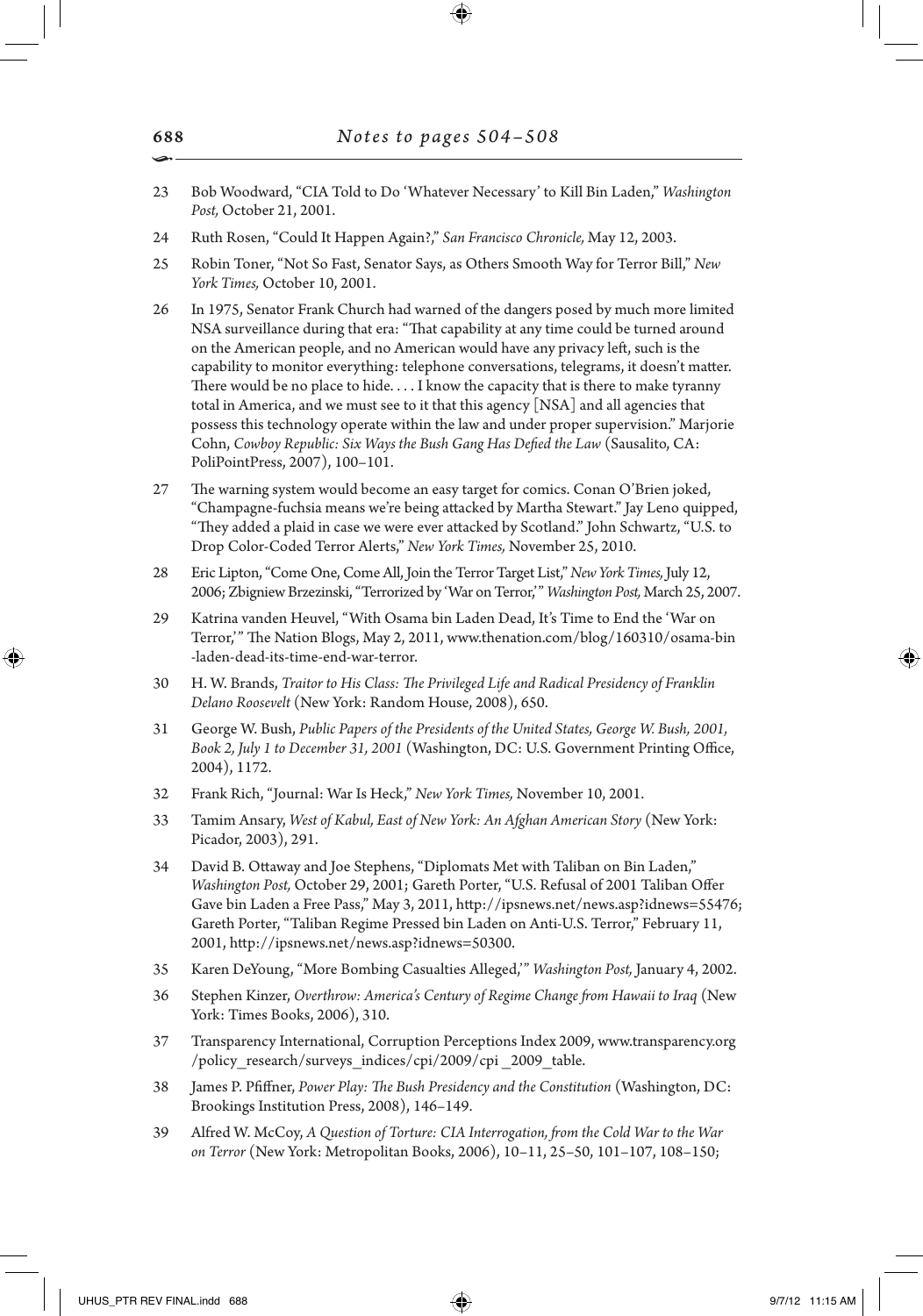23 Bob Woodward, "CIA Told to Do 'Whatever Necessary' to Kill Bin Laden," *Washington Post,* October 21, 2001.

24 Ruth Rosen, "Could It Happen Again?," *San Francisco Chronicle,* May 12, 2003.

25 Robin Toner, "Not So Fast, Senator Says, as Others Smooth Way for Terror Bill," *New York Times,* October 10, 2001.

26 In 1975, Senator Frank Church had warned of the dangers posed by much more limited NSA surveillance during that era: "That capability at any time could be turned around on the American people, and no American would have any privacy left, such is the capability to monitor everything: telephone conversations, telegrams, it doesn't matter. There would be no place to hide. . . . I know the capacity that is there to make tyranny total in America, and we must see to it that this agency [NSA] and all agencies that possess this technology operate within the law and under proper supervision." Marjorie Cohn, *Cowboy Republic: Six Ways the Bush Gang Has Defied the Law* (Sausalito, CA: PoliPointPress, 2007), 100–101.

27 The warning system would become an easy target for comics. Conan O'Brien joked, "Champagne-fuchsia means we're being attacked by Martha Stewart." Jay Leno quipped, "They added a plaid in case we were ever attacked by Scotland." John Schwartz, "U.S. to Drop Color-Coded Terror Alerts," *New York Times,* November 25, 2010.

28 Eric Lipton, "Come One, Come All, Join the Terror Target List," *New York Times,* July 12, 2006; Zbigniew Brzezinski, "Terrorized by 'War on Terror,'" *Washington Post,* March 25, 2007.

29 Katrina vanden Heuvel, "With Osama bin Laden Dead, It's Time to End the 'War on Terror,'" The Nation Blogs, May 2, 2011, www.thenation.com/blog/160310/osama-bin-laden-dead-its-time-end-war-terror.

30 H. W. Brands, *Traitor to His Class: The Privileged Life and Radical Presidency of Franklin Delano Roosevelt* (New York: Random House, 2008), 650.

31 George W. Bush, *Public Papers of the Presidents of the United States, George W. Bush, 2001, Book 2, July 1 to December 31, 2001* (Washington, DC: U.S. Government Printing Office, 2004), 1172.

32 Frank Rich, "Journal: War Is Heck," *New York Times,* November 10, 2001.

33 Tamim Ansary, *West of Kabul, East of New York: An Afghan American Story* (New York: Picador, 2003), 291.

34 David B. Ottaway and Joe Stephens, "Diplomats Met with Taliban on Bin Laden," *Washington Post,* October 29, 2001; Gareth Porter, "U.S. Refusal of 2001 Taliban Offer Gave bin Laden a Free Pass," May 3, 2011, http://ipsnews.net/news.asp?idnews=55476; Gareth Porter, "Taliban Regime Pressed bin Laden on Anti-U.S. Terror," February 11, 2001, http://ipsnews.net/news.asp?idnews=50300.

35 Karen DeYoung, "More Bombing Casualties Alleged,'" *Washington Post,* January 4, 2002.

36 Stephen Kinzer, *Overthrow: America's Century of Regime Change from Hawaii to Iraq* (New York: Times Books, 2006), 310.

37 Transparency International, Corruption Perceptions Index 2009, www.transparency.org/policy_research/surveys_indices/cpi/2009/cpi _2009_table.

38 James P. Pfiffner, *Power Play: The Bush Presidency and the Constitution* (Washington, DC: Brookings Institution Press, 2008), 146–149.

39 Alfred W. McCoy, *A Question of Torture: CIA Interrogation, from the Cold War to the War on Terror* (New York: Metropolitan Books, 2006), 10–11, 25–50, 101–107, 108–150;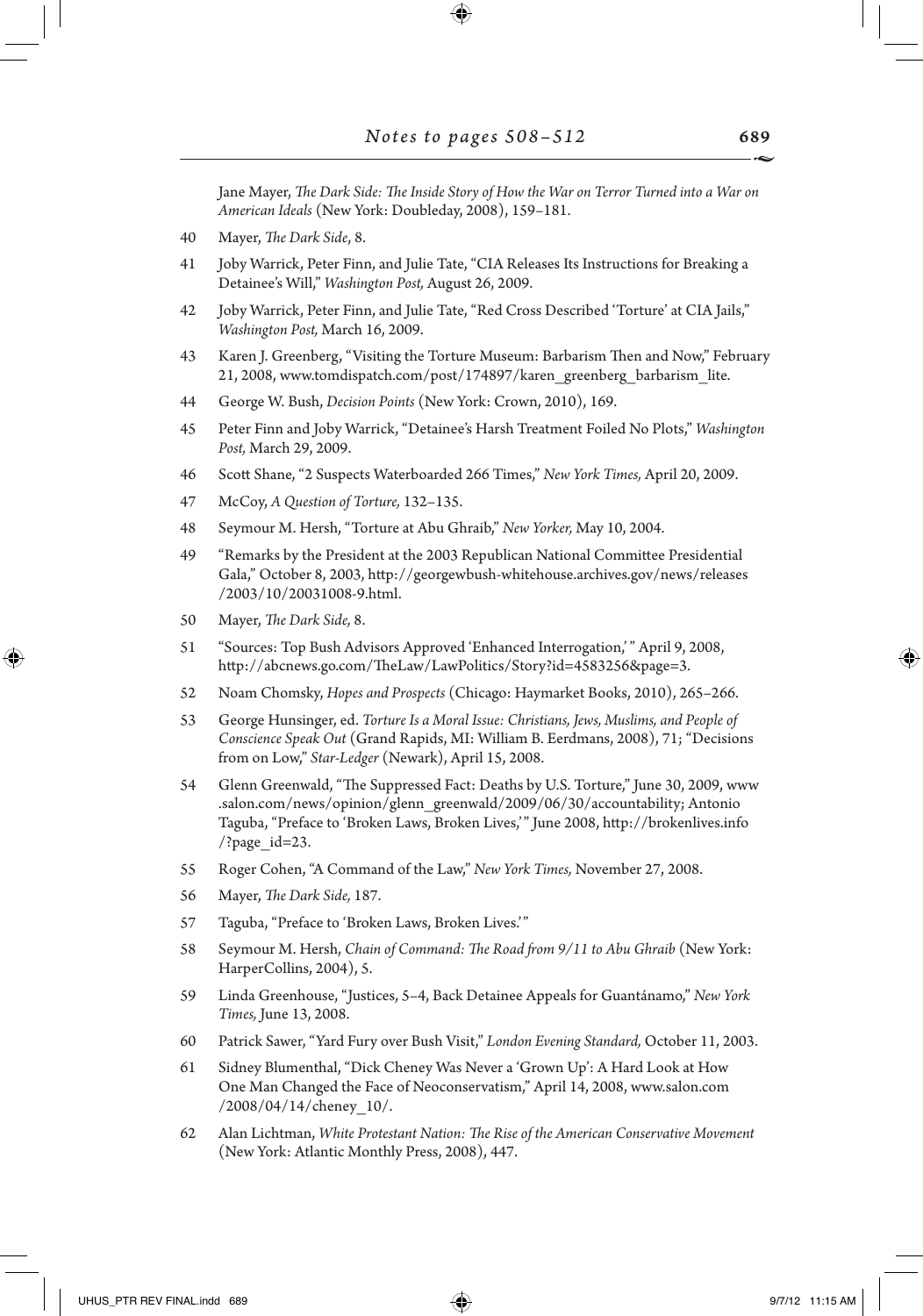Jane Mayer, *The Dark Side: The Inside Story of How the War on Terror Turned into a War on American Ideals* (New York: Doubleday, 2008), 159–181.

40 Mayer, *The Dark Side*, 8.

41 Joby Warrick, Peter Finn, and Julie Tate, "CIA Releases Its Instructions for Breaking a Detainee's Will," *Washington Post,* August 26, 2009.

42 Joby Warrick, Peter Finn, and Julie Tate, "Red Cross Described 'Torture' at CIA Jails," *Washington Post,* March 16, 2009.

43 Karen J. Greenberg, "Visiting the Torture Museum: Barbarism Then and Now," February 21, 2008, www.tomdispatch.com/post/174897/karen_greenberg_barbarism_lite.

44 George W. Bush, *Decision Points* (New York: Crown, 2010), 169.

45 Peter Finn and Joby Warrick, "Detainee's Harsh Treatment Foiled No Plots," *Washington Post,* March 29, 2009.

46 Scott Shane, "2 Suspects Waterboarded 266 Times," *New York Times,* April 20, 2009.

47 McCoy, *A Question of Torture,* 132–135.

48 Seymour M. Hersh, "Torture at Abu Ghraib," *New Yorker,* May 10, 2004.

49 "Remarks by the President at the 2003 Republican National Committee Presidential Gala," October 8, 2003, http://georgewbush-whitehouse.archives.gov/news/releases/2003/10/20031008-9.html.

50 Mayer, *The Dark Side,* 8.

51 "Sources: Top Bush Advisors Approved 'Enhanced Interrogation,' " April 9, 2008, http://abcnews.go.com/TheLaw/LawPolitics/Story?id=4583256&page=3.

52 Noam Chomsky, *Hopes and Prospects* (Chicago: Haymarket Books, 2010), 265–266.

53 George Hunsinger, ed. *Torture Is a Moral Issue: Christians, Jews, Muslims, and People of Conscience Speak Out* (Grand Rapids, MI: William B. Eerdmans, 2008), 71; "Decisions from on Low," *Star-Ledger* (Newark), April 15, 2008.

54 Glenn Greenwald, "The Suppressed Fact: Deaths by U.S. Torture," June 30, 2009, www.salon.com/news/opinion/glenn_greenwald/2009/06/30/accountability; Antonio Taguba, "Preface to 'Broken Laws, Broken Lives,' " June 2008, http://brokenlives.info/?page_id=23.

55 Roger Cohen, "A Command of the Law," *New York Times,* November 27, 2008.

56 Mayer, *The Dark Side,* 187.

57 Taguba, "Preface to 'Broken Laws, Broken Lives.' "

58 Seymour M. Hersh, *Chain of Command: The Road from 9/11 to Abu Ghraib* (New York: HarperCollins, 2004), 5.

59 Linda Greenhouse, "Justices, 5–4, Back Detainee Appeals for Guantánamo," *New York Times,* June 13, 2008.

60 Patrick Sawer, "Yard Fury over Bush Visit," *London Evening Standard,* October 11, 2003.

61 Sidney Blumenthal, "Dick Cheney Was Never a 'Grown Up': A Hard Look at How One Man Changed the Face of Neoconservatism," April 14, 2008, www.salon.com/2008/04/14/cheney_10/.

62 Alan Lichtman, *White Protestant Nation: The Rise of the American Conservative Movement* (New York: Atlantic Monthly Press, 2008), 447.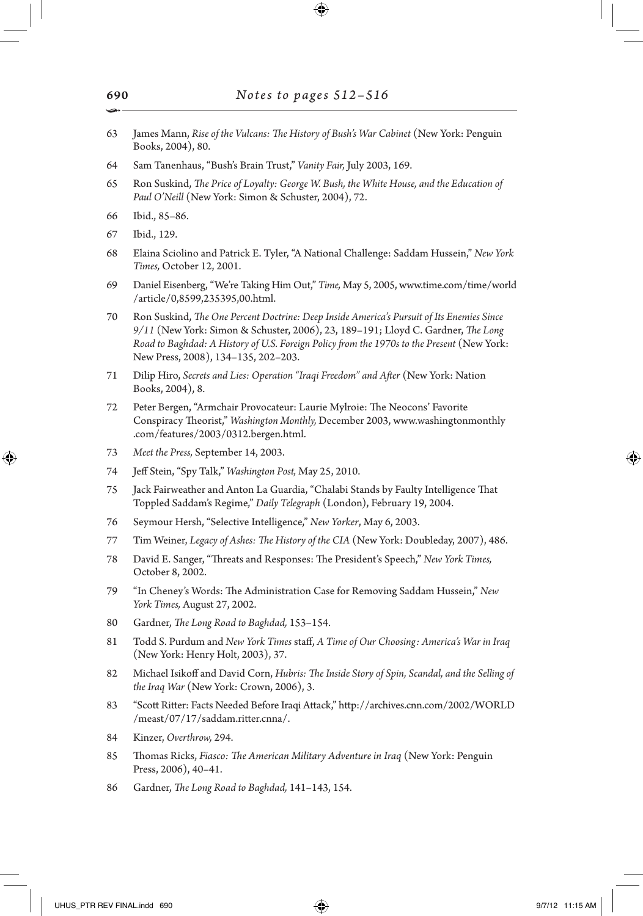## Notes to pages 512–516

63 James Mann, *Rise of the Vulcans: The History of Bush's War Cabinet* (New York: Penguin Books, 2004), 80.

64 Sam Tanenhaus, "Bush's Brain Trust," *Vanity Fair,* July 2003, 169.

65 Ron Suskind, *The Price of Loyalty: George W. Bush, the White House, and the Education of Paul O'Neill* (New York: Simon & Schuster, 2004), 72.

66 Ibid., 85–86.

67 Ibid., 129.

68 Elaina Sciolino and Patrick E. Tyler, "A National Challenge: Saddam Hussein," *New York Times,* October 12, 2001.

69 Daniel Eisenberg, "We're Taking Him Out," *Time,* May 5, 2005, www.time.com/time/world/article/0,8599,235395,00.html.

70 Ron Suskind, *The One Percent Doctrine: Deep Inside America's Pursuit of Its Enemies Since 9/11* (New York: Simon & Schuster, 2006), 23, 189–191; Lloyd C. Gardner, *The Long Road to Baghdad: A History of U.S. Foreign Policy from the 1970s to the Present* (New York: New Press, 2008), 134–135, 202–203.

71 Dilip Hiro, *Secrets and Lies: Operation "Iraqi Freedom" and After* (New York: Nation Books, 2004), 8.

72 Peter Bergen, "Armchair Provocateur: Laurie Mylroie: The Neocons' Favorite Conspiracy Theorist," *Washington Monthly,* December 2003, www.washingtonmonthly.com/features/2003/0312.bergen.html.

73 *Meet the Press,* September 14, 2003.

74 Jeff Stein, "Spy Talk," *Washington Post,* May 25, 2010.

75 Jack Fairweather and Anton La Guardia, "Chalabi Stands by Faulty Intelligence That Toppled Saddam's Regime," *Daily Telegraph* (London), February 19, 2004.

76 Seymour Hersh, "Selective Intelligence," *New Yorker*, May 6, 2003.

77 Tim Weiner, *Legacy of Ashes: The History of the CIA* (New York: Doubleday, 2007), 486.

78 David E. Sanger, "Threats and Responses: The President's Speech," *New York Times,* October 8, 2002.

79 "In Cheney's Words: The Administration Case for Removing Saddam Hussein," *New York Times,* August 27, 2002.

80 Gardner, *The Long Road to Baghdad,* 153–154.

81 Todd S. Purdum and *New York Times* staff, *A Time of Our Choosing: America's War in Iraq* (New York: Henry Holt, 2003), 37.

82 Michael Isikoff and David Corn, *Hubris: The Inside Story of Spin, Scandal, and the Selling of the Iraq War* (New York: Crown, 2006), 3.

83 "Scott Ritter: Facts Needed Before Iraqi Attack," http://archives.cnn.com/2002/WORLD/meast/07/17/saddam.ritter.cnna/.

84 Kinzer, *Overthrow,* 294.

85 Thomas Ricks, *Fiasco: The American Military Adventure in Iraq* (New York: Penguin Press, 2006), 40–41.

86 Gardner, *The Long Road to Baghdad,* 141–143, 154.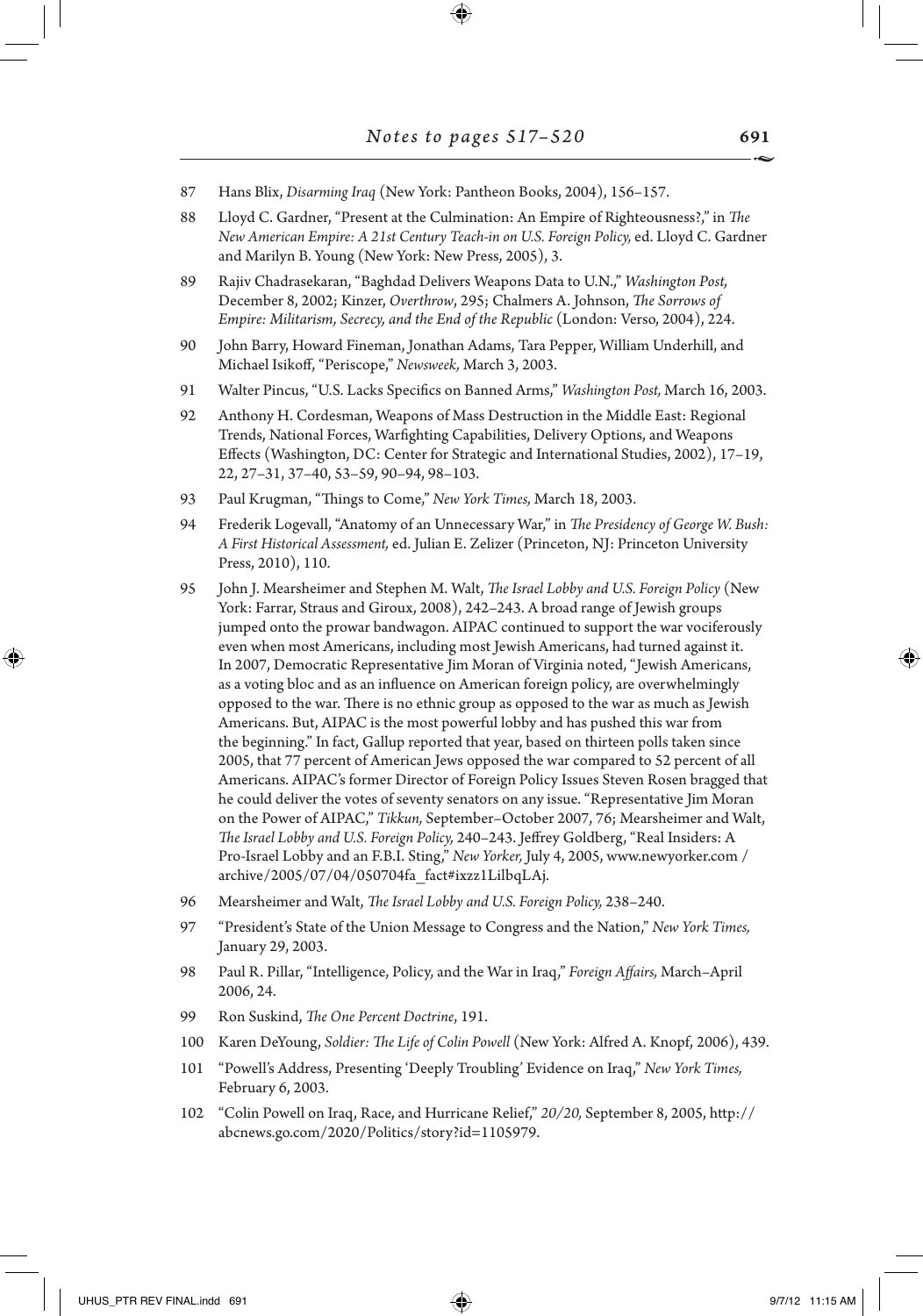87 Hans Blix, *Disarming Iraq* (New York: Pantheon Books, 2004), 156–157.

88 Lloyd C. Gardner, "Present at the Culmination: An Empire of Righteousness?," in *The New American Empire: A 21st Century Teach-in on U.S. Foreign Policy,* ed. Lloyd C. Gardner and Marilyn B. Young (New York: New Press, 2005), 3.

89 Rajiv Chadrasekaran, "Baghdad Delivers Weapons Data to U.N.," *Washington Post,* December 8, 2002; Kinzer, *Overthrow*, 295; Chalmers A. Johnson, *The Sorrows of Empire: Militarism, Secrecy, and the End of the Republic* (London: Verso, 2004), 224.

90 John Barry, Howard Fineman, Jonathan Adams, Tara Pepper, William Underhill, and Michael Isikoff, "Periscope," *Newsweek,* March 3, 2003.

91 Walter Pincus, "U.S. Lacks Specifics on Banned Arms," *Washington Post,* March 16, 2003.

92 Anthony H. Cordesman, Weapons of Mass Destruction in the Middle East: Regional Trends, National Forces, Warfighting Capabilities, Delivery Options, and Weapons Effects (Washington, DC: Center for Strategic and International Studies, 2002), 17–19, 22, 27–31, 37–40, 53–59, 90–94, 98–103.

93 Paul Krugman, "Things to Come," *New York Times,* March 18, 2003.

94 Frederik Logevall, "Anatomy of an Unnecessary War," in *The Presidency of George W. Bush: A First Historical Assessment,* ed. Julian E. Zelizer (Princeton, NJ: Princeton University Press, 2010), 110.

95 John J. Mearsheimer and Stephen M. Walt, *The Israel Lobby and U.S. Foreign Policy* (New York: Farrar, Straus and Giroux, 2008), 242–243. A broad range of Jewish groups jumped onto the prowar bandwagon. AIPAC continued to support the war vociferously even when most Americans, including most Jewish Americans, had turned against it. In 2007, Democratic Representative Jim Moran of Virginia noted, "Jewish Americans, as a voting bloc and as an influence on American foreign policy, are overwhelmingly opposed to the war. There is no ethnic group as opposed to the war as much as Jewish Americans. But, AIPAC is the most powerful lobby and has pushed this war from the beginning." In fact, Gallup reported that year, based on thirteen polls taken since 2005, that 77 percent of American Jews opposed the war compared to 52 percent of all Americans. AIPAC's former Director of Foreign Policy Issues Steven Rosen bragged that he could deliver the votes of seventy senators on any issue. "Representative Jim Moran on the Power of AIPAC," *Tikkun,* September–October 2007, 76; Mearsheimer and Walt, *The Israel Lobby and U.S. Foreign Policy,* 240–243. Jeffrey Goldberg, "Real Insiders: A Pro-Israel Lobby and an F.B.I. Sting," *New Yorker,* July 4, 2005, www.newyorker.com / archive/2005/07/04/050704fa_fact#ixzz1LilbqLAj.

96 Mearsheimer and Walt, *The Israel Lobby and U.S. Foreign Policy,* 238–240.

97 "President's State of the Union Message to Congress and the Nation," *New York Times,* January 29, 2003.

98 Paul R. Pillar, "Intelligence, Policy, and the War in Iraq," *Foreign Affairs,* March–April 2006, 24.

99 Ron Suskind, *The One Percent Doctrine*, 191.

100 Karen DeYoung, *Soldier: The Life of Colin Powell* (New York: Alfred A. Knopf, 2006), 439.

101 "Powell's Address, Presenting 'Deeply Troubling' Evidence on Iraq," *New York Times,* February 6, 2003.

102 "Colin Powell on Iraq, Race, and Hurricane Relief," *20/20,* September 8, 2005, http://abcnews.go.com/2020/Politics/story?id=1105979.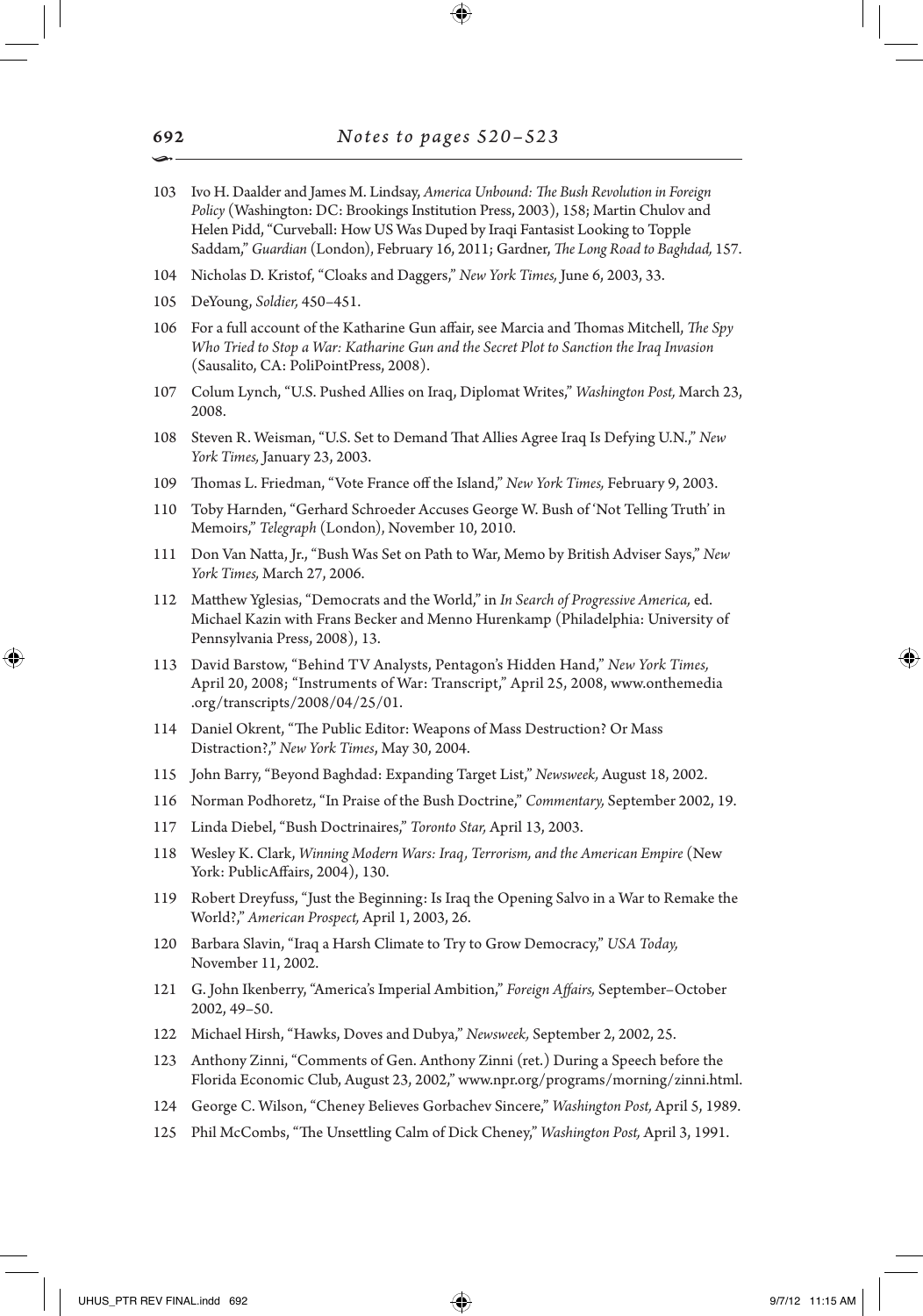103 Ivo H. Daalder and James M. Lindsay, *America Unbound: The Bush Revolution in Foreign Policy* (Washington: DC: Brookings Institution Press, 2003), 158; Martin Chulov and Helen Pidd, "Curveball: How US Was Duped by Iraqi Fantasist Looking to Topple Saddam," *Guardian* (London), February 16, 2011; Gardner, *The Long Road to Baghdad,* 157.

104 Nicholas D. Kristof, "Cloaks and Daggers," *New York Times,* June 6, 2003, 33.

105 DeYoung, *Soldier,* 450–451.

106 For a full account of the Katharine Gun affair, see Marcia and Thomas Mitchell, *The Spy Who Tried to Stop a War: Katharine Gun and the Secret Plot to Sanction the Iraq Invasion* (Sausalito, CA: PoliPointPress, 2008).

107 Colum Lynch, "U.S. Pushed Allies on Iraq, Diplomat Writes," *Washington Post,* March 23, 2008.

108 Steven R. Weisman, "U.S. Set to Demand That Allies Agree Iraq Is Defying U.N.," *New York Times,* January 23, 2003.

109 Thomas L. Friedman, "Vote France off the Island," *New York Times,* February 9, 2003.

110 Toby Harnden, "Gerhard Schroeder Accuses George W. Bush of 'Not Telling Truth' in Memoirs," *Telegraph* (London), November 10, 2010.

111 Don Van Natta, Jr., "Bush Was Set on Path to War, Memo by British Adviser Says," *New York Times,* March 27, 2006.

112 Matthew Yglesias, "Democrats and the World," in *In Search of Progressive America,* ed. Michael Kazin with Frans Becker and Menno Hurenkamp (Philadelphia: University of Pennsylvania Press, 2008), 13.

113 David Barstow, "Behind TV Analysts, Pentagon's Hidden Hand," *New York Times,* April 20, 2008; "Instruments of War: Transcript," April 25, 2008, www.onthemedia.org/transcripts/2008/04/25/01.

114 Daniel Okrent, "The Public Editor: Weapons of Mass Destruction? Or Mass Distraction?," *New York Times*, May 30, 2004.

115 John Barry, "Beyond Baghdad: Expanding Target List," *Newsweek,* August 18, 2002.

116 Norman Podhoretz, "In Praise of the Bush Doctrine," *Commentary,* September 2002, 19.

117 Linda Diebel, "Bush Doctrinaires," *Toronto Star,* April 13, 2003.

118 Wesley K. Clark, *Winning Modern Wars: Iraq, Terrorism, and the American Empire* (New York: PublicAffairs, 2004), 130.

119 Robert Dreyfuss, "Just the Beginning: Is Iraq the Opening Salvo in a War to Remake the World?," *American Prospect,* April 1, 2003, 26.

120 Barbara Slavin, "Iraq a Harsh Climate to Try to Grow Democracy," *USA Today,* November 11, 2002.

121 G. John Ikenberry, "America's Imperial Ambition," *Foreign Affairs,* September–October 2002, 49–50.

122 Michael Hirsh, "Hawks, Doves and Dubya," *Newsweek,* September 2, 2002, 25.

123 Anthony Zinni, "Comments of Gen. Anthony Zinni (ret.) During a Speech before the Florida Economic Club, August 23, 2002," www.npr.org/programs/morning/zinni.html.

124 George C. Wilson, "Cheney Believes Gorbachev Sincere," *Washington Post,* April 5, 1989.

125 Phil McCombs, "The Unsettling Calm of Dick Cheney," *Washington Post,* April 3, 1991.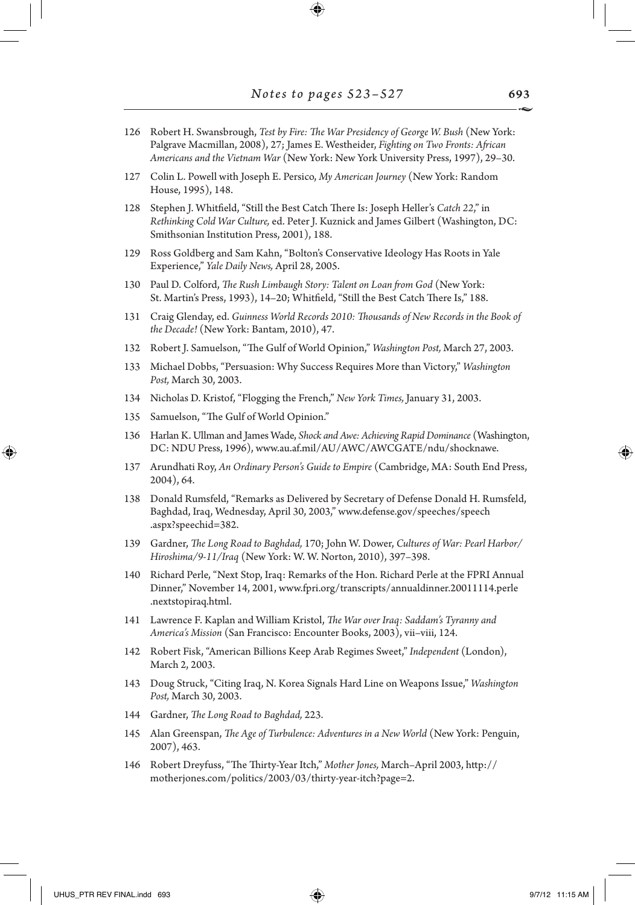126 Robert H. Swansbrough, *Test by Fire: The War Presidency of George W. Bush* (New York: Palgrave Macmillan, 2008), 27; James E. Westheider, *Fighting on Two Fronts: African Americans and the Vietnam War* (New York: New York University Press, 1997), 29–30.

127 Colin L. Powell with Joseph E. Persico, *My American Journey* (New York: Random House, 1995), 148.

128 Stephen J. Whitfield, "Still the Best Catch There Is: Joseph Heller's *Catch 22*," in *Rethinking Cold War Culture,* ed. Peter J. Kuznick and James Gilbert (Washington, DC: Smithsonian Institution Press, 2001), 188.

129 Ross Goldberg and Sam Kahn, "Bolton's Conservative Ideology Has Roots in Yale Experience," *Yale Daily News,* April 28, 2005.

130 Paul D. Colford, *The Rush Limbaugh Story: Talent on Loan from God* (New York: St. Martin's Press, 1993), 14–20; Whitfield, "Still the Best Catch There Is," 188.

131 Craig Glenday, ed. *Guinness World Records 2010: Thousands of New Records in the Book of the Decade!* (New York: Bantam, 2010), 47.

132 Robert J. Samuelson, "The Gulf of World Opinion," *Washington Post,* March 27, 2003.

133 Michael Dobbs, "Persuasion: Why Success Requires More than Victory," *Washington Post,* March 30, 2003.

134 Nicholas D. Kristof, "Flogging the French," *New York Times,* January 31, 2003.

135 Samuelson, "The Gulf of World Opinion."

136 Harlan K. Ullman and James Wade, *Shock and Awe: Achieving Rapid Dominance* (Washington, DC: NDU Press, 1996), www.au.af.mil/AU/AWC/AWCGATE/ndu/shocknawe.

137 Arundhati Roy, *An Ordinary Person's Guide to Empire* (Cambridge, MA: South End Press, 2004), 64.

138 Donald Rumsfeld, "Remarks as Delivered by Secretary of Defense Donald H. Rumsfeld, Baghdad, Iraq, Wednesday, April 30, 2003," www.defense.gov/speeches/speech.aspx?speechid=382.

139 Gardner, *The Long Road to Baghdad,* 170; John W. Dower, *Cultures of War: Pearl Harbor/Hiroshima/9-11/Iraq* (New York: W. W. Norton, 2010), 397–398.

140 Richard Perle, "Next Stop, Iraq: Remarks of the Hon. Richard Perle at the FPRI Annual Dinner," November 14, 2001, www.fpri.org/transcripts/annualdinner.20011114.perle.nextstopiraq.html.

141 Lawrence F. Kaplan and William Kristol, *The War over Iraq: Saddam's Tyranny and America's Mission* (San Francisco: Encounter Books, 2003), vii–viii, 124.

142 Robert Fisk, "American Billions Keep Arab Regimes Sweet," *Independent* (London), March 2, 2003.

143 Doug Struck, "Citing Iraq, N. Korea Signals Hard Line on Weapons Issue," *Washington Post,* March 30, 2003.

144 Gardner, *The Long Road to Baghdad,* 223.

145 Alan Greenspan, *The Age of Turbulence: Adventures in a New World* (New York: Penguin, 2007), 463.

146 Robert Dreyfuss, "The Thirty-Year Itch," *Mother Jones,* March–April 2003, http://motherjones.com/politics/2003/03/thirty-year-itch?page=2.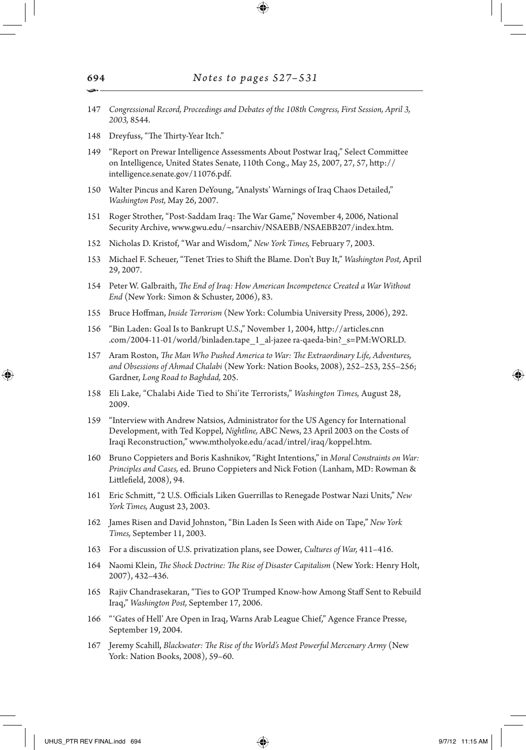147 *Congressional Record, Proceedings and Debates of the 108th Congress, First Session, April 3, 2003,* 8544.

148 Dreyfuss, "The Thirty-Year Itch."

149 "Report on Prewar Intelligence Assessments About Postwar Iraq," Select Committee on Intelligence, United States Senate, 110th Cong., May 25, 2007, 27, 57, http://intelligence.senate.gov/11076.pdf.

150 Walter Pincus and Karen DeYoung, "Analysts' Warnings of Iraq Chaos Detailed," *Washington Post,* May 26, 2007.

151 Roger Strother, "Post-Saddam Iraq: The War Game," November 4, 2006, National Security Archive, www.gwu.edu/~nsarchiv/NSAEBB/NSAEBB207/index.htm.

152 Nicholas D. Kristof, "War and Wisdom," *New York Times,* February 7, 2003.

153 Michael F. Scheuer, "Tenet Tries to Shift the Blame. Don't Buy It," *Washington Post,* April 29, 2007.

154 Peter W. Galbraith, *The End of Iraq: How American Incompetence Created a War Without End* (New York: Simon & Schuster, 2006), 83.

155 Bruce Hoffman, *Inside Terrorism* (New York: Columbia University Press, 2006), 292.

156 "Bin Laden: Goal Is to Bankrupt U.S.," November 1, 2004, http://articles.cnn.com/2004-11-01/world/binladen.tape_1_al-jazee ra-qaeda-bin?_s=PM:WORLD.

157 Aram Roston, *The Man Who Pushed America to War: The Extraordinary Life, Adventures, and Obsessions of Ahmad Chalabi* (New York: Nation Books, 2008), 252–253, 255–256; Gardner, *Long Road to Baghdad,* 205.

158 Eli Lake, "Chalabi Aide Tied to Shi'ite Terrorists," *Washington Times,* August 28, 2009.

159 "Interview with Andrew Natsios, Administrator for the US Agency for International Development, with Ted Koppel, *Nightline,* ABC News, 23 April 2003 on the Costs of Iraqi Reconstruction," www.mtholyoke.edu/acad/intrel/iraq/koppel.htm.

160 Bruno Coppieters and Boris Kashnikov, "Right Intentions," in *Moral Constraints on War: Principles and Cases,* ed. Bruno Coppieters and Nick Fotion (Lanham, MD: Rowman & Littlefield, 2008), 94.

161 Eric Schmitt, "2 U.S. Officials Liken Guerrillas to Renegade Postwar Nazi Units," *New York Times,* August 23, 2003.

162 James Risen and David Johnston, "Bin Laden Is Seen with Aide on Tape," *New York Times,* September 11, 2003.

163 For a discussion of U.S. privatization plans, see Dower, *Cultures of War,* 411–416.

164 Naomi Klein, *The Shock Doctrine: The Rise of Disaster Capitalism* (New York: Henry Holt, 2007), 432–436.

165 Rajiv Chandrasekaran, "Ties to GOP Trumped Know-how Among Staff Sent to Rebuild Iraq," *Washington Post,* September 17, 2006.

166 "'Gates of Hell' Are Open in Iraq, Warns Arab League Chief," Agence France Presse, September 19, 2004.

167 Jeremy Scahill, *Blackwater: The Rise of the World's Most Powerful Mercenary Army* (New York: Nation Books, 2008), 59–60.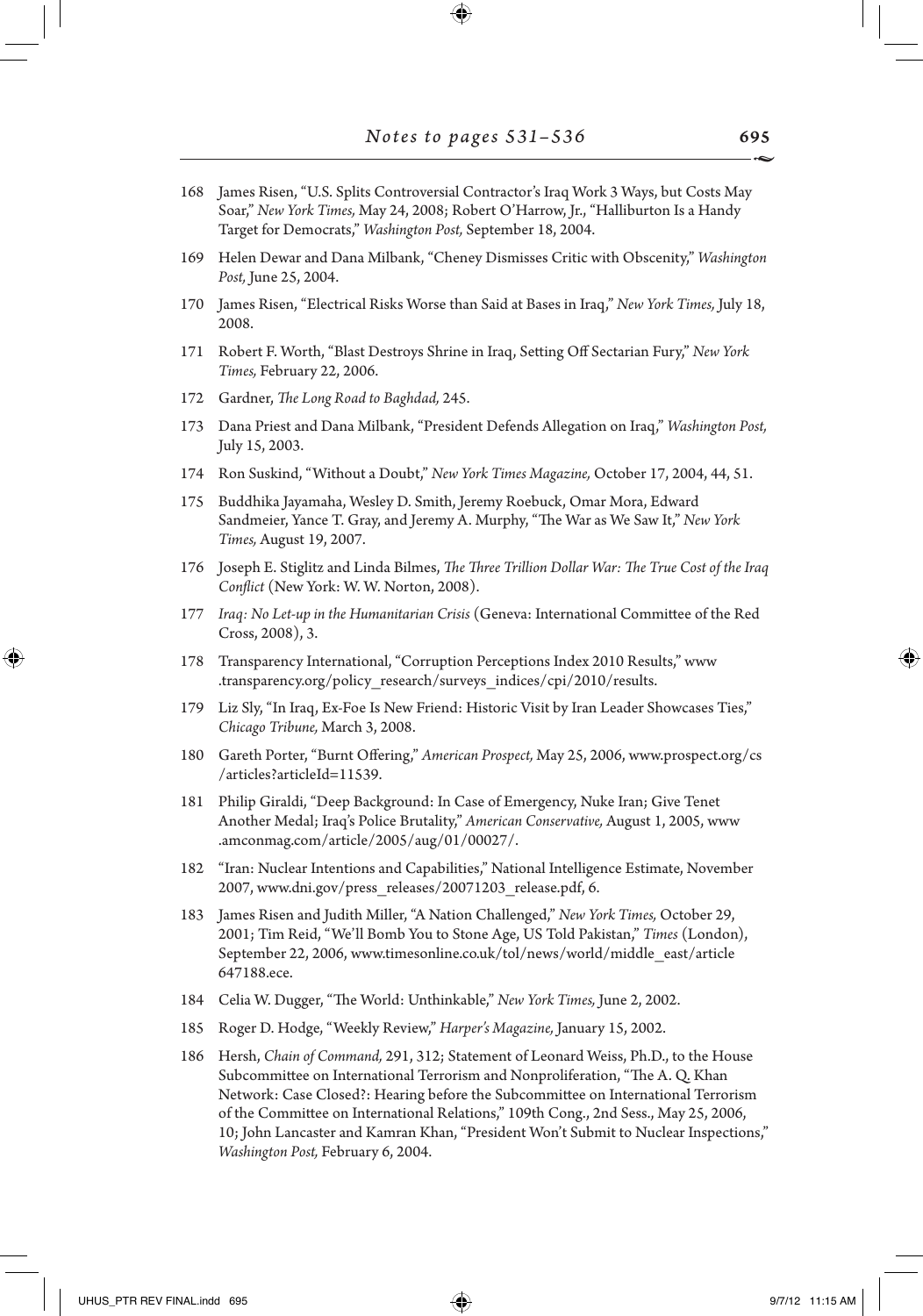168 James Risen, "U.S. Splits Controversial Contractor's Iraq Work 3 Ways, but Costs May Soar," *New York Times,* May 24, 2008; Robert O'Harrow, Jr., "Halliburton Is a Handy Target for Democrats," *Washington Post,* September 18, 2004.

169 Helen Dewar and Dana Milbank, "Cheney Dismisses Critic with Obscenity," *Washington Post,* June 25, 2004.

170 James Risen, "Electrical Risks Worse than Said at Bases in Iraq," *New York Times,* July 18, 2008.

171 Robert F. Worth, "Blast Destroys Shrine in Iraq, Setting Off Sectarian Fury," *New York Times,* February 22, 2006.

172 Gardner, *The Long Road to Baghdad,* 245.

173 Dana Priest and Dana Milbank, "President Defends Allegation on Iraq," *Washington Post,* July 15, 2003.

174 Ron Suskind, "Without a Doubt," *New York Times Magazine,* October 17, 2004, 44, 51.

175 Buddhika Jayamaha, Wesley D. Smith, Jeremy Roebuck, Omar Mora, Edward Sandmeier, Yance T. Gray, and Jeremy A. Murphy, "The War as We Saw It," *New York Times,* August 19, 2007.

176 Joseph E. Stiglitz and Linda Bilmes, *The Three Trillion Dollar War: The True Cost of the Iraq Conflict* (New York: W. W. Norton, 2008).

177 *Iraq: No Let-up in the Humanitarian Crisis* (Geneva: International Committee of the Red Cross, 2008), 3.

178 Transparency International, "Corruption Perceptions Index 2010 Results," www.transparency.org/policy_research/surveys_indices/cpi/2010/results.

179 Liz Sly, "In Iraq, Ex-Foe Is New Friend: Historic Visit by Iran Leader Showcases Ties," *Chicago Tribune,* March 3, 2008.

180 Gareth Porter, "Burnt Offering," *American Prospect,* May 25, 2006, www.prospect.org/cs/articles?articleId=11539.

181 Philip Giraldi, "Deep Background: In Case of Emergency, Nuke Iran; Give Tenet Another Medal; Iraq's Police Brutality," *American Conservative,* August 1, 2005, www.amconmag.com/article/2005/aug/01/00027/.

182 "Iran: Nuclear Intentions and Capabilities," National Intelligence Estimate, November 2007, www.dni.gov/press_releases/20071203_release.pdf, 6.

183 James Risen and Judith Miller, "A Nation Challenged," *New York Times,* October 29, 2001; Tim Reid, "We'll Bomb You to Stone Age, US Told Pakistan," *Times* (London), September 22, 2006, www.timesonline.co.uk/tol/news/world/middle_east/article647188.ece.

184 Celia W. Dugger, "The World: Unthinkable," *New York Times,* June 2, 2002.

185 Roger D. Hodge, "Weekly Review," *Harper's Magazine,* January 15, 2002.

186 Hersh, *Chain of Command,* 291, 312; Statement of Leonard Weiss, Ph.D., to the House Subcommittee on International Terrorism and Nonproliferation, "The A. Q. Khan Network: Case Closed?: Hearing before the Subcommittee on International Terrorism of the Committee on International Relations," 109th Cong., 2nd Sess., May 25, 2006, 10; John Lancaster and Kamran Khan, "President Won't Submit to Nuclear Inspections," *Washington Post,* February 6, 2004.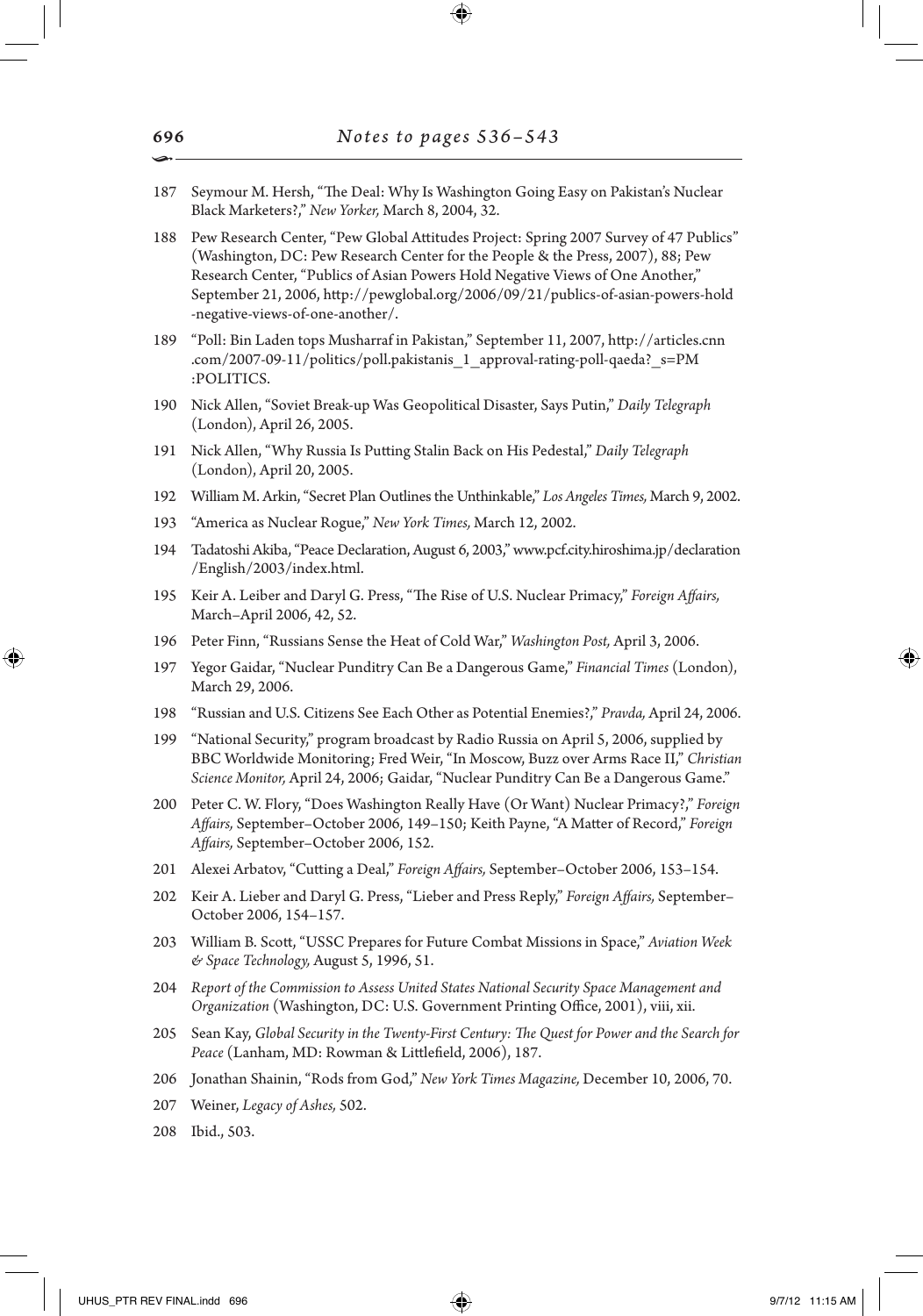187 Seymour M. Hersh, "The Deal: Why Is Washington Going Easy on Pakistan's Nuclear Black Marketers?," *New Yorker,* March 8, 2004, 32.

188 Pew Research Center, "Pew Global Attitudes Project: Spring 2007 Survey of 47 Publics" (Washington, DC: Pew Research Center for the People & the Press, 2007), 88; Pew Research Center, "Publics of Asian Powers Hold Negative Views of One Another," September 21, 2006, http://pewglobal.org/2006/09/21/publics-of-asian-powers-hold-negative-views-of-one-another/.

189 "Poll: Bin Laden tops Musharraf in Pakistan," September 11, 2007, http://articles.cnn.com/2007-09-11/politics/poll.pakistanis_1_approval-rating-poll-qaeda?_s=PM:POLITICS.

190 Nick Allen, "Soviet Break-up Was Geopolitical Disaster, Says Putin," *Daily Telegraph* (London), April 26, 2005.

191 Nick Allen, "Why Russia Is Putting Stalin Back on His Pedestal," *Daily Telegraph* (London), April 20, 2005.

192 William M. Arkin, "Secret Plan Outlines the Unthinkable," *Los Angeles Times,* March 9, 2002.

193 "America as Nuclear Rogue," *New York Times,* March 12, 2002.

194 Tadatoshi Akiba, "Peace Declaration, August 6, 2003," www.pcf.city.hiroshima.jp/declaration/English/2003/index.html.

195 Keir A. Leiber and Daryl G. Press, "The Rise of U.S. Nuclear Primacy," *Foreign Affairs,* March–April 2006, 42, 52.

196 Peter Finn, "Russians Sense the Heat of Cold War," *Washington Post,* April 3, 2006.

197 Yegor Gaidar, "Nuclear Punditry Can Be a Dangerous Game," *Financial Times* (London), March 29, 2006.

198 "Russian and U.S. Citizens See Each Other as Potential Enemies?," *Pravda,* April 24, 2006.

199 "National Security," program broadcast by Radio Russia on April 5, 2006, supplied by BBC Worldwide Monitoring; Fred Weir, "In Moscow, Buzz over Arms Race II," *Christian Science Monitor,* April 24, 2006; Gaidar, "Nuclear Punditry Can Be a Dangerous Game."

200 Peter C. W. Flory, "Does Washington Really Have (Or Want) Nuclear Primacy?," *Foreign Affairs,* September–October 2006, 149–150; Keith Payne, "A Matter of Record," *Foreign Affairs,* September–October 2006, 152.

201 Alexei Arbatov, "Cutting a Deal," *Foreign Affairs,* September–October 2006, 153–154.

202 Keir A. Lieber and Daryl G. Press, "Lieber and Press Reply," *Foreign Affairs,* September–October 2006, 154–157.

203 William B. Scott, "USSC Prepares for Future Combat Missions in Space," *Aviation Week & Space Technology,* August 5, 1996, 51.

204 *Report of the Commission to Assess United States National Security Space Management and Organization* (Washington, DC: U.S. Government Printing Office, 2001), viii, xii.

205 Sean Kay, *Global Security in the Twenty-First Century: The Quest for Power and the Search for Peace* (Lanham, MD: Rowman & Littlefield, 2006), 187.

206 Jonathan Shainin, "Rods from God," *New York Times Magazine,* December 10, 2006, 70.

207 Weiner, *Legacy of Ashes,* 502.

208 Ibid., 503.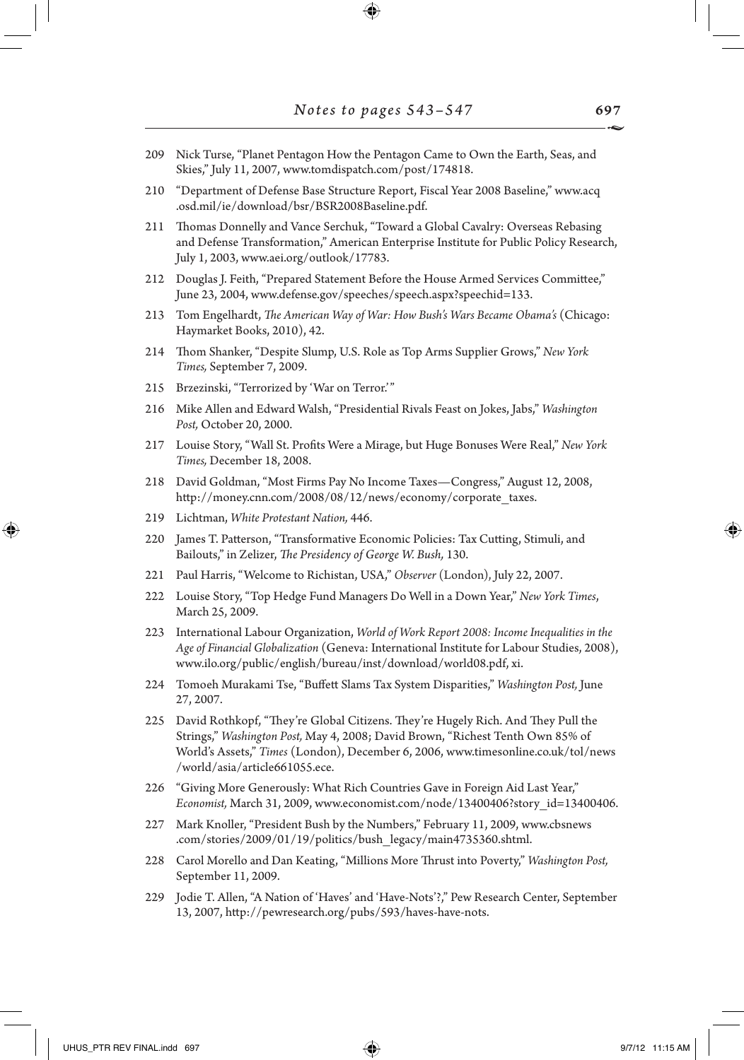209 Nick Turse, "Planet Pentagon How the Pentagon Came to Own the Earth, Seas, and Skies," July 11, 2007, www.tomdispatch.com/post/174818.

210 "Department of Defense Base Structure Report, Fiscal Year 2008 Baseline," www.acq.osd.mil/ie/download/bsr/BSR2008Baseline.pdf.

211 Thomas Donnelly and Vance Serchuk, "Toward a Global Cavalry: Overseas Rebasing and Defense Transformation," American Enterprise Institute for Public Policy Research, July 1, 2003, www.aei.org/outlook/17783.

212 Douglas J. Feith, "Prepared Statement Before the House Armed Services Committee," June 23, 2004, www.defense.gov/speeches/speech.aspx?speechid=133.

213 Tom Engelhardt, *The American Way of War: How Bush's Wars Became Obama's* (Chicago: Haymarket Books, 2010), 42.

214 Thom Shanker, "Despite Slump, U.S. Role as Top Arms Supplier Grows," *New York Times,* September 7, 2009.

215 Brzezinski, "Terrorized by 'War on Terror.'"

216 Mike Allen and Edward Walsh, "Presidential Rivals Feast on Jokes, Jabs," *Washington Post,* October 20, 2000.

217 Louise Story, "Wall St. Profits Were a Mirage, but Huge Bonuses Were Real," *New York Times,* December 18, 2008.

218 David Goldman, "Most Firms Pay No Income Taxes—Congress," August 12, 2008, http://money.cnn.com/2008/08/12/news/economy/corporate_taxes.

219 Lichtman, *White Protestant Nation,* 446.

220 James T. Patterson, "Transformative Economic Policies: Tax Cutting, Stimuli, and Bailouts," in Zelizer, *The Presidency of George W. Bush,* 130.

221 Paul Harris, "Welcome to Richistan, USA," *Observer* (London), July 22, 2007.

222 Louise Story, "Top Hedge Fund Managers Do Well in a Down Year," *New York Times*, March 25, 2009.

223 International Labour Organization, *World of Work Report 2008: Income Inequalities in the Age of Financial Globalization* (Geneva: International Institute for Labour Studies, 2008), www.ilo.org/public/english/bureau/inst/download/world08.pdf, xi.

224 Tomoeh Murakami Tse, "Buffett Slams Tax System Disparities," *Washington Post,* June 27, 2007.

225 David Rothkopf, "They're Global Citizens. They're Hugely Rich. And They Pull the Strings," *Washington Post,* May 4, 2008; David Brown, "Richest Tenth Own 85% of World's Assets," *Times* (London), December 6, 2006, www.timesonline.co.uk/tol/news/world/asia/article661055.ece.

226 "Giving More Generously: What Rich Countries Gave in Foreign Aid Last Year," *Economist,* March 31, 2009, www.economist.com/node/13400406?story_id=13400406.

227 Mark Knoller, "President Bush by the Numbers," February 11, 2009, www.cbsnews.com/stories/2009/01/19/politics/bush_legacy/main4735360.shtml.

228 Carol Morello and Dan Keating, "Millions More Thrust into Poverty," *Washington Post,* September 11, 2009.

229 Jodie T. Allen, "A Nation of 'Haves' and 'Have-Nots'?," Pew Research Center, September 13, 2007, http://pewresearch.org/pubs/593/haves-have-nots.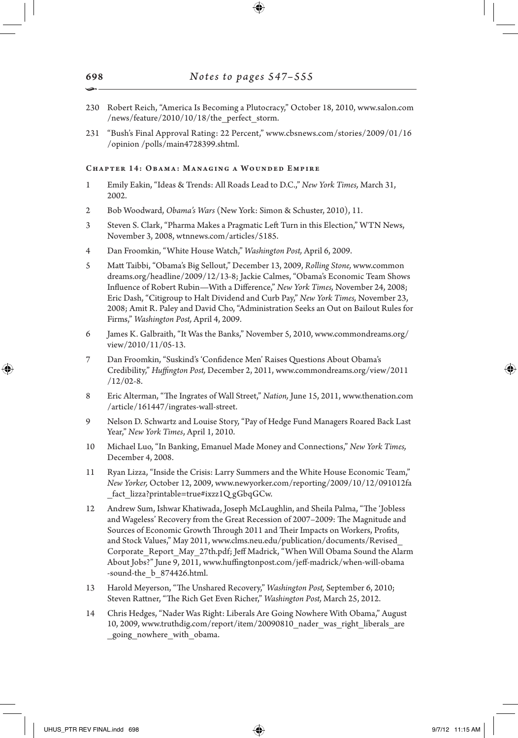230 Robert Reich, "America Is Becoming a Plutocracy," October 18, 2010, www.salon.com/news/feature/2010/10/18/the_perfect_storm.

231 "Bush's Final Approval Rating: 22 Percent," www.cbsnews.com/stories/2009/01/16/opinion /polls/main4728399.shtml.

## Chapter 14: Obama: Managing a Wounded Empire

1 Emily Eakin, "Ideas & Trends: All Roads Lead to D.C.," *New York Times,* March 31, 2002.

2 Bob Woodward, *Obama's Wars* (New York: Simon & Schuster, 2010), 11.

3 Steven S. Clark, "Pharma Makes a Pragmatic Left Turn in this Election," WTN News, November 3, 2008, wtnnews.com/articles/5185.

4 Dan Froomkin, "White House Watch," *Washington Post,* April 6, 2009.

5 Matt Taibbi, "Obama's Big Sellout," December 13, 2009, *Rolling Stone,* www.commondreams.org/headline/2009/12/13-8; Jackie Calmes, "Obama's Economic Team Shows Influence of Robert Rubin—With a Difference," *New York Times,* November 24, 2008; Eric Dash, "Citigroup to Halt Dividend and Curb Pay," *New York Times,* November 23, 2008; Amit R. Paley and David Cho, "Administration Seeks an Out on Bailout Rules for Firms," *Washington Post,* April 4, 2009.

6 James K. Galbraith, "It Was the Banks," November 5, 2010, www.commondreams.org/view/2010/11/05-13.

7 Dan Froomkin, "Suskind's 'Confidence Men' Raises Questions About Obama's Credibility," *Huffington Post,* December 2, 2011, www.commondreams.org/view/2011/12/02-8.

8 Eric Alterman, "The Ingrates of Wall Street," *Nation,* June 15, 2011, www.thenation.com/article/161447/ingrates-wall-street.

9 Nelson D. Schwartz and Louise Story, "Pay of Hedge Fund Managers Roared Back Last Year," *New York Times*, April 1, 2010.

10 Michael Luo, "In Banking, Emanuel Made Money and Connections," *New York Times,* December 4, 2008.

11 Ryan Lizza, "Inside the Crisis: Larry Summers and the White House Economic Team," *New Yorker,* October 12, 2009, www.newyorker.com/reporting/2009/10/12/091012fa_fact_lizza?printable=true#ixzz1Q gGbqGCw.

12 Andrew Sum, Ishwar Khatiwada, Joseph McLaughlin, and Sheila Palma, "The 'Jobless and Wageless' Recovery from the Great Recession of 2007–2009: The Magnitude and Sources of Economic Growth Through 2011 and Their Impacts on Workers, Profits, and Stock Values," May 2011, www.clms.neu.edu/publication/documents/Revised_Corporate_Report_May_27th.pdf; Jeff Madrick, "When Will Obama Sound the Alarm About Jobs?" June 9, 2011, www.huffingtonpost.com/jeff-madrick/when-will-obama-sound-the_b_874426.html.

13 Harold Meyerson, "The Unshared Recovery," *Washington Post,* September 6, 2010; Steven Rattner, "The Rich Get Even Richer," *Washington Post,* March 25, 2012.

14 Chris Hedges, "Nader Was Right: Liberals Are Going Nowhere With Obama," August 10, 2009, www.truthdig.com/report/item/20090810_nader_was_right_liberals_are_going_nowhere_with_obama.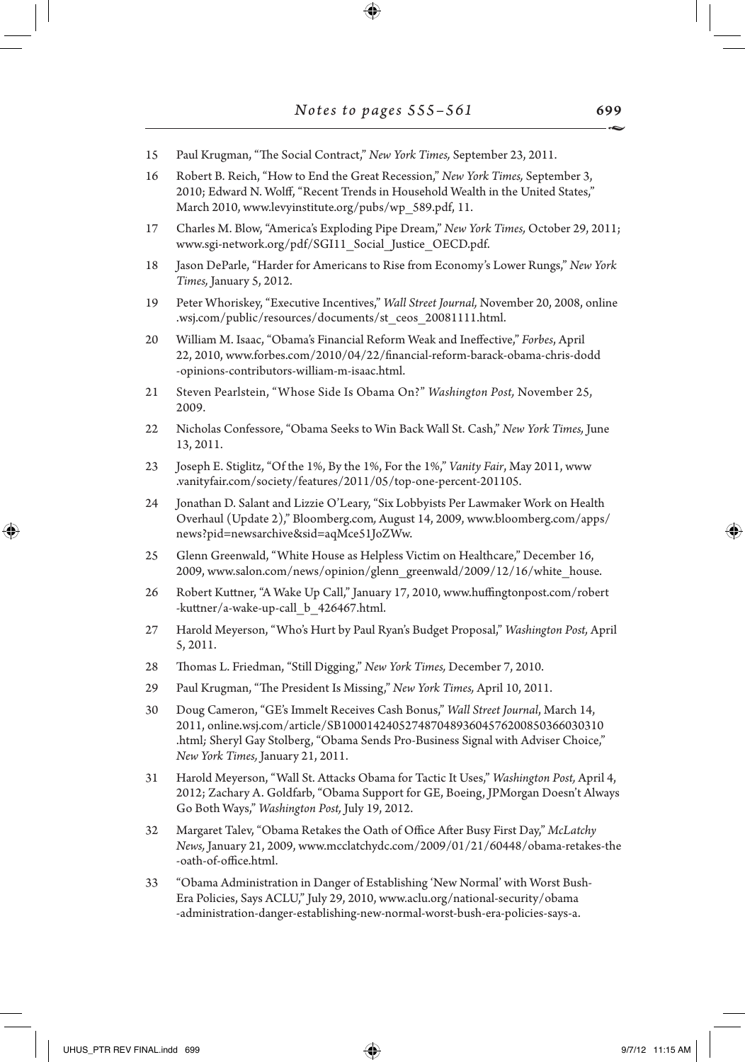15 Paul Krugman, "The Social Contract," *New York Times,* September 23, 2011.

16 Robert B. Reich, "How to End the Great Recession," *New York Times,* September 3, 2010; Edward N. Wolff, "Recent Trends in Household Wealth in the United States," March 2010, www.levyinstitute.org/pubs/wp_589.pdf, 11.

17 Charles M. Blow, "America's Exploding Pipe Dream," *New York Times,* October 29, 2011; www.sgi-network.org/pdf/SGI11_Social_Justice_OECD.pdf.

18 Jason DeParle, "Harder for Americans to Rise from Economy's Lower Rungs," *New York Times,* January 5, 2012.

19 Peter Whoriskey, "Executive Incentives," *Wall Street Journal,* November 20, 2008, online .wsj.com/public/resources/documents/st_ceos_20081111.html.

20 William M. Isaac, "Obama's Financial Reform Weak and Ineffective," *Forbes*, April 22, 2010, www.forbes.com/2010/04/22/financial-reform-barack-obama-chris-dodd -opinions-contributors-william-m-isaac.html.

21 Steven Pearlstein, "Whose Side Is Obama On?" *Washington Post,* November 25, 2009.

22 Nicholas Confessore, "Obama Seeks to Win Back Wall St. Cash," *New York Times,* June 13, 2011.

23 Joseph E. Stiglitz, "Of the 1%, By the 1%, For the 1%," *Vanity Fair*, May 2011, www .vanityfair.com/society/features/2011/05/top-one-percent-201105.

24 Jonathan D. Salant and Lizzie O'Leary, "Six Lobbyists Per Lawmaker Work on Health Overhaul (Update 2)," Bloomberg.com*,* August 14, 2009, www.bloomberg.com/apps/ news?pid=newsarchive&sid=aqMce51JoZWw.

25 Glenn Greenwald, "White House as Helpless Victim on Healthcare," December 16, 2009, www.salon.com/news/opinion/glenn_greenwald/2009/12/16/white_house.

26 Robert Kuttner, "A Wake Up Call," January 17, 2010, www.huffingtonpost.com/robert -kuttner/a-wake-up-call_b_426467.html.

27 Harold Meyerson, "Who's Hurt by Paul Ryan's Budget Proposal," *Washington Post,* April 5, 2011.

28 Thomas L. Friedman, "Still Digging," *New York Times,* December 7, 2010.

29 Paul Krugman, "The President Is Missing," *New York Times,* April 10, 2011.

30 Doug Cameron, "GE's Immelt Receives Cash Bonus," *Wall Street Journal*, March 14, 2011, online.wsj.com/article/SB10001424052748704893604576200850366030310 .html*;* Sheryl Gay Stolberg, "Obama Sends Pro-Business Signal with Adviser Choice," *New York Times,* January 21, 2011.

31 Harold Meyerson, "Wall St. Attacks Obama for Tactic It Uses," *Washington Post,* April 4, 2012; Zachary A. Goldfarb, "Obama Support for GE, Boeing, JPMorgan Doesn't Always Go Both Ways," *Washington Post,* July 19, 2012.

32 Margaret Talev, "Obama Retakes the Oath of Office After Busy First Day," *McLatchy News,* January 21, 2009, www.mcclatchydc.com/2009/01/21/60448/obama-retakes-the -oath-of-office.html.

33 "Obama Administration in Danger of Establishing 'New Normal' with Worst Bush-Era Policies, Says ACLU," July 29, 2010, www.aclu.org/national-security/obama -administration-danger-establishing-new-normal-worst-bush-era-policies-says-a.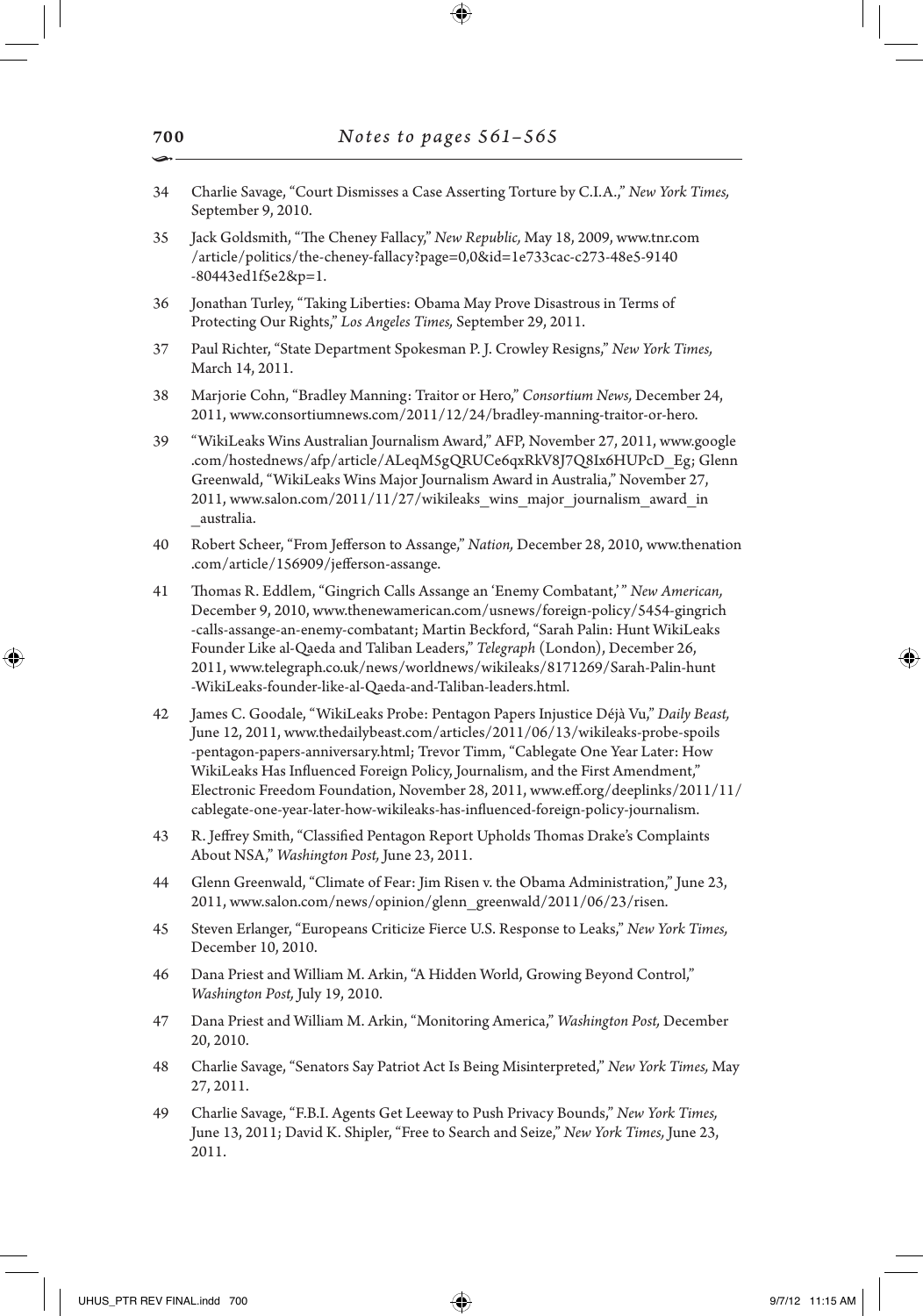## *Notes to pages 561–565*

34 Charlie Savage, "Court Dismisses a Case Asserting Torture by C.I.A.," *New York Times,* September 9, 2010.

35 Jack Goldsmith, "The Cheney Fallacy," *New Republic,* May 18, 2009, www.tnr.com/article/politics/the-cheney-fallacy?page=0,0&id=1e733cac-c273-48e5-9140-80443ed1f5e2&p=1.

36 Jonathan Turley, "Taking Liberties: Obama May Prove Disastrous in Terms of Protecting Our Rights," *Los Angeles Times,* September 29, 2011.

37 Paul Richter, "State Department Spokesman P. J. Crowley Resigns," *New York Times,* March 14, 2011.

38 Marjorie Cohn, "Bradley Manning: Traitor or Hero," *Consortium News,* December 24, 2011, www.consortiumnews.com/2011/12/24/bradley-manning-traitor-or-hero.

39 "WikiLeaks Wins Australian Journalism Award," AFP, November 27, 2011, www.google.com/hostednews/afp/article/ALeqM5gQRUCe6qxRkV8J7Q8Ix6HUPcD_Eg; Glenn Greenwald, "WikiLeaks Wins Major Journalism Award in Australia," November 27, 2011, www.salon.com/2011/11/27/wikileaks_wins_major_journalism_award_in_australia.

40 Robert Scheer, "From Jefferson to Assange," *Nation,* December 28, 2010, www.thenation.com/article/156909/jefferson-assange.

41 Thomas R. Eddlem, "Gingrich Calls Assange an 'Enemy Combatant,'" *New American,* December 9, 2010, www.thenewamerican.com/usnews/foreign-policy/5454-gingrich-calls-assange-an-enemy-combatant; Martin Beckford, "Sarah Palin: Hunt WikiLeaks Founder Like al-Qaeda and Taliban Leaders," *Telegraph* (London), December 26, 2011, www.telegraph.co.uk/news/worldnews/wikileaks/8171269/Sarah-Palin-hunt-WikiLeaks-founder-like-al-Qaeda-and-Taliban-leaders.html.

42 James C. Goodale, "WikiLeaks Probe: Pentagon Papers Injustice Déjà Vu," *Daily Beast,* June 12, 2011, www.thedailybeast.com/articles/2011/06/13/wikileaks-probe-spoils-pentagon-papers-anniversary.html; Trevor Timm, "Cablegate One Year Later: How WikiLeaks Has Influenced Foreign Policy, Journalism, and the First Amendment," Electronic Freedom Foundation, November 28, 2011, www.eff.org/deeplinks/2011/11/cablegate-one-year-later-how-wikileaks-has-influenced-foreign-policy-journalism.

43 R. Jeffrey Smith, "Classified Pentagon Report Upholds Thomas Drake's Complaints About NSA," *Washington Post,* June 23, 2011.

44 Glenn Greenwald, "Climate of Fear: Jim Risen v. the Obama Administration," June 23, 2011, www.salon.com/news/opinion/glenn_greenwald/2011/06/23/risen.

45 Steven Erlanger, "Europeans Criticize Fierce U.S. Response to Leaks," *New York Times,* December 10, 2010.

46 Dana Priest and William M. Arkin, "A Hidden World, Growing Beyond Control," *Washington Post,* July 19, 2010.

47 Dana Priest and William M. Arkin, "Monitoring America," *Washington Post,* December 20, 2010.

48 Charlie Savage, "Senators Say Patriot Act Is Being Misinterpreted," *New York Times,* May 27, 2011.

49 Charlie Savage, "F.B.I. Agents Get Leeway to Push Privacy Bounds," *New York Times,* June 13, 2011; David K. Shipler, "Free to Search and Seize," *New York Times,* June 23, 2011.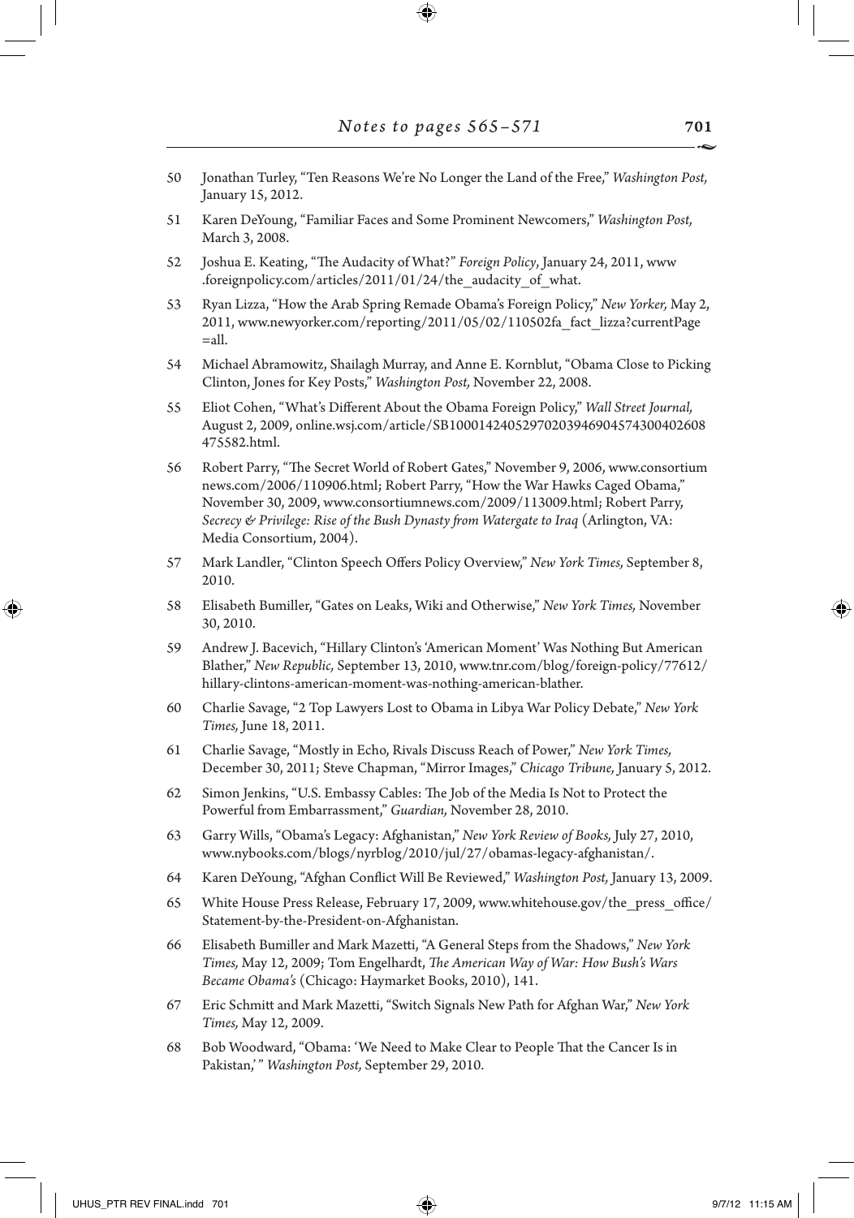50 Jonathan Turley, "Ten Reasons We're No Longer the Land of the Free," *Washington Post,* January 15, 2012.

51 Karen DeYoung, "Familiar Faces and Some Prominent Newcomers," *Washington Post,* March 3, 2008.

52 Joshua E. Keating, "The Audacity of What?" *Foreign Policy*, January 24, 2011, www.foreignpolicy.com/articles/2011/01/24/the_audacity_of_what.

53 Ryan Lizza, "How the Arab Spring Remade Obama's Foreign Policy," *New Yorker,* May 2, 2011, www.newyorker.com/reporting/2011/05/02/110502fa_fact_lizza?currentPage=all.

54 Michael Abramowitz, Shailagh Murray, and Anne E. Kornblut, "Obama Close to Picking Clinton, Jones for Key Posts," *Washington Post,* November 22, 2008.

55 Eliot Cohen, "What's Different About the Obama Foreign Policy," *Wall Street Journal,* August 2, 2009, online.wsj.com/article/SB10001424052970203946904574300402608475582.html.

56 Robert Parry, "The Secret World of Robert Gates," November 9, 2006, www.consortiumnews.com/2006/110906.html; Robert Parry, "How the War Hawks Caged Obama," November 30, 2009, www.consortiumnews.com/2009/113009.html; Robert Parry, *Secrecy & Privilege: Rise of the Bush Dynasty from Watergate to Iraq* (Arlington, VA: Media Consortium, 2004).

57 Mark Landler, "Clinton Speech Offers Policy Overview," *New York Times,* September 8, 2010.

58 Elisabeth Bumiller, "Gates on Leaks, Wiki and Otherwise," *New York Times,* November 30, 2010.

59 Andrew J. Bacevich, "Hillary Clinton's 'American Moment' Was Nothing But American Blather," *New Republic,* September 13, 2010, www.tnr.com/blog/foreign-policy/77612/hillary-clintons-american-moment-was-nothing-american-blather.

60 Charlie Savage, "2 Top Lawyers Lost to Obama in Libya War Policy Debate," *New York Times,* June 18, 2011.

61 Charlie Savage, "Mostly in Echo, Rivals Discuss Reach of Power," *New York Times,* December 30, 2011; Steve Chapman, "Mirror Images," *Chicago Tribune,* January 5, 2012.

62 Simon Jenkins, "U.S. Embassy Cables: The Job of the Media Is Not to Protect the Powerful from Embarrassment," *Guardian,* November 28, 2010.

63 Garry Wills, "Obama's Legacy: Afghanistan," *New York Review of Books,* July 27, 2010, www.nybooks.com/blogs/nyrblog/2010/jul/27/obamas-legacy-afghanistan/.

64 Karen DeYoung, "Afghan Conflict Will Be Reviewed," *Washington Post,* January 13, 2009.

65 White House Press Release, February 17, 2009, www.whitehouse.gov/the_press_office/Statement-by-the-President-on-Afghanistan.

66 Elisabeth Bumiller and Mark Mazetti, "A General Steps from the Shadows," *New York Times,* May 12, 2009; Tom Engelhardt, *The American Way of War: How Bush's Wars Became Obama's* (Chicago: Haymarket Books, 2010), 141.

67 Eric Schmitt and Mark Mazetti, "Switch Signals New Path for Afghan War," *New York Times,* May 12, 2009.

68 Bob Woodward, "Obama: 'We Need to Make Clear to People That the Cancer Is in Pakistan,'" *Washington Post,* September 29, 2010.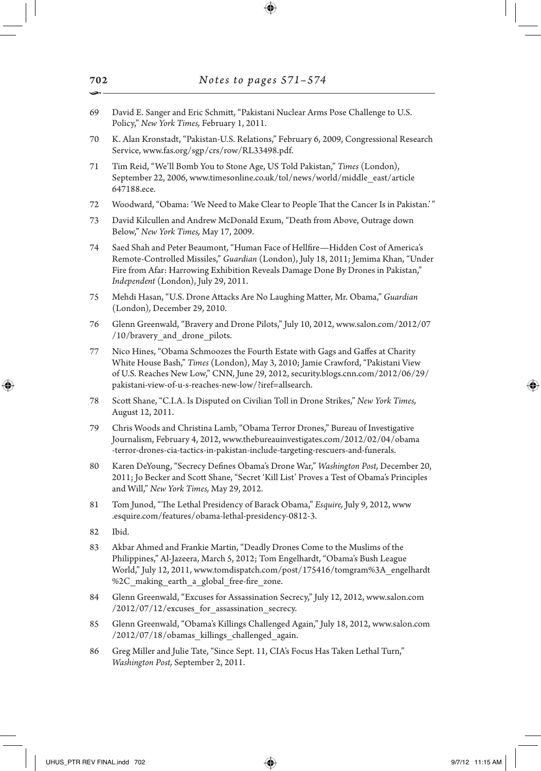69 David E. Sanger and Eric Schmitt, "Pakistani Nuclear Arms Pose Challenge to U.S. Policy," *New York Times,* February 1, 2011.

70 K. Alan Kronstadt, "Pakistan-U.S. Relations," February 6, 2009, Congressional Research Service, www.fas.org/sgp/crs/row/RL33498.pdf.

71 Tim Reid, "We'll Bomb You to Stone Age, US Told Pakistan," *Times* (London), September 22, 2006, www.timesonline.co.uk/tol/news/world/middle_east/article 647188.ece.

72 Woodward, "Obama: 'We Need to Make Clear to People That the Cancer Is in Pakistan.'"

73 David Kilcullen and Andrew McDonald Exum, "Death from Above, Outrage down Below," *New York Times,* May 17, 2009.

74 Saed Shah and Peter Beaumont, "Human Face of Hellfire—Hidden Cost of America's Remote-Controlled Missiles," *Guardian* (London), July 18, 2011; Jemima Khan, "Under Fire from Afar: Harrowing Exhibition Reveals Damage Done By Drones in Pakistan," *Independent* (London), July 29, 2011.

75 Mehdi Hasan, "U.S. Drone Attacks Are No Laughing Matter, Mr. Obama," *Guardian* (London), December 29, 2010.

76 Glenn Greenwald, "Bravery and Drone Pilots," July 10, 2012, www.salon.com/2012/07 /10/bravery_and_drone_pilots.

77 Nico Hines, "Obama Schmoozes the Fourth Estate with Gags and Gaffes at Charity White House Bash," *Times* (London), May 3, 2010; Jamie Crawford, "Pakistani View of U.S. Reaches New Low," CNN, June 29, 2012, security.blogs.cnn.com/2012/06/29/ pakistani-view-of-u-s-reaches-new-low/?iref=allsearch.

78 Scott Shane, "C.I.A. Is Disputed on Civilian Toll in Drone Strikes," *New York Times,* August 12, 2011.

79 Chris Woods and Christina Lamb, "Obama Terror Drones," Bureau of Investigative Journalism, February 4, 2012, www.thebureauinvestigates.com/2012/02/04/obama -terror-drones-cia-tactics-in-pakistan-include-targeting-rescuers-and-funerals.

80 Karen DeYoung, "Secrecy Defines Obama's Drone War," *Washington Post,* December 20, 2011; Jo Becker and Scott Shane, "Secret 'Kill List' Proves a Test of Obama's Principles and Will," *New York Times,* May 29, 2012.

81 Tom Junod, "The Lethal Presidency of Barack Obama," *Esquire,* July 9, 2012, www .esquire.com/features/obama-lethal-presidency-0812-3.

82 Ibid.

83 Akbar Ahmed and Frankie Martin, "Deadly Drones Come to the Muslims of the Philippines," Al-Jazeera, March 5, 2012; Tom Engelhardt, "Obama's Bush League World," July 12, 2011, www.tomdispatch.com/post/175416/tomgram%3A_engelhardt %2C_making_earth_a_global_free-fire_zone.

84 Glenn Greenwald, "Excuses for Assassination Secrecy," July 12, 2012, www.salon.com /2012/07/12/excuses_for_assassination_secrecy.

85 Glenn Greenwald, "Obama's Killings Challenged Again," July 18, 2012, www.salon.com /2012/07/18/obamas_killings_challenged_again.

86 Greg Miller and Julie Tate, "Since Sept. 11, CIA's Focus Has Taken Lethal Turn," *Washington Post,* September 2, 2011.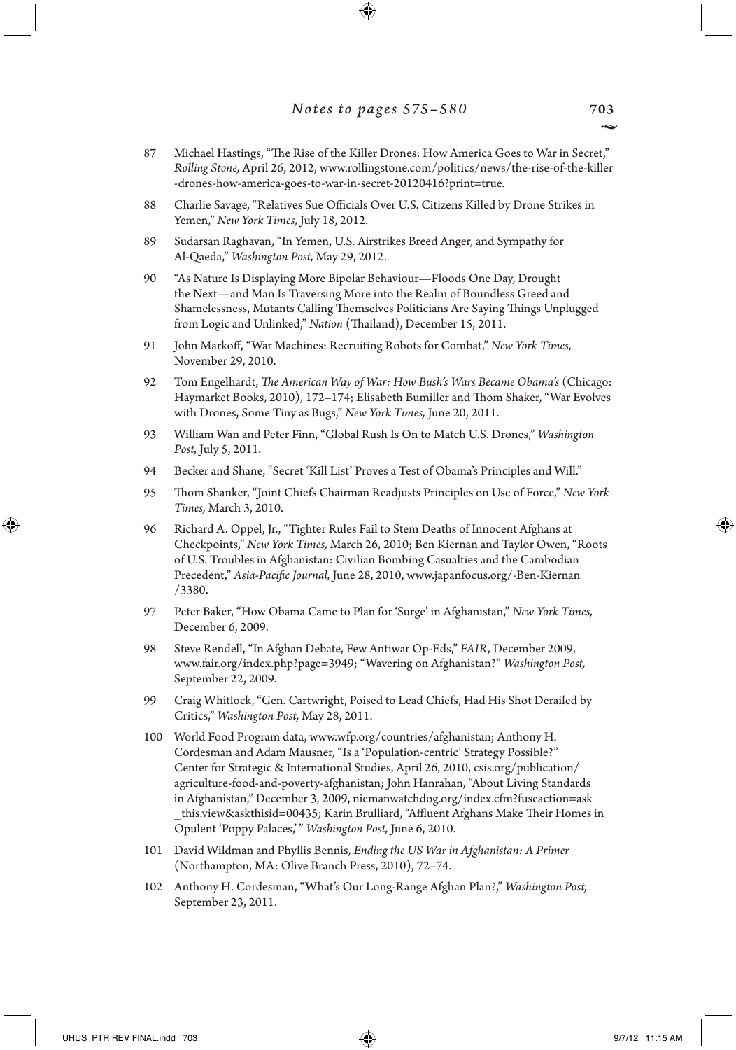87 Michael Hastings, "The Rise of the Killer Drones: How America Goes to War in Secret," *Rolling Stone,* April 26, 2012, www.rollingstone.com/politics/news/the-rise-of-the-killer-drones-how-america-goes-to-war-in-secret-20120416?print=true.

88 Charlie Savage, "Relatives Sue Officials Over U.S. Citizens Killed by Drone Strikes in Yemen," *New York Times,* July 18, 2012.

89 Sudarsan Raghavan, "In Yemen, U.S. Airstrikes Breed Anger, and Sympathy for Al-Qaeda," *Washington Post,* May 29, 2012.

90 "As Nature Is Displaying More Bipolar Behaviour—Floods One Day, Drought the Next—and Man Is Traversing More into the Realm of Boundless Greed and Shamelessness, Mutants Calling Themselves Politicians Are Saying Things Unplugged from Logic and Unlinked," *Nation* (Thailand), December 15, 2011.

91 John Markoff, "War Machines: Recruiting Robots for Combat," *New York Times,* November 29, 2010.

92 Tom Engelhardt, *The American Way of War: How Bush's Wars Became Obama's* (Chicago: Haymarket Books, 2010), 172–174; Elisabeth Bumiller and Thom Shaker, "War Evolves with Drones, Some Tiny as Bugs," *New York Times,* June 20, 2011.

93 William Wan and Peter Finn, "Global Rush Is On to Match U.S. Drones," *Washington Post,* July 5, 2011.

94 Becker and Shane, "Secret 'Kill List' Proves a Test of Obama's Principles and Will."

95 Thom Shanker, "Joint Chiefs Chairman Readjusts Principles on Use of Force," *New York Times,* March 3, 2010.

96 Richard A. Oppel, Jr., "Tighter Rules Fail to Stem Deaths of Innocent Afghans at Checkpoints," *New York Times,* March 26, 2010; Ben Kiernan and Taylor Owen, "Roots of U.S. Troubles in Afghanistan: Civilian Bombing Casualties and the Cambodian Precedent," *Asia-Pacific Journal,* June 28, 2010, www.japanfocus.org/-Ben-Kiernan/3380.

97 Peter Baker, "How Obama Came to Plan for 'Surge' in Afghanistan," *New York Times,* December 6, 2009.

98 Steve Rendell, "In Afghan Debate, Few Antiwar Op-Eds," *FAIR,* December 2009, www.fair.org/index.php?page=3949; "Wavering on Afghanistan?" *Washington Post,* September 22, 2009.

99 Craig Whitlock, "Gen. Cartwright, Poised to Lead Chiefs, Had His Shot Derailed by Critics," *Washington Post,* May 28, 2011.

100 World Food Program data, www.wfp.org/countries/afghanistan; Anthony H. Cordesman and Adam Mausner, "Is a 'Population-centric' Strategy Possible?" Center for Strategic & International Studies, April 26, 2010, csis.org/publication/agriculture-food-and-poverty-afghanistan; John Hanrahan, "About Living Standards in Afghanistan," December 3, 2009, niemanwatchdog.org/index.cfm?fuseaction=ask_this.view&askthisid=00435; Karin Brulliard, "Affluent Afghans Make Their Homes in Opulent 'Poppy Palaces,'" *Washington Post,* June 6, 2010.

101 David Wildman and Phyllis Bennis, *Ending the US War in Afghanistan: A Primer* (Northampton, MA: Olive Branch Press, 2010), 72–74.

102 Anthony H. Cordesman, "What's Our Long-Range Afghan Plan?," *Washington Post,* September 23, 2011.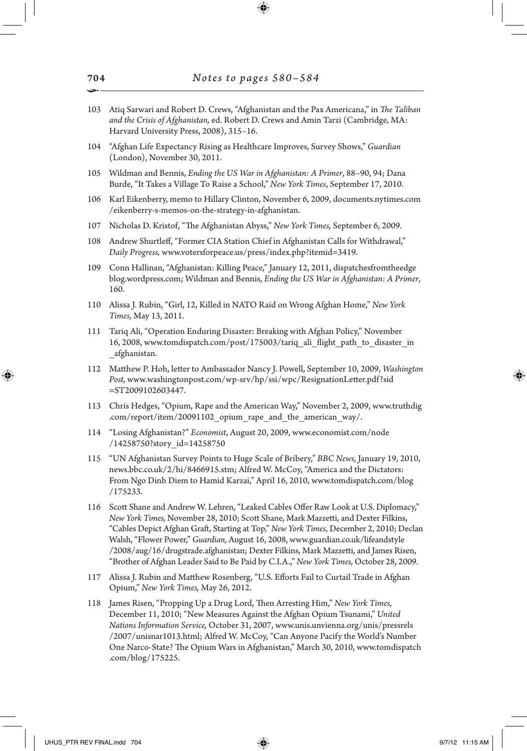103 Atiq Sarwari and Robert D. Crews, "Afghanistan and the Pax Americana," in *The Taliban and the Crisis of Afghanistan,* ed. Robert D. Crews and Amin Tarzi (Cambridge, MA: Harvard University Press, 2008), 315–16.

104 "Afghan Life Expectancy Rising as Healthcare Improves, Survey Shows," *Guardian* (London), November 30, 2011.

105 Wildman and Bennis, *Ending the US War in Afghanistan: A Primer*, 88–90, 94; Dana Burde, "It Takes a Village To Raise a School," *New York Times*, September 17, 2010.

106 Karl Eikenberry, memo to Hillary Clinton, November 6, 2009, documents.nytimes.com/eikenberry-s-memos-on-the-strategy-in-afghanistan.

107 Nicholas D. Kristof, "The Afghanistan Abyss," *New York Times,* September 6, 2009.

108 Andrew Shurtleff, "Former CIA Station Chief in Afghanistan Calls for Withdrawal," *Daily Progress,* www.votersforpeace.us/press/index.php?itemid=3419.

109 Conn Hallinan, "Afghanistan: Killing Peace," January 12, 2011, dispatchesfromtheedgeblog.wordpress.com; Wildman and Bennis, *Ending the US War in Afghanistan: A Primer*, 160.

110 Alissa J. Rubin, "Girl, 12, Killed in NATO Raid on Wrong Afghan Home," *New York Times,* May 13, 2011.

111 Tariq Ali, "Operation Enduring Disaster: Breaking with Afghan Policy," November 16, 2008, www.tomdispatch.com/post/175003/tariq_ali_flight_path_to_disaster_in_afghanistan.

112 Matthew P. Hoh, letter to Ambassador Nancy J. Powell, September 10, 2009, *Washington Post,* www.washingtonpost.com/wp-srv/hp/ssi/wpc/ResignationLetter.pdf?sid=ST2009102603447.

113 Chris Hedges, "Opium, Rape and the American Way," November 2, 2009, www.truthdig.com/report/item/20091102_opium_rape_and_the_american_way/.

114 "Losing Afghanistan?" *Economist*, August 20, 2009, www.economist.com/node/14258750?story_id=14258750

115 "UN Afghanistan Survey Points to Huge Scale of Bribery," *BBC News,* January 19, 2010, news.bbc.co.uk/2/hi/8466915.stm; Alfred W. McCoy, "America and the Dictators: From Ngo Dinh Diem to Hamid Karzai," April 16, 2010, www.tomdispatch.com/blog/175233.

116 Scott Shane and Andrew W. Lehren, "Leaked Cables Offer Raw Look at U.S. Diplomacy," *New York Times,* November 28, 2010; Scott Shane, Mark Mazzetti, and Dexter Filkins, "Cables Depict Afghan Graft, Starting at Top," *New York Times*, December 2, 2010; Declan Walsh, "Flower Power," *Guardian,* August 16, 2008, www.guardian.co.uk/lifeandstyle/2008/aug/16/drugstrade.afghanistan; Dexter Filkins, Mark Mazzetti, and James Risen, "Brother of Afghan Leader Said to Be Paid by C.I.A.," *New York Times,* October 28, 2009.

117 Alissa J. Rubin and Matthew Rosenberg, "U.S. Efforts Fail to Curtail Trade in Afghan Opium," *New York Times,* May 26, 2012.

118 James Risen, "Propping Up a Drug Lord, Then Arresting Him," *New York Times,* December 11, 2010; "New Measures Against the Afghan Opium Tsunami," *United Nations Information Service,* October 31, 2007, www.unis.unvienna.org/unis/pressrels/2007/unisnar1013.html; Alfred W. McCoy, "Can Anyone Pacify the World's Number One Narco-State? The Opium Wars in Afghanistan," March 30, 2010, www.tomdispatch.com/blog/175225.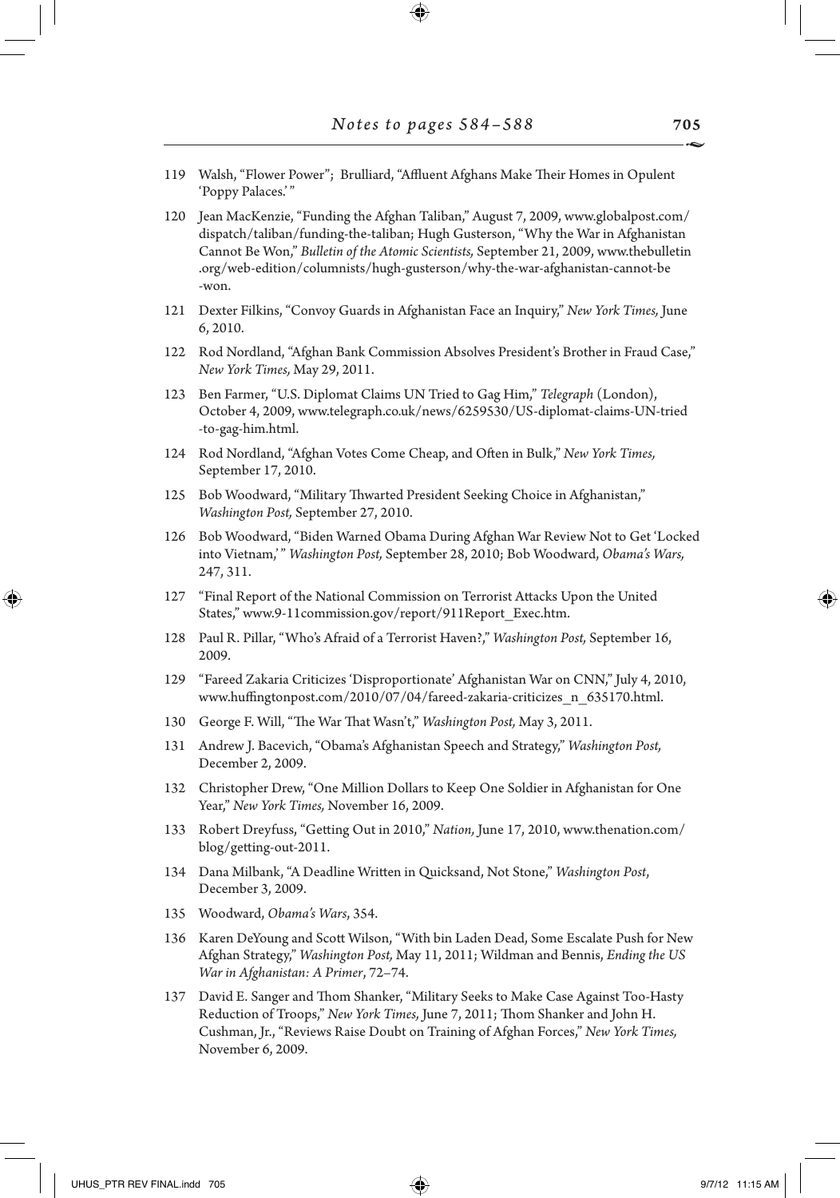119 Walsh, "Flower Power"; Brulliard, "Affluent Afghans Make Their Homes in Opulent 'Poppy Palaces.'"

120 Jean MacKenzie, "Funding the Afghan Taliban," August 7, 2009, www.globalpost.com/dispatch/taliban/funding-the-taliban; Hugh Gusterson, "Why the War in Afghanistan Cannot Be Won," *Bulletin of the Atomic Scientists,* September 21, 2009, www.thebulletin.org/web-edition/columnists/hugh-gusterson/why-the-war-afghanistan-cannot-be-won.

121 Dexter Filkins, "Convoy Guards in Afghanistan Face an Inquiry," *New York Times,* June 6, 2010.

122 Rod Nordland, "Afghan Bank Commission Absolves President's Brother in Fraud Case," *New York Times,* May 29, 2011.

123 Ben Farmer, "U.S. Diplomat Claims UN Tried to Gag Him," *Telegraph* (London), October 4, 2009, www.telegraph.co.uk/news/6259530/US-diplomat-claims-UN-tried-to-gag-him.html.

124 Rod Nordland, "Afghan Votes Come Cheap, and Often in Bulk," *New York Times,* September 17, 2010.

125 Bob Woodward, "Military Thwarted President Seeking Choice in Afghanistan," *Washington Post,* September 27, 2010.

126 Bob Woodward, "Biden Warned Obama During Afghan War Review Not to Get 'Locked into Vietnam,'" *Washington Post,* September 28, 2010; Bob Woodward, *Obama's Wars,* 247, 311.

127 "Final Report of the National Commission on Terrorist Attacks Upon the United States," www.9-11commission.gov/report/911Report_Exec.htm.

128 Paul R. Pillar, "Who's Afraid of a Terrorist Haven?," *Washington Post,* September 16, 2009.

129 "Fareed Zakaria Criticizes 'Disproportionate' Afghanistan War on CNN," July 4, 2010, www.huffingtonpost.com/2010/07/04/fareed-zakaria-criticizes_n_635170.html.

130 George F. Will, "The War That Wasn't," *Washington Post,* May 3, 2011.

131 Andrew J. Bacevich, "Obama's Afghanistan Speech and Strategy," *Washington Post,* December 2, 2009.

132 Christopher Drew, "One Million Dollars to Keep One Soldier in Afghanistan for One Year," *New York Times,* November 16, 2009.

133 Robert Dreyfuss, "Getting Out in 2010," *Nation,* June 17, 2010, www.thenation.com/blog/getting-out-2011.

134 Dana Milbank, "A Deadline Written in Quicksand, Not Stone," *Washington Post*, December 3, 2009.

135 Woodward, *Obama's Wars*, 354.

136 Karen DeYoung and Scott Wilson, "With bin Laden Dead, Some Escalate Push for New Afghan Strategy," *Washington Post,* May 11, 2011; Wildman and Bennis, *Ending the US War in Afghanistan: A Primer*, 72–74.

137 David E. Sanger and Thom Shanker, "Military Seeks to Make Case Against Too-Hasty Reduction of Troops," *New York Times,* June 7, 2011; Thom Shanker and John H. Cushman, Jr., "Reviews Raise Doubt on Training of Afghan Forces," *New York Times,* November 6, 2009.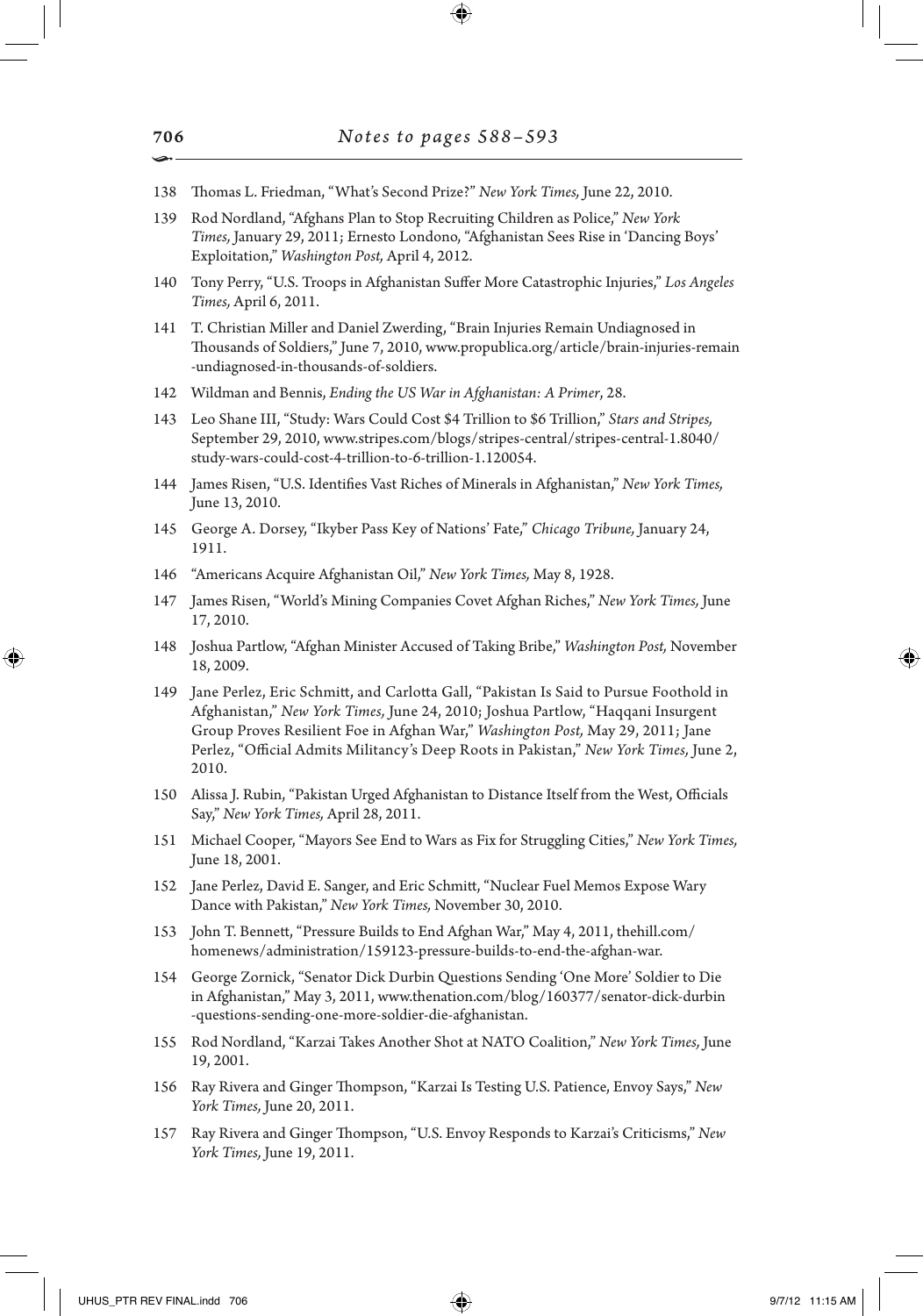138 Thomas L. Friedman, "What's Second Prize?" *New York Times,* June 22, 2010.

139 Rod Nordland, "Afghans Plan to Stop Recruiting Children as Police," *New York Times,* January 29, 2011; Ernesto Londono, "Afghanistan Sees Rise in 'Dancing Boys' Exploitation," *Washington Post,* April 4, 2012.

140 Tony Perry, "U.S. Troops in Afghanistan Suffer More Catastrophic Injuries," *Los Angeles Times,* April 6, 2011.

141 T. Christian Miller and Daniel Zwerding, "Brain Injuries Remain Undiagnosed in Thousands of Soldiers," June 7, 2010, www.propublica.org/article/brain-injuries-remain-undiagnosed-in-thousands-of-soldiers.

142 Wildman and Bennis, *Ending the US War in Afghanistan: A Primer*, 28.

143 Leo Shane III, "Study: Wars Could Cost $4 Trillion to $6 Trillion," *Stars and Stripes,* September 29, 2010, www.stripes.com/blogs/stripes-central/stripes-central-1.8040/study-wars-could-cost-4-trillion-to-6-trillion-1.120054.

144 James Risen, "U.S. Identifies Vast Riches of Minerals in Afghanistan," *New York Times,* June 13, 2010.

145 George A. Dorsey, "Ikyber Pass Key of Nations' Fate," *Chicago Tribune,* January 24, 1911.

146 "Americans Acquire Afghanistan Oil," *New York Times,* May 8, 1928.

147 James Risen, "World's Mining Companies Covet Afghan Riches," *New York Times,* June 17, 2010.

148 Joshua Partlow, "Afghan Minister Accused of Taking Bribe," *Washington Post,* November 18, 2009.

149 Jane Perlez, Eric Schmitt, and Carlotta Gall, "Pakistan Is Said to Pursue Foothold in Afghanistan," *New York Times,* June 24, 2010; Joshua Partlow, "Haqqani Insurgent Group Proves Resilient Foe in Afghan War," *Washington Post,* May 29, 2011; Jane Perlez, "Official Admits Militancy's Deep Roots in Pakistan," *New York Times,* June 2, 2010.

150 Alissa J. Rubin, "Pakistan Urged Afghanistan to Distance Itself from the West, Officials Say," *New York Times,* April 28, 2011.

151 Michael Cooper, "Mayors See End to Wars as Fix for Struggling Cities," *New York Times,* June 18, 2001.

152 Jane Perlez, David E. Sanger, and Eric Schmitt, "Nuclear Fuel Memos Expose Wary Dance with Pakistan," *New York Times,* November 30, 2010.

153 John T. Bennett, "Pressure Builds to End Afghan War," May 4, 2011, thehill.com/homenews/administration/159123-pressure-builds-to-end-the-afghan-war.

154 George Zornick, "Senator Dick Durbin Questions Sending 'One More' Soldier to Die in Afghanistan," May 3, 2011, www.thenation.com/blog/160377/senator-dick-durbin-questions-sending-one-more-soldier-die-afghanistan.

155 Rod Nordland, "Karzai Takes Another Shot at NATO Coalition," *New York Times,* June 19, 2001.

156 Ray Rivera and Ginger Thompson, "Karzai Is Testing U.S. Patience, Envoy Says," *New York Times,* June 20, 2011.

157 Ray Rivera and Ginger Thompson, "U.S. Envoy Responds to Karzai's Criticisms," *New York Times,* June 19, 2011.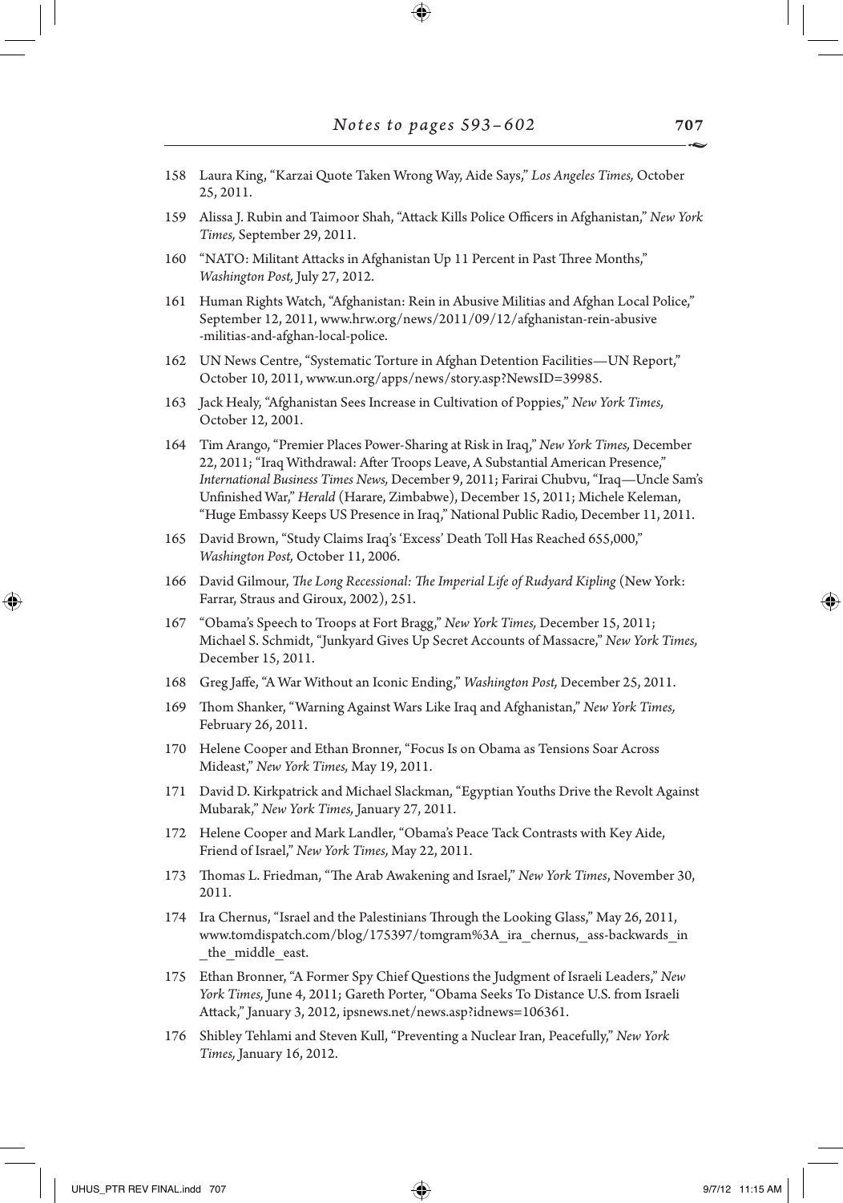158 Laura King, "Karzai Quote Taken Wrong Way, Aide Says," *Los Angeles Times,* October 25, 2011.

159 Alissa J. Rubin and Taimoor Shah, "Attack Kills Police Officers in Afghanistan," *New York Times,* September 29, 2011.

160 "NATO: Militant Attacks in Afghanistan Up 11 Percent in Past Three Months," *Washington Post,* July 27, 2012.

161 Human Rights Watch, "Afghanistan: Rein in Abusive Militias and Afghan Local Police," September 12, 2011, www.hrw.org/news/2011/09/12/afghanistan-rein-abusive-militias-and-afghan-local-police.

162 UN News Centre, "Systematic Torture in Afghan Detention Facilities—UN Report," October 10, 2011, www.un.org/apps/news/story.asp?NewsID=39985.

163 Jack Healy, "Afghanistan Sees Increase in Cultivation of Poppies," *New York Times,* October 12, 2001.

164 Tim Arango, "Premier Places Power-Sharing at Risk in Iraq," *New York Times,* December 22, 2011; "Iraq Withdrawal: After Troops Leave, A Substantial American Presence," *International Business Times News,* December 9, 2011; Farirai Chubvu, "Iraq—Uncle Sam's Unfinished War," *Herald* (Harare, Zimbabwe), December 15, 2011; Michele Keleman, "Huge Embassy Keeps US Presence in Iraq," National Public Radio, December 11, 2011.

165 David Brown, "Study Claims Iraq's 'Excess' Death Toll Has Reached 655,000," *Washington Post,* October 11, 2006.

166 David Gilmour, *The Long Recessional: The Imperial Life of Rudyard Kipling* (New York: Farrar, Straus and Giroux, 2002), 251.

167 "Obama's Speech to Troops at Fort Bragg," *New York Times,* December 15, 2011; Michael S. Schmidt, "Junkyard Gives Up Secret Accounts of Massacre," *New York Times,* December 15, 2011.

168 Greg Jaffe, "A War Without an Iconic Ending," *Washington Post,* December 25, 2011.

169 Thom Shanker, "Warning Against Wars Like Iraq and Afghanistan," *New York Times,* February 26, 2011.

170 Helene Cooper and Ethan Bronner, "Focus Is on Obama as Tensions Soar Across Mideast," *New York Times,* May 19, 2011.

171 David D. Kirkpatrick and Michael Slackman, "Egyptian Youths Drive the Revolt Against Mubarak," *New York Times,* January 27, 2011.

172 Helene Cooper and Mark Landler, "Obama's Peace Tack Contrasts with Key Aide, Friend of Israel," *New York Times,* May 22, 2011.

173 Thomas L. Friedman, "The Arab Awakening and Israel," *New York Times*, November 30, 2011.

174 Ira Chernus, "Israel and the Palestinians Through the Looking Glass," May 26, 2011, www.tomdispatch.com/blog/175397/tomgram%3A_ira_chernus,_ass-backwards_in_the_middle_east.

175 Ethan Bronner, "A Former Spy Chief Questions the Judgment of Israeli Leaders," *New York Times,* June 4, 2011; Gareth Porter, "Obama Seeks To Distance U.S. from Israeli Attack," January 3, 2012, ipsnews.net/news.asp?idnews=106361.

176 Shibley Tehlami and Steven Kull, "Preventing a Nuclear Iran, Peacefully," *New York Times,* January 16, 2012.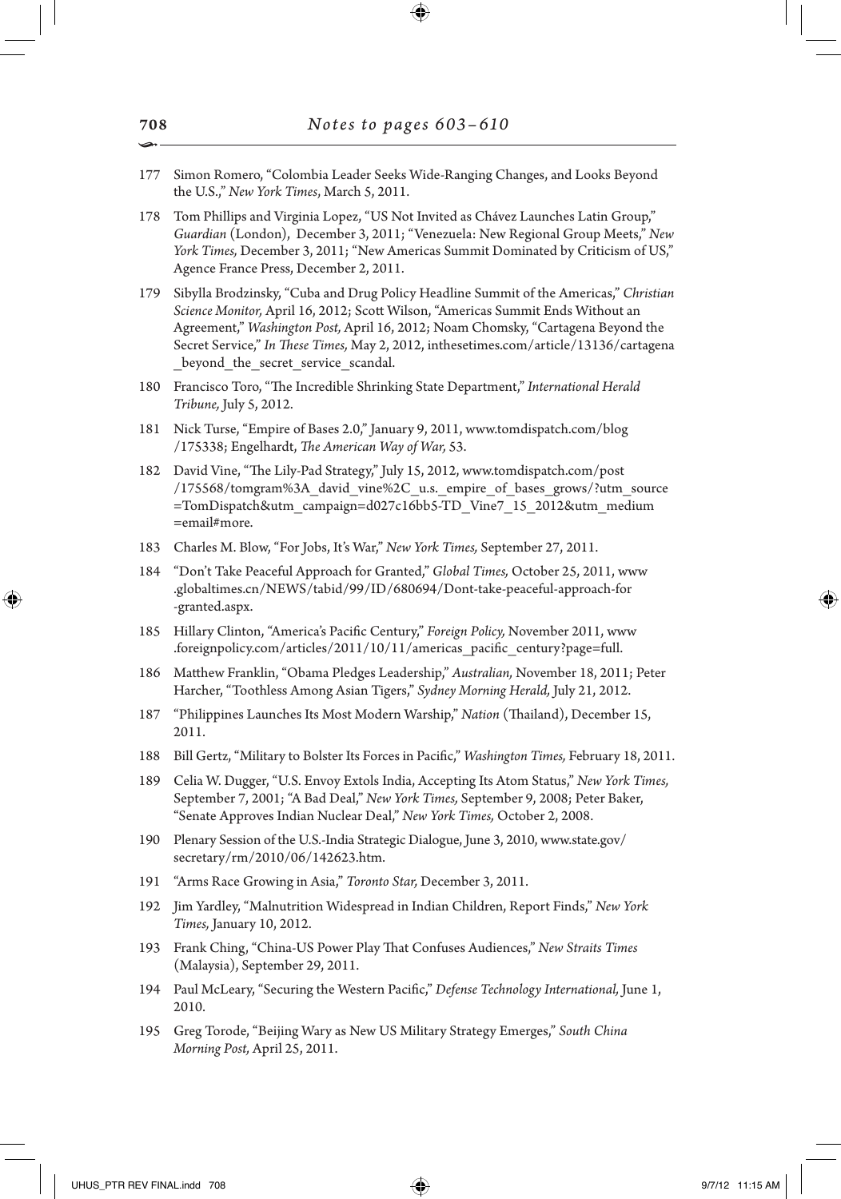177 Simon Romero, "Colombia Leader Seeks Wide-Ranging Changes, and Looks Beyond the U.S.," *New York Times*, March 5, 2011.

178 Tom Phillips and Virginia Lopez, "US Not Invited as Chávez Launches Latin Group," *Guardian* (London), December 3, 2011; "Venezuela: New Regional Group Meets," *New York Times,* December 3, 2011; "New Americas Summit Dominated by Criticism of US," Agence France Press, December 2, 2011.

179 Sibylla Brodzinsky, "Cuba and Drug Policy Headline Summit of the Americas," *Christian Science Monitor,* April 16, 2012; Scott Wilson, "Americas Summit Ends Without an Agreement," *Washington Post,* April 16, 2012; Noam Chomsky, "Cartagena Beyond the Secret Service," *In These Times,* May 2, 2012, inthesetimes.com/article/13136/cartagena_beyond_the_secret_service_scandal.

180 Francisco Toro, "The Incredible Shrinking State Department," *International Herald Tribune,* July 5, 2012.

181 Nick Turse, "Empire of Bases 2.0," January 9, 2011, www.tomdispatch.com/blog/175338; Engelhardt, *The American Way of War,* 53.

182 David Vine, "The Lily-Pad Strategy," July 15, 2012, www.tomdispatch.com/post/175568/tomgram%3A_david_vine%2C_u.s._empire_of_bases_grows/?utm_source=TomDispatch&utm_campaign=d027c16bb5-TD_Vine7_15_2012&utm_medium=email#more.

183 Charles M. Blow, "For Jobs, It's War," *New York Times,* September 27, 2011.

184 "Don't Take Peaceful Approach for Granted," *Global Times,* October 25, 2011, www.globaltimes.cn/NEWS/tabid/99/ID/680694/Dont-take-peaceful-approach-for-granted.aspx.

185 Hillary Clinton, "America's Pacific Century," *Foreign Policy,* November 2011, www.foreignpolicy.com/articles/2011/10/11/americas_pacific_century?page=full.

186 Matthew Franklin, "Obama Pledges Leadership," *Australian,* November 18, 2011; Peter Harcher, "Toothless Among Asian Tigers," *Sydney Morning Herald,* July 21, 2012.

187 "Philippines Launches Its Most Modern Warship," *Nation* (Thailand), December 15, 2011.

188 Bill Gertz, "Military to Bolster Its Forces in Pacific," *Washington Times,* February 18, 2011.

189 Celia W. Dugger, "U.S. Envoy Extols India, Accepting Its Atom Status," *New York Times,* September 7, 2001; "A Bad Deal," *New York Times,* September 9, 2008; Peter Baker, "Senate Approves Indian Nuclear Deal," *New York Times,* October 2, 2008.

190 Plenary Session of the U.S.-India Strategic Dialogue, June 3, 2010, www.state.gov/secretary/rm/2010/06/142623.htm.

191 "Arms Race Growing in Asia," *Toronto Star,* December 3, 2011.

192 Jim Yardley, "Malnutrition Widespread in Indian Children, Report Finds," *New York Times,* January 10, 2012.

193 Frank Ching, "China-US Power Play That Confuses Audiences," *New Straits Times* (Malaysia), September 29, 2011.

194 Paul McLeary, "Securing the Western Pacific," *Defense Technology International,* June 1, 2010.

195 Greg Torode, "Beijing Wary as New US Military Strategy Emerges," *South China Morning Post,* April 25, 2011.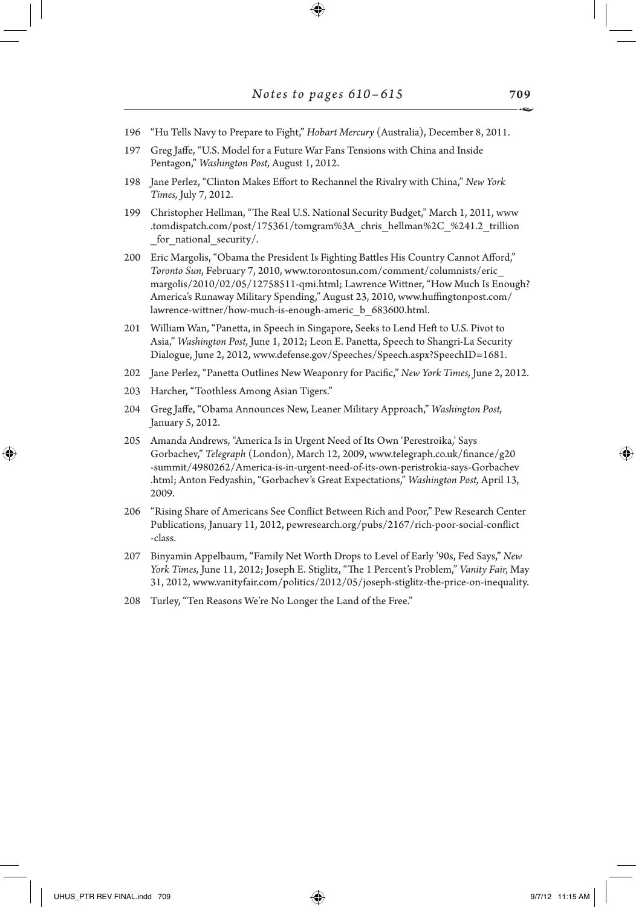196 "Hu Tells Navy to Prepare to Fight," *Hobart Mercury* (Australia), December 8, 2011.

197 Greg Jaffe, "U.S. Model for a Future War Fans Tensions with China and Inside Pentagon," *Washington Post,* August 1, 2012.

198 Jane Perlez, "Clinton Makes Effort to Rechannel the Rivalry with China," *New York Times,* July 7, 2012.

199 Christopher Hellman, "The Real U.S. National Security Budget," March 1, 2011, www.tomdispatch.com/post/175361/tomgram%3A_chris_hellman%2C_%241.2_trillion_for_national_security/.

200 Eric Margolis, "Obama the President Is Fighting Battles His Country Cannot Afford," *Toronto Sun*, February 7, 2010, www.torontosun.com/comment/columnists/eric_margolis/2010/02/05/12758511-qmi.html; Lawrence Wittner, "How Much Is Enough? America's Runaway Military Spending," August 23, 2010, www.huffingtonpost.com/lawrence-wittner/how-much-is-enough-americ_b_683600.html.

201 William Wan, "Panetta, in Speech in Singapore, Seeks to Lend Heft to U.S. Pivot to Asia," *Washington Post,* June 1, 2012; Leon E. Panetta, Speech to Shangri-La Security Dialogue, June 2, 2012, www.defense.gov/Speeches/Speech.aspx?SpeechID=1681.

202 Jane Perlez, "Panetta Outlines New Weaponry for Pacific," *New York Times,* June 2, 2012.

203 Harcher, "Toothless Among Asian Tigers."

204 Greg Jaffe, "Obama Announces New, Leaner Military Approach," *Washington Post,* January 5, 2012.

205 Amanda Andrews, "America Is in Urgent Need of Its Own 'Perestroika,' Says Gorbachev," *Telegraph* (London), March 12, 2009, www.telegraph.co.uk/finance/g20-summit/4980262/America-is-in-urgent-need-of-its-own-peristrokia-says-Gorbachev.html; Anton Fedyashin, "Gorbachev's Great Expectations," *Washington Post,* April 13, 2009.

206 "Rising Share of Americans See Conflict Between Rich and Poor," Pew Research Center Publications, January 11, 2012, pewresearch.org/pubs/2167/rich-poor-social-conflict-class.

207 Binyamin Appelbaum, "Family Net Worth Drops to Level of Early '90s, Fed Says," *New York Times,* June 11, 2012; Joseph E. Stiglitz, "The 1 Percent's Problem," *Vanity Fair,* May 31, 2012, www.vanityfair.com/politics/2012/05/joseph-stiglitz-the-price-on-inequality.

208 Turley, "Ten Reasons We're No Longer the Land of the Free."